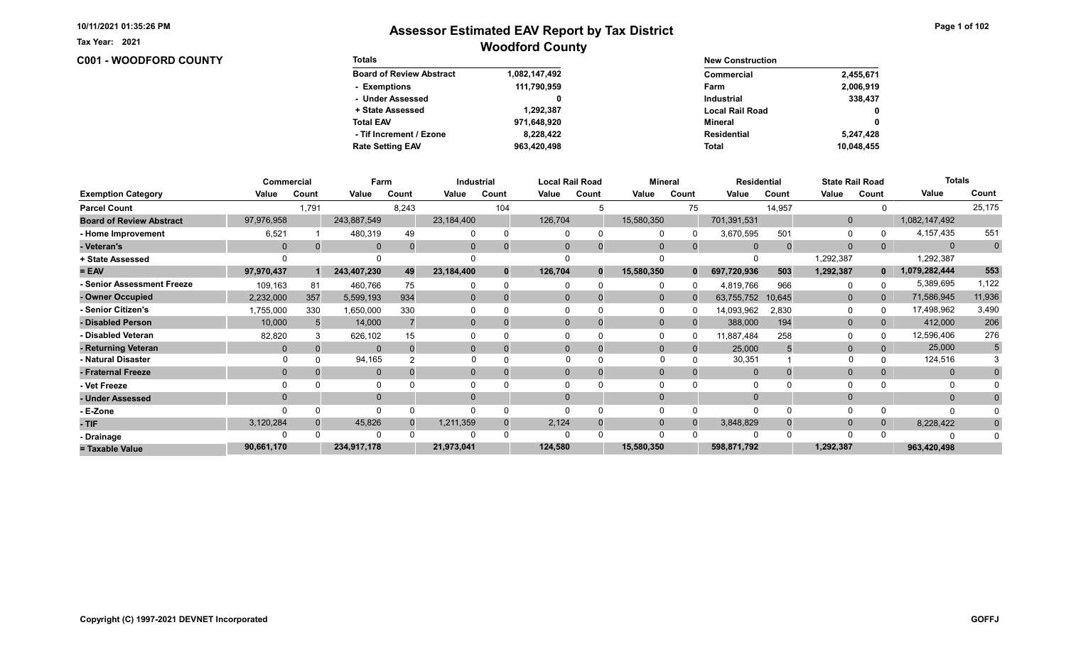Tax Year: 2021

# Assessor Estimated EAV Report by Tax District

## Woodford County

### C001 - WOODFORD COUNTY

| Totals | |
|---|---|
| Board of Review Abstract | 1,082,147,492 |
| - Exemptions | 111,790,959 |
| - Under Assessed | 0 |
| + State Assessed | 1,292,387 |
| Total EAV | 971,648,920 |
| - Tif Increment / Ezone | 8,228,422 |
| Rate Setting EAV | 963,420,498 |

| New Construction | |
|---|---|
| Commercial | 2,455,671 |
| Farm | 2,006,919 |
| Industrial | 338,437 |
| Local Rail Road | 0 |
| Mineral | 0 |
| Residential | 5,247,428 |
| Total | 10,048,455 |

| | Commercial | | Farm | | Industrial | | Local Rail Road | | Mineral | | Residential | | State Rail Road | | Totals | |
|---|---|---|---|---|---|---|---|---|---|---|---|---|---|---|---|---|
| Exemption Category | Value | Count | Value | Count | Value | Count | Value | Count | Value | Count | Value | Count | Value | Count | Value | Count |
| Parcel Count | | 1,791 | | 8,243 | | 104 | | 5 | | 75 | | 14,957 | | 0 | | 25,175 |
| Board of Review Abstract | 97,976,958 | | 243,887,549 | | 23,184,400 | | 126,704 | | 15,580,350 | | 701,391,531 | | 0 | | 1,082,147,492 | |
| - Home Improvement | 6,521 | 1 | 480,319 | 49 | 0 | 0 | 0 | 0 | 0 | 0 | 3,670,595 | 501 | 0 | 0 | 4,157,435 | 551 |
| - Veteran's | 0 | 0 | 0 | 0 | 0 | 0 | 0 | 0 | 0 | 0 | 0 | 0 | 0 | 0 | 0 | 0 |
| + State Assessed | 0 | | 0 | | 0 | | 0 | | 0 | | 0 | | 1,292,387 | | 1,292,387 | |
| = EAV | 97,970,437 | 1 | 243,407,230 | 49 | 23,184,400 | 0 | 126,704 | 0 | 15,580,350 | 0 | 697,720,936 | 503 | 1,292,387 | 0 | 1,079,282,444 | 553 |
| - Senior Assessment Freeze | 109,163 | 81 | 460,766 | 75 | 0 | 0 | 0 | 0 | 0 | 0 | 4,819,766 | 966 | 0 | 0 | 5,389,695 | 1,122 |
| - Owner Occupied | 2,232,000 | 357 | 5,599,193 | 934 | 0 | 0 | 0 | 0 | 0 | 0 | 63,755,752 | 10,645 | 0 | 0 | 71,586,945 | 11,936 |
| - Senior Citizen's | 1,755,000 | 330 | 1,650,000 | 330 | 0 | 0 | 0 | 0 | 0 | 0 | 14,093,962 | 2,830 | 0 | 0 | 17,498,962 | 3,490 |
| - Disabled Person | 10,000 | 5 | 14,000 | 7 | 0 | 0 | 0 | 0 | 0 | 0 | 388,000 | 194 | 0 | 0 | 412,000 | 206 |
| - Disabled Veteran | 82,820 | 3 | 626,102 | 15 | 0 | 0 | 0 | 0 | 0 | 0 | 11,887,484 | 258 | 0 | 0 | 12,596,406 | 276 |
| - Returning Veteran | 0 | 0 | 0 | 0 | 0 | 0 | 0 | 0 | 0 | 0 | 25,000 | 5 | 0 | 0 | 25,000 | 5 |
| - Natural Disaster | 0 | 0 | 94,165 | 2 | 0 | 0 | 0 | 0 | 0 | 0 | 30,351 | 1 | 0 | 0 | 124,516 | 3 |
| - Fraternal Freeze | 0 | 0 | 0 | 0 | 0 | 0 | 0 | 0 | 0 | 0 | 0 | 0 | 0 | 0 | 0 | 0 |
| - Vet Freeze | 0 | 0 | 0 | 0 | 0 | 0 | 0 | 0 | 0 | 0 | 0 | 0 | 0 | 0 | 0 | 0 |
| - Under Assessed | 0 | | 0 | | 0 | | 0 | | 0 | | 0 | | 0 | | 0 | 0 |
| - E-Zone | 0 | 0 | 0 | 0 | 0 | 0 | 0 | 0 | 0 | 0 | 0 | 0 | 0 | 0 | 0 | 0 |
| - TIF | 3,120,284 | 0 | 45,826 | 0 | 1,211,359 | 0 | 2,124 | 0 | 0 | 0 | 3,848,829 | 0 | 0 | 0 | 8,228,422 | 0 |
| - Drainage | 0 | 0 | 0 | 0 | 0 | 0 | 0 | 0 | 0 | 0 | 0 | 0 | 0 | 0 | 0 | 0 |
| = Taxable Value | 90,661,170 | | 234,917,178 | | 21,973,041 | | 124,580 | | 15,580,350 | | 598,871,792 | | 1,292,387 | | 963,420,498 | |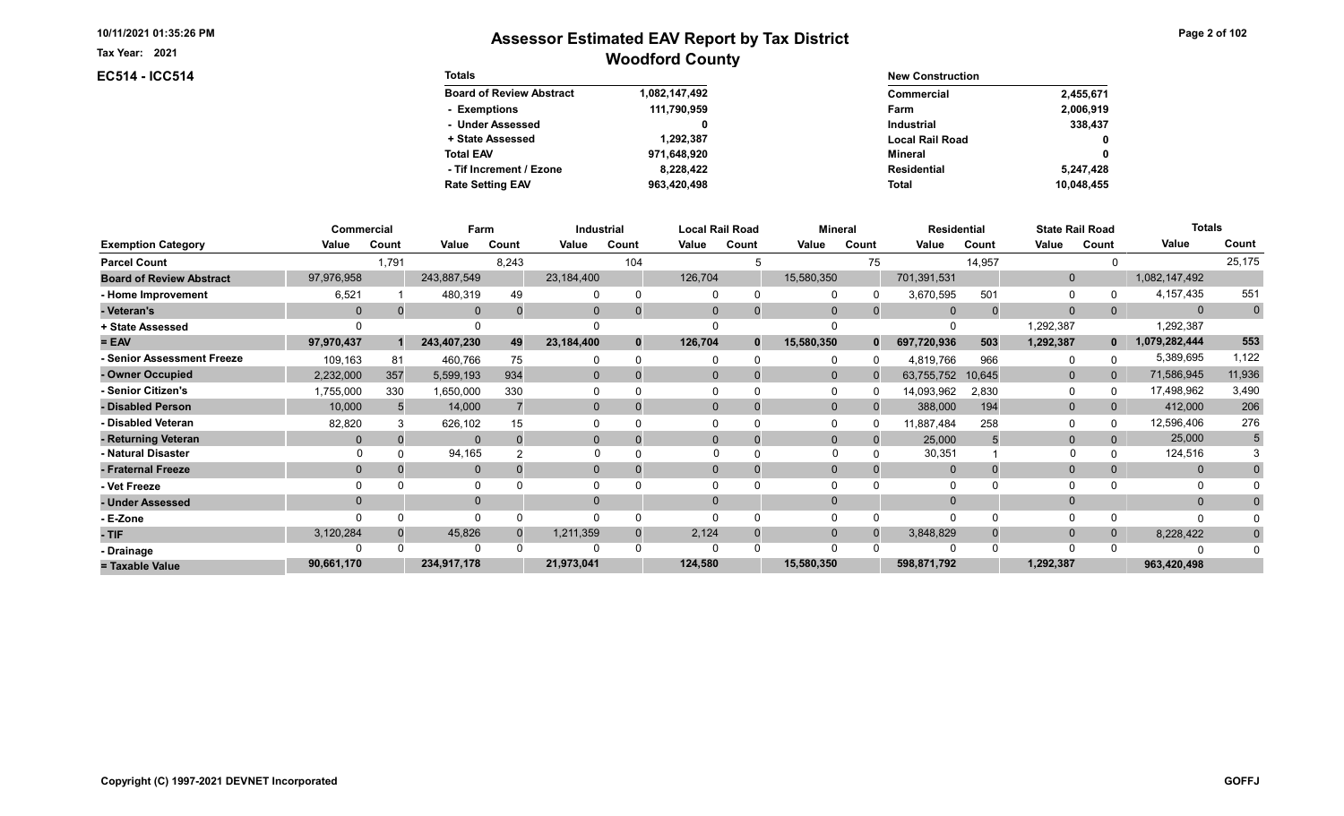Tax Year: 2021

# Assessor Estimated EAV Report by Tax District

## Woodford County

**EC514 - ICC514**

| Totals | |
|---|---|
| Board of Review Abstract | 1,082,147,492 |
| - Exemptions | 111,790,959 |
| - Under Assessed | 0 |
| + State Assessed | 1,292,387 |
| Total EAV | 971,648,920 |
| - Tif Increment / Ezone | 8,228,422 |
| Rate Setting EAV | 963,420,498 |

| New Construction | |
|---|---|
| Commercial | 2,455,671 |
| Farm | 2,006,919 |
| Industrial | 338,437 |
| Local Rail Road | 0 |
| Mineral | 0 |
| Residential | 5,247,428 |
| Total | 10,048,455 |

| | Commercial | | Farm | | Industrial | | Local Rail Road | | Mineral | | Residential | | State Rail Road | | Totals | |
|---|---|---|---|---|---|---|---|---|---|---|---|---|---|---|---|---|
| Exemption Category | Value | Count | Value | Count | Value | Count | Value | Count | Value | Count | Value | Count | Value | Count | Value | Count |
| Parcel Count | | 1,791 | | 8,243 | | 104 | | 5 | | 75 | | 14,957 | | 0 | | 25,175 |
| Board of Review Abstract | 97,976,958 | | 243,887,549 | | 23,184,400 | | 126,704 | | 15,580,350 | | 701,391,531 | | 0 | | 1,082,147,492 | |
| - Home Improvement | 6,521 | 1 | 480,319 | 49 | 0 | 0 | 0 | 0 | 0 | 0 | 3,670,595 | 501 | 0 | 0 | 4,157,435 | 551 |
| - Veteran's | 0 | 0 | 0 | 0 | 0 | 0 | 0 | 0 | 0 | 0 | 0 | 0 | 0 | 0 | 0 | 0 |
| + State Assessed | 0 | | 0 | | 0 | | 0 | | 0 | | 0 | | 1,292,387 | | 1,292,387 | |
| = EAV | 97,970,437 | 1 | 243,407,230 | 49 | 23,184,400 | 0 | 126,704 | 0 | 15,580,350 | 0 | 697,720,936 | 503 | 1,292,387 | 0 | 1,079,282,444 | 553 |
| - Senior Assessment Freeze | 109,163 | 81 | 460,766 | 75 | 0 | 0 | 0 | 0 | 0 | 0 | 4,819,766 | 966 | 0 | 0 | 5,389,695 | 1,122 |
| - Owner Occupied | 2,232,000 | 357 | 5,599,193 | 934 | 0 | 0 | 0 | 0 | 0 | 0 | 63,755,752 | 10,645 | 0 | 0 | 71,586,945 | 11,936 |
| - Senior Citizen's | 1,755,000 | 330 | 1,650,000 | 330 | 0 | 0 | 0 | 0 | 0 | 0 | 14,093,962 | 2,830 | 0 | 0 | 17,498,962 | 3,490 |
| - Disabled Person | 10,000 | 5 | 14,000 | 7 | 0 | 0 | 0 | 0 | 0 | 0 | 388,000 | 194 | 0 | 0 | 412,000 | 206 |
| - Disabled Veteran | 82,820 | 3 | 626,102 | 15 | 0 | 0 | 0 | 0 | 0 | 0 | 11,887,484 | 258 | 0 | 0 | 12,596,406 | 276 |
| - Returning Veteran | 0 | 0 | 0 | 0 | 0 | 0 | 0 | 0 | 0 | 0 | 25,000 | 5 | 0 | 0 | 25,000 | 5 |
| - Natural Disaster | 0 | 0 | 94,165 | 2 | 0 | 0 | 0 | 0 | 0 | 0 | 30,351 | 1 | 0 | 0 | 124,516 | 3 |
| - Fraternal Freeze | 0 | 0 | 0 | 0 | 0 | 0 | 0 | 0 | 0 | 0 | 0 | 0 | 0 | 0 | 0 | 0 |
| - Vet Freeze | 0 | 0 | 0 | 0 | 0 | 0 | 0 | 0 | 0 | 0 | 0 | 0 | 0 | 0 | 0 | 0 |
| - Under Assessed | 0 | | 0 | | 0 | | 0 | | 0 | | 0 | | 0 | | 0 | 0 |
| - E-Zone | 0 | 0 | 0 | 0 | 0 | 0 | 0 | 0 | 0 | 0 | 0 | 0 | 0 | 0 | 0 | 0 |
| - TIF | 3,120,284 | 0 | 45,826 | 0 | 1,211,359 | 0 | 2,124 | 0 | 0 | 0 | 3,848,829 | 0 | 0 | 0 | 8,228,422 | 0 |
| - Drainage | 0 | 0 | 0 | 0 | 0 | 0 | 0 | 0 | 0 | 0 | 0 | 0 | 0 | 0 | 0 | 0 |
| = Taxable Value | 90,661,170 | | 234,917,178 | | 21,973,041 | | 124,580 | | 15,580,350 | | 598,871,792 | | 1,292,387 | | 963,420,498 | |

Copyright (C) 1997-2021 DEVNET Incorporated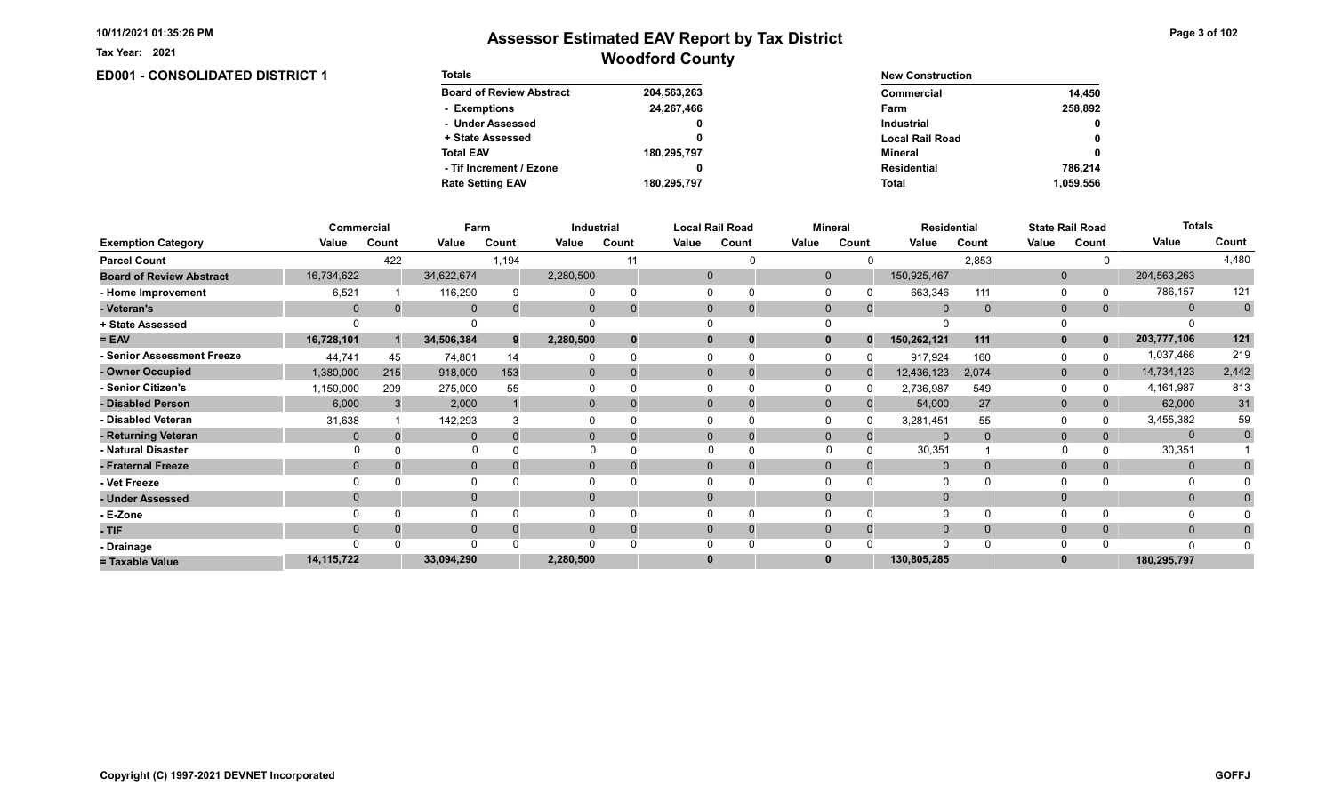# Assessor Estimated EAV Report by Tax District

## Woodford County

Tax Year: 2021

## ED001 - CONSOLIDATED DISTRICT 1

| Totals | |
|---|---|
| Board of Review Abstract | 204,563,263 |
| - Exemptions | 24,267,466 |
| - Under Assessed | 0 |
| + State Assessed | 0 |
| Total EAV | 180,295,797 |
| - Tif Increment / Ezone | 0 |
| Rate Setting EAV | 180,295,797 |

| New Construction | |
|---|---|
| Commercial | 14,450 |
| Farm | 258,892 |
| Industrial | 0 |
| Local Rail Road | 0 |
| Mineral | 0 |
| Residential | 786,214 |
| Total | 1,059,556 |

| | Commercial | | Farm | | Industrial | | Local Rail Road | | Mineral | | Residential | | State Rail Road | | Totals | |
|---|---|---|---|---|---|---|---|---|---|---|---|---|---|---|---|---|
| Exemption Category | Value | Count | Value | Count | Value | Count | Value | Count | Value | Count | Value | Count | Value | Count | Value | Count |
| Parcel Count | | 422 | | 1,194 | | 11 | | 0 | | 0 | | 2,853 | | 0 | | 4,480 |
| Board of Review Abstract | 16,734,622 | | 34,622,674 | | 2,280,500 | | 0 | | 0 | | 150,925,467 | | 0 | | 204,563,263 | |
| - Home Improvement | 6,521 | 1 | 116,290 | 9 | 0 | 0 | 0 | 0 | 0 | 0 | 663,346 | 111 | 0 | 0 | 786,157 | 121 |
| - Veteran's | 0 | 0 | 0 | 0 | 0 | 0 | 0 | 0 | 0 | 0 | 0 | 0 | 0 | 0 | 0 | 0 |
| + State Assessed | 0 | | 0 | | 0 | | 0 | | 0 | | 0 | | 0 | | 0 | |
| = EAV | 16,728,101 | 1 | 34,506,384 | 9 | 2,280,500 | 0 | 0 | 0 | 0 | 0 | 150,262,121 | 111 | 0 | 0 | 203,777,106 | 121 |
| - Senior Assessment Freeze | 44,741 | 45 | 74,801 | 14 | 0 | 0 | 0 | 0 | 0 | 0 | 917,924 | 160 | 0 | 0 | 1,037,466 | 219 |
| - Owner Occupied | 1,380,000 | 215 | 918,000 | 153 | 0 | 0 | 0 | 0 | 0 | 0 | 12,436,123 | 2,074 | 0 | 0 | 14,734,123 | 2,442 |
| - Senior Citizen's | 1,150,000 | 209 | 275,000 | 55 | 0 | 0 | 0 | 0 | 0 | 0 | 2,736,987 | 549 | 0 | 0 | 4,161,987 | 813 |
| - Disabled Person | 6,000 | 3 | 2,000 | 1 | 0 | 0 | 0 | 0 | 0 | 0 | 54,000 | 27 | 0 | 0 | 62,000 | 31 |
| - Disabled Veteran | 31,638 | 1 | 142,293 | 3 | 0 | 0 | 0 | 0 | 0 | 0 | 3,281,451 | 55 | 0 | 0 | 3,455,382 | 59 |
| - Returning Veteran | 0 | 0 | 0 | 0 | 0 | 0 | 0 | 0 | 0 | 0 | 0 | 0 | 0 | 0 | 0 | 0 |
| - Natural Disaster | 0 | 0 | 0 | 0 | 0 | 0 | 0 | 0 | 0 | 0 | 30,351 | 1 | 0 | 0 | 30,351 | 1 |
| - Fraternal Freeze | 0 | 0 | 0 | 0 | 0 | 0 | 0 | 0 | 0 | 0 | 0 | 0 | 0 | 0 | 0 | 0 |
| - Vet Freeze | 0 | 0 | 0 | 0 | 0 | 0 | 0 | 0 | 0 | 0 | 0 | 0 | 0 | 0 | 0 | 0 |
| - Under Assessed | 0 | | 0 | | 0 | | 0 | | 0 | | 0 | | 0 | | 0 | 0 |
| - E-Zone | 0 | 0 | 0 | 0 | 0 | 0 | 0 | 0 | 0 | 0 | 0 | 0 | 0 | 0 | 0 | 0 |
| - TIF | 0 | 0 | 0 | 0 | 0 | 0 | 0 | 0 | 0 | 0 | 0 | 0 | 0 | 0 | 0 | 0 |
| - Drainage | 0 | 0 | 0 | 0 | 0 | 0 | 0 | 0 | 0 | 0 | 0 | 0 | 0 | 0 | 0 | 0 |
| = Taxable Value | 14,115,722 | | 33,094,290 | | 2,280,500 | | 0 | | 0 | | 130,805,285 | | 0 | | 180,295,797 | |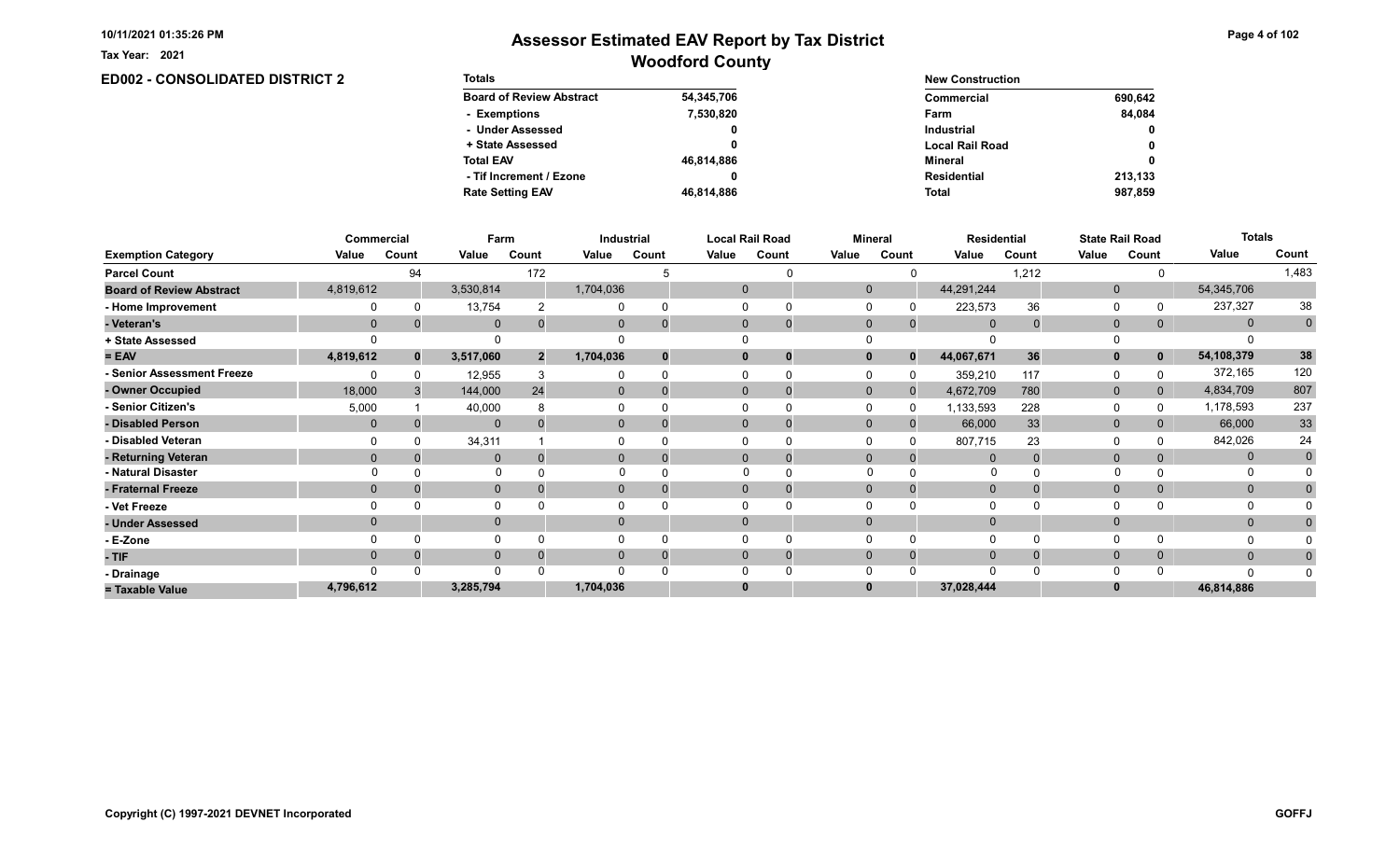Tax Year: 2021

# Assessor Estimated EAV Report by Tax District

## Woodford County

### ED002 - CONSOLIDATED DISTRICT 2

| Totals | |
|---|---|
| Board of Review Abstract | 54,345,706 |
| - Exemptions | 7,530,820 |
| - Under Assessed | 0 |
| + State Assessed | 0 |
| Total EAV | 46,814,886 |
| - Tif Increment / Ezone | 0 |
| Rate Setting EAV | 46,814,886 |

| New Construction | |
|---|---|
| Commercial | 690,642 |
| Farm | 84,084 |
| Industrial | 0 |
| Local Rail Road | 0 |
| Mineral | 0 |
| Residential | 213,133 |
| Total | 987,859 |

| | Commercial | | Farm | | Industrial | | Local Rail Road | | Mineral | | Residential | | State Rail Road | | Totals | |
|---|---|---|---|---|---|---|---|---|---|---|---|---|---|---|---|---|
| Exemption Category | Value | Count | Value | Count | Value | Count | Value | Count | Value | Count | Value | Count | Value | Count | Value | Count |
| Parcel Count | | 94 | | 172 | | 5 | | 0 | | 0 | | 1,212 | | 0 | | 1,483 |
| Board of Review Abstract | 4,819,612 | | 3,530,814 | | 1,704,036 | | 0 | | 0 | | 44,291,244 | | 0 | | 54,345,706 | |
| - Home Improvement | 0 | 0 | 13,754 | 2 | 0 | 0 | 0 | 0 | 0 | 0 | 223,573 | 36 | 0 | 0 | 237,327 | 38 |
| - Veteran's | 0 | 0 | 0 | 0 | 0 | 0 | 0 | 0 | 0 | 0 | 0 | 0 | 0 | 0 | 0 | 0 |
| + State Assessed | 0 | | 0 | | 0 | | 0 | | 0 | | 0 | | 0 | | 0 | |
| = EAV | 4,819,612 | 0 | 3,517,060 | 2 | 1,704,036 | 0 | 0 | 0 | 0 | 0 | 44,067,671 | 36 | 0 | 0 | 54,108,379 | 38 |
| - Senior Assessment Freeze | 0 | 0 | 12,955 | 3 | 0 | 0 | 0 | 0 | 0 | 0 | 359,210 | 117 | 0 | 0 | 372,165 | 120 |
| - Owner Occupied | 18,000 | 3 | 144,000 | 24 | 0 | 0 | 0 | 0 | 0 | 0 | 4,672,709 | 780 | 0 | 0 | 4,834,709 | 807 |
| - Senior Citizen's | 5,000 | 1 | 40,000 | 8 | 0 | 0 | 0 | 0 | 0 | 0 | 1,133,593 | 228 | 0 | 0 | 1,178,593 | 237 |
| - Disabled Person | 0 | 0 | 0 | 0 | 0 | 0 | 0 | 0 | 0 | 0 | 66,000 | 33 | 0 | 0 | 66,000 | 33 |
| - Disabled Veteran | 0 | 0 | 34,311 | 1 | 0 | 0 | 0 | 0 | 0 | 0 | 807,715 | 23 | 0 | 0 | 842,026 | 24 |
| - Returning Veteran | 0 | 0 | 0 | 0 | 0 | 0 | 0 | 0 | 0 | 0 | 0 | 0 | 0 | 0 | 0 | 0 |
| - Natural Disaster | 0 | 0 | 0 | 0 | 0 | 0 | 0 | 0 | 0 | 0 | 0 | 0 | 0 | 0 | 0 | 0 |
| - Fraternal Freeze | 0 | 0 | 0 | 0 | 0 | 0 | 0 | 0 | 0 | 0 | 0 | 0 | 0 | 0 | 0 | 0 |
| - Vet Freeze | 0 | 0 | 0 | 0 | 0 | 0 | 0 | 0 | 0 | 0 | 0 | 0 | 0 | 0 | 0 | 0 |
| - Under Assessed | 0 | | 0 | | 0 | | 0 | | 0 | | 0 | | 0 | | 0 | 0 |
| - E-Zone | 0 | 0 | 0 | 0 | 0 | 0 | 0 | 0 | 0 | 0 | 0 | 0 | 0 | 0 | 0 | 0 |
| - TIF | 0 | 0 | 0 | 0 | 0 | 0 | 0 | 0 | 0 | 0 | 0 | 0 | 0 | 0 | 0 | 0 |
| - Drainage | 0 | 0 | 0 | 0 | 0 | 0 | 0 | 0 | 0 | 0 | 0 | 0 | 0 | 0 | 0 | 0 |
| = Taxable Value | 4,796,612 | | 3,285,794 | | 1,704,036 | | 0 | | 0 | | 37,028,444 | | 0 | | 46,814,886 | |

Copyright (C) 1997-2021 DEVNET Incorporated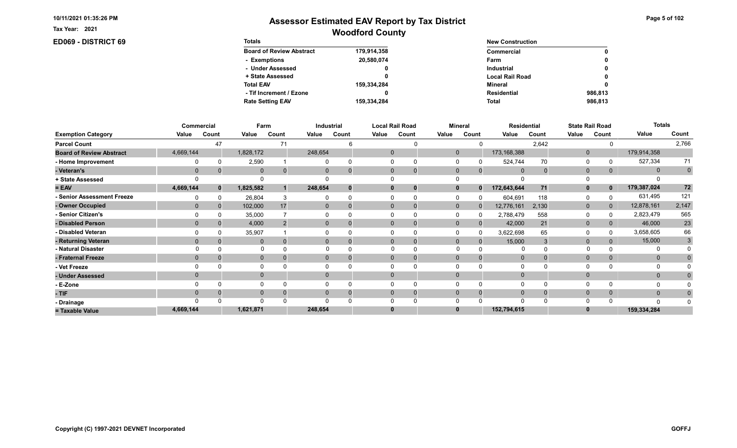Tax Year: 2021

# Assessor Estimated EAV Report by Tax District

## Woodford County

### ED069 - DISTRICT 69

| Totals | |
|---|---|
| Board of Review Abstract | 179,914,358 |
| - Exemptions | 20,580,074 |
| - Under Assessed | 0 |
| + State Assessed | 0 |
| Total EAV | 159,334,284 |
| - Tif Increment / Ezone | 0 |
| Rate Setting EAV | 159,334,284 |

| New Construction | |
|---|---|
| Commercial | 0 |
| Farm | 0 |
| Industrial | 0 |
| Local Rail Road | 0 |
| Mineral | 0 |
| Residential | 986,813 |
| Total | 986,813 |

| | Commercial | | Farm | | Industrial | | Local Rail Road | | Mineral | | Residential | | State Rail Road | | Totals | |
|---|---|---|---|---|---|---|---|---|---|---|---|---|---|---|---|---|
| Exemption Category | Value | Count | Value | Count | Value | Count | Value | Count | Value | Count | Value | Count | Value | Count | Value | Count |
| Parcel Count | | 47 | | 71 | | 6 | | 0 | | 0 | | 2,642 | | 0 | | 2,766 |
| Board of Review Abstract | 4,669,144 | | 1,828,172 | | 248,654 | | 0 | | 0 | | 173,168,388 | | 0 | | 179,914,358 | |
| - Home Improvement | 0 | 0 | 2,590 | 1 | 0 | 0 | 0 | 0 | 0 | 0 | 524,744 | 70 | 0 | 0 | 527,334 | 71 |
| - Veteran's | 0 | 0 | 0 | 0 | 0 | 0 | 0 | 0 | 0 | 0 | 0 | 0 | 0 | 0 | 0 | 0 |
| + State Assessed | 0 | | 0 | | 0 | | 0 | | 0 | | 0 | | 0 | | 0 | |
| = EAV | 4,669,144 | 0 | 1,825,582 | 1 | 248,654 | 0 | 0 | 0 | 0 | 0 | 172,643,644 | 71 | 0 | 0 | 179,387,024 | 72 |
| - Senior Assessment Freeze | 0 | 0 | 26,804 | 3 | 0 | 0 | 0 | 0 | 0 | 0 | 604,691 | 118 | 0 | 0 | 631,495 | 121 |
| - Owner Occupied | 0 | 0 | 102,000 | 17 | 0 | 0 | 0 | 0 | 0 | 0 | 12,776,161 | 2,130 | 0 | 0 | 12,878,161 | 2,147 |
| - Senior Citizen's | 0 | 0 | 35,000 | 7 | 0 | 0 | 0 | 0 | 0 | 0 | 2,788,479 | 558 | 0 | 0 | 2,823,479 | 565 |
| - Disabled Person | 0 | 0 | 4,000 | 2 | 0 | 0 | 0 | 0 | 0 | 0 | 42,000 | 21 | 0 | 0 | 46,000 | 23 |
| - Disabled Veteran | 0 | 0 | 35,907 | 1 | 0 | 0 | 0 | 0 | 0 | 0 | 3,622,698 | 65 | 0 | 0 | 3,658,605 | 66 |
| - Returning Veteran | 0 | 0 | 0 | 0 | 0 | 0 | 0 | 0 | 0 | 0 | 15,000 | 3 | 0 | 0 | 15,000 | 3 |
| - Natural Disaster | 0 | 0 | 0 | 0 | 0 | 0 | 0 | 0 | 0 | 0 | 0 | 0 | 0 | 0 | 0 | 0 |
| - Fraternal Freeze | 0 | 0 | 0 | 0 | 0 | 0 | 0 | 0 | 0 | 0 | 0 | 0 | 0 | 0 | 0 | 0 |
| - Vet Freeze | 0 | 0 | 0 | 0 | 0 | 0 | 0 | 0 | 0 | 0 | 0 | 0 | 0 | 0 | 0 | 0 |
| - Under Assessed | 0 | | 0 | | 0 | | 0 | | 0 | | 0 | | 0 | | 0 | 0 |
| - E-Zone | 0 | 0 | 0 | 0 | 0 | 0 | 0 | 0 | 0 | 0 | 0 | 0 | 0 | 0 | 0 | 0 |
| - TIF | 0 | 0 | 0 | 0 | 0 | 0 | 0 | 0 | 0 | 0 | 0 | 0 | 0 | 0 | 0 | 0 |
| - Drainage | 0 | 0 | 0 | 0 | 0 | 0 | 0 | 0 | 0 | 0 | 0 | 0 | 0 | 0 | 0 | 0 |
| = Taxable Value | 4,669,144 | | 1,621,871 | | 248,654 | | 0 | | 0 | | 152,794,615 | | 0 | | 159,334,284 | |

Copyright (C) 1997-2021 DEVNET Incorporated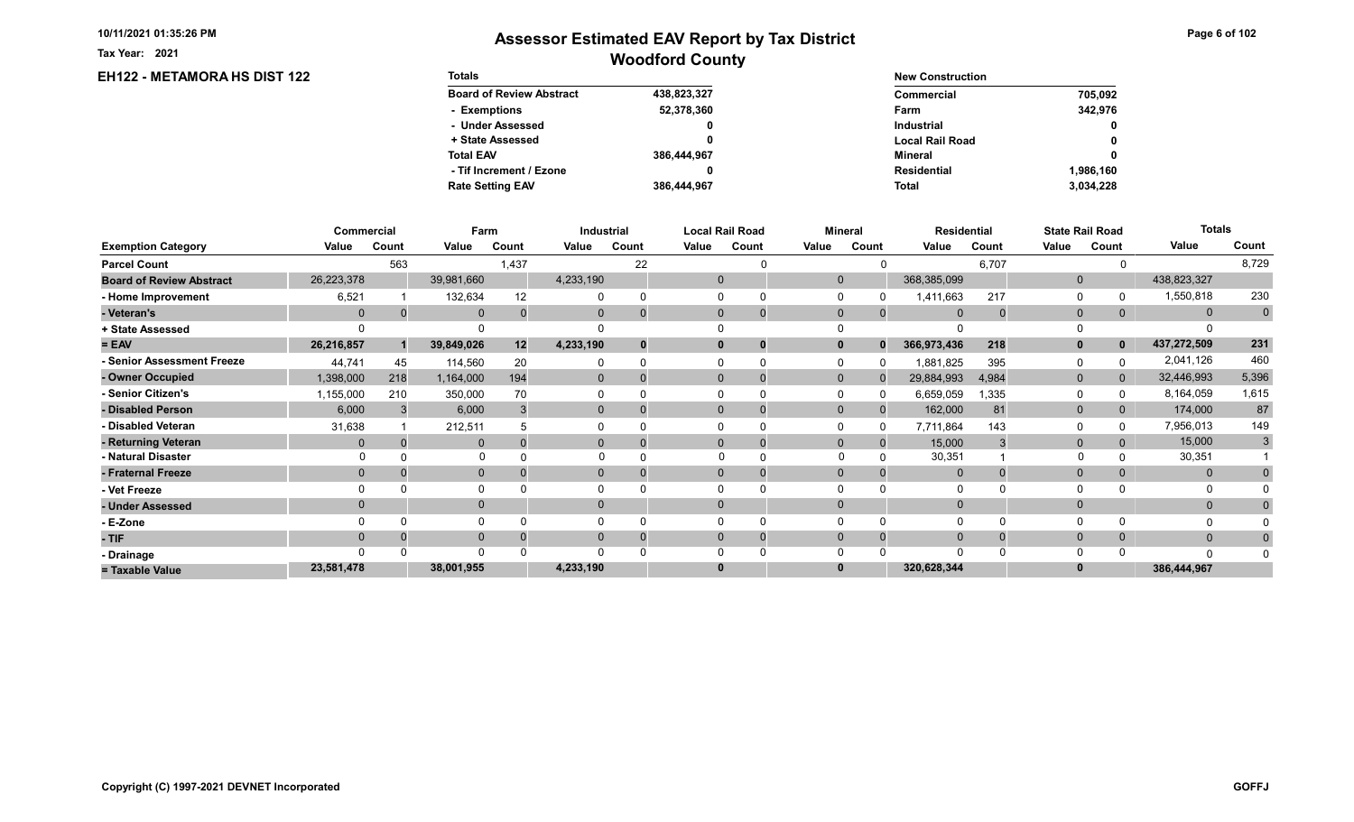# Assessor Estimated EAV Report by Tax District

## Woodford County

Tax Year: 2021

### EH122 - METAMORA HS DIST 122

| Totals | |
|---|---|
| Board of Review Abstract | 438,823,327 |
| - Exemptions | 52,378,360 |
| - Under Assessed | 0 |
| + State Assessed | 0 |
| Total EAV | 386,444,967 |
| - Tif Increment / Ezone | 0 |
| Rate Setting EAV | 386,444,967 |

| New Construction | |
|---|---|
| Commercial | 705,092 |
| Farm | 342,976 |
| Industrial | 0 |
| Local Rail Road | 0 |
| Mineral | 0 |
| Residential | 1,986,160 |
| Total | 3,034,228 |

| | Commercial | | Farm | | Industrial | | Local Rail Road | | Mineral | | Residential | | State Rail Road | | Totals | |
|---|---|---|---|---|---|---|---|---|---|---|---|---|---|---|---|---|
| Exemption Category | Value | Count | Value | Count | Value | Count | Value | Count | Value | Count | Value | Count | Value | Count | Value | Count |
| Parcel Count | | 563 | | 1,437 | | 22 | | 0 | | 0 | | 6,707 | | 0 | | 8,729 |
| Board of Review Abstract | 26,223,378 | | 39,981,660 | | 4,233,190 | | 0 | | 0 | | 368,385,099 | | 0 | | 438,823,327 | |
| - Home Improvement | 6,521 | 1 | 132,634 | 12 | 0 | 0 | 0 | 0 | 0 | 0 | 1,411,663 | 217 | 0 | 0 | 1,550,818 | 230 |
| - Veteran's | 0 | 0 | 0 | 0 | 0 | 0 | 0 | 0 | 0 | 0 | 0 | 0 | 0 | 0 | 0 | 0 |
| + State Assessed | 0 | | 0 | | 0 | | 0 | | 0 | | 0 | | 0 | | 0 | |
| = EAV | 26,216,857 | 1 | 39,849,026 | 12 | 4,233,190 | 0 | 0 | 0 | 0 | 0 | 366,973,436 | 218 | 0 | 0 | 437,272,509 | 231 |
| - Senior Assessment Freeze | 44,741 | 45 | 114,560 | 20 | 0 | 0 | 0 | 0 | 0 | 0 | 1,881,825 | 395 | 0 | 0 | 2,041,126 | 460 |
| - Owner Occupied | 1,398,000 | 218 | 1,164,000 | 194 | 0 | 0 | 0 | 0 | 0 | 0 | 29,884,993 | 4,984 | 0 | 0 | 32,446,993 | 5,396 |
| - Senior Citizen's | 1,155,000 | 210 | 350,000 | 70 | 0 | 0 | 0 | 0 | 0 | 0 | 6,659,059 | 1,335 | 0 | 0 | 8,164,059 | 1,615 |
| - Disabled Person | 6,000 | 3 | 6,000 | 3 | 0 | 0 | 0 | 0 | 0 | 0 | 162,000 | 81 | 0 | 0 | 174,000 | 87 |
| - Disabled Veteran | 31,638 | 1 | 212,511 | 5 | 0 | 0 | 0 | 0 | 0 | 0 | 7,711,864 | 143 | 0 | 0 | 7,956,013 | 149 |
| - Returning Veteran | 0 | 0 | 0 | 0 | 0 | 0 | 0 | 0 | 0 | 0 | 15,000 | 3 | 0 | 0 | 15,000 | 3 |
| - Natural Disaster | 0 | 0 | 0 | 0 | 0 | 0 | 0 | 0 | 0 | 0 | 30,351 | 1 | 0 | 0 | 30,351 | 1 |
| - Fraternal Freeze | 0 | 0 | 0 | 0 | 0 | 0 | 0 | 0 | 0 | 0 | 0 | 0 | 0 | 0 | 0 | 0 |
| - Vet Freeze | 0 | 0 | 0 | 0 | 0 | 0 | 0 | 0 | 0 | 0 | 0 | 0 | 0 | 0 | 0 | 0 |
| - Under Assessed | 0 | | 0 | | 0 | | 0 | | 0 | | 0 | | 0 | | 0 | 0 |
| - E-Zone | 0 | 0 | 0 | 0 | 0 | 0 | 0 | 0 | 0 | 0 | 0 | 0 | 0 | 0 | 0 | 0 |
| - TIF | 0 | 0 | 0 | 0 | 0 | 0 | 0 | 0 | 0 | 0 | 0 | 0 | 0 | 0 | 0 | 0 |
| - Drainage | 0 | 0 | 0 | 0 | 0 | 0 | 0 | 0 | 0 | 0 | 0 | 0 | 0 | 0 | 0 | 0 |
| = Taxable Value | 23,581,478 | | 38,001,955 | | 4,233,190 | | 0 | | 0 | | 320,628,344 | | 0 | | 386,444,967 | |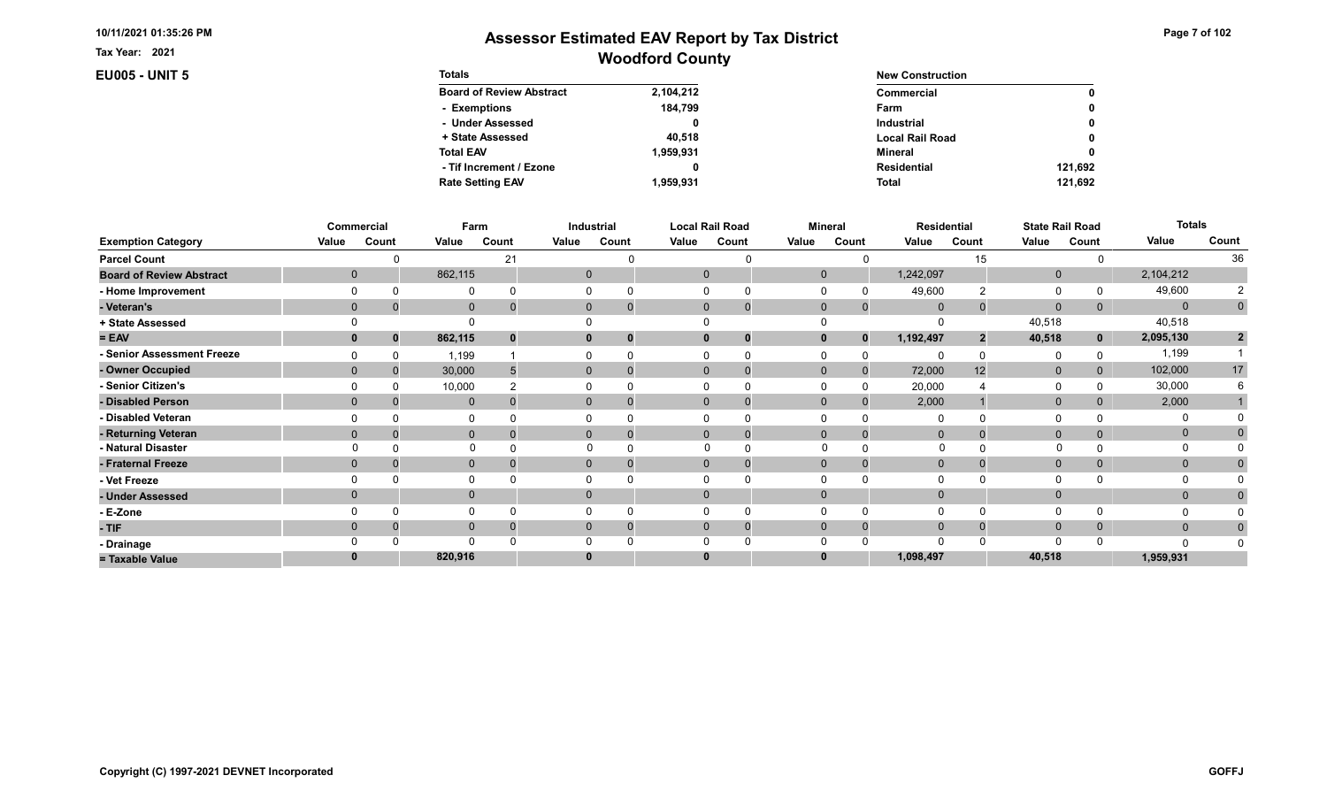10/11/2021 01:35:26 PM

Tax Year: 2021

# Assessor Estimated EAV Report by Tax District

## Woodford County

### EU005 - UNIT 5

| Totals | |
|---|---|
| Board of Review Abstract | 2,104,212 |
| - Exemptions | 184,799 |
| - Under Assessed | 0 |
| + State Assessed | 40,518 |
| Total EAV | 1,959,931 |
| - Tif Increment / Ezone | 0 |
| Rate Setting EAV | 1,959,931 |

| New Construction | |
|---|---|
| Commercial | 0 |
| Farm | 0 |
| Industrial | 0 |
| Local Rail Road | 0 |
| Mineral | 0 |
| Residential | 121,692 |
| Total | 121,692 |

| | Commercial | | Farm | | Industrial | | Local Rail Road | | Mineral | | Residential | | State Rail Road | | Totals | |
|---|---|---|---|---|---|---|---|---|---|---|---|---|---|---|---|---|
| Exemption Category | Value | Count | Value | Count | Value | Count | Value | Count | Value | Count | Value | Count | Value | Count | Value | Count |
| Parcel Count | | 0 | | 21 | | 0 | | 0 | | 0 | | 15 | | 0 | | 36 |
| Board of Review Abstract | 0 | | 862,115 | | 0 | | 0 | | 0 | | 1,242,097 | | 0 | | 2,104,212 | |
| - Home Improvement | 0 | 0 | 0 | 0 | 0 | 0 | 0 | 0 | 0 | 0 | 49,600 | 2 | 0 | 0 | 49,600 | 2 |
| - Veteran's | 0 | 0 | 0 | 0 | 0 | 0 | 0 | 0 | 0 | 0 | 0 | 0 | 0 | 0 | 0 | 0 |
| + State Assessed | 0 | | 0 | | 0 | | 0 | | 0 | | 0 | | 40,518 | | 40,518 | |
| = EAV | 0 | 0 | 862,115 | 0 | 0 | 0 | 0 | 0 | 0 | 0 | 1,192,497 | 2 | 40,518 | 0 | 2,095,130 | 2 |
| - Senior Assessment Freeze | 0 | 0 | 1,199 | 1 | 0 | 0 | 0 | 0 | 0 | 0 | 0 | 0 | 0 | 0 | 1,199 | 1 |
| - Owner Occupied | 0 | 0 | 30,000 | 5 | 0 | 0 | 0 | 0 | 0 | 0 | 72,000 | 12 | 0 | 0 | 102,000 | 17 |
| - Senior Citizen's | 0 | 0 | 10,000 | 2 | 0 | 0 | 0 | 0 | 0 | 0 | 20,000 | 4 | 0 | 0 | 30,000 | 6 |
| - Disabled Person | 0 | 0 | 0 | 0 | 0 | 0 | 0 | 0 | 0 | 0 | 2,000 | 1 | 0 | 0 | 2,000 | 1 |
| - Disabled Veteran | 0 | 0 | 0 | 0 | 0 | 0 | 0 | 0 | 0 | 0 | 0 | 0 | 0 | 0 | 0 | 0 |
| - Returning Veteran | 0 | 0 | 0 | 0 | 0 | 0 | 0 | 0 | 0 | 0 | 0 | 0 | 0 | 0 | 0 | 0 |
| - Natural Disaster | 0 | 0 | 0 | 0 | 0 | 0 | 0 | 0 | 0 | 0 | 0 | 0 | 0 | 0 | 0 | 0 |
| - Fraternal Freeze | 0 | 0 | 0 | 0 | 0 | 0 | 0 | 0 | 0 | 0 | 0 | 0 | 0 | 0 | 0 | 0 |
| - Vet Freeze | 0 | 0 | 0 | 0 | 0 | 0 | 0 | 0 | 0 | 0 | 0 | 0 | 0 | 0 | 0 | 0 |
| - Under Assessed | 0 | | 0 | | 0 | | 0 | | 0 | | 0 | | 0 | | 0 | 0 |
| - E-Zone | 0 | 0 | 0 | 0 | 0 | 0 | 0 | 0 | 0 | 0 | 0 | 0 | 0 | 0 | 0 | 0 |
| - TIF | 0 | 0 | 0 | 0 | 0 | 0 | 0 | 0 | 0 | 0 | 0 | 0 | 0 | 0 | 0 | 0 |
| - Drainage | 0 | 0 | 0 | 0 | 0 | 0 | 0 | 0 | 0 | 0 | 0 | 0 | 0 | 0 | 0 | 0 |
| = Taxable Value | 0 | | 820,916 | | 0 | | 0 | | 0 | | 1,098,497 | | 40,518 | | 1,959,931 | |

Copyright (C) 1997-2021 DEVNET Incorporated

GOFFJ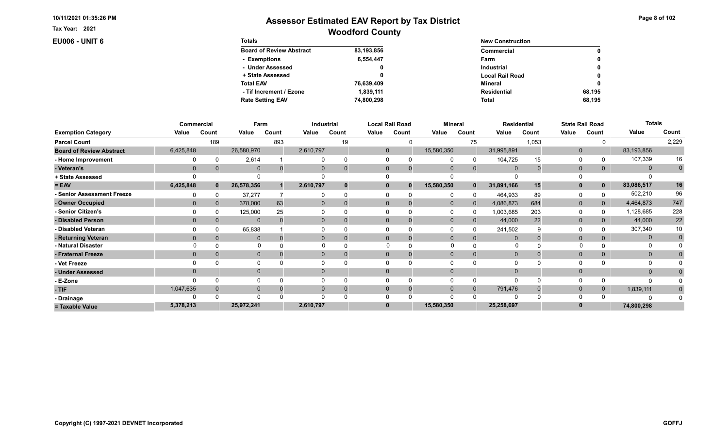# Assessor Estimated EAV Report by Tax District

## Woodford County

Tax Year: 2021

**EU006 - UNIT 6**

| Totals | |
|---|---|
| Board of Review Abstract | 83,193,856 |
| - Exemptions | 6,554,447 |
| - Under Assessed | 0 |
| + State Assessed | 0 |
| Total EAV | 76,639,409 |
| - Tif Increment / Ezone | 1,839,111 |
| Rate Setting EAV | 74,800,298 |

| New Construction | |
|---|---|
| Commercial | 0 |
| Farm | 0 |
| Industrial | 0 |
| Local Rail Road | 0 |
| Mineral | 0 |
| Residential | 68,195 |
| Total | 68,195 |

| | Commercial | | Farm | | Industrial | | Local Rail Road | | Mineral | | Residential | | State Rail Road | | Totals | |
|---|---|---|---|---|---|---|---|---|---|---|---|---|---|---|---|---|
| Exemption Category | Value | Count | Value | Count | Value | Count | Value | Count | Value | Count | Value | Count | Value | Count | Value | Count |
| Parcel Count | | 189 | | 893 | | 19 | | 0 | | 75 | | 1,053 | | 0 | | 2,229 |
| Board of Review Abstract | 6,425,848 | | 26,580,970 | | 2,610,797 | | 0 | | 15,580,350 | | 31,995,891 | | 0 | | 83,193,856 | |
| - Home Improvement | 0 | 0 | 2,614 | 1 | 0 | 0 | 0 | 0 | 0 | 0 | 104,725 | 15 | 0 | 0 | 107,339 | 16 |
| - Veteran's | 0 | 0 | 0 | 0 | 0 | 0 | 0 | 0 | 0 | 0 | 0 | 0 | 0 | 0 | 0 | 0 |
| + State Assessed | 0 | | 0 | | 0 | | 0 | | 0 | | 0 | | 0 | | 0 | |
| = EAV | 6,425,848 | 0 | 26,578,356 | 1 | 2,610,797 | 0 | 0 | 0 | 15,580,350 | 0 | 31,891,166 | 15 | 0 | 0 | 83,086,517 | 16 |
| - Senior Assessment Freeze | 0 | 0 | 37,277 | 7 | 0 | 0 | 0 | 0 | 0 | 0 | 464,933 | 89 | 0 | 0 | 502,210 | 96 |
| - Owner Occupied | 0 | 0 | 378,000 | 63 | 0 | 0 | 0 | 0 | 0 | 0 | 4,086,873 | 684 | 0 | 0 | 4,464,873 | 747 |
| - Senior Citizen's | 0 | 0 | 125,000 | 25 | 0 | 0 | 0 | 0 | 0 | 0 | 1,003,685 | 203 | 0 | 0 | 1,128,685 | 228 |
| - Disabled Person | 0 | 0 | 0 | 0 | 0 | 0 | 0 | 0 | 0 | 0 | 44,000 | 22 | 0 | 0 | 44,000 | 22 |
| - Disabled Veteran | 0 | 0 | 65,838 | 1 | 0 | 0 | 0 | 0 | 0 | 0 | 241,502 | 9 | 0 | 0 | 307,340 | 10 |
| - Returning Veteran | 0 | 0 | 0 | 0 | 0 | 0 | 0 | 0 | 0 | 0 | 0 | 0 | 0 | 0 | 0 | 0 |
| - Natural Disaster | 0 | 0 | 0 | 0 | 0 | 0 | 0 | 0 | 0 | 0 | 0 | 0 | 0 | 0 | 0 | 0 |
| - Fraternal Freeze | 0 | 0 | 0 | 0 | 0 | 0 | 0 | 0 | 0 | 0 | 0 | 0 | 0 | 0 | 0 | 0 |
| - Vet Freeze | 0 | 0 | 0 | 0 | 0 | 0 | 0 | 0 | 0 | 0 | 0 | 0 | 0 | 0 | 0 | 0 |
| - Under Assessed | 0 | | 0 | | 0 | | 0 | | 0 | | 0 | | 0 | | 0 | 0 |
| - E-Zone | 0 | 0 | 0 | 0 | 0 | 0 | 0 | 0 | 0 | 0 | 0 | 0 | 0 | 0 | 0 | 0 |
| - TIF | 1,047,635 | 0 | 0 | 0 | 0 | 0 | 0 | 0 | 0 | 0 | 791,476 | 0 | 0 | 0 | 1,839,111 | 0 |
| - Drainage | 0 | 0 | 0 | 0 | 0 | 0 | 0 | 0 | 0 | 0 | 0 | 0 | 0 | 0 | 0 | 0 |
| = Taxable Value | 5,378,213 | | 25,972,241 | | 2,610,797 | | 0 | | 15,580,350 | | 25,258,697 | | 0 | | 74,800,298 | |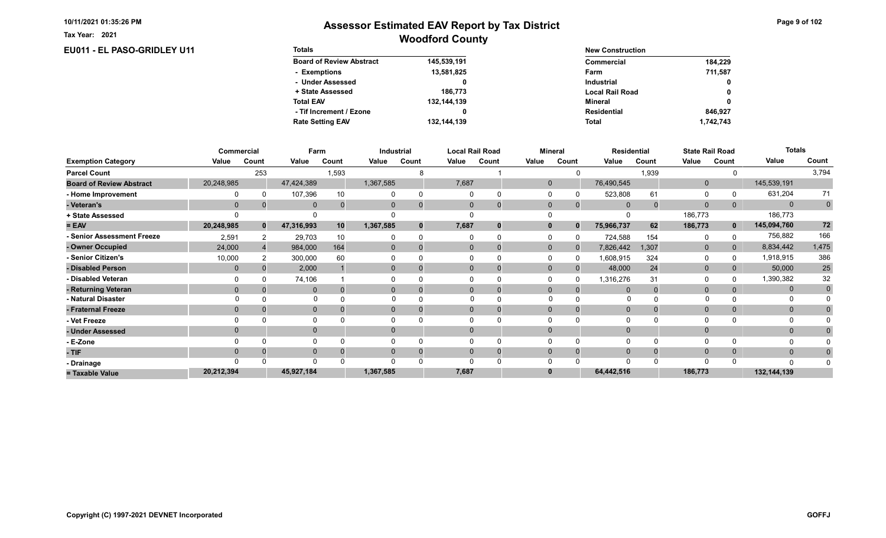Tax Year: 2021

# Assessor Estimated EAV Report by Tax District

## Woodford County

### EU011 - EL PASO-GRIDLEY U11

| Totals | |
|---|---|
| Board of Review Abstract | 145,539,191 |
| - Exemptions | 13,581,825 |
| - Under Assessed | 0 |
| + State Assessed | 186,773 |
| Total EAV | 132,144,139 |
| - Tif Increment / Ezone | 0 |
| Rate Setting EAV | 132,144,139 |

| New Construction | |
|---|---|
| Commercial | 184,229 |
| Farm | 711,587 |
| Industrial | 0 |
| Local Rail Road | 0 |
| Mineral | 0 |
| Residential | 846,927 |
| Total | 1,742,743 |

| | Commercial | | Farm | | Industrial | | Local Rail Road | | Mineral | | Residential | | State Rail Road | | Totals | |
|---|---|---|---|---|---|---|---|---|---|---|---|---|---|---|---|---|
| Exemption Category | Value | Count | Value | Count | Value | Count | Value | Count | Value | Count | Value | Count | Value | Count | Value | Count |
| Parcel Count | | 253 | | 1,593 | | 8 | | 1 | | 0 | | 1,939 | | 0 | | 3,794 |
| Board of Review Abstract | 20,248,985 | | 47,424,389 | | 1,367,585 | | 7,687 | | 0 | | 76,490,545 | | 0 | | 145,539,191 | |
| - Home Improvement | 0 | 0 | 107,396 | 10 | 0 | 0 | 0 | 0 | 0 | 0 | 523,808 | 61 | 0 | 0 | 631,204 | 71 |
| - Veteran's | 0 | 0 | 0 | 0 | 0 | 0 | 0 | 0 | 0 | 0 | 0 | 0 | 0 | 0 | 0 | 0 |
| + State Assessed | 0 | | 0 | | 0 | | 0 | | 0 | | 0 | | 186,773 | | 186,773 | |
| = EAV | 20,248,985 | 0 | 47,316,993 | 10 | 1,367,585 | 0 | 7,687 | 0 | 0 | 0 | 75,966,737 | 62 | 186,773 | 0 | 145,094,760 | 72 |
| - Senior Assessment Freeze | 2,591 | 2 | 29,703 | 10 | 0 | 0 | 0 | 0 | 0 | 0 | 724,588 | 154 | 0 | 0 | 756,882 | 166 |
| - Owner Occupied | 24,000 | 4 | 984,000 | 164 | 0 | 0 | 0 | 0 | 0 | 0 | 7,826,442 | 1,307 | 0 | 0 | 8,834,442 | 1,475 |
| - Senior Citizen's | 10,000 | 2 | 300,000 | 60 | 0 | 0 | 0 | 0 | 0 | 0 | 1,608,915 | 324 | 0 | 0 | 1,918,915 | 386 |
| - Disabled Person | 0 | 0 | 2,000 | 1 | 0 | 0 | 0 | 0 | 0 | 0 | 48,000 | 24 | 0 | 0 | 50,000 | 25 |
| - Disabled Veteran | 0 | 0 | 74,106 | 1 | 0 | 0 | 0 | 0 | 0 | 0 | 1,316,276 | 31 | 0 | 0 | 1,390,382 | 32 |
| - Returning Veteran | 0 | 0 | 0 | 0 | 0 | 0 | 0 | 0 | 0 | 0 | 0 | 0 | 0 | 0 | 0 | 0 |
| - Natural Disaster | 0 | 0 | 0 | 0 | 0 | 0 | 0 | 0 | 0 | 0 | 0 | 0 | 0 | 0 | 0 | 0 |
| - Fraternal Freeze | 0 | 0 | 0 | 0 | 0 | 0 | 0 | 0 | 0 | 0 | 0 | 0 | 0 | 0 | 0 | 0 |
| - Vet Freeze | 0 | 0 | 0 | 0 | 0 | 0 | 0 | 0 | 0 | 0 | 0 | 0 | 0 | 0 | 0 | 0 |
| - Under Assessed | 0 | | 0 | | 0 | | 0 | | 0 | | 0 | | 0 | | 0 | 0 |
| - E-Zone | 0 | 0 | 0 | 0 | 0 | 0 | 0 | 0 | 0 | 0 | 0 | 0 | 0 | 0 | 0 | 0 |
| - TIF | 0 | 0 | 0 | 0 | 0 | 0 | 0 | 0 | 0 | 0 | 0 | 0 | 0 | 0 | 0 | 0 |
| - Drainage | 0 | 0 | 0 | 0 | 0 | 0 | 0 | 0 | 0 | 0 | 0 | 0 | 0 | 0 | 0 | 0 |
| = Taxable Value | 20,212,394 | | 45,927,184 | | 1,367,585 | | 7,687 | | 0 | | 64,442,516 | | 186,773 | | 132,144,139 | |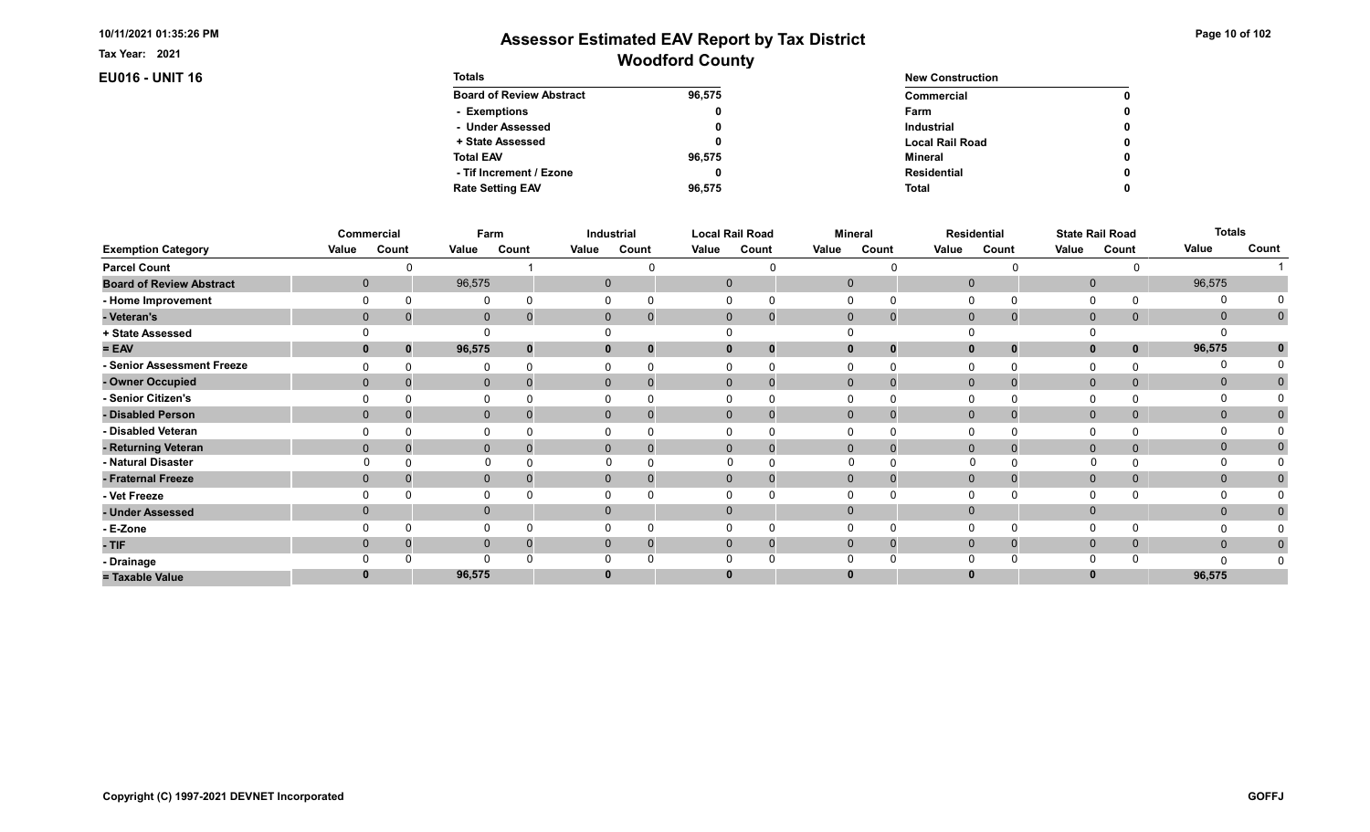Tax Year: 2021

# Assessor Estimated EAV Report by Tax District
## Woodford County

**EU016 - UNIT 16**

| Totals | |
|---|---|
| Board of Review Abstract | 96,575 |
| - Exemptions | 0 |
| - Under Assessed | 0 |
| + State Assessed | 0 |
| Total EAV | 96,575 |
| - Tif Increment / Ezone | 0 |
| Rate Setting EAV | 96,575 |

| New Construction | |
|---|---|
| Commercial | 0 |
| Farm | 0 |
| Industrial | 0 |
| Local Rail Road | 0 |
| Mineral | 0 |
| Residential | 0 |
| Total | 0 |

| | Commercial | | Farm | | Industrial | | Local Rail Road | | Mineral | | Residential | | State Rail Road | | Totals | |
|---|---|---|---|---|---|---|---|---|---|---|---|---|---|---|---|---|
| Exemption Category | Value | Count | Value | Count | Value | Count | Value | Count | Value | Count | Value | Count | Value | Count | Value | Count |
| Parcel Count | | 0 | | 1 | | 0 | | 0 | | 0 | | 0 | | 0 | | 1 |
| Board of Review Abstract | 0 | | 96,575 | | 0 | | 0 | | 0 | | 0 | | 0 | | 96,575 | |
| - Home Improvement | 0 | 0 | 0 | 0 | 0 | 0 | 0 | 0 | 0 | 0 | 0 | 0 | 0 | 0 | 0 | 0 |
| - Veteran's | 0 | 0 | 0 | 0 | 0 | 0 | 0 | 0 | 0 | 0 | 0 | 0 | 0 | 0 | 0 | 0 |
| + State Assessed | 0 | | 0 | | 0 | | 0 | | 0 | | 0 | | 0 | | 0 | |
| = EAV | 0 | 0 | 96,575 | 0 | 0 | 0 | 0 | 0 | 0 | 0 | 0 | 0 | 0 | 0 | 96,575 | 0 |
| - Senior Assessment Freeze | 0 | 0 | 0 | 0 | 0 | 0 | 0 | 0 | 0 | 0 | 0 | 0 | 0 | 0 | 0 | 0 |
| - Owner Occupied | 0 | 0 | 0 | 0 | 0 | 0 | 0 | 0 | 0 | 0 | 0 | 0 | 0 | 0 | 0 | 0 |
| - Senior Citizen's | 0 | 0 | 0 | 0 | 0 | 0 | 0 | 0 | 0 | 0 | 0 | 0 | 0 | 0 | 0 | 0 |
| - Disabled Person | 0 | 0 | 0 | 0 | 0 | 0 | 0 | 0 | 0 | 0 | 0 | 0 | 0 | 0 | 0 | 0 |
| - Disabled Veteran | 0 | 0 | 0 | 0 | 0 | 0 | 0 | 0 | 0 | 0 | 0 | 0 | 0 | 0 | 0 | 0 |
| - Returning Veteran | 0 | 0 | 0 | 0 | 0 | 0 | 0 | 0 | 0 | 0 | 0 | 0 | 0 | 0 | 0 | 0 |
| - Natural Disaster | 0 | 0 | 0 | 0 | 0 | 0 | 0 | 0 | 0 | 0 | 0 | 0 | 0 | 0 | 0 | 0 |
| - Fraternal Freeze | 0 | 0 | 0 | 0 | 0 | 0 | 0 | 0 | 0 | 0 | 0 | 0 | 0 | 0 | 0 | 0 |
| - Vet Freeze | 0 | 0 | 0 | 0 | 0 | 0 | 0 | 0 | 0 | 0 | 0 | 0 | 0 | 0 | 0 | 0 |
| - Under Assessed | 0 | | 0 | | 0 | | 0 | | 0 | | 0 | | 0 | | 0 | 0 |
| - E-Zone | 0 | 0 | 0 | 0 | 0 | 0 | 0 | 0 | 0 | 0 | 0 | 0 | 0 | 0 | 0 | 0 |
| - TIF | 0 | 0 | 0 | 0 | 0 | 0 | 0 | 0 | 0 | 0 | 0 | 0 | 0 | 0 | 0 | 0 |
| - Drainage | 0 | 0 | 0 | 0 | 0 | 0 | 0 | 0 | 0 | 0 | 0 | 0 | 0 | 0 | 0 | 0 |
| = Taxable Value | 0 | | 96,575 | | 0 | | 0 | | 0 | | 0 | | 0 | | 96,575 | |

Copyright (C) 1997-2021 DEVNET Incorporated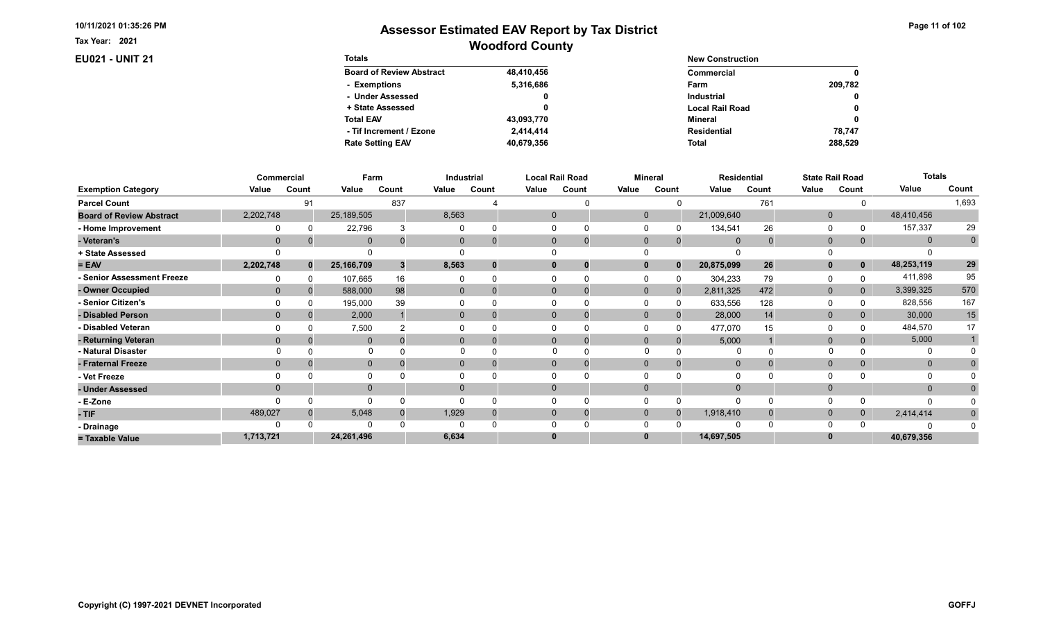10/11/2021 01:35:26 PM

Tax Year: 2021

# Assessor Estimated EAV Report by Tax District

## Woodford County

**EU021 - UNIT 21**

| Totals | |
|---|---|
| Board of Review Abstract | 48,410,456 |
| - Exemptions | 5,316,686 |
| - Under Assessed | 0 |
| + State Assessed | 0 |
| Total EAV | 43,093,770 |
| - Tif Increment / Ezone | 2,414,414 |
| Rate Setting EAV | 40,679,356 |

| New Construction | |
|---|---|
| Commercial | 0 |
| Farm | 209,782 |
| Industrial | 0 |
| Local Rail Road | 0 |
| Mineral | 0 |
| Residential | 78,747 |
| Total | 288,529 |

| | Commercial | | Farm | | Industrial | | Local Rail Road | | Mineral | | Residential | | State Rail Road | | Totals | |
|---|---|---|---|---|---|---|---|---|---|---|---|---|---|---|---|---|
| Exemption Category | Value | Count | Value | Count | Value | Count | Value | Count | Value | Count | Value | Count | Value | Count | Value | Count |
| Parcel Count | | 91 | | 837 | | 4 | | 0 | | 0 | | 761 | | 0 | | 1,693 |
| Board of Review Abstract | 2,202,748 | | 25,189,505 | | 8,563 | | 0 | | 0 | | 21,009,640 | | 0 | | 48,410,456 | |
| - Home Improvement | 0 | 0 | 22,796 | 3 | 0 | 0 | 0 | 0 | 0 | 0 | 134,541 | 26 | 0 | 0 | 157,337 | 29 |
| - Veteran's | 0 | 0 | 0 | 0 | 0 | 0 | 0 | 0 | 0 | 0 | 0 | 0 | 0 | 0 | 0 | 0 |
| + State Assessed | 0 | | 0 | | 0 | | 0 | | 0 | | 0 | | 0 | | 0 | |
| = EAV | 2,202,748 | 0 | 25,166,709 | 3 | 8,563 | 0 | 0 | 0 | 0 | 0 | 20,875,099 | 26 | 0 | 0 | 48,253,119 | 29 |
| - Senior Assessment Freeze | 0 | 0 | 107,665 | 16 | 0 | 0 | 0 | 0 | 0 | 0 | 304,233 | 79 | 0 | 0 | 411,898 | 95 |
| - Owner Occupied | 0 | 0 | 588,000 | 98 | 0 | 0 | 0 | 0 | 0 | 0 | 2,811,325 | 472 | 0 | 0 | 3,399,325 | 570 |
| - Senior Citizen's | 0 | 0 | 195,000 | 39 | 0 | 0 | 0 | 0 | 0 | 0 | 633,556 | 128 | 0 | 0 | 828,556 | 167 |
| - Disabled Person | 0 | 0 | 2,000 | 1 | 0 | 0 | 0 | 0 | 0 | 0 | 28,000 | 14 | 0 | 0 | 30,000 | 15 |
| - Disabled Veteran | 0 | 0 | 7,500 | 2 | 0 | 0 | 0 | 0 | 0 | 0 | 477,070 | 15 | 0 | 0 | 484,570 | 17 |
| - Returning Veteran | 0 | 0 | 0 | 0 | 0 | 0 | 0 | 0 | 0 | 0 | 5,000 | 1 | 0 | 0 | 5,000 | 1 |
| - Natural Disaster | 0 | 0 | 0 | 0 | 0 | 0 | 0 | 0 | 0 | 0 | 0 | 0 | 0 | 0 | 0 | 0 |
| - Fraternal Freeze | 0 | 0 | 0 | 0 | 0 | 0 | 0 | 0 | 0 | 0 | 0 | 0 | 0 | 0 | 0 | 0 |
| - Vet Freeze | 0 | 0 | 0 | 0 | 0 | 0 | 0 | 0 | 0 | 0 | 0 | 0 | 0 | 0 | 0 | 0 |
| - Under Assessed | 0 | | 0 | | 0 | | 0 | | 0 | | 0 | | 0 | | 0 | 0 |
| - E-Zone | 0 | 0 | 0 | 0 | 0 | 0 | 0 | 0 | 0 | 0 | 0 | 0 | 0 | 0 | 0 | 0 |
| - TIF | 489,027 | 0 | 5,048 | 0 | 1,929 | 0 | 0 | 0 | 0 | 0 | 1,918,410 | 0 | 0 | 0 | 2,414,414 | 0 |
| - Drainage | 0 | 0 | 0 | 0 | 0 | 0 | 0 | 0 | 0 | 0 | 0 | 0 | 0 | 0 | 0 | 0 |
| = Taxable Value | 1,713,721 | | 24,261,496 | | 6,634 | | 0 | | 0 | | 14,697,505 | | 0 | | 40,679,356 | |

Copyright (C) 1997-2021 DEVNET Incorporated

GOFFJ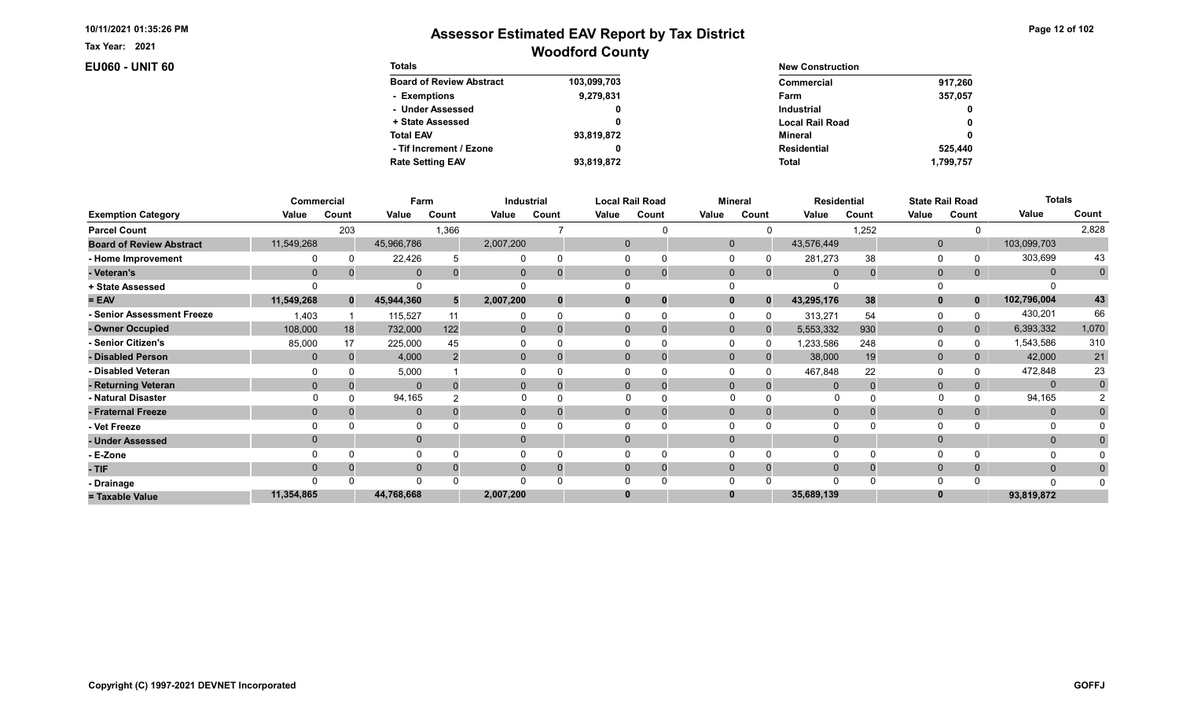Tax Year: 2021

# Assessor Estimated EAV Report by Tax District

## Woodford County

### EU060 - UNIT 60

| Totals | |
|---|---|
| Board of Review Abstract | 103,099,703 |
| - Exemptions | 9,279,831 |
| - Under Assessed | 0 |
| + State Assessed | 0 |
| Total EAV | 93,819,872 |
| - Tif Increment / Ezone | 0 |
| Rate Setting EAV | 93,819,872 |

| New Construction | |
|---|---|
| Commercial | 917,260 |
| Farm | 357,057 |
| Industrial | 0 |
| Local Rail Road | 0 |
| Mineral | 0 |
| Residential | 525,440 |
| Total | 1,799,757 |

| | Commercial | | Farm | | Industrial | | Local Rail Road | | Mineral | | Residential | | State Rail Road | | Totals | |
|---|---|---|---|---|---|---|---|---|---|---|---|---|---|---|---|---|
| Exemption Category | Value | Count | Value | Count | Value | Count | Value | Count | Value | Count | Value | Count | Value | Count | Value | Count |
| Parcel Count | | 203 | | 1,366 | | 7 | | 0 | | 0 | | 1,252 | | 0 | | 2,828 |
| Board of Review Abstract | 11,549,268 | | 45,966,786 | | 2,007,200 | | 0 | | 0 | | 43,576,449 | | 0 | | 103,099,703 | |
| - Home Improvement | 0 | 0 | 22,426 | 5 | 0 | 0 | 0 | 0 | 0 | 0 | 281,273 | 38 | 0 | 0 | 303,699 | 43 |
| - Veteran's | 0 | 0 | 0 | 0 | 0 | 0 | 0 | 0 | 0 | 0 | 0 | 0 | 0 | 0 | 0 | 0 |
| + State Assessed | 0 | | 0 | | 0 | | 0 | | 0 | | 0 | | 0 | | 0 | |
| = EAV | 11,549,268 | 0 | 45,944,360 | 5 | 2,007,200 | 0 | 0 | 0 | 0 | 0 | 43,295,176 | 38 | 0 | 0 | 102,796,004 | 43 |
| - Senior Assessment Freeze | 1,403 | 1 | 115,527 | 11 | 0 | 0 | 0 | 0 | 0 | 0 | 313,271 | 54 | 0 | 0 | 430,201 | 66 |
| - Owner Occupied | 108,000 | 18 | 732,000 | 122 | 0 | 0 | 0 | 0 | 0 | 0 | 5,553,332 | 930 | 0 | 0 | 6,393,332 | 1,070 |
| - Senior Citizen's | 85,000 | 17 | 225,000 | 45 | 0 | 0 | 0 | 0 | 0 | 0 | 1,233,586 | 248 | 0 | 0 | 1,543,586 | 310 |
| - Disabled Person | 0 | 0 | 4,000 | 2 | 0 | 0 | 0 | 0 | 0 | 0 | 38,000 | 19 | 0 | 0 | 42,000 | 21 |
| - Disabled Veteran | 0 | 0 | 5,000 | 1 | 0 | 0 | 0 | 0 | 0 | 0 | 467,848 | 22 | 0 | 0 | 472,848 | 23 |
| - Returning Veteran | 0 | 0 | 0 | 0 | 0 | 0 | 0 | 0 | 0 | 0 | 0 | 0 | 0 | 0 | 0 | 0 |
| - Natural Disaster | 0 | 0 | 94,165 | 2 | 0 | 0 | 0 | 0 | 0 | 0 | 0 | 0 | 0 | 0 | 94,165 | 2 |
| - Fraternal Freeze | 0 | 0 | 0 | 0 | 0 | 0 | 0 | 0 | 0 | 0 | 0 | 0 | 0 | 0 | 0 | 0 |
| - Vet Freeze | 0 | 0 | 0 | 0 | 0 | 0 | 0 | 0 | 0 | 0 | 0 | 0 | 0 | 0 | 0 | 0 |
| - Under Assessed | 0 | | 0 | | 0 | | 0 | | 0 | | 0 | | 0 | | 0 | 0 |
| - E-Zone | 0 | 0 | 0 | 0 | 0 | 0 | 0 | 0 | 0 | 0 | 0 | 0 | 0 | 0 | 0 | 0 |
| - TIF | 0 | 0 | 0 | 0 | 0 | 0 | 0 | 0 | 0 | 0 | 0 | 0 | 0 | 0 | 0 | 0 |
| - Drainage | 0 | 0 | 0 | 0 | 0 | 0 | 0 | 0 | 0 | 0 | 0 | 0 | 0 | 0 | 0 | 0 |
| = Taxable Value | 11,354,865 | | 44,768,668 | | 2,007,200 | | 0 | | 0 | | 35,689,139 | | 0 | | 93,819,872 | |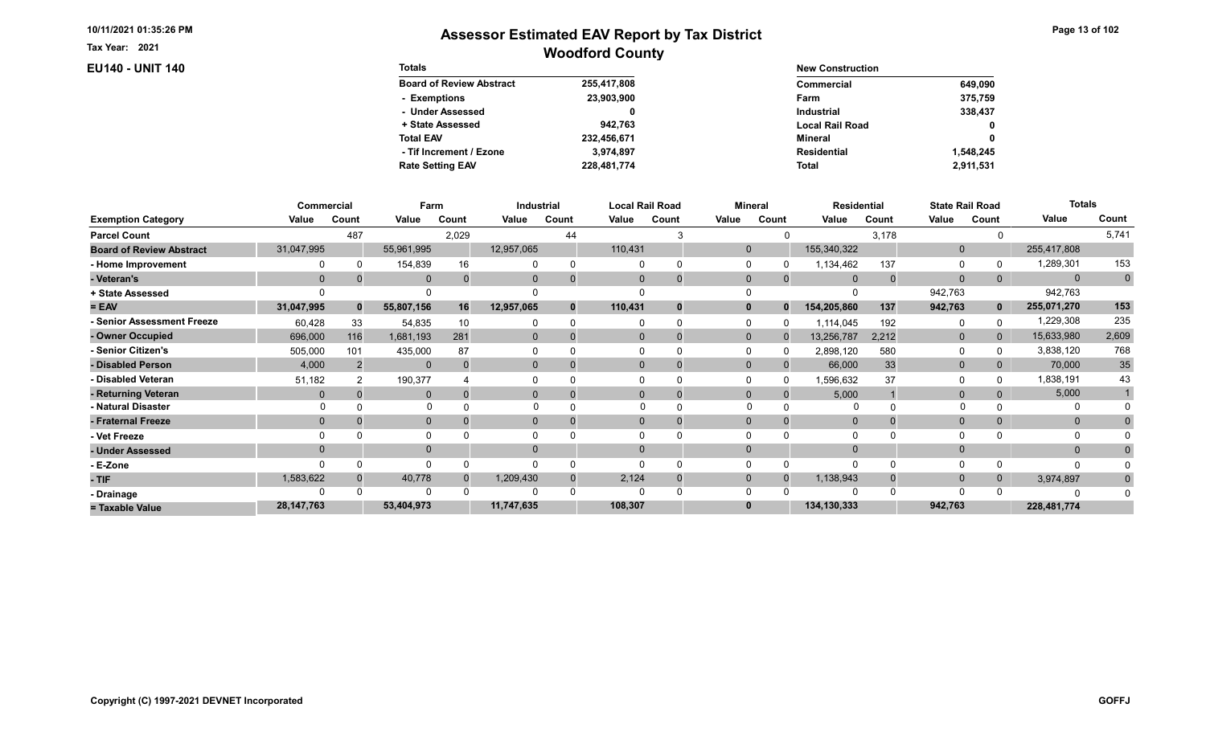10/11/2021 01:35:26 PM

Tax Year: 2021

# Assessor Estimated EAV Report by Tax District
## Woodford County

**EU140 - UNIT 140**

| Totals | |
|---|---|
| Board of Review Abstract | 255,417,808 |
| - Exemptions | 23,903,900 |
| - Under Assessed | 0 |
| + State Assessed | 942,763 |
| Total EAV | 232,456,671 |
| - Tif Increment / Ezone | 3,974,897 |
| Rate Setting EAV | 228,481,774 |

| New Construction | |
|---|---|
| Commercial | 649,090 |
| Farm | 375,759 |
| Industrial | 338,437 |
| Local Rail Road | 0 |
| Mineral | 0 |
| Residential | 1,548,245 |
| Total | 2,911,531 |

| | Commercial | | Farm | | Industrial | | Local Rail Road | | Mineral | | Residential | | State Rail Road | | Totals | |
|---|---|---|---|---|---|---|---|---|---|---|---|---|---|---|---|---|
| Exemption Category | Value | Count | Value | Count | Value | Count | Value | Count | Value | Count | Value | Count | Value | Count | Value | Count |
| Parcel Count | | 487 | | 2,029 | | 44 | | 3 | | 0 | | 3,178 | | 0 | | 5,741 |
| Board of Review Abstract | 31,047,995 | | 55,961,995 | | 12,957,065 | | 110,431 | | 0 | | 155,340,322 | | 0 | | 255,417,808 | |
| - Home Improvement | 0 | 0 | 154,839 | 16 | 0 | 0 | 0 | 0 | 0 | 0 | 1,134,462 | 137 | 0 | 0 | 1,289,301 | 153 |
| - Veteran's | 0 | 0 | 0 | 0 | 0 | 0 | 0 | 0 | 0 | 0 | 0 | 0 | 0 | 0 | 0 | 0 |
| + State Assessed | 0 | | 0 | | 0 | | 0 | | 0 | | 0 | | 942,763 | | 942,763 | |
| = EAV | 31,047,995 | 0 | 55,807,156 | 16 | 12,957,065 | 0 | 110,431 | 0 | 0 | 0 | 154,205,860 | 137 | 942,763 | 0 | 255,071,270 | 153 |
| - Senior Assessment Freeze | 60,428 | 33 | 54,835 | 10 | 0 | 0 | 0 | 0 | 0 | 0 | 1,114,045 | 192 | 0 | 0 | 1,229,308 | 235 |
| - Owner Occupied | 696,000 | 116 | 1,681,193 | 281 | 0 | 0 | 0 | 0 | 0 | 0 | 13,256,787 | 2,212 | 0 | 0 | 15,633,980 | 2,609 |
| - Senior Citizen's | 505,000 | 101 | 435,000 | 87 | 0 | 0 | 0 | 0 | 0 | 0 | 2,898,120 | 580 | 0 | 0 | 3,838,120 | 768 |
| - Disabled Person | 4,000 | 2 | 0 | 0 | 0 | 0 | 0 | 0 | 0 | 0 | 66,000 | 33 | 0 | 0 | 70,000 | 35 |
| - Disabled Veteran | 51,182 | 2 | 190,377 | 4 | 0 | 0 | 0 | 0 | 0 | 0 | 1,596,632 | 37 | 0 | 0 | 1,838,191 | 43 |
| - Returning Veteran | 0 | 0 | 0 | 0 | 0 | 0 | 0 | 0 | 0 | 0 | 5,000 | 1 | 0 | 0 | 5,000 | 1 |
| - Natural Disaster | 0 | 0 | 0 | 0 | 0 | 0 | 0 | 0 | 0 | 0 | 0 | 0 | 0 | 0 | 0 | 0 |
| - Fraternal Freeze | 0 | 0 | 0 | 0 | 0 | 0 | 0 | 0 | 0 | 0 | 0 | 0 | 0 | 0 | 0 | 0 |
| - Vet Freeze | 0 | 0 | 0 | 0 | 0 | 0 | 0 | 0 | 0 | 0 | 0 | 0 | 0 | 0 | 0 | 0 |
| - Under Assessed | 0 | | 0 | | 0 | | 0 | | 0 | | 0 | | 0 | | 0 | 0 |
| - E-Zone | 0 | 0 | 0 | 0 | 0 | 0 | 0 | 0 | 0 | 0 | 0 | 0 | 0 | 0 | 0 | 0 |
| - TIF | 1,583,622 | 0 | 40,778 | 0 | 1,209,430 | 0 | 2,124 | 0 | 0 | 0 | 1,138,943 | 0 | 0 | 0 | 3,974,897 | 0 |
| - Drainage | 0 | 0 | 0 | 0 | 0 | 0 | 0 | 0 | 0 | 0 | 0 | 0 | 0 | 0 | 0 | 0 |
| = Taxable Value | 28,147,763 | | 53,404,973 | | 11,747,635 | | 108,307 | | 0 | | 134,130,333 | | 942,763 | | 228,481,774 | |

Copyright (C) 1997-2021 DEVNET Incorporated

GOFFJ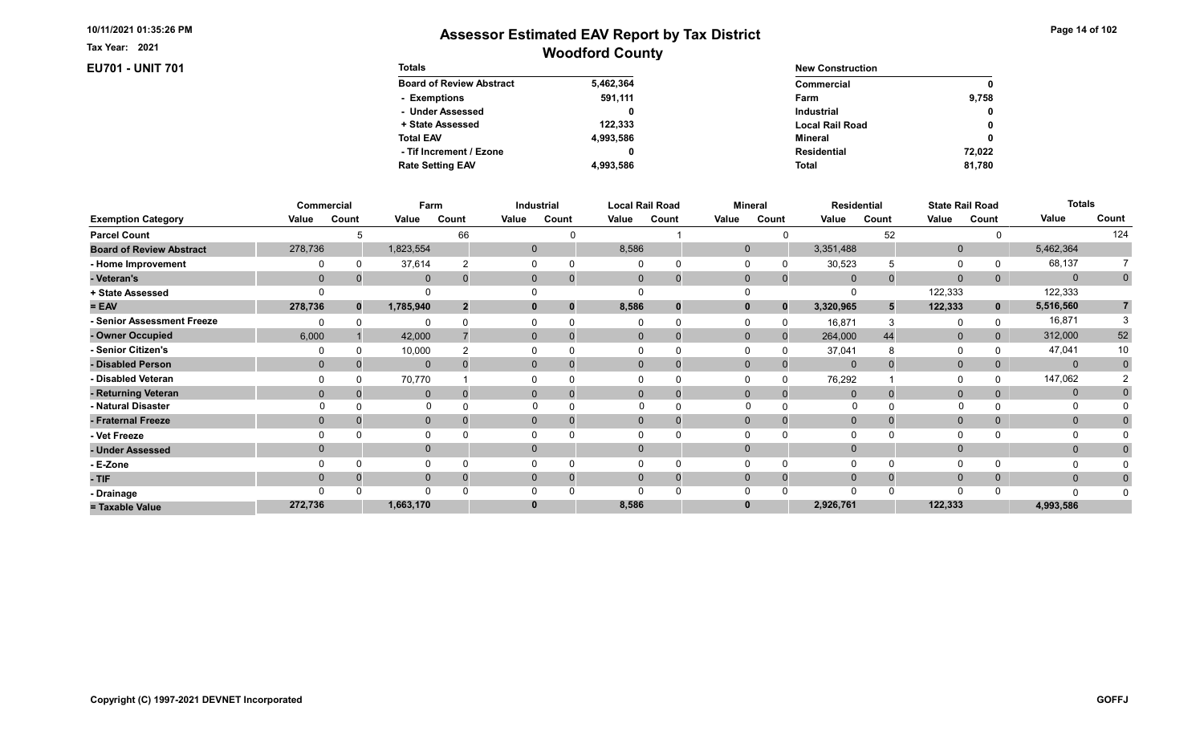# Assessor Estimated EAV Report by Tax District

## Woodford County

Tax Year: 2021

### EU701 - UNIT 701

| Totals | |
|---|---|
| Board of Review Abstract | 5,462,364 |
| - Exemptions | 591,111 |
| - Under Assessed | 0 |
| + State Assessed | 122,333 |
| Total EAV | 4,993,586 |
| - Tif Increment / Ezone | 0 |
| Rate Setting EAV | 4,993,586 |

| New Construction | |
|---|---|
| Commercial | 0 |
| Farm | 9,758 |
| Industrial | 0 |
| Local Rail Road | 0 |
| Mineral | 0 |
| Residential | 72,022 |
| Total | 81,780 |

| | Commercial | | Farm | | Industrial | | Local Rail Road | | Mineral | | Residential | | State Rail Road | | Totals | |
|---|---|---|---|---|---|---|---|---|---|---|---|---|---|---|---|---|
| Exemption Category | Value | Count | Value | Count | Value | Count | Value | Count | Value | Count | Value | Count | Value | Count | Value | Count |
| Parcel Count | | 5 | | 66 | | 0 | | 1 | | 0 | | 52 | | 0 | | 124 |
| Board of Review Abstract | 278,736 | | 1,823,554 | | 0 | | 8,586 | | 0 | | 3,351,488 | | 0 | | 5,462,364 | |
| - Home Improvement | 0 | 0 | 37,614 | 2 | 0 | 0 | 0 | 0 | 0 | 0 | 30,523 | 5 | 0 | 0 | 68,137 | 7 |
| - Veteran's | 0 | 0 | 0 | 0 | 0 | 0 | 0 | 0 | 0 | 0 | 0 | 0 | 0 | 0 | 0 | 0 |
| + State Assessed | 0 | | 0 | | 0 | | 0 | | 0 | | 0 | | 122,333 | | 122,333 | |
| = EAV | 278,736 | 0 | 1,785,940 | 2 | 0 | 0 | 8,586 | 0 | 0 | 0 | 3,320,965 | 5 | 122,333 | 0 | 5,516,560 | 7 |
| - Senior Assessment Freeze | 0 | 0 | 0 | 0 | 0 | 0 | 0 | 0 | 0 | 0 | 16,871 | 3 | 0 | 0 | 16,871 | 3 |
| - Owner Occupied | 6,000 | 1 | 42,000 | 7 | 0 | 0 | 0 | 0 | 0 | 0 | 264,000 | 44 | 0 | 0 | 312,000 | 52 |
| - Senior Citizen's | 0 | 0 | 10,000 | 2 | 0 | 0 | 0 | 0 | 0 | 0 | 37,041 | 8 | 0 | 0 | 47,041 | 10 |
| - Disabled Person | 0 | 0 | 0 | 0 | 0 | 0 | 0 | 0 | 0 | 0 | 0 | 0 | 0 | 0 | 0 | 0 |
| - Disabled Veteran | 0 | 0 | 70,770 | 1 | 0 | 0 | 0 | 0 | 0 | 0 | 76,292 | 1 | 0 | 0 | 147,062 | 2 |
| - Returning Veteran | 0 | 0 | 0 | 0 | 0 | 0 | 0 | 0 | 0 | 0 | 0 | 0 | 0 | 0 | 0 | 0 |
| - Natural Disaster | 0 | 0 | 0 | 0 | 0 | 0 | 0 | 0 | 0 | 0 | 0 | 0 | 0 | 0 | 0 | 0 |
| - Fraternal Freeze | 0 | 0 | 0 | 0 | 0 | 0 | 0 | 0 | 0 | 0 | 0 | 0 | 0 | 0 | 0 | 0 |
| - Vet Freeze | 0 | 0 | 0 | 0 | 0 | 0 | 0 | 0 | 0 | 0 | 0 | 0 | 0 | 0 | 0 | 0 |
| - Under Assessed | 0 | | 0 | | 0 | | 0 | | 0 | | 0 | | 0 | | 0 | 0 |
| - E-Zone | 0 | 0 | 0 | 0 | 0 | 0 | 0 | 0 | 0 | 0 | 0 | 0 | 0 | 0 | 0 | 0 |
| - TIF | 0 | 0 | 0 | 0 | 0 | 0 | 0 | 0 | 0 | 0 | 0 | 0 | 0 | 0 | 0 | 0 |
| - Drainage | 0 | 0 | 0 | 0 | 0 | 0 | 0 | 0 | 0 | 0 | 0 | 0 | 0 | 0 | 0 | 0 |
| = Taxable Value | 272,736 | | 1,663,170 | | 0 | | 8,586 | | 0 | | 2,926,761 | | 122,333 | | 4,993,586 | |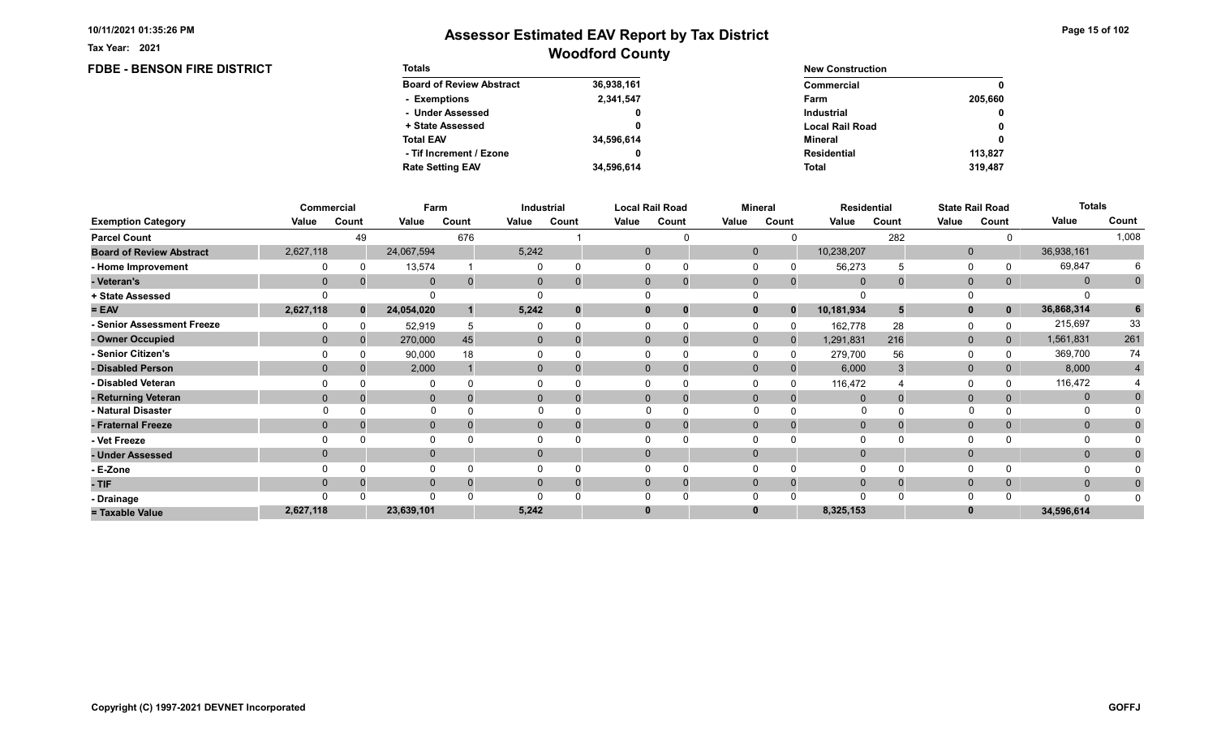Tax Year: 2021

# Assessor Estimated EAV Report by Tax District
## Woodford County

### FDBE - BENSON FIRE DISTRICT

| Totals | |
|---|---|
| Board of Review Abstract | 36,938,161 |
| - Exemptions | 2,341,547 |
| - Under Assessed | 0 |
| + State Assessed | 0 |
| Total EAV | 34,596,614 |
| - Tif Increment / Ezone | 0 |
| Rate Setting EAV | 34,596,614 |

| New Construction | |
|---|---|
| Commercial | 0 |
| Farm | 205,660 |
| Industrial | 0 |
| Local Rail Road | 0 |
| Mineral | 0 |
| Residential | 113,827 |
| Total | 319,487 |

| | Commercial | | Farm | | Industrial | | Local Rail Road | | Mineral | | Residential | | State Rail Road | | Totals | |
|---|---|---|---|---|---|---|---|---|---|---|---|---|---|---|---|---|
| Exemption Category | Value | Count | Value | Count | Value | Count | Value | Count | Value | Count | Value | Count | Value | Count | Value | Count |
| Parcel Count | | 49 | | 676 | | 1 | | 0 | | 0 | | 282 | | 0 | | 1,008 |
| Board of Review Abstract | 2,627,118 | | 24,067,594 | | 5,242 | | 0 | | 0 | | 10,238,207 | | 0 | | 36,938,161 | |
| - Home Improvement | 0 | 0 | 13,574 | 1 | 0 | 0 | 0 | 0 | 0 | 0 | 56,273 | 5 | 0 | 0 | 69,847 | 6 |
| - Veteran's | 0 | 0 | 0 | 0 | 0 | 0 | 0 | 0 | 0 | 0 | 0 | 0 | 0 | 0 | 0 | 0 |
| + State Assessed | 0 | | 0 | | 0 | | 0 | | 0 | | 0 | | 0 | | 0 | |
| = EAV | 2,627,118 | 0 | 24,054,020 | 1 | 5,242 | 0 | 0 | 0 | 0 | 0 | 10,181,934 | 5 | 0 | 0 | 36,868,314 | 6 |
| - Senior Assessment Freeze | 0 | 0 | 52,919 | 5 | 0 | 0 | 0 | 0 | 0 | 0 | 162,778 | 28 | 0 | 0 | 215,697 | 33 |
| - Owner Occupied | 0 | 0 | 270,000 | 45 | 0 | 0 | 0 | 0 | 0 | 0 | 1,291,831 | 216 | 0 | 0 | 1,561,831 | 261 |
| - Senior Citizen's | 0 | 0 | 90,000 | 18 | 0 | 0 | 0 | 0 | 0 | 0 | 279,700 | 56 | 0 | 0 | 369,700 | 74 |
| - Disabled Person | 0 | 0 | 2,000 | 1 | 0 | 0 | 0 | 0 | 0 | 0 | 6,000 | 3 | 0 | 0 | 8,000 | 4 |
| - Disabled Veteran | 0 | 0 | 0 | 0 | 0 | 0 | 0 | 0 | 0 | 0 | 116,472 | 4 | 0 | 0 | 116,472 | 4 |
| - Returning Veteran | 0 | 0 | 0 | 0 | 0 | 0 | 0 | 0 | 0 | 0 | 0 | 0 | 0 | 0 | 0 | 0 |
| - Natural Disaster | 0 | 0 | 0 | 0 | 0 | 0 | 0 | 0 | 0 | 0 | 0 | 0 | 0 | 0 | 0 | 0 |
| - Fraternal Freeze | 0 | 0 | 0 | 0 | 0 | 0 | 0 | 0 | 0 | 0 | 0 | 0 | 0 | 0 | 0 | 0 |
| - Vet Freeze | 0 | 0 | 0 | 0 | 0 | 0 | 0 | 0 | 0 | 0 | 0 | 0 | 0 | 0 | 0 | 0 |
| - Under Assessed | 0 | | 0 | | 0 | | 0 | | 0 | | 0 | | 0 | | 0 | 0 |
| - E-Zone | 0 | 0 | 0 | 0 | 0 | 0 | 0 | 0 | 0 | 0 | 0 | 0 | 0 | 0 | 0 | 0 |
| - TIF | 0 | 0 | 0 | 0 | 0 | 0 | 0 | 0 | 0 | 0 | 0 | 0 | 0 | 0 | 0 | 0 |
| - Drainage | 0 | 0 | 0 | 0 | 0 | 0 | 0 | 0 | 0 | 0 | 0 | 0 | 0 | 0 | 0 | 0 |
| = Taxable Value | 2,627,118 | | 23,639,101 | | 5,242 | | 0 | | 0 | | 8,325,153 | | 0 | | 34,596,614 | |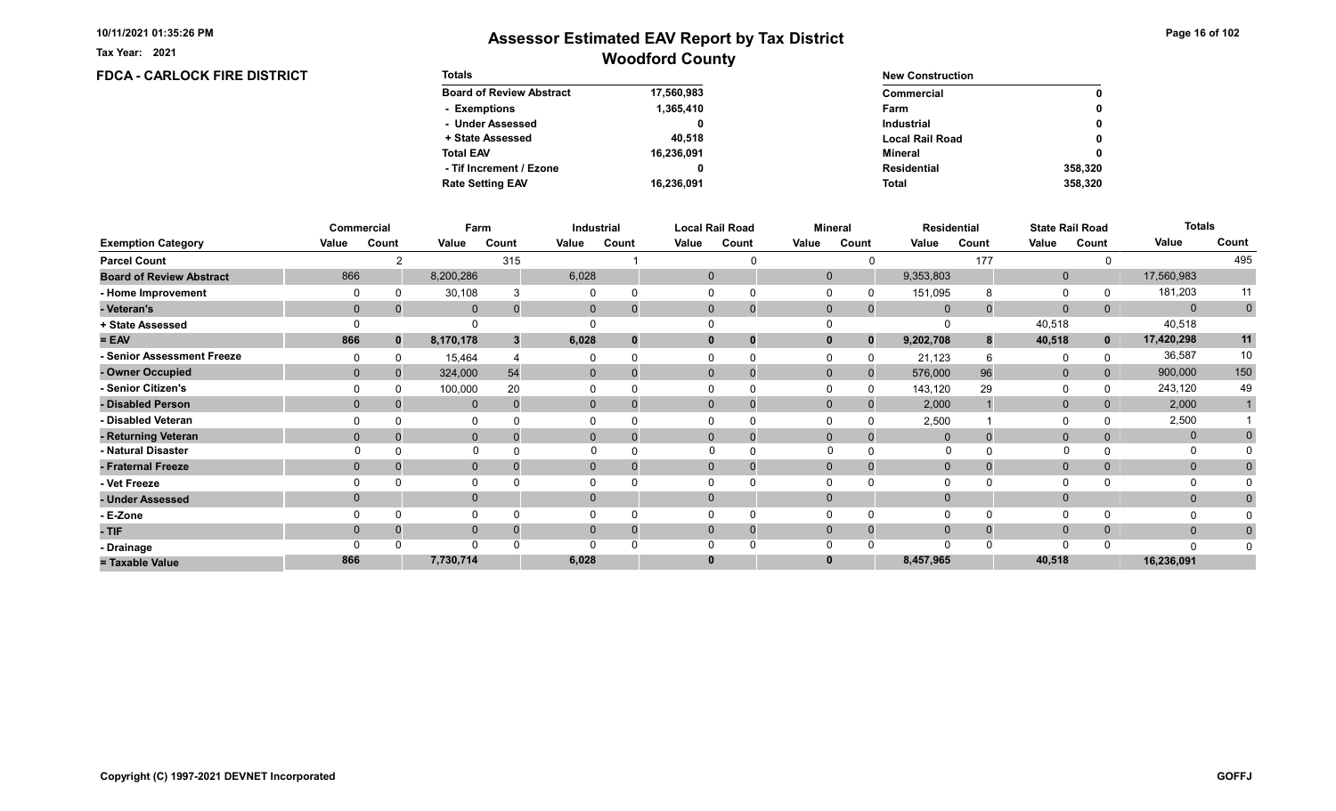10/11/2021 01:35:26 PM

Tax Year: 2021

# Assessor Estimated EAV Report by Tax District
## Woodford County

### FDCA - CARLOCK FIRE DISTRICT

| Totals | |
|---|---|
| Board of Review Abstract | 17,560,983 |
| - Exemptions | 1,365,410 |
| - Under Assessed | 0 |
| + State Assessed | 40,518 |
| Total EAV | 16,236,091 |
| - Tif Increment / Ezone | 0 |
| Rate Setting EAV | 16,236,091 |

| New Construction | |
|---|---|
| Commercial | 0 |
| Farm | 0 |
| Industrial | 0 |
| Local Rail Road | 0 |
| Mineral | 0 |
| Residential | 358,320 |
| Total | 358,320 |

| | Commercial | | Farm | | Industrial | | Local Rail Road | | Mineral | | Residential | | State Rail Road | | Totals | |
|---|---|---|---|---|---|---|---|---|---|---|---|---|---|---|---|---|
| Exemption Category | Value | Count | Value | Count | Value | Count | Value | Count | Value | Count | Value | Count | Value | Count | Value | Count |
| Parcel Count | | 2 | | 315 | | 1 | | 0 | | 0 | | 177 | | 0 | | 495 |
| Board of Review Abstract | 866 | | 8,200,286 | | 6,028 | | 0 | | 0 | | 9,353,803 | | 0 | | 17,560,983 | |
| - Home Improvement | 0 | 0 | 30,108 | 3 | 0 | 0 | 0 | 0 | 0 | 0 | 151,095 | 8 | 0 | 0 | 181,203 | 11 |
| - Veteran's | 0 | 0 | 0 | 0 | 0 | 0 | 0 | 0 | 0 | 0 | 0 | 0 | 0 | 0 | 0 | 0 |
| + State Assessed | 0 | | 0 | | 0 | | 0 | | 0 | | 0 | | 40,518 | | 40,518 | |
| = EAV | 866 | 0 | 8,170,178 | 3 | 6,028 | 0 | 0 | 0 | 0 | 0 | 9,202,708 | 8 | 40,518 | 0 | 17,420,298 | 11 |
| - Senior Assessment Freeze | 0 | 0 | 15,464 | 4 | 0 | 0 | 0 | 0 | 0 | 0 | 21,123 | 6 | 0 | 0 | 36,587 | 10 |
| - Owner Occupied | 0 | 0 | 324,000 | 54 | 0 | 0 | 0 | 0 | 0 | 0 | 576,000 | 96 | 0 | 0 | 900,000 | 150 |
| - Senior Citizen's | 0 | 0 | 100,000 | 20 | 0 | 0 | 0 | 0 | 0 | 0 | 143,120 | 29 | 0 | 0 | 243,120 | 49 |
| - Disabled Person | 0 | 0 | 0 | 0 | 0 | 0 | 0 | 0 | 0 | 0 | 2,000 | 1 | 0 | 0 | 2,000 | 1 |
| - Disabled Veteran | 0 | 0 | 0 | 0 | 0 | 0 | 0 | 0 | 0 | 0 | 2,500 | 1 | 0 | 0 | 2,500 | 1 |
| - Returning Veteran | 0 | 0 | 0 | 0 | 0 | 0 | 0 | 0 | 0 | 0 | 0 | 0 | 0 | 0 | 0 | 0 |
| - Natural Disaster | 0 | 0 | 0 | 0 | 0 | 0 | 0 | 0 | 0 | 0 | 0 | 0 | 0 | 0 | 0 | 0 |
| - Fraternal Freeze | 0 | 0 | 0 | 0 | 0 | 0 | 0 | 0 | 0 | 0 | 0 | 0 | 0 | 0 | 0 | 0 |
| - Vet Freeze | 0 | 0 | 0 | 0 | 0 | 0 | 0 | 0 | 0 | 0 | 0 | 0 | 0 | 0 | 0 | 0 |
| - Under Assessed | 0 | | 0 | | 0 | | 0 | | 0 | | 0 | | 0 | | 0 | 0 |
| - E-Zone | 0 | 0 | 0 | 0 | 0 | 0 | 0 | 0 | 0 | 0 | 0 | 0 | 0 | 0 | 0 | 0 |
| - TIF | 0 | 0 | 0 | 0 | 0 | 0 | 0 | 0 | 0 | 0 | 0 | 0 | 0 | 0 | 0 | 0 |
| - Drainage | 0 | 0 | 0 | 0 | 0 | 0 | 0 | 0 | 0 | 0 | 0 | 0 | 0 | 0 | 0 | 0 |
| = Taxable Value | 866 | | 7,730,714 | | 6,028 | | 0 | | 0 | | 8,457,965 | | 40,518 | | 16,236,091 | |

Copyright (C) 1997-2021 DEVNET Incorporated

GOFFJ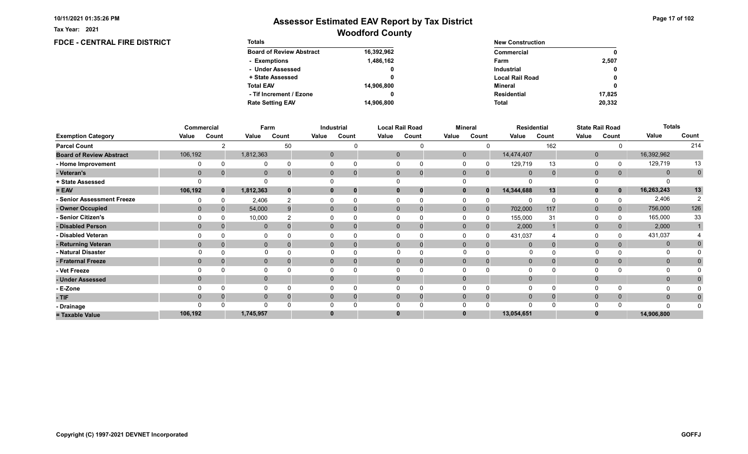Tax Year: 2021

# Assessor Estimated EAV Report by Tax District
## Woodford County

**FDCE - CENTRAL FIRE DISTRICT**

| Totals | |
|---|---|
| Board of Review Abstract | 16,392,962 |
| - Exemptions | 1,486,162 |
| - Under Assessed | 0 |
| + State Assessed | 0 |
| Total EAV | 14,906,800 |
| - Tif Increment / Ezone | 0 |
| Rate Setting EAV | 14,906,800 |

| New Construction | |
|---|---|
| Commercial | 0 |
| Farm | 2,507 |
| Industrial | 0 |
| Local Rail Road | 0 |
| Mineral | 0 |
| Residential | 17,825 |
| Total | 20,332 |

| | Commercial | | Farm | | Industrial | | Local Rail Road | | Mineral | | Residential | | State Rail Road | | Totals | |
|---|---|---|---|---|---|---|---|---|---|---|---|---|---|---|---|---|
| Exemption Category | Value | Count | Value | Count | Value | Count | Value | Count | Value | Count | Value | Count | Value | Count | Value | Count |
| Parcel Count | | 2 | | 50 | | 0 | | 0 | | 0 | | 162 | | 0 | | 214 |
| Board of Review Abstract | 106,192 | | 1,812,363 | | 0 | | 0 | | 0 | | 14,474,407 | | 0 | | 16,392,962 | |
| - Home Improvement | 0 | 0 | 0 | 0 | 0 | 0 | 0 | 0 | 0 | 0 | 129,719 | 13 | 0 | 0 | 129,719 | 13 |
| - Veteran's | 0 | 0 | 0 | 0 | 0 | 0 | 0 | 0 | 0 | 0 | 0 | 0 | 0 | 0 | 0 | 0 |
| + State Assessed | 0 | | 0 | | 0 | | 0 | | 0 | | 0 | | 0 | | 0 | |
| = EAV | 106,192 | 0 | 1,812,363 | 0 | 0 | 0 | 0 | 0 | 0 | 0 | 14,344,688 | 13 | 0 | 0 | 16,263,243 | 13 |
| - Senior Assessment Freeze | 0 | 0 | 2,406 | 2 | 0 | 0 | 0 | 0 | 0 | 0 | 0 | 0 | 0 | 0 | 2,406 | 2 |
| - Owner Occupied | 0 | 0 | 54,000 | 9 | 0 | 0 | 0 | 0 | 0 | 0 | 702,000 | 117 | 0 | 0 | 756,000 | 126 |
| - Senior Citizen's | 0 | 0 | 10,000 | 2 | 0 | 0 | 0 | 0 | 0 | 0 | 155,000 | 31 | 0 | 0 | 165,000 | 33 |
| - Disabled Person | 0 | 0 | 0 | 0 | 0 | 0 | 0 | 0 | 0 | 0 | 2,000 | 1 | 0 | 0 | 2,000 | 1 |
| - Disabled Veteran | 0 | 0 | 0 | 0 | 0 | 0 | 0 | 0 | 0 | 0 | 431,037 | 4 | 0 | 0 | 431,037 | 4 |
| - Returning Veteran | 0 | 0 | 0 | 0 | 0 | 0 | 0 | 0 | 0 | 0 | 0 | 0 | 0 | 0 | 0 | 0 |
| - Natural Disaster | 0 | 0 | 0 | 0 | 0 | 0 | 0 | 0 | 0 | 0 | 0 | 0 | 0 | 0 | 0 | 0 |
| - Fraternal Freeze | 0 | 0 | 0 | 0 | 0 | 0 | 0 | 0 | 0 | 0 | 0 | 0 | 0 | 0 | 0 | 0 |
| - Vet Freeze | 0 | 0 | 0 | 0 | 0 | 0 | 0 | 0 | 0 | 0 | 0 | 0 | 0 | 0 | 0 | 0 |
| - Under Assessed | 0 | | 0 | | 0 | | 0 | | 0 | | 0 | | 0 | | 0 | 0 |
| - E-Zone | 0 | 0 | 0 | 0 | 0 | 0 | 0 | 0 | 0 | 0 | 0 | 0 | 0 | 0 | 0 | 0 |
| - TIF | 0 | 0 | 0 | 0 | 0 | 0 | 0 | 0 | 0 | 0 | 0 | 0 | 0 | 0 | 0 | 0 |
| - Drainage | 0 | 0 | 0 | 0 | 0 | 0 | 0 | 0 | 0 | 0 | 0 | 0 | 0 | 0 | 0 | 0 |
| = Taxable Value | 106,192 | | 1,745,957 | | 0 | | 0 | | 0 | | 13,054,651 | | 0 | | 14,906,800 | |

Copyright (C) 1997-2021 DEVNET Incorporated

GOFFJ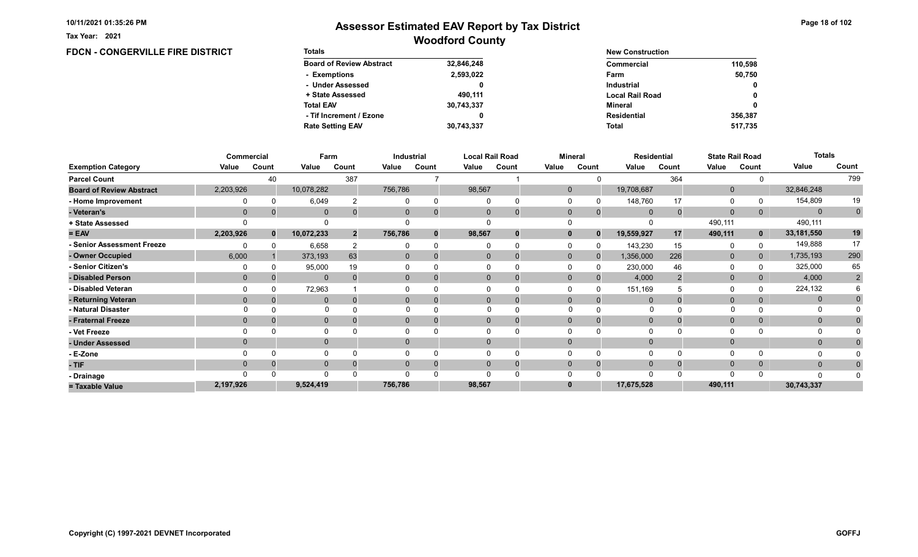# Assessor Estimated EAV Report by Tax District

## Woodford County

Tax Year: 2021

### FDCN - CONGERVILLE FIRE DISTRICT

| Totals | |
|---|---|
| Board of Review Abstract | 32,846,248 |
| - Exemptions | 2,593,022 |
| - Under Assessed | 0 |
| + State Assessed | 490,111 |
| Total EAV | 30,743,337 |
| - Tif Increment / Ezone | 0 |
| Rate Setting EAV | 30,743,337 |

| New Construction | |
|---|---|
| Commercial | 110,598 |
| Farm | 50,750 |
| Industrial | 0 |
| Local Rail Road | 0 |
| Mineral | 0 |
| Residential | 356,387 |
| Total | 517,735 |

| | Commercial | | Farm | | Industrial | | Local Rail Road | | Mineral | | Residential | | State Rail Road | | Totals | |
|---|---|---|---|---|---|---|---|---|---|---|---|---|---|---|---|---|
| Exemption Category | Value | Count | Value | Count | Value | Count | Value | Count | Value | Count | Value | Count | Value | Count | Value | Count |
| Parcel Count | | 40 | | 387 | | 7 | | 1 | | 0 | | 364 | | 0 | | 799 |
| Board of Review Abstract | 2,203,926 | | 10,078,282 | | 756,786 | | 98,567 | | 0 | | 19,708,687 | | 0 | | 32,846,248 | |
| - Home Improvement | 0 | 0 | 6,049 | 2 | 0 | 0 | 0 | 0 | 0 | 0 | 148,760 | 17 | 0 | 0 | 154,809 | 19 |
| - Veteran's | 0 | 0 | 0 | 0 | 0 | 0 | 0 | 0 | 0 | 0 | 0 | 0 | 0 | 0 | 0 | 0 |
| + State Assessed | 0 | | 0 | | 0 | | 0 | | 0 | | 0 | | 490,111 | | 490,111 | |
| = EAV | 2,203,926 | 0 | 10,072,233 | 2 | 756,786 | 0 | 98,567 | 0 | 0 | 0 | 19,559,927 | 17 | 490,111 | 0 | 33,181,550 | 19 |
| - Senior Assessment Freeze | 0 | 0 | 6,658 | 2 | 0 | 0 | 0 | 0 | 0 | 0 | 143,230 | 15 | 0 | 0 | 149,888 | 17 |
| - Owner Occupied | 6,000 | 1 | 373,193 | 63 | 0 | 0 | 0 | 0 | 0 | 0 | 1,356,000 | 226 | 0 | 0 | 1,735,193 | 290 |
| - Senior Citizen's | 0 | 0 | 95,000 | 19 | 0 | 0 | 0 | 0 | 0 | 0 | 230,000 | 46 | 0 | 0 | 325,000 | 65 |
| - Disabled Person | 0 | 0 | 0 | 0 | 0 | 0 | 0 | 0 | 0 | 0 | 4,000 | 2 | 0 | 0 | 4,000 | 2 |
| - Disabled Veteran | 0 | 0 | 72,963 | 1 | 0 | 0 | 0 | 0 | 0 | 0 | 151,169 | 5 | 0 | 0 | 224,132 | 6 |
| - Returning Veteran | 0 | 0 | 0 | 0 | 0 | 0 | 0 | 0 | 0 | 0 | 0 | 0 | 0 | 0 | 0 | 0 |
| - Natural Disaster | 0 | 0 | 0 | 0 | 0 | 0 | 0 | 0 | 0 | 0 | 0 | 0 | 0 | 0 | 0 | 0 |
| - Fraternal Freeze | 0 | 0 | 0 | 0 | 0 | 0 | 0 | 0 | 0 | 0 | 0 | 0 | 0 | 0 | 0 | 0 |
| - Vet Freeze | 0 | 0 | 0 | 0 | 0 | 0 | 0 | 0 | 0 | 0 | 0 | 0 | 0 | 0 | 0 | 0 |
| - Under Assessed | 0 | | 0 | | 0 | | 0 | | 0 | | 0 | | 0 | | 0 | 0 |
| - E-Zone | 0 | 0 | 0 | 0 | 0 | 0 | 0 | 0 | 0 | 0 | 0 | 0 | 0 | 0 | 0 | 0 |
| - TIF | 0 | 0 | 0 | 0 | 0 | 0 | 0 | 0 | 0 | 0 | 0 | 0 | 0 | 0 | 0 | 0 |
| - Drainage | 0 | 0 | 0 | 0 | 0 | 0 | 0 | 0 | 0 | 0 | 0 | 0 | 0 | 0 | 0 | 0 |
| = Taxable Value | 2,197,926 | | 9,524,419 | | 756,786 | | 98,567 | | 0 | | 17,675,528 | | 490,111 | | 30,743,337 | |

Copyright (C) 1997-2021 DEVNET Incorporated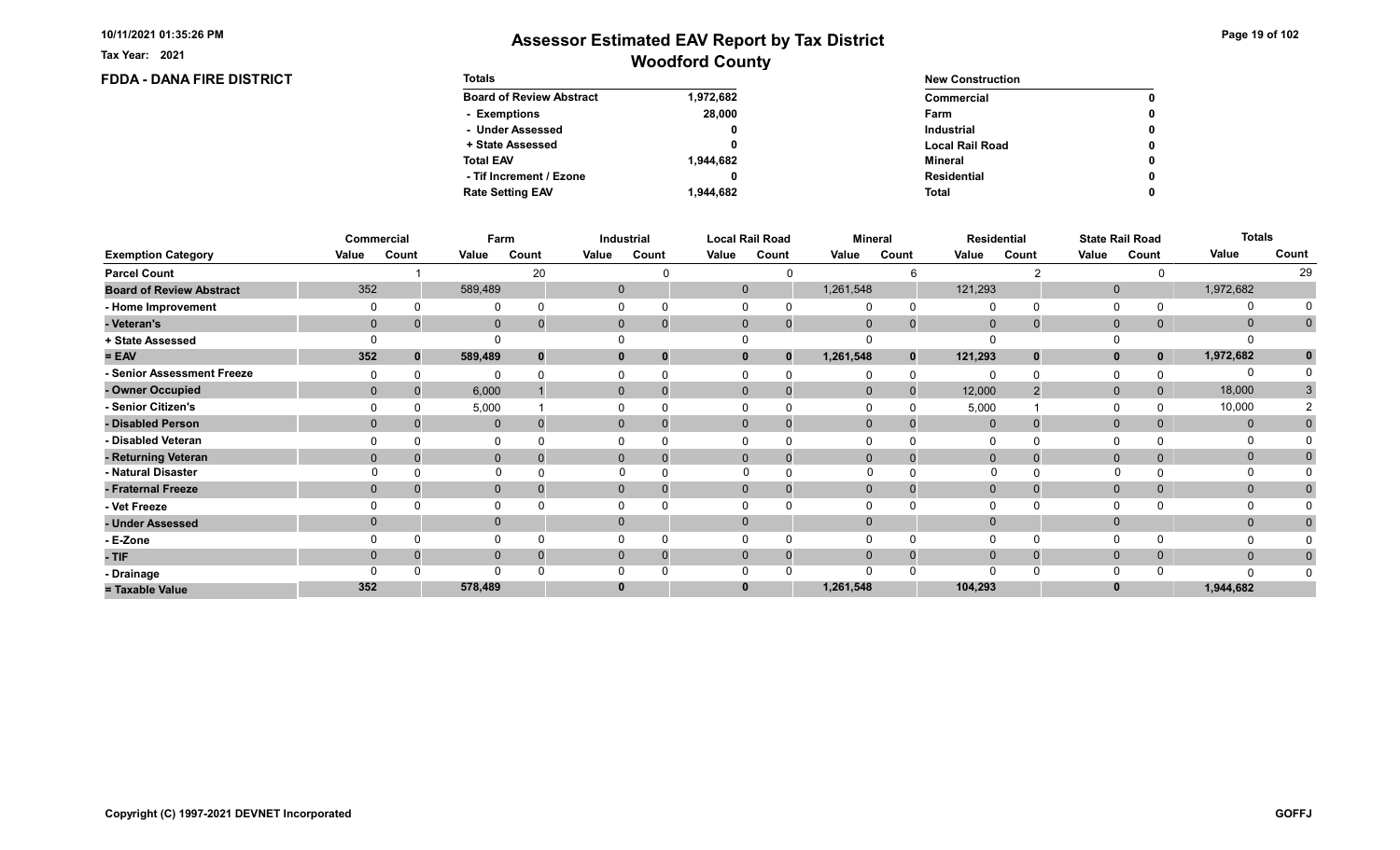Tax Year: 2021

# Assessor Estimated EAV Report by Tax District
## Woodford County

**FDDA - DANA FIRE DISTRICT**

| Totals | |
|---|---|
| Board of Review Abstract | 1,972,682 |
| - Exemptions | 28,000 |
| - Under Assessed | 0 |
| + State Assessed | 0 |
| Total EAV | 1,944,682 |
| - Tif Increment / Ezone | 0 |
| Rate Setting EAV | 1,944,682 |

| New Construction | |
|---|---|
| Commercial | 0 |
| Farm | 0 |
| Industrial | 0 |
| Local Rail Road | 0 |
| Mineral | 0 |
| Residential | 0 |
| Total | 0 |

| | Commercial | | Farm | | Industrial | | Local Rail Road | | Mineral | | Residential | | State Rail Road | | Totals | |
|---|---|---|---|---|---|---|---|---|---|---|---|---|---|---|---|---|
| Exemption Category | Value | Count | Value | Count | Value | Count | Value | Count | Value | Count | Value | Count | Value | Count | Value | Count |
| Parcel Count | | 1 | | 20 | | 0 | | 0 | | 6 | | 2 | | 0 | | 29 |
| Board of Review Abstract | 352 | | 589,489 | | 0 | | 0 | | 1,261,548 | | 121,293 | | 0 | | 1,972,682 | |
| - Home Improvement | 0 | 0 | 0 | 0 | 0 | 0 | 0 | 0 | 0 | 0 | 0 | 0 | 0 | 0 | 0 | 0 |
| - Veteran's | 0 | 0 | 0 | 0 | 0 | 0 | 0 | 0 | 0 | 0 | 0 | 0 | 0 | 0 | 0 | 0 |
| + State Assessed | 0 | | 0 | | 0 | | 0 | | 0 | | 0 | | 0 | | 0 | |
| = EAV | 352 | 0 | 589,489 | 0 | 0 | 0 | 0 | 0 | 1,261,548 | 0 | 121,293 | 0 | 0 | 0 | 1,972,682 | 0 |
| - Senior Assessment Freeze | 0 | 0 | 0 | 0 | 0 | 0 | 0 | 0 | 0 | 0 | 0 | 0 | 0 | 0 | 0 | 0 |
| - Owner Occupied | 0 | 0 | 6,000 | 1 | 0 | 0 | 0 | 0 | 0 | 0 | 12,000 | 2 | 0 | 0 | 18,000 | 3 |
| - Senior Citizen's | 0 | 0 | 5,000 | 1 | 0 | 0 | 0 | 0 | 0 | 0 | 5,000 | 1 | 0 | 0 | 10,000 | 2 |
| - Disabled Person | 0 | 0 | 0 | 0 | 0 | 0 | 0 | 0 | 0 | 0 | 0 | 0 | 0 | 0 | 0 | 0 |
| - Disabled Veteran | 0 | 0 | 0 | 0 | 0 | 0 | 0 | 0 | 0 | 0 | 0 | 0 | 0 | 0 | 0 | 0 |
| - Returning Veteran | 0 | 0 | 0 | 0 | 0 | 0 | 0 | 0 | 0 | 0 | 0 | 0 | 0 | 0 | 0 | 0 |
| - Natural Disaster | 0 | 0 | 0 | 0 | 0 | 0 | 0 | 0 | 0 | 0 | 0 | 0 | 0 | 0 | 0 | 0 |
| - Fraternal Freeze | 0 | 0 | 0 | 0 | 0 | 0 | 0 | 0 | 0 | 0 | 0 | 0 | 0 | 0 | 0 | 0 |
| - Vet Freeze | 0 | 0 | 0 | 0 | 0 | 0 | 0 | 0 | 0 | 0 | 0 | 0 | 0 | 0 | 0 | 0 |
| - Under Assessed | 0 | | 0 | | 0 | | 0 | | 0 | | 0 | | 0 | | 0 | 0 |
| - E-Zone | 0 | 0 | 0 | 0 | 0 | 0 | 0 | 0 | 0 | 0 | 0 | 0 | 0 | 0 | 0 | 0 |
| - TIF | 0 | 0 | 0 | 0 | 0 | 0 | 0 | 0 | 0 | 0 | 0 | 0 | 0 | 0 | 0 | 0 |
| - Drainage | 0 | 0 | 0 | 0 | 0 | 0 | 0 | 0 | 0 | 0 | 0 | 0 | 0 | 0 | 0 | 0 |
| = Taxable Value | 352 | | 578,489 | | 0 | | 0 | | 1,261,548 | | 104,293 | | 0 | | 1,944,682 | |

Copyright (C) 1997-2021 DEVNET Incorporated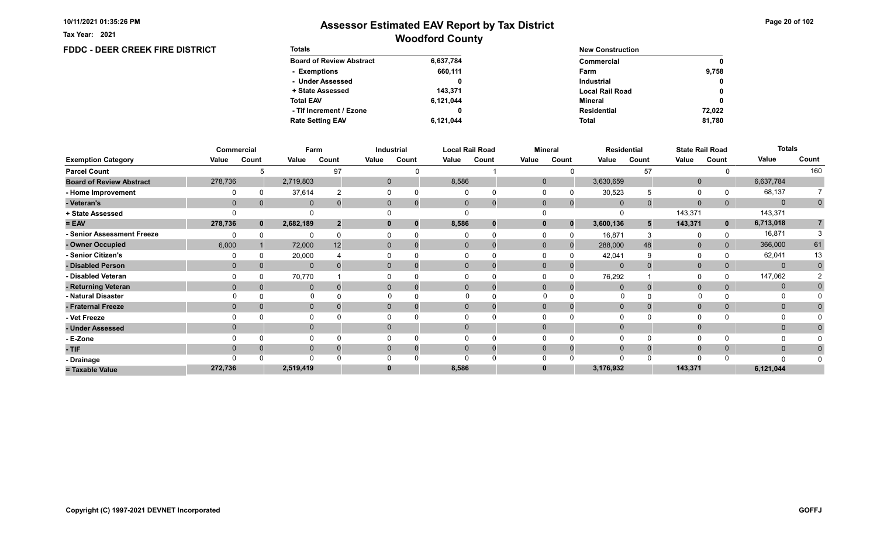Tax Year: 2021

# Assessor Estimated EAV Report by Tax District
## Woodford County

### FDDC - DEER CREEK FIRE DISTRICT

| Totals | |
|---|---|
| Board of Review Abstract | 6,637,784 |
| - Exemptions | 660,111 |
| - Under Assessed | 0 |
| + State Assessed | 143,371 |
| Total EAV | 6,121,044 |
| - Tif Increment / Ezone | 0 |
| Rate Setting EAV | 6,121,044 |

| New Construction | |
|---|---|
| Commercial | 0 |
| Farm | 9,758 |
| Industrial | 0 |
| Local Rail Road | 0 |
| Mineral | 0 |
| Residential | 72,022 |
| Total | 81,780 |

| | Commercial | | Farm | | Industrial | | Local Rail Road | | Mineral | | Residential | | State Rail Road | | Totals | |
|---|---|---|---|---|---|---|---|---|---|---|---|---|---|---|---|---|
| Exemption Category | Value | Count | Value | Count | Value | Count | Value | Count | Value | Count | Value | Count | Value | Count | Value | Count |
| Parcel Count | | 5 | | 97 | | 0 | | 1 | | 0 | | 57 | | 0 | | 160 |
| Board of Review Abstract | 278,736 | | 2,719,803 | | 0 | | 8,586 | | 0 | | 3,630,659 | | 0 | | 6,637,784 | |
| - Home Improvement | 0 | 0 | 37,614 | 2 | 0 | 0 | 0 | 0 | 0 | 0 | 30,523 | 5 | 0 | 0 | 68,137 | 7 |
| - Veteran's | 0 | 0 | 0 | 0 | 0 | 0 | 0 | 0 | 0 | 0 | 0 | 0 | 0 | 0 | 0 | 0 |
| + State Assessed | 0 | | 0 | | 0 | | 0 | | 0 | | 0 | | 143,371 | | 143,371 | |
| = EAV | 278,736 | 0 | 2,682,189 | 2 | 0 | 0 | 8,586 | 0 | 0 | 0 | 3,600,136 | 5 | 143,371 | 0 | 6,713,018 | 7 |
| - Senior Assessment Freeze | 0 | 0 | 0 | 0 | 0 | 0 | 0 | 0 | 0 | 0 | 16,871 | 3 | 0 | 0 | 16,871 | 3 |
| - Owner Occupied | 6,000 | 1 | 72,000 | 12 | 0 | 0 | 0 | 0 | 0 | 0 | 288,000 | 48 | 0 | 0 | 366,000 | 61 |
| - Senior Citizen's | 0 | 0 | 20,000 | 4 | 0 | 0 | 0 | 0 | 0 | 0 | 42,041 | 9 | 0 | 0 | 62,041 | 13 |
| - Disabled Person | 0 | 0 | 0 | 0 | 0 | 0 | 0 | 0 | 0 | 0 | 0 | 0 | 0 | 0 | 0 | 0 |
| - Disabled Veteran | 0 | 0 | 70,770 | 1 | 0 | 0 | 0 | 0 | 0 | 0 | 76,292 | 1 | 0 | 0 | 147,062 | 2 |
| - Returning Veteran | 0 | 0 | 0 | 0 | 0 | 0 | 0 | 0 | 0 | 0 | 0 | 0 | 0 | 0 | 0 | 0 |
| - Natural Disaster | 0 | 0 | 0 | 0 | 0 | 0 | 0 | 0 | 0 | 0 | 0 | 0 | 0 | 0 | 0 | 0 |
| - Fraternal Freeze | 0 | 0 | 0 | 0 | 0 | 0 | 0 | 0 | 0 | 0 | 0 | 0 | 0 | 0 | 0 | 0 |
| - Vet Freeze | 0 | 0 | 0 | 0 | 0 | 0 | 0 | 0 | 0 | 0 | 0 | 0 | 0 | 0 | 0 | 0 |
| - Under Assessed | 0 | | 0 | | 0 | | 0 | | 0 | | 0 | | 0 | | 0 | 0 |
| - E-Zone | 0 | 0 | 0 | 0 | 0 | 0 | 0 | 0 | 0 | 0 | 0 | 0 | 0 | 0 | 0 | 0 |
| - TIF | 0 | 0 | 0 | 0 | 0 | 0 | 0 | 0 | 0 | 0 | 0 | 0 | 0 | 0 | 0 | 0 |
| - Drainage | 0 | 0 | 0 | 0 | 0 | 0 | 0 | 0 | 0 | 0 | 0 | 0 | 0 | 0 | 0 | 0 |
| = Taxable Value | 272,736 | | 2,519,419 | | 0 | | 8,586 | | 0 | | 3,176,932 | | 143,371 | | 6,121,044 | |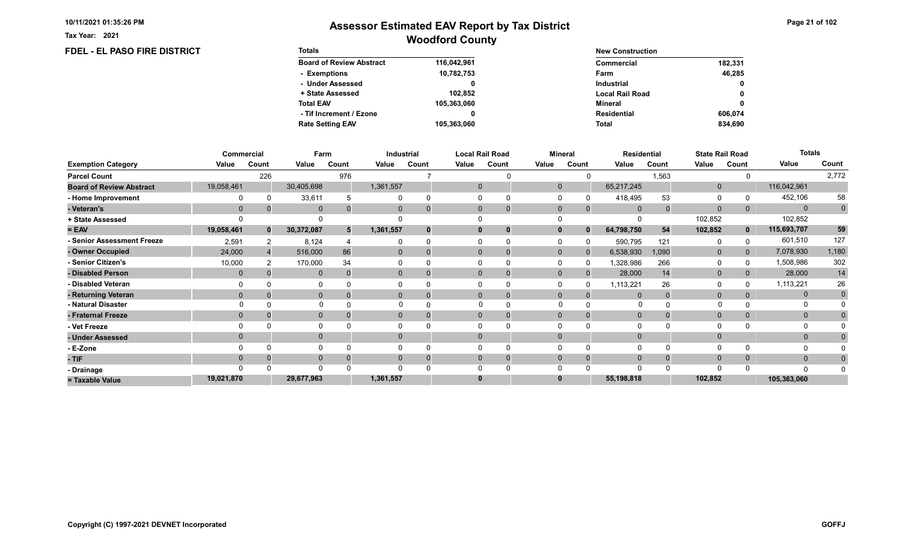10/11/2021 01:35:26 PM

Tax Year: 2021

# Assessor Estimated EAV Report by Tax District
## Woodford County

### FDEL - EL PASO FIRE DISTRICT

| Totals | |
|---|---|
| Board of Review Abstract | 116,042,961 |
| - Exemptions | 10,782,753 |
| - Under Assessed | 0 |
| + State Assessed | 102,852 |
| Total EAV | 105,363,060 |
| - Tif Increment / Ezone | 0 |
| Rate Setting EAV | 105,363,060 |

| New Construction | |
|---|---|
| Commercial | 182,331 |
| Farm | 46,285 |
| Industrial | 0 |
| Local Rail Road | 0 |
| Mineral | 0 |
| Residential | 606,074 |
| Total | 834,690 |

| | Commercial | | Farm | | Industrial | | Local Rail Road | | Mineral | | Residential | | State Rail Road | | Totals | |
|---|---|---|---|---|---|---|---|---|---|---|---|---|---|---|---|---|
| Exemption Category | Value | Count | Value | Count | Value | Count | Value | Count | Value | Count | Value | Count | Value | Count | Value | Count |
| Parcel Count | | 226 | | 976 | | 7 | | 0 | | 0 | | 1,563 | | 0 | | 2,772 |
| Board of Review Abstract | 19,058,461 | | 30,405,698 | | 1,361,557 | | 0 | | 0 | | 65,217,245 | | 0 | | 116,042,961 | |
| - Home Improvement | 0 | 0 | 33,611 | 5 | 0 | 0 | 0 | 0 | 0 | 0 | 418,495 | 53 | 0 | 0 | 452,106 | 58 |
| - Veteran's | 0 | 0 | 0 | 0 | 0 | 0 | 0 | 0 | 0 | 0 | 0 | 0 | 0 | 0 | 0 | 0 |
| + State Assessed | 0 | | 0 | | 0 | | 0 | | 0 | | 0 | | 102,852 | | 102,852 | |
| = EAV | 19,058,461 | 0 | 30,372,087 | 5 | 1,361,557 | 0 | 0 | 0 | 0 | 0 | 64,798,750 | 54 | 102,852 | 0 | 115,693,707 | 59 |
| - Senior Assessment Freeze | 2,591 | 2 | 8,124 | 4 | 0 | 0 | 0 | 0 | 0 | 0 | 590,795 | 121 | 0 | 0 | 601,510 | 127 |
| - Owner Occupied | 24,000 | 4 | 516,000 | 86 | 0 | 0 | 0 | 0 | 0 | 0 | 6,538,930 | 1,090 | 0 | 0 | 7,078,930 | 1,180 |
| - Senior Citizen's | 10,000 | 2 | 170,000 | 34 | 0 | 0 | 0 | 0 | 0 | 0 | 1,328,986 | 266 | 0 | 0 | 1,508,986 | 302 |
| - Disabled Person | 0 | 0 | 0 | 0 | 0 | 0 | 0 | 0 | 0 | 0 | 28,000 | 14 | 0 | 0 | 28,000 | 14 |
| - Disabled Veteran | 0 | 0 | 0 | 0 | 0 | 0 | 0 | 0 | 0 | 0 | 1,113,221 | 26 | 0 | 0 | 1,113,221 | 26 |
| - Returning Veteran | 0 | 0 | 0 | 0 | 0 | 0 | 0 | 0 | 0 | 0 | 0 | 0 | 0 | 0 | 0 | 0 |
| - Natural Disaster | 0 | 0 | 0 | 0 | 0 | 0 | 0 | 0 | 0 | 0 | 0 | 0 | 0 | 0 | 0 | 0 |
| - Fraternal Freeze | 0 | 0 | 0 | 0 | 0 | 0 | 0 | 0 | 0 | 0 | 0 | 0 | 0 | 0 | 0 | 0 |
| - Vet Freeze | 0 | 0 | 0 | 0 | 0 | 0 | 0 | 0 | 0 | 0 | 0 | 0 | 0 | 0 | 0 | 0 |
| - Under Assessed | 0 | | 0 | | 0 | | 0 | | 0 | | 0 | | 0 | | 0 | 0 |
| - E-Zone | 0 | 0 | 0 | 0 | 0 | 0 | 0 | 0 | 0 | 0 | 0 | 0 | 0 | 0 | 0 | 0 |
| - TIF | 0 | 0 | 0 | 0 | 0 | 0 | 0 | 0 | 0 | 0 | 0 | 0 | 0 | 0 | 0 | 0 |
| - Drainage | 0 | 0 | 0 | 0 | 0 | 0 | 0 | 0 | 0 | 0 | 0 | 0 | 0 | 0 | 0 | 0 |
| = Taxable Value | 19,021,870 | | 29,677,963 | | 1,361,557 | | 0 | | 0 | | 55,198,818 | | 102,852 | | 105,363,060 | |

Copyright (C) 1997-2021 DEVNET Incorporated

GOFFJ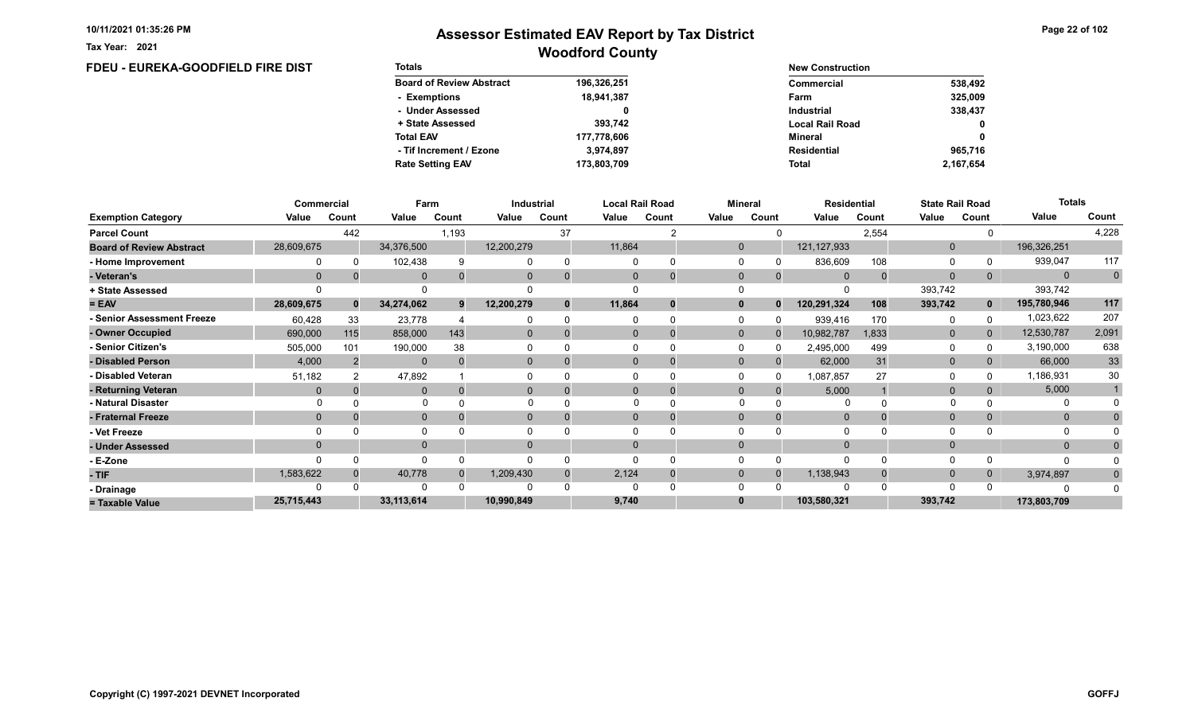# Assessor Estimated EAV Report by Tax District

## Woodford County

Tax Year: 2021

### FDEU - EUREKA-GOODFIELD FIRE DIST

| Totals | |
|---|---|
| Board of Review Abstract | 196,326,251 |
| - Exemptions | 18,941,387 |
| - Under Assessed | 0 |
| + State Assessed | 393,742 |
| Total EAV | 177,778,606 |
| - Tif Increment / Ezone | 3,974,897 |
| Rate Setting EAV | 173,803,709 |

| New Construction | |
|---|---|
| Commercial | 538,492 |
| Farm | 325,009 |
| Industrial | 338,437 |
| Local Rail Road | 0 |
| Mineral | 0 |
| Residential | 965,716 |
| Total | 2,167,654 |

| | Commercial | | Farm | | Industrial | | Local Rail Road | | Mineral | | Residential | | State Rail Road | | Totals | |
|---|---|---|---|---|---|---|---|---|---|---|---|---|---|---|---|---|
| Exemption Category | Value | Count | Value | Count | Value | Count | Value | Count | Value | Count | Value | Count | Value | Count | Value | Count |
| Parcel Count | | 442 | | 1,193 | | 37 | | 2 | | 0 | | 2,554 | | 0 | | 4,228 |
| Board of Review Abstract | 28,609,675 | | 34,376,500 | | 12,200,279 | | 11,864 | | 0 | | 121,127,933 | | 0 | | 196,326,251 | |
| - Home Improvement | 0 | 0 | 102,438 | 9 | 0 | 0 | 0 | 0 | 0 | 0 | 836,609 | 108 | 0 | 0 | 939,047 | 117 |
| - Veteran's | 0 | 0 | 0 | 0 | 0 | 0 | 0 | 0 | 0 | 0 | 0 | 0 | 0 | 0 | 0 | 0 |
| + State Assessed | 0 | | 0 | | 0 | | 0 | | 0 | | 0 | | 393,742 | | 393,742 | |
| = EAV | 28,609,675 | 0 | 34,274,062 | 9 | 12,200,279 | 0 | 11,864 | 0 | 0 | 0 | 120,291,324 | 108 | 393,742 | 0 | 195,780,946 | 117 |
| - Senior Assessment Freeze | 60,428 | 33 | 23,778 | 4 | 0 | 0 | 0 | 0 | 0 | 0 | 939,416 | 170 | 0 | 0 | 1,023,622 | 207 |
| - Owner Occupied | 690,000 | 115 | 858,000 | 143 | 0 | 0 | 0 | 0 | 0 | 0 | 10,982,787 | 1,833 | 0 | 0 | 12,530,787 | 2,091 |
| - Senior Citizen's | 505,000 | 101 | 190,000 | 38 | 0 | 0 | 0 | 0 | 0 | 0 | 2,495,000 | 499 | 0 | 0 | 3,190,000 | 638 |
| - Disabled Person | 4,000 | 2 | 0 | 0 | 0 | 0 | 0 | 0 | 0 | 0 | 62,000 | 31 | 0 | 0 | 66,000 | 33 |
| - Disabled Veteran | 51,182 | 2 | 47,892 | 1 | 0 | 0 | 0 | 0 | 0 | 0 | 1,087,857 | 27 | 0 | 0 | 1,186,931 | 30 |
| - Returning Veteran | 0 | 0 | 0 | 0 | 0 | 0 | 0 | 0 | 0 | 0 | 5,000 | 1 | 0 | 0 | 5,000 | 1 |
| - Natural Disaster | 0 | 0 | 0 | 0 | 0 | 0 | 0 | 0 | 0 | 0 | 0 | 0 | 0 | 0 | 0 | 0 |
| - Fraternal Freeze | 0 | 0 | 0 | 0 | 0 | 0 | 0 | 0 | 0 | 0 | 0 | 0 | 0 | 0 | 0 | 0 |
| - Vet Freeze | 0 | 0 | 0 | 0 | 0 | 0 | 0 | 0 | 0 | 0 | 0 | 0 | 0 | 0 | 0 | 0 |
| - Under Assessed | 0 | | 0 | | 0 | | 0 | | 0 | | 0 | | 0 | | 0 | 0 |
| - E-Zone | 0 | 0 | 0 | 0 | 0 | 0 | 0 | 0 | 0 | 0 | 0 | 0 | 0 | 0 | 0 | 0 |
| - TIF | 1,583,622 | 0 | 40,778 | 0 | 1,209,430 | 0 | 2,124 | 0 | 0 | 0 | 1,138,943 | 0 | 0 | 0 | 3,974,897 | 0 |
| - Drainage | 0 | 0 | 0 | 0 | 0 | 0 | 0 | 0 | 0 | 0 | 0 | 0 | 0 | 0 | 0 | 0 |
| = Taxable Value | 25,715,443 | | 33,113,614 | | 10,990,849 | | 9,740 | | 0 | | 103,580,321 | | 393,742 | | 173,803,709 | |

Copyright (C) 1997-2021 DEVNET Incorporated

GOFFJ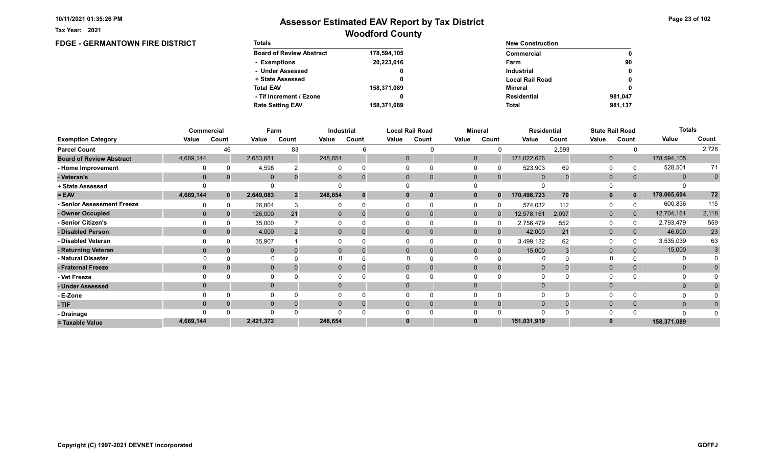# Assessor Estimated EAV Report by Tax District

## Woodford County

Tax Year: 2021

### FDGE - GERMANTOWN FIRE DISTRICT

| Totals | |
|---|---|
| Board of Review Abstract | 178,594,105 |
| - Exemptions | 20,223,016 |
| - Under Assessed | 0 |
| + State Assessed | 0 |
| Total EAV | 158,371,089 |
| - Tif Increment / Ezone | 0 |
| Rate Setting EAV | 158,371,089 |

| New Construction | |
|---|---|
| Commercial | 0 |
| Farm | 90 |
| Industrial | 0 |
| Local Rail Road | 0 |
| Mineral | 0 |
| Residential | 981,047 |
| Total | 981,137 |

| | Commercial | | Farm | | Industrial | | Local Rail Road | | Mineral | | Residential | | State Rail Road | | Totals | |
|---|---|---|---|---|---|---|---|---|---|---|---|---|---|---|---|---|
| Exemption Category | Value | Count | Value | Count | Value | Count | Value | Count | Value | Count | Value | Count | Value | Count | Value | Count |
| Parcel Count | | 46 | | 83 | | 6 | | 0 | | 0 | | 2,593 | | 0 | | 2,728 |
| Board of Review Abstract | 4,669,144 | | 2,653,681 | | 248,654 | | 0 | | 0 | | 171,022,626 | | 0 | | 178,594,105 | |
| - Home Improvement | 0 | 0 | 4,598 | 2 | 0 | 0 | 0 | 0 | 0 | 0 | 523,903 | 69 | 0 | 0 | 528,501 | 71 |
| - Veteran's | 0 | 0 | 0 | 0 | 0 | 0 | 0 | 0 | 0 | 0 | 0 | 0 | 0 | 0 | 0 | 0 |
| + State Assessed | 0 | | 0 | | 0 | | 0 | | 0 | | 0 | | 0 | | 0 | |
| = EAV | 4,669,144 | 0 | 2,649,083 | 2 | 248,654 | 0 | 0 | 0 | 0 | 0 | 170,498,723 | 70 | 0 | 0 | 178,065,604 | 72 |
| - Senior Assessment Freeze | 0 | 0 | 26,804 | 3 | 0 | 0 | 0 | 0 | 0 | 0 | 574,032 | 112 | 0 | 0 | 600,836 | 115 |
| - Owner Occupied | 0 | 0 | 126,000 | 21 | 0 | 0 | 0 | 0 | 0 | 0 | 12,578,161 | 2,097 | 0 | 0 | 12,704,161 | 2,118 |
| - Senior Citizen's | 0 | 0 | 35,000 | 7 | 0 | 0 | 0 | 0 | 0 | 0 | 2,758,479 | 552 | 0 | 0 | 2,793,479 | 559 |
| - Disabled Person | 0 | 0 | 4,000 | 2 | 0 | 0 | 0 | 0 | 0 | 0 | 42,000 | 21 | 0 | 0 | 46,000 | 23 |
| - Disabled Veteran | 0 | 0 | 35,907 | 1 | 0 | 0 | 0 | 0 | 0 | 0 | 3,499,132 | 62 | 0 | 0 | 3,535,039 | 63 |
| - Returning Veteran | 0 | 0 | 0 | 0 | 0 | 0 | 0 | 0 | 0 | 0 | 15,000 | 3 | 0 | 0 | 15,000 | 3 |
| - Natural Disaster | 0 | 0 | 0 | 0 | 0 | 0 | 0 | 0 | 0 | 0 | 0 | 0 | 0 | 0 | 0 | 0 |
| - Fraternal Freeze | 0 | 0 | 0 | 0 | 0 | 0 | 0 | 0 | 0 | 0 | 0 | 0 | 0 | 0 | 0 | 0 |
| - Vet Freeze | 0 | 0 | 0 | 0 | 0 | 0 | 0 | 0 | 0 | 0 | 0 | 0 | 0 | 0 | 0 | 0 |
| - Under Assessed | 0 | | 0 | | 0 | | 0 | | 0 | | 0 | | 0 | | 0 | 0 |
| - E-Zone | 0 | 0 | 0 | 0 | 0 | 0 | 0 | 0 | 0 | 0 | 0 | 0 | 0 | 0 | 0 | 0 |
| - TIF | 0 | 0 | 0 | 0 | 0 | 0 | 0 | 0 | 0 | 0 | 0 | 0 | 0 | 0 | 0 | 0 |
| - Drainage | 0 | 0 | 0 | 0 | 0 | 0 | 0 | 0 | 0 | 0 | 0 | 0 | 0 | 0 | 0 | 0 |
| = Taxable Value | 4,669,144 | | 2,421,372 | | 248,654 | | 0 | | 0 | | 151,031,919 | | 0 | | 158,371,089 | |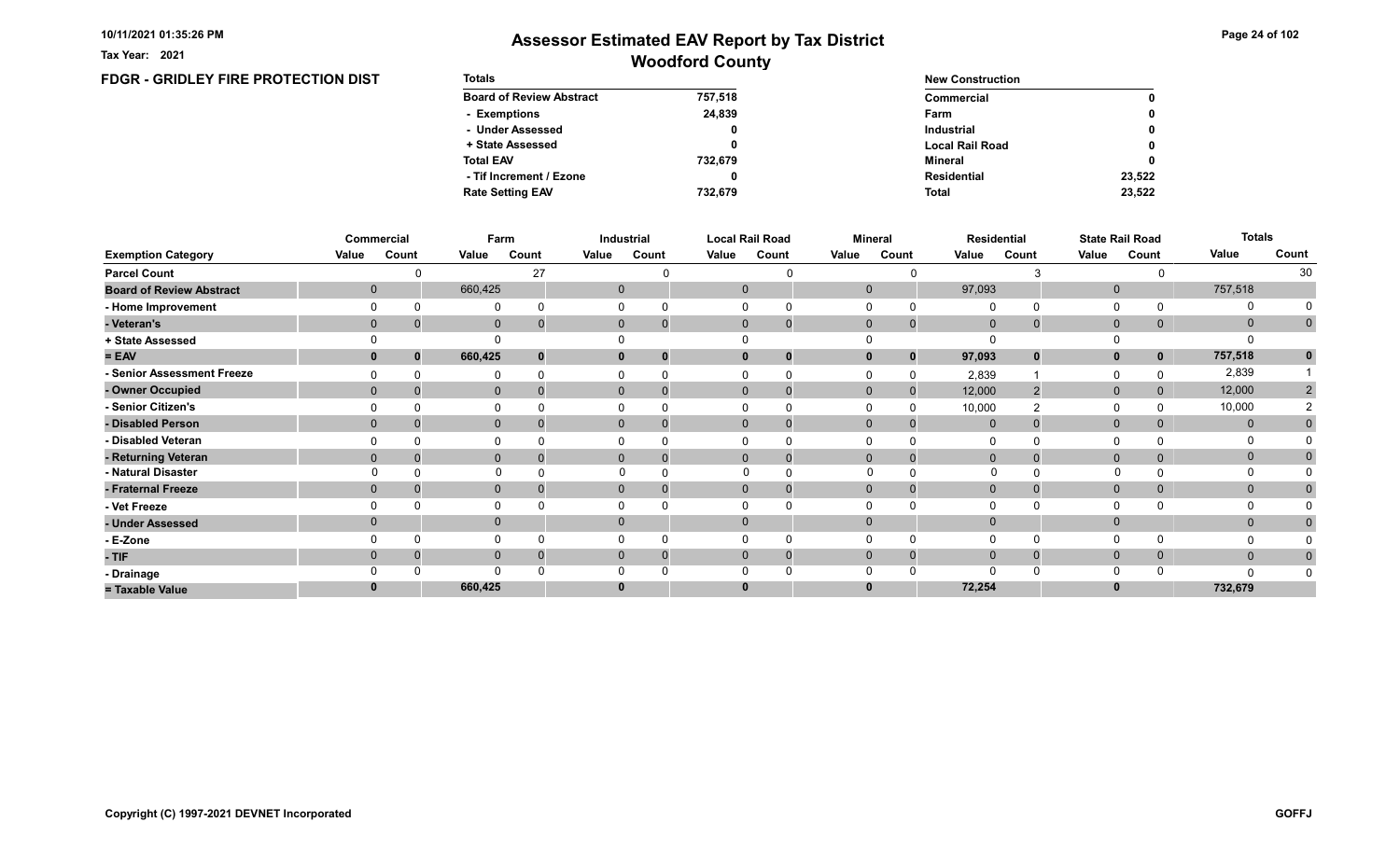Tax Year: 2021

# Assessor Estimated EAV Report by Tax District
## Woodford County

### FDGR - GRIDLEY FIRE PROTECTION DIST

| Totals | |
|---|---|
| Board of Review Abstract | 757,518 |
| - Exemptions | 24,839 |
| - Under Assessed | 0 |
| + State Assessed | 0 |
| Total EAV | 732,679 |
| - Tif Increment / Ezone | 0 |
| Rate Setting EAV | 732,679 |

| New Construction | |
|---|---|
| Commercial | 0 |
| Farm | 0 |
| Industrial | 0 |
| Local Rail Road | 0 |
| Mineral | 0 |
| Residential | 23,522 |
| Total | 23,522 |

| | Commercial | | Farm | | Industrial | | Local Rail Road | | Mineral | | Residential | | State Rail Road | | Totals | |
|---|---|---|---|---|---|---|---|---|---|---|---|---|---|---|---|---|
| Exemption Category | Value | Count | Value | Count | Value | Count | Value | Count | Value | Count | Value | Count | Value | Count | Value | Count |
| Parcel Count | | 0 | | 27 | | 0 | | 0 | | 0 | | 3 | | 0 | | 30 |
| Board of Review Abstract | 0 | | 660,425 | | 0 | | 0 | | 0 | | 97,093 | | 0 | | 757,518 | |
| - Home Improvement | 0 | 0 | 0 | 0 | 0 | 0 | 0 | 0 | 0 | 0 | 0 | 0 | 0 | 0 | 0 | 0 |
| - Veteran's | 0 | 0 | 0 | 0 | 0 | 0 | 0 | 0 | 0 | 0 | 0 | 0 | 0 | 0 | 0 | 0 |
| + State Assessed | 0 | | 0 | | 0 | | 0 | | 0 | | 0 | | 0 | | 0 | |
| = EAV | 0 | 0 | 660,425 | 0 | 0 | 0 | 0 | 0 | 0 | 0 | 97,093 | 0 | 0 | 0 | 757,518 | 0 |
| - Senior Assessment Freeze | 0 | 0 | 0 | 0 | 0 | 0 | 0 | 0 | 0 | 0 | 2,839 | 1 | 0 | 0 | 2,839 | 1 |
| - Owner Occupied | 0 | 0 | 0 | 0 | 0 | 0 | 0 | 0 | 0 | 0 | 12,000 | 2 | 0 | 0 | 12,000 | 2 |
| - Senior Citizen's | 0 | 0 | 0 | 0 | 0 | 0 | 0 | 0 | 0 | 0 | 10,000 | 2 | 0 | 0 | 10,000 | 2 |
| - Disabled Person | 0 | 0 | 0 | 0 | 0 | 0 | 0 | 0 | 0 | 0 | 0 | 0 | 0 | 0 | 0 | 0 |
| - Disabled Veteran | 0 | 0 | 0 | 0 | 0 | 0 | 0 | 0 | 0 | 0 | 0 | 0 | 0 | 0 | 0 | 0 |
| - Returning Veteran | 0 | 0 | 0 | 0 | 0 | 0 | 0 | 0 | 0 | 0 | 0 | 0 | 0 | 0 | 0 | 0 |
| - Natural Disaster | 0 | 0 | 0 | 0 | 0 | 0 | 0 | 0 | 0 | 0 | 0 | 0 | 0 | 0 | 0 | 0 |
| - Fraternal Freeze | 0 | 0 | 0 | 0 | 0 | 0 | 0 | 0 | 0 | 0 | 0 | 0 | 0 | 0 | 0 | 0 |
| - Vet Freeze | 0 | 0 | 0 | 0 | 0 | 0 | 0 | 0 | 0 | 0 | 0 | 0 | 0 | 0 | 0 | 0 |
| - Under Assessed | 0 | | 0 | | 0 | | 0 | | 0 | | 0 | | 0 | | 0 | 0 |
| - E-Zone | 0 | 0 | 0 | 0 | 0 | 0 | 0 | 0 | 0 | 0 | 0 | 0 | 0 | 0 | 0 | 0 |
| - TIF | 0 | 0 | 0 | 0 | 0 | 0 | 0 | 0 | 0 | 0 | 0 | 0 | 0 | 0 | 0 | 0 |
| - Drainage | 0 | 0 | 0 | 0 | 0 | 0 | 0 | 0 | 0 | 0 | 0 | 0 | 0 | 0 | 0 | 0 |
| = Taxable Value | 0 | | 660,425 | | 0 | | 0 | | 0 | | 72,254 | | 0 | | 732,679 | |

Copyright (C) 1997-2021 DEVNET Incorporated

GOFFJ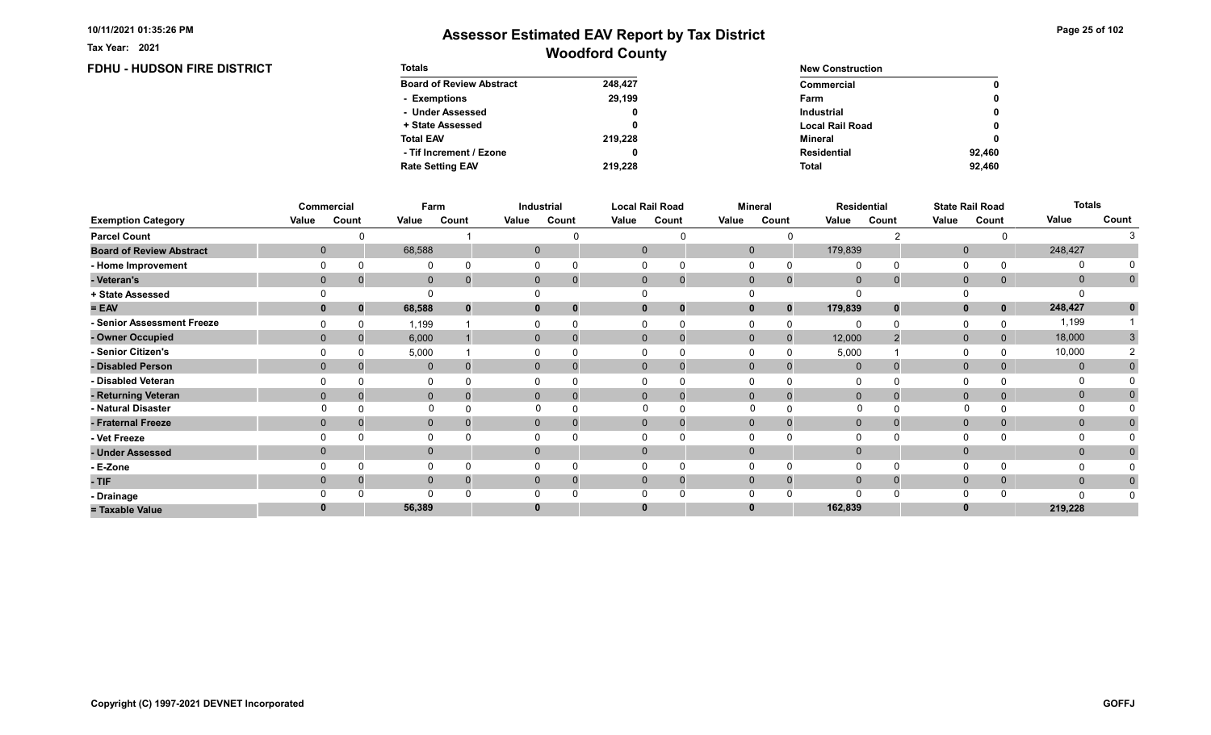Tax Year: 2021

# Assessor Estimated EAV Report by Tax District

## Woodford County

### FDHU - HUDSON FIRE DISTRICT

| Totals | |
|---|---|
| Board of Review Abstract | 248,427 |
| - Exemptions | 29,199 |
| - Under Assessed | 0 |
| + State Assessed | 0 |
| Total EAV | 219,228 |
| - Tif Increment / Ezone | 0 |
| Rate Setting EAV | 219,228 |

| New Construction | |
|---|---|
| Commercial | 0 |
| Farm | 0 |
| Industrial | 0 |
| Local Rail Road | 0 |
| Mineral | 0 |
| Residential | 92,460 |
| Total | 92,460 |

| | Commercial | | Farm | | Industrial | | Local Rail Road | | Mineral | | Residential | | State Rail Road | | Totals | |
|---|---|---|---|---|---|---|---|---|---|---|---|---|---|---|---|---|
| Exemption Category | Value | Count | Value | Count | Value | Count | Value | Count | Value | Count | Value | Count | Value | Count | Value | Count |
| Parcel Count | | 0 | | 1 | | 0 | | 0 | | 0 | | 2 | | 0 | | 3 |
| Board of Review Abstract | 0 | | 68,588 | | 0 | | 0 | | 0 | | 179,839 | | 0 | | 248,427 | |
| - Home Improvement | 0 | 0 | 0 | 0 | 0 | 0 | 0 | 0 | 0 | 0 | 0 | 0 | 0 | 0 | 0 | 0 |
| - Veteran's | 0 | 0 | 0 | 0 | 0 | 0 | 0 | 0 | 0 | 0 | 0 | 0 | 0 | 0 | 0 | 0 |
| + State Assessed | 0 | | 0 | | 0 | | 0 | | 0 | | 0 | | 0 | | 0 | |
| = EAV | 0 | 0 | 68,588 | 0 | 0 | 0 | 0 | 0 | 0 | 0 | 179,839 | 0 | 0 | 0 | 248,427 | 0 |
| - Senior Assessment Freeze | 0 | 0 | 1,199 | 1 | 0 | 0 | 0 | 0 | 0 | 0 | 0 | 0 | 0 | 0 | 1,199 | 1 |
| - Owner Occupied | 0 | 0 | 6,000 | 1 | 0 | 0 | 0 | 0 | 0 | 0 | 12,000 | 2 | 0 | 0 | 18,000 | 3 |
| - Senior Citizen's | 0 | 0 | 5,000 | 1 | 0 | 0 | 0 | 0 | 0 | 0 | 5,000 | 1 | 0 | 0 | 10,000 | 2 |
| - Disabled Person | 0 | 0 | 0 | 0 | 0 | 0 | 0 | 0 | 0 | 0 | 0 | 0 | 0 | 0 | 0 | 0 |
| - Disabled Veteran | 0 | 0 | 0 | 0 | 0 | 0 | 0 | 0 | 0 | 0 | 0 | 0 | 0 | 0 | 0 | 0 |
| - Returning Veteran | 0 | 0 | 0 | 0 | 0 | 0 | 0 | 0 | 0 | 0 | 0 | 0 | 0 | 0 | 0 | 0 |
| - Natural Disaster | 0 | 0 | 0 | 0 | 0 | 0 | 0 | 0 | 0 | 0 | 0 | 0 | 0 | 0 | 0 | 0 |
| - Fraternal Freeze | 0 | 0 | 0 | 0 | 0 | 0 | 0 | 0 | 0 | 0 | 0 | 0 | 0 | 0 | 0 | 0 |
| - Vet Freeze | 0 | 0 | 0 | 0 | 0 | 0 | 0 | 0 | 0 | 0 | 0 | 0 | 0 | 0 | 0 | 0 |
| - Under Assessed | 0 | | 0 | | 0 | | 0 | | 0 | | 0 | | 0 | | 0 | 0 |
| - E-Zone | 0 | 0 | 0 | 0 | 0 | 0 | 0 | 0 | 0 | 0 | 0 | 0 | 0 | 0 | 0 | 0 |
| - TIF | 0 | 0 | 0 | 0 | 0 | 0 | 0 | 0 | 0 | 0 | 0 | 0 | 0 | 0 | 0 | 0 |
| - Drainage | 0 | 0 | 0 | 0 | 0 | 0 | 0 | 0 | 0 | 0 | 0 | 0 | 0 | 0 | 0 | 0 |
| = Taxable Value | 0 | | 56,389 | | 0 | | 0 | | 0 | | 162,839 | | 0 | | 219,228 | |

Copyright (C) 1997-2021 DEVNET Incorporated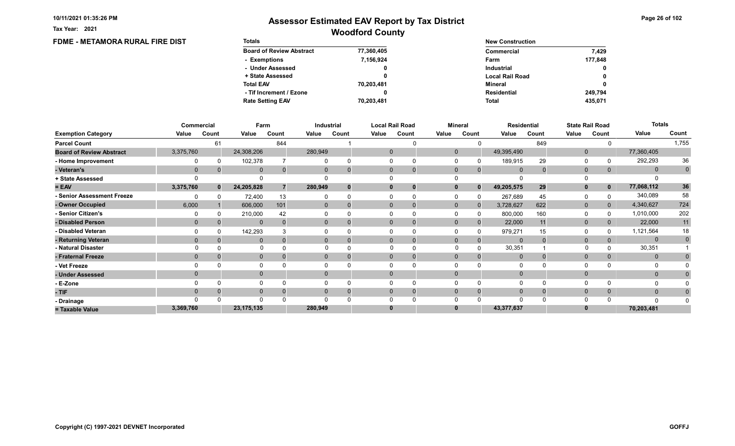# Assessor Estimated EAV Report by Tax District

## Woodford County

Tax Year: 2021

### FDME - METAMORA RURAL FIRE DIST

| Totals | |
|---|---|
| Board of Review Abstract | 77,360,405 |
| - Exemptions | 7,156,924 |
| - Under Assessed | 0 |
| + State Assessed | 0 |
| Total EAV | 70,203,481 |
| - Tif Increment / Ezone | 0 |
| Rate Setting EAV | 70,203,481 |

| New Construction | |
|---|---|
| Commercial | 7,429 |
| Farm | 177,848 |
| Industrial | 0 |
| Local Rail Road | 0 |
| Mineral | 0 |
| Residential | 249,794 |
| Total | 435,071 |

| | Commercial | | Farm | | Industrial | | Local Rail Road | | Mineral | | Residential | | State Rail Road | | Totals | |
|---|---|---|---|---|---|---|---|---|---|---|---|---|---|---|---|---|
| Exemption Category | Value | Count | Value | Count | Value | Count | Value | Count | Value | Count | Value | Count | Value | Count | Value | Count |
| Parcel Count | | 61 | | 844 | | 1 | | 0 | | 0 | | 849 | | 0 | | 1,755 |
| Board of Review Abstract | 3,375,760 | | 24,308,206 | | 280,949 | | 0 | | 0 | | 49,395,490 | | 0 | | 77,360,405 | |
| - Home Improvement | 0 | 0 | 102,378 | 7 | 0 | 0 | 0 | 0 | 0 | 0 | 189,915 | 29 | 0 | 0 | 292,293 | 36 |
| - Veteran's | 0 | 0 | 0 | 0 | 0 | 0 | 0 | 0 | 0 | 0 | 0 | 0 | 0 | 0 | 0 | 0 |
| + State Assessed | 0 | | 0 | | 0 | | 0 | | 0 | | 0 | | 0 | | 0 | |
| = EAV | 3,375,760 | 0 | 24,205,828 | 7 | 280,949 | 0 | 0 | 0 | 0 | 0 | 49,205,575 | 29 | 0 | 0 | 77,068,112 | 36 |
| - Senior Assessment Freeze | 0 | 0 | 72,400 | 13 | 0 | 0 | 0 | 0 | 0 | 0 | 267,689 | 45 | 0 | 0 | 340,089 | 58 |
| - Owner Occupied | 6,000 | 1 | 606,000 | 101 | 0 | 0 | 0 | 0 | 0 | 0 | 3,728,627 | 622 | 0 | 0 | 4,340,627 | 724 |
| - Senior Citizen's | 0 | 0 | 210,000 | 42 | 0 | 0 | 0 | 0 | 0 | 0 | 800,000 | 160 | 0 | 0 | 1,010,000 | 202 |
| - Disabled Person | 0 | 0 | 0 | 0 | 0 | 0 | 0 | 0 | 0 | 0 | 22,000 | 11 | 0 | 0 | 22,000 | 11 |
| - Disabled Veteran | 0 | 0 | 142,293 | 3 | 0 | 0 | 0 | 0 | 0 | 0 | 979,271 | 15 | 0 | 0 | 1,121,564 | 18 |
| - Returning Veteran | 0 | 0 | 0 | 0 | 0 | 0 | 0 | 0 | 0 | 0 | 0 | 0 | 0 | 0 | 0 | 0 |
| - Natural Disaster | 0 | 0 | 0 | 0 | 0 | 0 | 0 | 0 | 0 | 0 | 30,351 | 1 | 0 | 0 | 30,351 | 1 |
| - Fraternal Freeze | 0 | 0 | 0 | 0 | 0 | 0 | 0 | 0 | 0 | 0 | 0 | 0 | 0 | 0 | 0 | 0 |
| - Vet Freeze | 0 | 0 | 0 | 0 | 0 | 0 | 0 | 0 | 0 | 0 | 0 | 0 | 0 | 0 | 0 | 0 |
| - Under Assessed | 0 | | 0 | | 0 | | 0 | | 0 | | 0 | | 0 | | 0 | 0 |
| - E-Zone | 0 | 0 | 0 | 0 | 0 | 0 | 0 | 0 | 0 | 0 | 0 | 0 | 0 | 0 | 0 | 0 |
| - TIF | 0 | 0 | 0 | 0 | 0 | 0 | 0 | 0 | 0 | 0 | 0 | 0 | 0 | 0 | 0 | 0 |
| - Drainage | 0 | 0 | 0 | 0 | 0 | 0 | 0 | 0 | 0 | 0 | 0 | 0 | 0 | 0 | 0 | 0 |
| = Taxable Value | 3,369,760 | | 23,175,135 | | 280,949 | | 0 | | 0 | | 43,377,637 | | 0 | | 70,203,481 | |

Copyright (C) 1997-2021 DEVNET Incorporated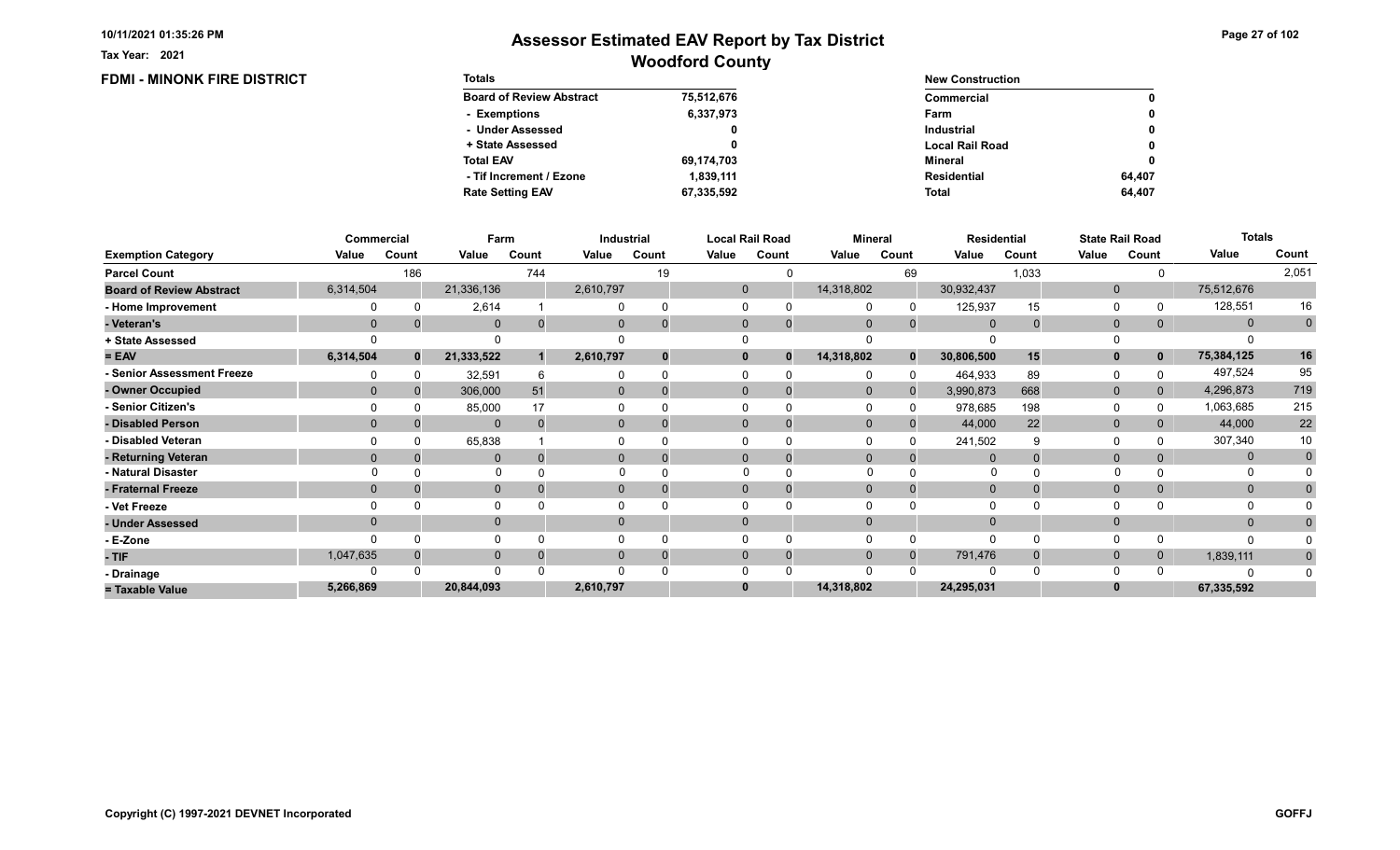Tax Year: 2021

# Assessor Estimated EAV Report by Tax District
## Woodford County

### FDMI - MINONK FIRE DISTRICT

| Totals | |
|---|---|
| Board of Review Abstract | 75,512,676 |
| - Exemptions | 6,337,973 |
| - Under Assessed | 0 |
| + State Assessed | 0 |
| Total EAV | 69,174,703 |
| - Tif Increment / Ezone | 1,839,111 |
| Rate Setting EAV | 67,335,592 |

| New Construction | |
|---|---|
| Commercial | 0 |
| Farm | 0 |
| Industrial | 0 |
| Local Rail Road | 0 |
| Mineral | 0 |
| Residential | 64,407 |
| Total | 64,407 |

| | Commercial | | Farm | | Industrial | | Local Rail Road | | Mineral | | Residential | | State Rail Road | | Totals | |
|---|---|---|---|---|---|---|---|---|---|---|---|---|---|---|---|---|
| Exemption Category | Value | Count | Value | Count | Value | Count | Value | Count | Value | Count | Value | Count | Value | Count | Value | Count |
| Parcel Count | | 186 | | 744 | | 19 | | 0 | | 69 | | 1,033 | | 0 | | 2,051 |
| Board of Review Abstract | 6,314,504 | | 21,336,136 | | 2,610,797 | | 0 | | 14,318,802 | | 30,932,437 | | 0 | | 75,512,676 | |
| - Home Improvement | 0 | 0 | 2,614 | 1 | 0 | 0 | 0 | 0 | 0 | 0 | 125,937 | 15 | 0 | 0 | 128,551 | 16 |
| - Veteran's | 0 | 0 | 0 | 0 | 0 | 0 | 0 | 0 | 0 | 0 | 0 | 0 | 0 | 0 | 0 | 0 |
| + State Assessed | 0 | | 0 | | 0 | | 0 | | 0 | | 0 | | 0 | | 0 | |
| = EAV | 6,314,504 | 0 | 21,333,522 | 1 | 2,610,797 | 0 | 0 | 0 | 14,318,802 | 0 | 30,806,500 | 15 | 0 | 0 | 75,384,125 | 16 |
| - Senior Assessment Freeze | 0 | 0 | 32,591 | 6 | 0 | 0 | 0 | 0 | 0 | 0 | 464,933 | 89 | 0 | 0 | 497,524 | 95 |
| - Owner Occupied | 0 | 0 | 306,000 | 51 | 0 | 0 | 0 | 0 | 0 | 0 | 3,990,873 | 668 | 0 | 0 | 4,296,873 | 719 |
| - Senior Citizen's | 0 | 0 | 85,000 | 17 | 0 | 0 | 0 | 0 | 0 | 0 | 978,685 | 198 | 0 | 0 | 1,063,685 | 215 |
| - Disabled Person | 0 | 0 | 0 | 0 | 0 | 0 | 0 | 0 | 0 | 0 | 44,000 | 22 | 0 | 0 | 44,000 | 22 |
| - Disabled Veteran | 0 | 0 | 65,838 | 1 | 0 | 0 | 0 | 0 | 0 | 0 | 241,502 | 9 | 0 | 0 | 307,340 | 10 |
| - Returning Veteran | 0 | 0 | 0 | 0 | 0 | 0 | 0 | 0 | 0 | 0 | 0 | 0 | 0 | 0 | 0 | 0 |
| - Natural Disaster | 0 | 0 | 0 | 0 | 0 | 0 | 0 | 0 | 0 | 0 | 0 | 0 | 0 | 0 | 0 | 0 |
| - Fraternal Freeze | 0 | 0 | 0 | 0 | 0 | 0 | 0 | 0 | 0 | 0 | 0 | 0 | 0 | 0 | 0 | 0 |
| - Vet Freeze | 0 | 0 | 0 | 0 | 0 | 0 | 0 | 0 | 0 | 0 | 0 | 0 | 0 | 0 | 0 | 0 |
| - Under Assessed | 0 | | 0 | | 0 | | 0 | | 0 | | 0 | | 0 | | 0 | 0 |
| - E-Zone | 0 | 0 | 0 | 0 | 0 | 0 | 0 | 0 | 0 | 0 | 0 | 0 | 0 | 0 | 0 | 0 |
| - TIF | 1,047,635 | 0 | 0 | 0 | 0 | 0 | 0 | 0 | 0 | 0 | 791,476 | 0 | 0 | 0 | 1,839,111 | 0 |
| - Drainage | 0 | 0 | 0 | 0 | 0 | 0 | 0 | 0 | 0 | 0 | 0 | 0 | 0 | 0 | 0 | 0 |
| = Taxable Value | 5,266,869 | | 20,844,093 | | 2,610,797 | | 0 | | 14,318,802 | | 24,295,031 | | 0 | | 67,335,592 | |

Copyright (C) 1997-2021 DEVNET Incorporated

GOFFJ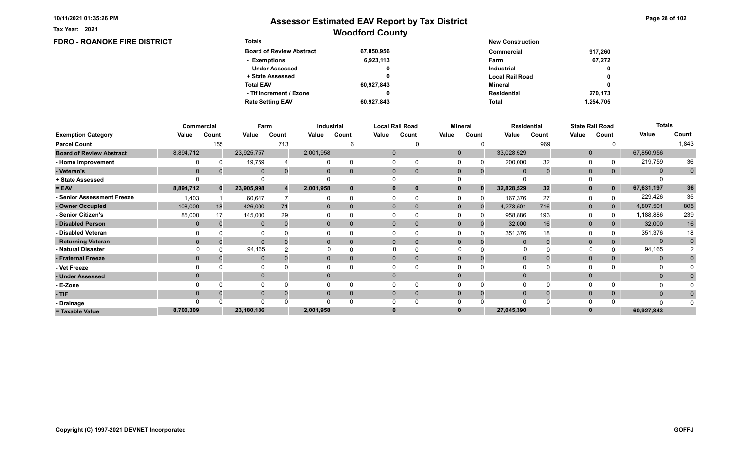Tax Year: 2021

# Assessor Estimated EAV Report by Tax District

## Woodford County

### FDRO - ROANOKE FIRE DISTRICT

| Totals | |
|---|---|
| Board of Review Abstract | 67,850,956 |
| - Exemptions | 6,923,113 |
| - Under Assessed | 0 |
| + State Assessed | 0 |
| Total EAV | 60,927,843 |
| - Tif Increment / Ezone | 0 |
| Rate Setting EAV | 60,927,843 |

| New Construction | |
|---|---|
| Commercial | 917,260 |
| Farm | 67,272 |
| Industrial | 0 |
| Local Rail Road | 0 |
| Mineral | 0 |
| Residential | 270,173 |
| Total | 1,254,705 |

| | Commercial | | Farm | | Industrial | | Local Rail Road | | Mineral | | Residential | | State Rail Road | | Totals | |
|---|---|---|---|---|---|---|---|---|---|---|---|---|---|---|---|---|
| **Exemption Category** | **Value** | **Count** | **Value** | **Count** | **Value** | **Count** | **Value** | **Count** | **Value** | **Count** | **Value** | **Count** | **Value** | **Count** | **Value** | **Count** |
| **Parcel Count** | | 155 | | 713 | | 6 | | 0 | | 0 | | 969 | | 0 | | 1,843 |
| **Board of Review Abstract** | 8,894,712 | | 23,925,757 | | 2,001,958 | | 0 | | 0 | | 33,028,529 | | 0 | | 67,850,956 | |
| **- Home Improvement** | 0 | 0 | 19,759 | 4 | 0 | 0 | 0 | 0 | 0 | 0 | 200,000 | 32 | 0 | 0 | 219,759 | 36 |
| **- Veteran's** | 0 | 0 | 0 | 0 | 0 | 0 | 0 | 0 | 0 | 0 | 0 | 0 | 0 | 0 | 0 | 0 |
| **+ State Assessed** | 0 | | 0 | | 0 | | 0 | | 0 | | 0 | | 0 | | 0 | |
| **= EAV** | **8,894,712** | **0** | **23,905,998** | **4** | **2,001,958** | **0** | **0** | **0** | **0** | **0** | **32,828,529** | **32** | **0** | **0** | **67,631,197** | **36** |
| **- Senior Assessment Freeze** | 1,403 | 1 | 60,647 | 7 | 0 | 0 | 0 | 0 | 0 | 0 | 167,376 | 27 | 0 | 0 | 229,426 | 35 |
| **- Owner Occupied** | 108,000 | 18 | 426,000 | 71 | 0 | 0 | 0 | 0 | 0 | 0 | 4,273,501 | 716 | 0 | 0 | 4,807,501 | 805 |
| **- Senior Citizen's** | 85,000 | 17 | 145,000 | 29 | 0 | 0 | 0 | 0 | 0 | 0 | 958,886 | 193 | 0 | 0 | 1,188,886 | 239 |
| **- Disabled Person** | 0 | 0 | 0 | 0 | 0 | 0 | 0 | 0 | 0 | 0 | 32,000 | 16 | 0 | 0 | 32,000 | 16 |
| **- Disabled Veteran** | 0 | 0 | 0 | 0 | 0 | 0 | 0 | 0 | 0 | 0 | 351,376 | 18 | 0 | 0 | 351,376 | 18 |
| **- Returning Veteran** | 0 | 0 | 0 | 0 | 0 | 0 | 0 | 0 | 0 | 0 | 0 | 0 | 0 | 0 | 0 | 0 |
| **- Natural Disaster** | 0 | 0 | 94,165 | 2 | 0 | 0 | 0 | 0 | 0 | 0 | 0 | 0 | 0 | 0 | 94,165 | 2 |
| **- Fraternal Freeze** | 0 | 0 | 0 | 0 | 0 | 0 | 0 | 0 | 0 | 0 | 0 | 0 | 0 | 0 | 0 | 0 |
| **- Vet Freeze** | 0 | 0 | 0 | 0 | 0 | 0 | 0 | 0 | 0 | 0 | 0 | 0 | 0 | 0 | 0 | 0 |
| **- Under Assessed** | 0 | | 0 | | 0 | | 0 | | 0 | | 0 | | 0 | | 0 | 0 |
| **- E-Zone** | 0 | 0 | 0 | 0 | 0 | 0 | 0 | 0 | 0 | 0 | 0 | 0 | 0 | 0 | 0 | 0 |
| **- TIF** | 0 | 0 | 0 | 0 | 0 | 0 | 0 | 0 | 0 | 0 | 0 | 0 | 0 | 0 | 0 | 0 |
| **- Drainage** | 0 | 0 | 0 | 0 | 0 | 0 | 0 | 0 | 0 | 0 | 0 | 0 | 0 | 0 | 0 | 0 |
| **= Taxable Value** | **8,700,309** | | **23,180,186** | | **2,001,958** | | **0** | | **0** | | **27,045,390** | | **0** | | **60,927,843** | |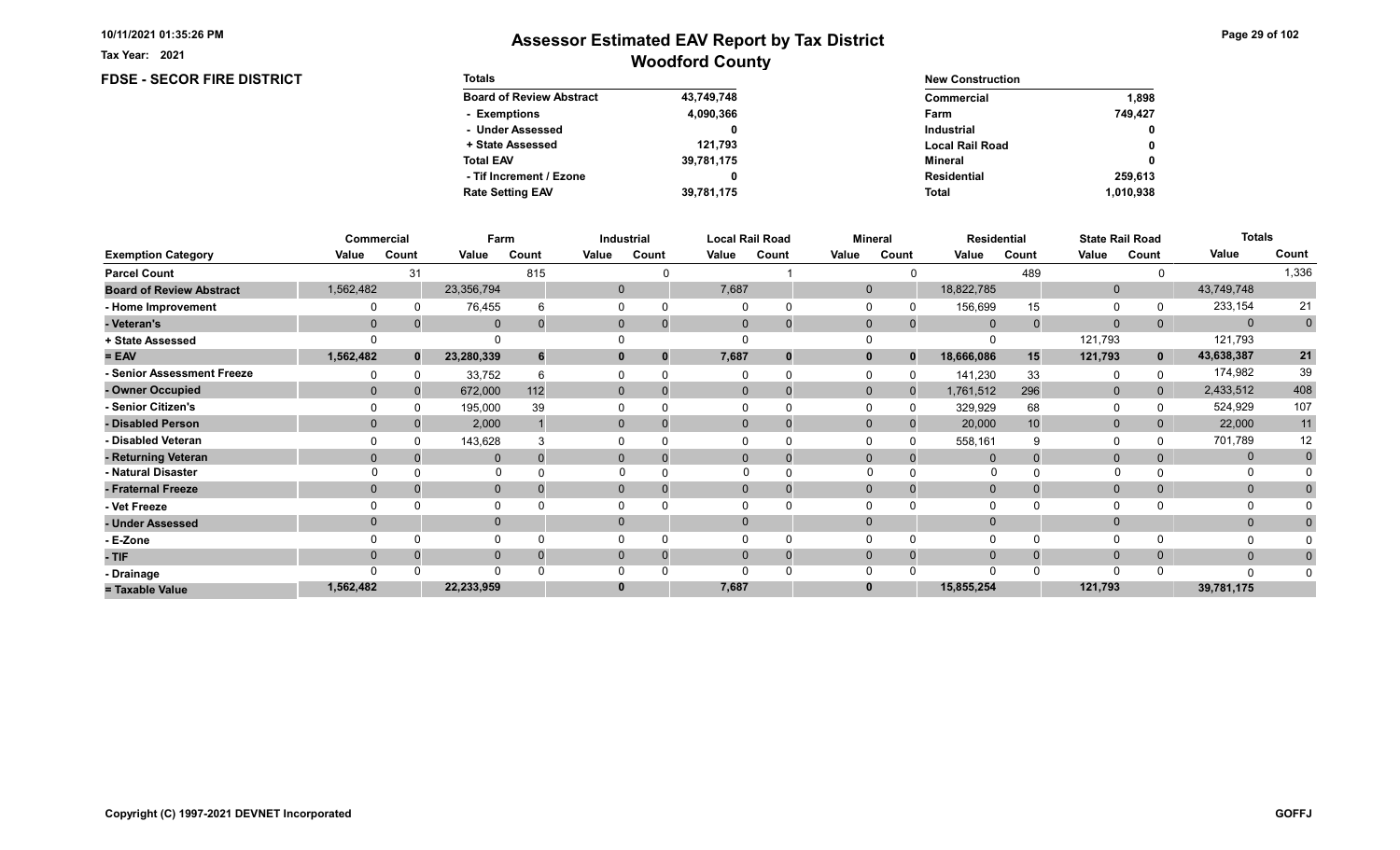Tax Year: 2021

# Assessor Estimated EAV Report by Tax District
## Woodford County

### FDSE - SECOR FIRE DISTRICT

| Totals | |
|---|---|
| Board of Review Abstract | 43,749,748 |
| - Exemptions | 4,090,366 |
| - Under Assessed | 0 |
| + State Assessed | 121,793 |
| Total EAV | 39,781,175 |
| - Tif Increment / Ezone | 0 |
| Rate Setting EAV | 39,781,175 |

| New Construction | |
|---|---|
| Commercial | 1,898 |
| Farm | 749,427 |
| Industrial | 0 |
| Local Rail Road | 0 |
| Mineral | 0 |
| Residential | 259,613 |
| Total | 1,010,938 |

| | Commercial | | Farm | | Industrial | | Local Rail Road | | Mineral | | Residential | | State Rail Road | | Totals | |
|---|---|---|---|---|---|---|---|---|---|---|---|---|---|---|---|---|
| Exemption Category | Value | Count | Value | Count | Value | Count | Value | Count | Value | Count | Value | Count | Value | Count | Value | Count |
| Parcel Count | | 31 | | 815 | | 0 | | 1 | | 0 | | 489 | | 0 | | 1,336 |
| Board of Review Abstract | 1,562,482 | | 23,356,794 | | 0 | | 7,687 | | 0 | | 18,822,785 | | 0 | | 43,749,748 | |
| - Home Improvement | 0 | 0 | 76,455 | 6 | 0 | 0 | 0 | 0 | 0 | 0 | 156,699 | 15 | 0 | 0 | 233,154 | 21 |
| - Veteran's | 0 | 0 | 0 | 0 | 0 | 0 | 0 | 0 | 0 | 0 | 0 | 0 | 0 | 0 | 0 | 0 |
| + State Assessed | 0 | | 0 | | 0 | | 0 | | 0 | | 0 | | 121,793 | | 121,793 | |
| = EAV | 1,562,482 | 0 | 23,280,339 | 6 | 0 | 0 | 7,687 | 0 | 0 | 0 | 18,666,086 | 15 | 121,793 | 0 | 43,638,387 | 21 |
| - Senior Assessment Freeze | 0 | 0 | 33,752 | 6 | 0 | 0 | 0 | 0 | 0 | 0 | 141,230 | 33 | 0 | 0 | 174,982 | 39 |
| - Owner Occupied | 0 | 0 | 672,000 | 112 | 0 | 0 | 0 | 0 | 0 | 0 | 1,761,512 | 296 | 0 | 0 | 2,433,512 | 408 |
| - Senior Citizen's | 0 | 0 | 195,000 | 39 | 0 | 0 | 0 | 0 | 0 | 0 | 329,929 | 68 | 0 | 0 | 524,929 | 107 |
| - Disabled Person | 0 | 0 | 2,000 | 1 | 0 | 0 | 0 | 0 | 0 | 0 | 20,000 | 10 | 0 | 0 | 22,000 | 11 |
| - Disabled Veteran | 0 | 0 | 143,628 | 3 | 0 | 0 | 0 | 0 | 0 | 0 | 558,161 | 9 | 0 | 0 | 701,789 | 12 |
| - Returning Veteran | 0 | 0 | 0 | 0 | 0 | 0 | 0 | 0 | 0 | 0 | 0 | 0 | 0 | 0 | 0 | 0 |
| - Natural Disaster | 0 | 0 | 0 | 0 | 0 | 0 | 0 | 0 | 0 | 0 | 0 | 0 | 0 | 0 | 0 | 0 |
| - Fraternal Freeze | 0 | 0 | 0 | 0 | 0 | 0 | 0 | 0 | 0 | 0 | 0 | 0 | 0 | 0 | 0 | 0 |
| - Vet Freeze | 0 | 0 | 0 | 0 | 0 | 0 | 0 | 0 | 0 | 0 | 0 | 0 | 0 | 0 | 0 | 0 |
| - Under Assessed | 0 | | 0 | | 0 | | 0 | | 0 | | 0 | | 0 | | 0 | 0 |
| - E-Zone | 0 | 0 | 0 | 0 | 0 | 0 | 0 | 0 | 0 | 0 | 0 | 0 | 0 | 0 | 0 | 0 |
| - TIF | 0 | 0 | 0 | 0 | 0 | 0 | 0 | 0 | 0 | 0 | 0 | 0 | 0 | 0 | 0 | 0 |
| - Drainage | 0 | 0 | 0 | 0 | 0 | 0 | 0 | 0 | 0 | 0 | 0 | 0 | 0 | 0 | 0 | 0 |
| = Taxable Value | 1,562,482 | | 22,233,959 | | 0 | | 7,687 | | 0 | | 15,855,254 | | 121,793 | | 39,781,175 | |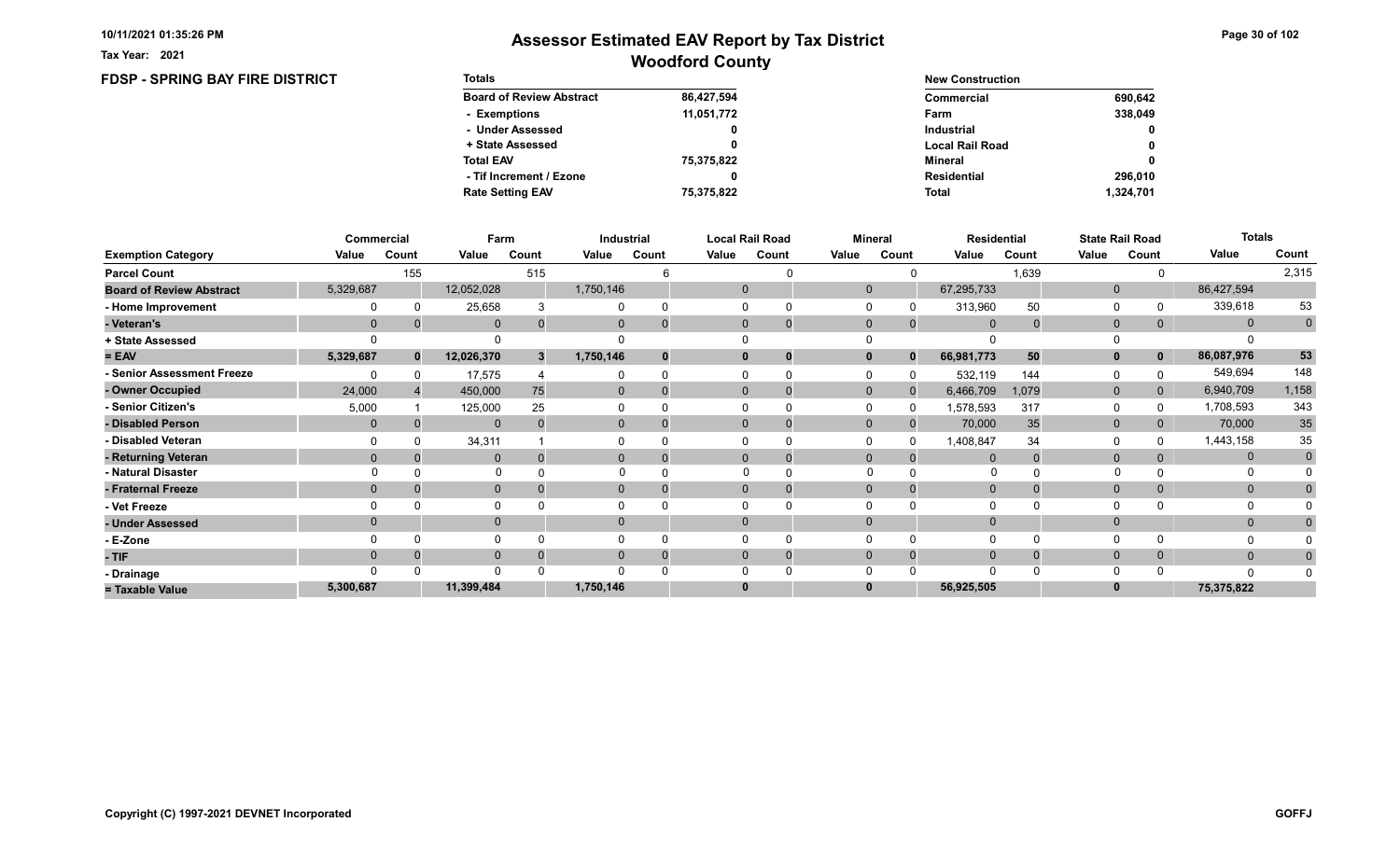# Assessor Estimated EAV Report by Tax District

## Woodford County

Tax Year: 2021

### FDSP - SPRING BAY FIRE DISTRICT

| Totals | |
|---|---|
| Board of Review Abstract | 86,427,594 |
| - Exemptions | 11,051,772 |
| - Under Assessed | 0 |
| + State Assessed | 0 |
| Total EAV | 75,375,822 |
| - Tif Increment / Ezone | 0 |
| Rate Setting EAV | 75,375,822 |

| New Construction | |
|---|---|
| Commercial | 690,642 |
| Farm | 338,049 |
| Industrial | 0 |
| Local Rail Road | 0 |
| Mineral | 0 |
| Residential | 296,010 |
| Total | 1,324,701 |

| | Commercial | | Farm | | Industrial | | Local Rail Road | | Mineral | | Residential | | State Rail Road | | Totals | |
|---|---|---|---|---|---|---|---|---|---|---|---|---|---|---|---|---|
| Exemption Category | Value | Count | Value | Count | Value | Count | Value | Count | Value | Count | Value | Count | Value | Count | Value | Count |
| Parcel Count | | 155 | | 515 | | 6 | | 0 | | 0 | | 1,639 | | 0 | | 2,315 |
| Board of Review Abstract | 5,329,687 | | 12,052,028 | | 1,750,146 | | 0 | | 0 | | 67,295,733 | | 0 | | 86,427,594 | |
| - Home Improvement | 0 | 0 | 25,658 | 3 | 0 | 0 | 0 | 0 | 0 | 0 | 313,960 | 50 | 0 | 0 | 339,618 | 53 |
| - Veteran's | 0 | 0 | 0 | 0 | 0 | 0 | 0 | 0 | 0 | 0 | 0 | 0 | 0 | 0 | 0 | 0 |
| + State Assessed | 0 | | 0 | | 0 | | 0 | | 0 | | 0 | | 0 | | 0 | |
| = EAV | 5,329,687 | 0 | 12,026,370 | 3 | 1,750,146 | 0 | 0 | 0 | 0 | 0 | 66,981,773 | 50 | 0 | 0 | 86,087,976 | 53 |
| - Senior Assessment Freeze | 0 | 0 | 17,575 | 4 | 0 | 0 | 0 | 0 | 0 | 0 | 532,119 | 144 | 0 | 0 | 549,694 | 148 |
| - Owner Occupied | 24,000 | 4 | 450,000 | 75 | 0 | 0 | 0 | 0 | 0 | 0 | 6,466,709 | 1,079 | 0 | 0 | 6,940,709 | 1,158 |
| - Senior Citizen's | 5,000 | 1 | 125,000 | 25 | 0 | 0 | 0 | 0 | 0 | 0 | 1,578,593 | 317 | 0 | 0 | 1,708,593 | 343 |
| - Disabled Person | 0 | 0 | 0 | 0 | 0 | 0 | 0 | 0 | 0 | 0 | 70,000 | 35 | 0 | 0 | 70,000 | 35 |
| - Disabled Veteran | 0 | 0 | 34,311 | 1 | 0 | 0 | 0 | 0 | 0 | 0 | 1,408,847 | 34 | 0 | 0 | 1,443,158 | 35 |
| - Returning Veteran | 0 | 0 | 0 | 0 | 0 | 0 | 0 | 0 | 0 | 0 | 0 | 0 | 0 | 0 | 0 | 0 |
| - Natural Disaster | 0 | 0 | 0 | 0 | 0 | 0 | 0 | 0 | 0 | 0 | 0 | 0 | 0 | 0 | 0 | 0 |
| - Fraternal Freeze | 0 | 0 | 0 | 0 | 0 | 0 | 0 | 0 | 0 | 0 | 0 | 0 | 0 | 0 | 0 | 0 |
| - Vet Freeze | 0 | 0 | 0 | 0 | 0 | 0 | 0 | 0 | 0 | 0 | 0 | 0 | 0 | 0 | 0 | 0 |
| - Under Assessed | 0 | | 0 | | 0 | | 0 | | 0 | | 0 | | 0 | | 0 | 0 |
| - E-Zone | 0 | 0 | 0 | 0 | 0 | 0 | 0 | 0 | 0 | 0 | 0 | 0 | 0 | 0 | 0 | 0 |
| - TIF | 0 | 0 | 0 | 0 | 0 | 0 | 0 | 0 | 0 | 0 | 0 | 0 | 0 | 0 | 0 | 0 |
| - Drainage | 0 | 0 | 0 | 0 | 0 | 0 | 0 | 0 | 0 | 0 | 0 | 0 | 0 | 0 | 0 | 0 |
| = Taxable Value | 5,300,687 | | 11,399,484 | | 1,750,146 | | 0 | | 0 | | 56,925,505 | | 0 | | 75,375,822 | |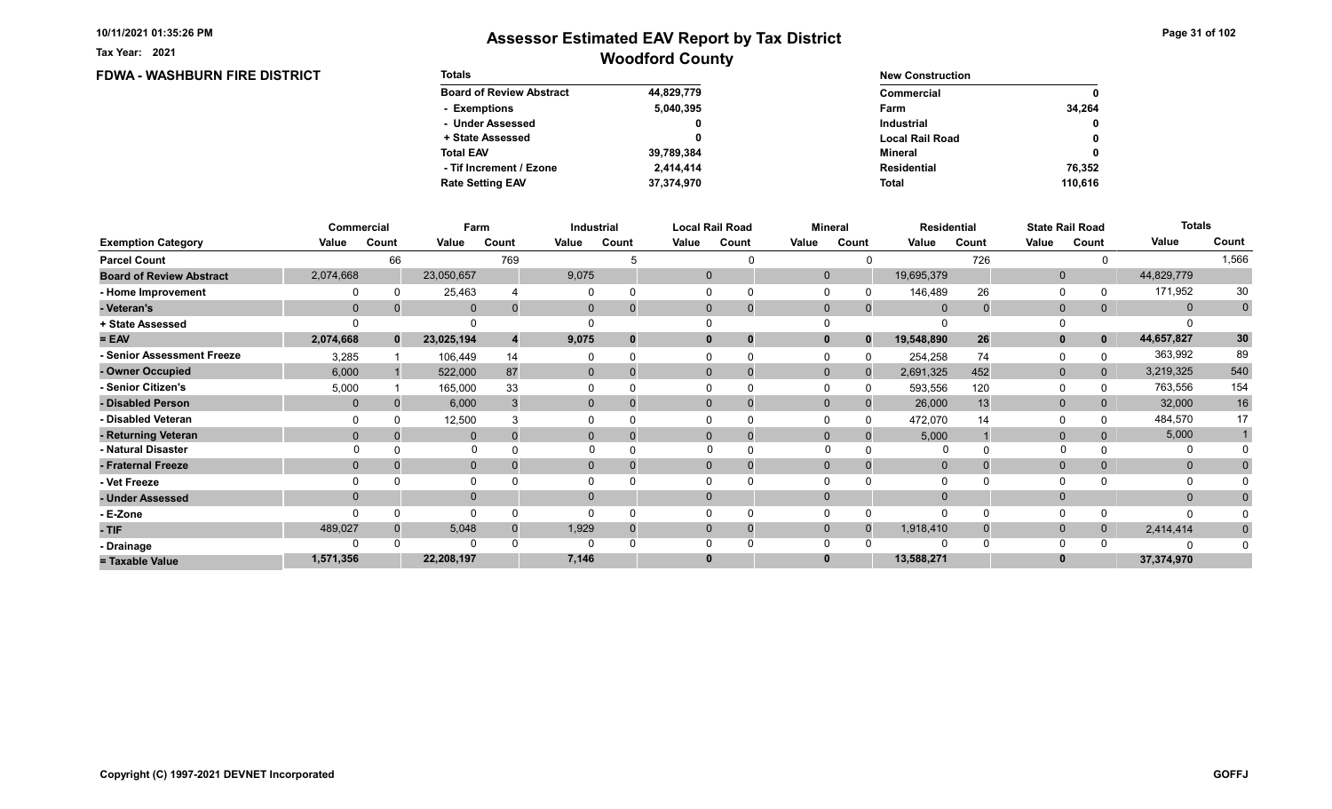10/11/2021 01:35:26 PM

Tax Year: 2021

# Assessor Estimated EAV Report by Tax District

## Woodford County

### FDWA - WASHBURN FIRE DISTRICT

| Totals | |
|---|---|
| Board of Review Abstract | 44,829,779 |
| - Exemptions | 5,040,395 |
| - Under Assessed | 0 |
| + State Assessed | 0 |
| Total EAV | 39,789,384 |
| - Tif Increment / Ezone | 2,414,414 |
| Rate Setting EAV | 37,374,970 |

| New Construction | |
|---|---|
| Commercial | 0 |
| Farm | 34,264 |
| Industrial | 0 |
| Local Rail Road | 0 |
| Mineral | 0 |
| Residential | 76,352 |
| Total | 110,616 |

| | Commercial | | Farm | | Industrial | | Local Rail Road | | Mineral | | Residential | | State Rail Road | | Totals | |
|---|---|---|---|---|---|---|---|---|---|---|---|---|---|---|---|---|
| Exemption Category | Value | Count | Value | Count | Value | Count | Value | Count | Value | Count | Value | Count | Value | Count | Value | Count |
| Parcel Count | | 66 | | 769 | | 5 | | 0 | | 0 | | 726 | | 0 | | 1,566 |
| Board of Review Abstract | 2,074,668 | | 23,050,657 | | 9,075 | | 0 | | 0 | | 19,695,379 | | 0 | | 44,829,779 | |
| - Home Improvement | 0 | 0 | 25,463 | 4 | 0 | 0 | 0 | 0 | 0 | 0 | 146,489 | 26 | 0 | 0 | 171,952 | 30 |
| - Veteran's | 0 | 0 | 0 | 0 | 0 | 0 | 0 | 0 | 0 | 0 | 0 | 0 | 0 | 0 | 0 | 0 |
| + State Assessed | 0 | | 0 | | 0 | | 0 | | 0 | | 0 | | 0 | | 0 | |
| = EAV | 2,074,668 | 0 | 23,025,194 | 4 | 9,075 | 0 | 0 | 0 | 0 | 0 | 19,548,890 | 26 | 0 | 0 | 44,657,827 | 30 |
| - Senior Assessment Freeze | 3,285 | 1 | 106,449 | 14 | 0 | 0 | 0 | 0 | 0 | 0 | 254,258 | 74 | 0 | 0 | 363,992 | 89 |
| - Owner Occupied | 6,000 | 1 | 522,000 | 87 | 0 | 0 | 0 | 0 | 0 | 0 | 2,691,325 | 452 | 0 | 0 | 3,219,325 | 540 |
| - Senior Citizen's | 5,000 | 1 | 165,000 | 33 | 0 | 0 | 0 | 0 | 0 | 0 | 593,556 | 120 | 0 | 0 | 763,556 | 154 |
| - Disabled Person | 0 | 0 | 6,000 | 3 | 0 | 0 | 0 | 0 | 0 | 0 | 26,000 | 13 | 0 | 0 | 32,000 | 16 |
| - Disabled Veteran | 0 | 0 | 12,500 | 3 | 0 | 0 | 0 | 0 | 0 | 0 | 472,070 | 14 | 0 | 0 | 484,570 | 17 |
| - Returning Veteran | 0 | 0 | 0 | 0 | 0 | 0 | 0 | 0 | 0 | 0 | 5,000 | 1 | 0 | 0 | 5,000 | 1 |
| - Natural Disaster | 0 | 0 | 0 | 0 | 0 | 0 | 0 | 0 | 0 | 0 | 0 | 0 | 0 | 0 | 0 | 0 |
| - Fraternal Freeze | 0 | 0 | 0 | 0 | 0 | 0 | 0 | 0 | 0 | 0 | 0 | 0 | 0 | 0 | 0 | 0 |
| - Vet Freeze | 0 | 0 | 0 | 0 | 0 | 0 | 0 | 0 | 0 | 0 | 0 | 0 | 0 | 0 | 0 | 0 |
| - Under Assessed | 0 | | 0 | | 0 | | 0 | | 0 | | 0 | | 0 | | 0 | 0 |
| - E-Zone | 0 | 0 | 0 | 0 | 0 | 0 | 0 | 0 | 0 | 0 | 0 | 0 | 0 | 0 | 0 | 0 |
| - TIF | 489,027 | 0 | 5,048 | 0 | 1,929 | 0 | 0 | 0 | 0 | 0 | 1,918,410 | 0 | 0 | 0 | 2,414,414 | 0 |
| - Drainage | 0 | 0 | 0 | 0 | 0 | 0 | 0 | 0 | 0 | 0 | 0 | 0 | 0 | 0 | 0 | 0 |
| = Taxable Value | 1,571,356 | | 22,208,197 | | 7,146 | | 0 | | 0 | | 13,588,271 | | 0 | | 37,374,970 | |

Copyright (C) 1997-2021 DEVNET Incorporated

GOFFJ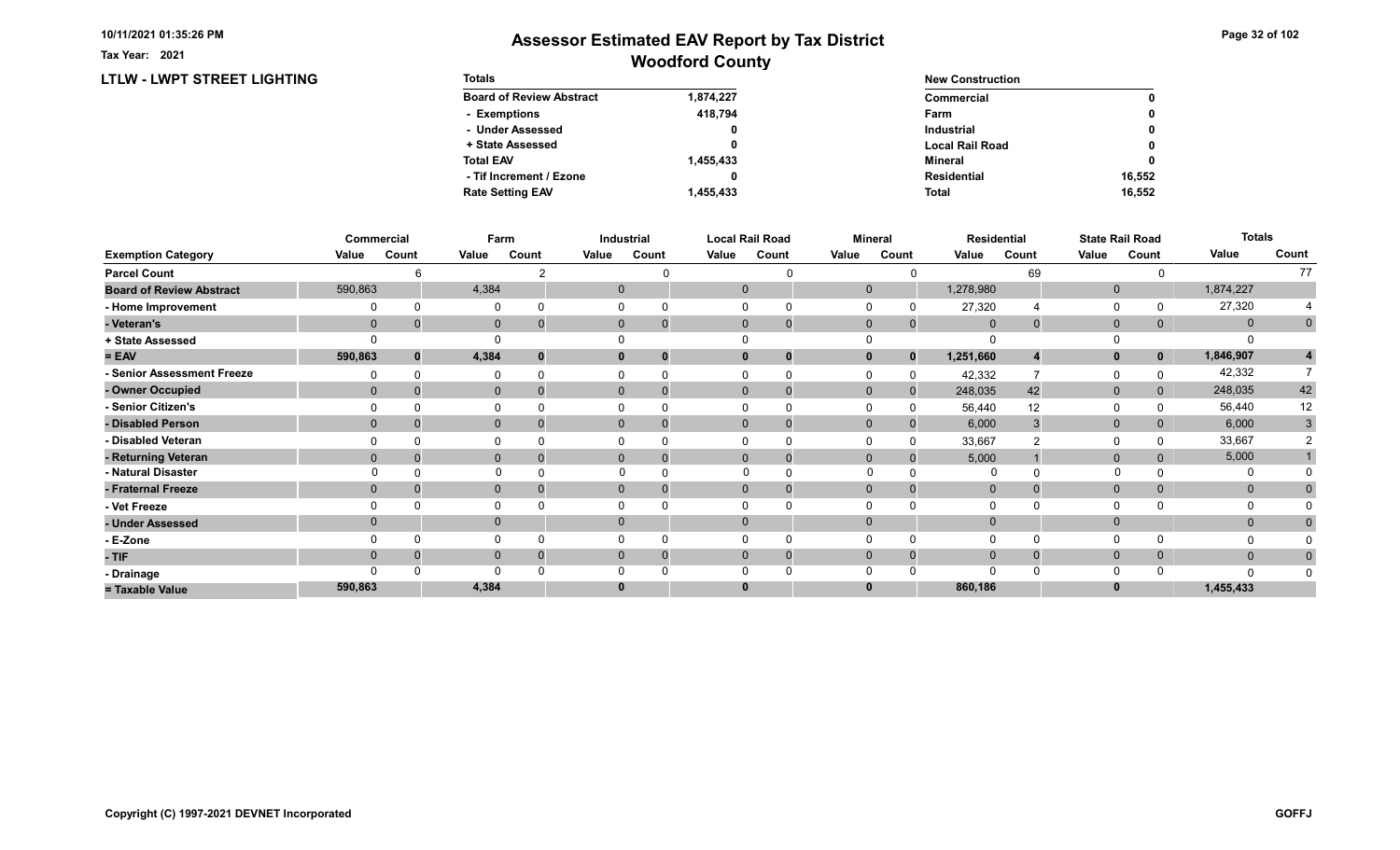10/11/2021 01:35:26 PM

Tax Year: 2021

# Assessor Estimated EAV Report by Tax District
## Woodford County

### LTLW - LWPT STREET LIGHTING

| Totals | |
|---|---|
| Board of Review Abstract | 1,874,227 |
| - Exemptions | 418,794 |
| - Under Assessed | 0 |
| + State Assessed | 0 |
| Total EAV | 1,455,433 |
| - Tif Increment / Ezone | 0 |
| Rate Setting EAV | 1,455,433 |

| New Construction | |
|---|---|
| Commercial | 0 |
| Farm | 0 |
| Industrial | 0 |
| Local Rail Road | 0 |
| Mineral | 0 |
| Residential | 16,552 |
| Total | 16,552 |

| | Commercial | | Farm | | Industrial | | Local Rail Road | | Mineral | | Residential | | State Rail Road | | Totals | |
|---|---|---|---|---|---|---|---|---|---|---|---|---|---|---|---|---|
| Exemption Category | Value | Count | Value | Count | Value | Count | Value | Count | Value | Count | Value | Count | Value | Count | Value | Count |
| Parcel Count | | 6 | | 2 | | 0 | | 0 | | 0 | | 69 | | 0 | | 77 |
| Board of Review Abstract | 590,863 | | 4,384 | | 0 | | 0 | | 0 | | 1,278,980 | | 0 | | 1,874,227 | |
| - Home Improvement | 0 | 0 | 0 | 0 | 0 | 0 | 0 | 0 | 0 | 0 | 27,320 | 4 | 0 | 0 | 27,320 | 4 |
| - Veteran's | 0 | 0 | 0 | 0 | 0 | 0 | 0 | 0 | 0 | 0 | 0 | 0 | 0 | 0 | 0 | 0 |
| + State Assessed | 0 | | 0 | | 0 | | 0 | | 0 | | 0 | | 0 | | 0 | |
| = EAV | 590,863 | 0 | 4,384 | 0 | 0 | 0 | 0 | 0 | 0 | 0 | 1,251,660 | 4 | 0 | 0 | 1,846,907 | 4 |
| - Senior Assessment Freeze | 0 | 0 | 0 | 0 | 0 | 0 | 0 | 0 | 0 | 0 | 42,332 | 7 | 0 | 0 | 42,332 | 7 |
| - Owner Occupied | 0 | 0 | 0 | 0 | 0 | 0 | 0 | 0 | 0 | 0 | 248,035 | 42 | 0 | 0 | 248,035 | 42 |
| - Senior Citizen's | 0 | 0 | 0 | 0 | 0 | 0 | 0 | 0 | 0 | 0 | 56,440 | 12 | 0 | 0 | 56,440 | 12 |
| - Disabled Person | 0 | 0 | 0 | 0 | 0 | 0 | 0 | 0 | 0 | 0 | 6,000 | 3 | 0 | 0 | 6,000 | 3 |
| - Disabled Veteran | 0 | 0 | 0 | 0 | 0 | 0 | 0 | 0 | 0 | 0 | 33,667 | 2 | 0 | 0 | 33,667 | 2 |
| - Returning Veteran | 0 | 0 | 0 | 0 | 0 | 0 | 0 | 0 | 0 | 0 | 5,000 | 1 | 0 | 0 | 5,000 | 1 |
| - Natural Disaster | 0 | 0 | 0 | 0 | 0 | 0 | 0 | 0 | 0 | 0 | 0 | 0 | 0 | 0 | 0 | 0 |
| - Fraternal Freeze | 0 | 0 | 0 | 0 | 0 | 0 | 0 | 0 | 0 | 0 | 0 | 0 | 0 | 0 | 0 | 0 |
| - Vet Freeze | 0 | 0 | 0 | 0 | 0 | 0 | 0 | 0 | 0 | 0 | 0 | 0 | 0 | 0 | 0 | 0 |
| - Under Assessed | 0 | | 0 | | 0 | | 0 | | 0 | | 0 | | 0 | | 0 | 0 |
| - E-Zone | 0 | 0 | 0 | 0 | 0 | 0 | 0 | 0 | 0 | 0 | 0 | 0 | 0 | 0 | 0 | 0 |
| - TIF | 0 | 0 | 0 | 0 | 0 | 0 | 0 | 0 | 0 | 0 | 0 | 0 | 0 | 0 | 0 | 0 |
| - Drainage | 0 | 0 | 0 | 0 | 0 | 0 | 0 | 0 | 0 | 0 | 0 | 0 | 0 | 0 | 0 | 0 |
| = Taxable Value | 590,863 | | 4,384 | | 0 | | 0 | | 0 | | 860,186 | | 0 | | 1,455,433 | |

Copyright (C) 1997-2021 DEVNET Incorporated

GOFFJ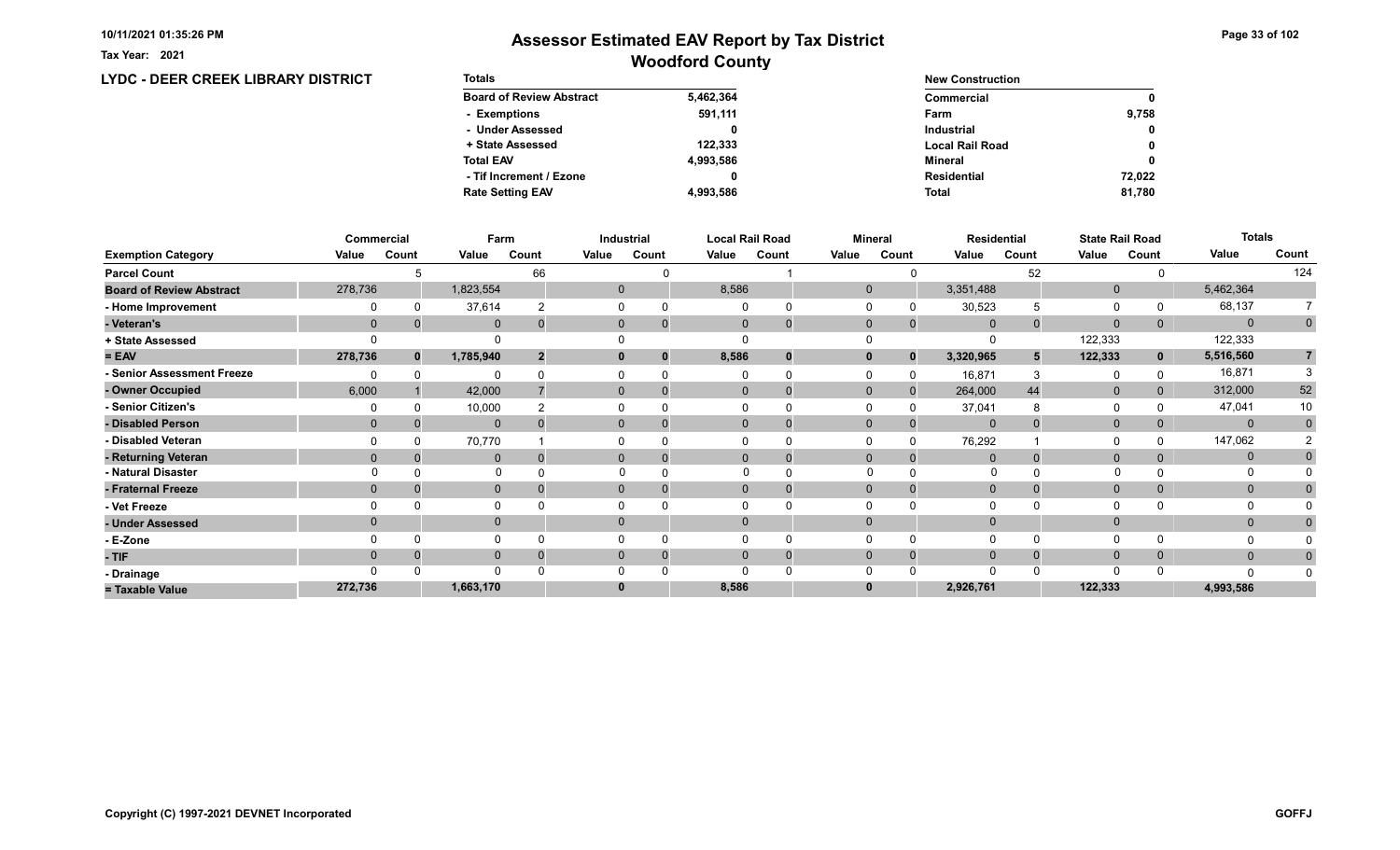10/11/2021 01:35:26 PM

Tax Year: 2021

# Assessor Estimated EAV Report by Tax District

## Woodford County

### LYDC - DEER CREEK LIBRARY DISTRICT

| Totals | |
|---|---|
| Board of Review Abstract | 5,462,364 |
| - Exemptions | 591,111 |
| - Under Assessed | 0 |
| + State Assessed | 122,333 |
| Total EAV | 4,993,586 |
| - Tif Increment / Ezone | 0 |
| Rate Setting EAV | 4,993,586 |

| New Construction | |
|---|---|
| Commercial | 0 |
| Farm | 9,758 |
| Industrial | 0 |
| Local Rail Road | 0 |
| Mineral | 0 |
| Residential | 72,022 |
| Total | 81,780 |

| | Commercial | | Farm | | Industrial | | Local Rail Road | | Mineral | | Residential | | State Rail Road | | Totals | |
|---|---|---|---|---|---|---|---|---|---|---|---|---|---|---|---|---|
| Exemption Category | Value | Count | Value | Count | Value | Count | Value | Count | Value | Count | Value | Count | Value | Count | Value | Count |
| Parcel Count | | 5 | | 66 | | 0 | | 1 | | 0 | | 52 | | 0 | | 124 |
| Board of Review Abstract | 278,736 | | 1,823,554 | | 0 | | 8,586 | | 0 | | 3,351,488 | | 0 | | 5,462,364 | |
| - Home Improvement | 0 | 0 | 37,614 | 2 | 0 | 0 | 0 | 0 | 0 | 0 | 30,523 | 5 | 0 | 0 | 68,137 | 7 |
| - Veteran's | 0 | 0 | 0 | 0 | 0 | 0 | 0 | 0 | 0 | 0 | 0 | 0 | 0 | 0 | 0 | 0 |
| + State Assessed | 0 | | 0 | | 0 | | 0 | | 0 | | 0 | | 122,333 | | 122,333 | |
| = EAV | 278,736 | 0 | 1,785,940 | 2 | 0 | 0 | 8,586 | 0 | 0 | 0 | 3,320,965 | 5 | 122,333 | 0 | 5,516,560 | 7 |
| - Senior Assessment Freeze | 0 | 0 | 0 | 0 | 0 | 0 | 0 | 0 | 0 | 0 | 16,871 | 3 | 0 | 0 | 16,871 | 3 |
| - Owner Occupied | 6,000 | 1 | 42,000 | 7 | 0 | 0 | 0 | 0 | 0 | 0 | 264,000 | 44 | 0 | 0 | 312,000 | 52 |
| - Senior Citizen's | 0 | 0 | 10,000 | 2 | 0 | 0 | 0 | 0 | 0 | 0 | 37,041 | 8 | 0 | 0 | 47,041 | 10 |
| - Disabled Person | 0 | 0 | 0 | 0 | 0 | 0 | 0 | 0 | 0 | 0 | 0 | 0 | 0 | 0 | 0 | 0 |
| - Disabled Veteran | 0 | 0 | 70,770 | 1 | 0 | 0 | 0 | 0 | 0 | 0 | 76,292 | 1 | 0 | 0 | 147,062 | 2 |
| - Returning Veteran | 0 | 0 | 0 | 0 | 0 | 0 | 0 | 0 | 0 | 0 | 0 | 0 | 0 | 0 | 0 | 0 |
| - Natural Disaster | 0 | 0 | 0 | 0 | 0 | 0 | 0 | 0 | 0 | 0 | 0 | 0 | 0 | 0 | 0 | 0 |
| - Fraternal Freeze | 0 | 0 | 0 | 0 | 0 | 0 | 0 | 0 | 0 | 0 | 0 | 0 | 0 | 0 | 0 | 0 |
| - Vet Freeze | 0 | 0 | 0 | 0 | 0 | 0 | 0 | 0 | 0 | 0 | 0 | 0 | 0 | 0 | 0 | 0 |
| - Under Assessed | 0 | | 0 | | 0 | | 0 | | 0 | | 0 | | 0 | | 0 | 0 |
| - E-Zone | 0 | 0 | 0 | 0 | 0 | 0 | 0 | 0 | 0 | 0 | 0 | 0 | 0 | 0 | 0 | 0 |
| - TIF | 0 | 0 | 0 | 0 | 0 | 0 | 0 | 0 | 0 | 0 | 0 | 0 | 0 | 0 | 0 | 0 |
| - Drainage | 0 | 0 | 0 | 0 | 0 | 0 | 0 | 0 | 0 | 0 | 0 | 0 | 0 | 0 | 0 | 0 |
| = Taxable Value | 272,736 | | 1,663,170 | | 0 | | 8,586 | | 0 | | 2,926,761 | | 122,333 | | 4,993,586 | |

Copyright (C) 1997-2021 DEVNET Incorporated

GOFFJ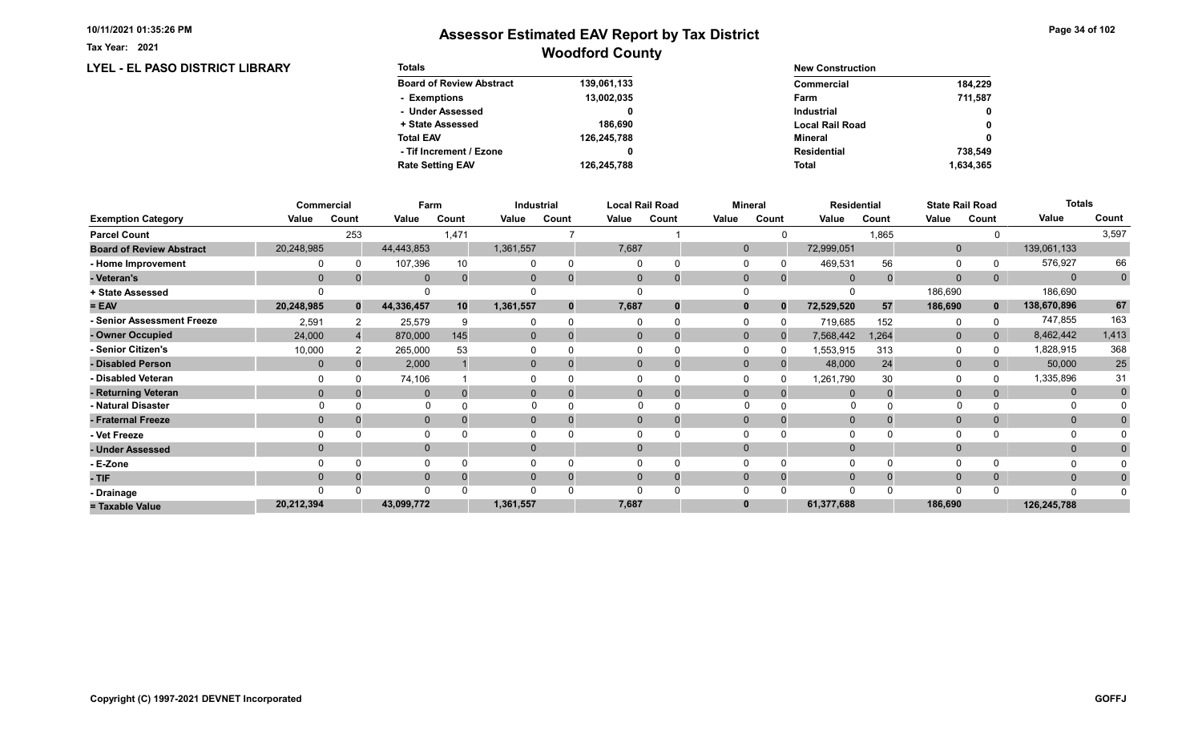# Assessor Estimated EAV Report by Tax District

## Woodford County

Tax Year: 2021

## LYEL - EL PASO DISTRICT LIBRARY

| Totals | |
|---|---|
| Board of Review Abstract | 139,061,133 |
| - Exemptions | 13,002,035 |
| - Under Assessed | 0 |
| + State Assessed | 186,690 |
| Total EAV | 126,245,788 |
| - Tif Increment / Ezone | 0 |
| Rate Setting EAV | 126,245,788 |

| New Construction | |
|---|---|
| Commercial | 184,229 |
| Farm | 711,587 |
| Industrial | 0 |
| Local Rail Road | 0 |
| Mineral | 0 |
| Residential | 738,549 |
| Total | 1,634,365 |

| | Commercial | | Farm | | Industrial | | Local Rail Road | | Mineral | | Residential | | State Rail Road | | Totals | |
|---|---|---|---|---|---|---|---|---|---|---|---|---|---|---|---|---|
| Exemption Category | Value | Count | Value | Count | Value | Count | Value | Count | Value | Count | Value | Count | Value | Count | Value | Count |
| Parcel Count | | 253 | | 1,471 | | 7 | | 1 | | 0 | | 1,865 | | 0 | | 3,597 |
| Board of Review Abstract | 20,248,985 | | 44,443,853 | | 1,361,557 | | 7,687 | | 0 | | 72,999,051 | | 0 | | 139,061,133 | |
| - Home Improvement | 0 | 0 | 107,396 | 10 | 0 | 0 | 0 | 0 | 0 | 0 | 469,531 | 56 | 0 | 0 | 576,927 | 66 |
| - Veteran's | 0 | 0 | 0 | 0 | 0 | 0 | 0 | 0 | 0 | 0 | 0 | 0 | 0 | 0 | 0 | 0 |
| + State Assessed | 0 | | 0 | | 0 | | 0 | | 0 | | 0 | | 186,690 | | 186,690 | |
| = EAV | 20,248,985 | 0 | 44,336,457 | 10 | 1,361,557 | 0 | 7,687 | 0 | 0 | 0 | 72,529,520 | 57 | 186,690 | 0 | 138,670,896 | 67 |
| - Senior Assessment Freeze | 2,591 | 2 | 25,579 | 9 | 0 | 0 | 0 | 0 | 0 | 0 | 719,685 | 152 | 0 | 0 | 747,855 | 163 |
| - Owner Occupied | 24,000 | 4 | 870,000 | 145 | 0 | 0 | 0 | 0 | 0 | 0 | 7,568,442 | 1,264 | 0 | 0 | 8,462,442 | 1,413 |
| - Senior Citizen's | 10,000 | 2 | 265,000 | 53 | 0 | 0 | 0 | 0 | 0 | 0 | 1,553,915 | 313 | 0 | 0 | 1,828,915 | 368 |
| - Disabled Person | 0 | 0 | 2,000 | 1 | 0 | 0 | 0 | 0 | 0 | 0 | 48,000 | 24 | 0 | 0 | 50,000 | 25 |
| - Disabled Veteran | 0 | 0 | 74,106 | 1 | 0 | 0 | 0 | 0 | 0 | 0 | 1,261,790 | 30 | 0 | 0 | 1,335,896 | 31 |
| - Returning Veteran | 0 | 0 | 0 | 0 | 0 | 0 | 0 | 0 | 0 | 0 | 0 | 0 | 0 | 0 | 0 | 0 |
| - Natural Disaster | 0 | 0 | 0 | 0 | 0 | 0 | 0 | 0 | 0 | 0 | 0 | 0 | 0 | 0 | 0 | 0 |
| - Fraternal Freeze | 0 | 0 | 0 | 0 | 0 | 0 | 0 | 0 | 0 | 0 | 0 | 0 | 0 | 0 | 0 | 0 |
| - Vet Freeze | 0 | 0 | 0 | 0 | 0 | 0 | 0 | 0 | 0 | 0 | 0 | 0 | 0 | 0 | 0 | 0 |
| - Under Assessed | 0 | | 0 | | 0 | | 0 | | 0 | | 0 | | 0 | | 0 | 0 |
| - E-Zone | 0 | 0 | 0 | 0 | 0 | 0 | 0 | 0 | 0 | 0 | 0 | 0 | 0 | 0 | 0 | 0 |
| - TIF | 0 | 0 | 0 | 0 | 0 | 0 | 0 | 0 | 0 | 0 | 0 | 0 | 0 | 0 | 0 | 0 |
| - Drainage | 0 | 0 | 0 | 0 | 0 | 0 | 0 | 0 | 0 | 0 | 0 | 0 | 0 | 0 | 0 | 0 |
| = Taxable Value | 20,212,394 | | 43,099,772 | | 1,361,557 | | 7,687 | | 0 | | 61,377,688 | | 186,690 | | 126,245,788 | |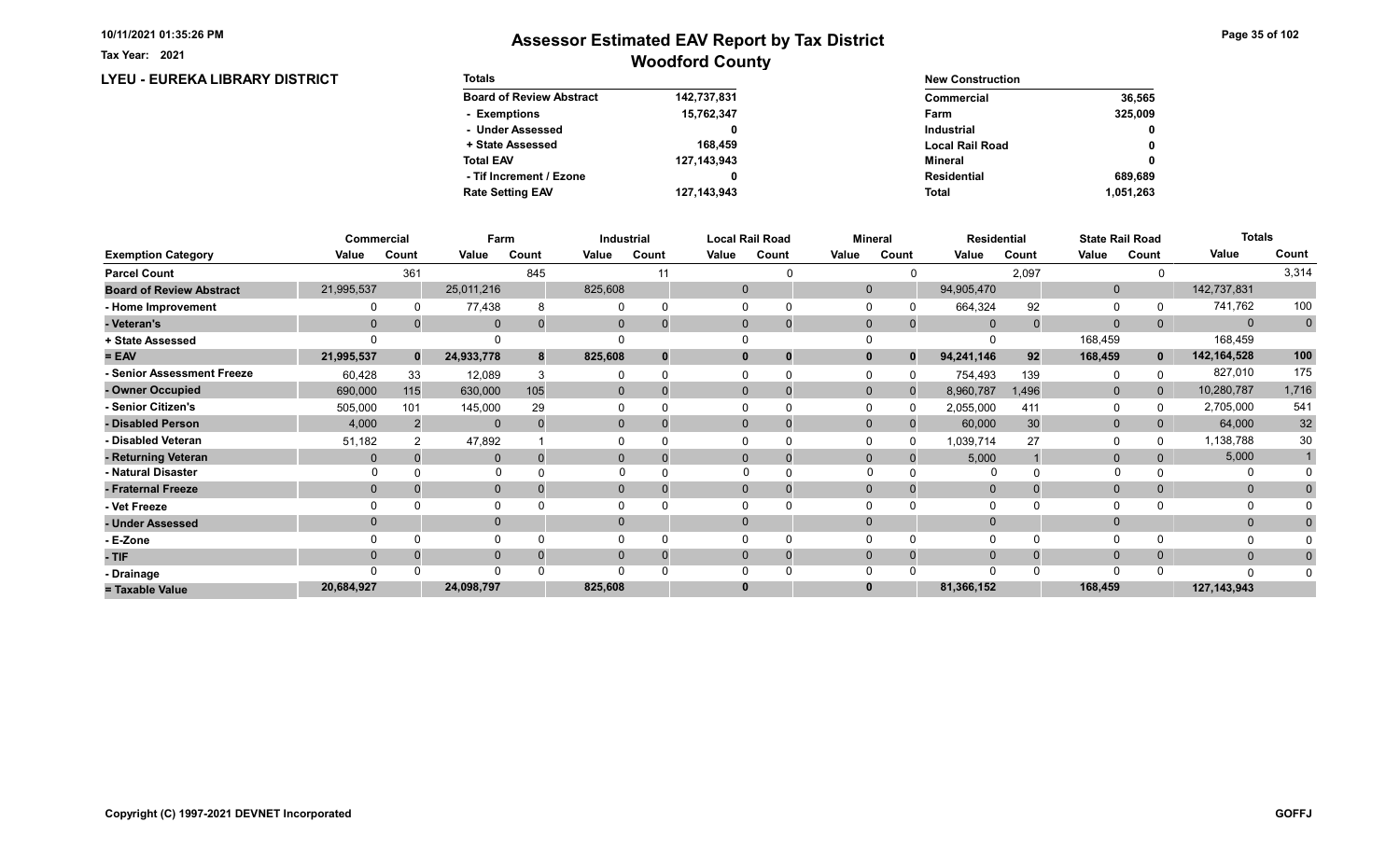Tax Year: 2021

# Assessor Estimated EAV Report by Tax District

## Woodford County

### LYEU - EUREKA LIBRARY DISTRICT

| Totals | |
|---|---|
| Board of Review Abstract | 142,737,831 |
| - Exemptions | 15,762,347 |
| - Under Assessed | 0 |
| + State Assessed | 168,459 |
| Total EAV | 127,143,943 |
| - Tif Increment / Ezone | 0 |
| Rate Setting EAV | 127,143,943 |

| New Construction | |
|---|---|
| Commercial | 36,565 |
| Farm | 325,009 |
| Industrial | 0 |
| Local Rail Road | 0 |
| Mineral | 0 |
| Residential | 689,689 |
| Total | 1,051,263 |

| | Commercial | | Farm | | Industrial | | Local Rail Road | | Mineral | | Residential | | State Rail Road | | Totals | |
|---|---|---|---|---|---|---|---|---|---|---|---|---|---|---|---|---|
| Exemption Category | Value | Count | Value | Count | Value | Count | Value | Count | Value | Count | Value | Count | Value | Count | Value | Count |
| Parcel Count | | 361 | | 845 | | 11 | | 0 | | 0 | | 2,097 | | 0 | | 3,314 |
| Board of Review Abstract | 21,995,537 | | 25,011,216 | | 825,608 | | 0 | | 0 | | 94,905,470 | | 0 | | 142,737,831 | |
| - Home Improvement | 0 | 0 | 77,438 | 8 | 0 | 0 | 0 | 0 | 0 | 0 | 664,324 | 92 | 0 | 0 | 741,762 | 100 |
| - Veteran's | 0 | 0 | 0 | 0 | 0 | 0 | 0 | 0 | 0 | 0 | 0 | 0 | 0 | 0 | 0 | 0 |
| + State Assessed | 0 | | 0 | | 0 | | 0 | | 0 | | 0 | | 168,459 | | 168,459 | |
| = EAV | 21,995,537 | 0 | 24,933,778 | 8 | 825,608 | 0 | 0 | 0 | 0 | 0 | 94,241,146 | 92 | 168,459 | 0 | 142,164,528 | 100 |
| - Senior Assessment Freeze | 60,428 | 33 | 12,089 | 3 | 0 | 0 | 0 | 0 | 0 | 0 | 754,493 | 139 | 0 | 0 | 827,010 | 175 |
| - Owner Occupied | 690,000 | 115 | 630,000 | 105 | 0 | 0 | 0 | 0 | 0 | 0 | 8,960,787 | 1,496 | 0 | 0 | 10,280,787 | 1,716 |
| - Senior Citizen's | 505,000 | 101 | 145,000 | 29 | 0 | 0 | 0 | 0 | 0 | 0 | 2,055,000 | 411 | 0 | 0 | 2,705,000 | 541 |
| - Disabled Person | 4,000 | 2 | 0 | 0 | 0 | 0 | 0 | 0 | 0 | 0 | 60,000 | 30 | 0 | 0 | 64,000 | 32 |
| - Disabled Veteran | 51,182 | 2 | 47,892 | 1 | 0 | 0 | 0 | 0 | 0 | 0 | 1,039,714 | 27 | 0 | 0 | 1,138,788 | 30 |
| - Returning Veteran | 0 | 0 | 0 | 0 | 0 | 0 | 0 | 0 | 0 | 0 | 5,000 | 1 | 0 | 0 | 5,000 | 1 |
| - Natural Disaster | 0 | 0 | 0 | 0 | 0 | 0 | 0 | 0 | 0 | 0 | 0 | 0 | 0 | 0 | 0 | 0 |
| - Fraternal Freeze | 0 | 0 | 0 | 0 | 0 | 0 | 0 | 0 | 0 | 0 | 0 | 0 | 0 | 0 | 0 | 0 |
| - Vet Freeze | 0 | 0 | 0 | 0 | 0 | 0 | 0 | 0 | 0 | 0 | 0 | 0 | 0 | 0 | 0 | 0 |
| - Under Assessed | 0 | | 0 | | 0 | | 0 | | 0 | | 0 | | 0 | | 0 | 0 |
| - E-Zone | 0 | 0 | 0 | 0 | 0 | 0 | 0 | 0 | 0 | 0 | 0 | 0 | 0 | 0 | 0 | 0 |
| - TIF | 0 | 0 | 0 | 0 | 0 | 0 | 0 | 0 | 0 | 0 | 0 | 0 | 0 | 0 | 0 | 0 |
| - Drainage | 0 | 0 | 0 | 0 | 0 | 0 | 0 | 0 | 0 | 0 | 0 | 0 | 0 | 0 | 0 | 0 |
| = Taxable Value | 20,684,927 | | 24,098,797 | | 825,608 | | 0 | | 0 | | 81,366,152 | | 168,459 | | 127,143,943 | |

Copyright (C) 1997-2021 DEVNET Incorporated

GOFFJ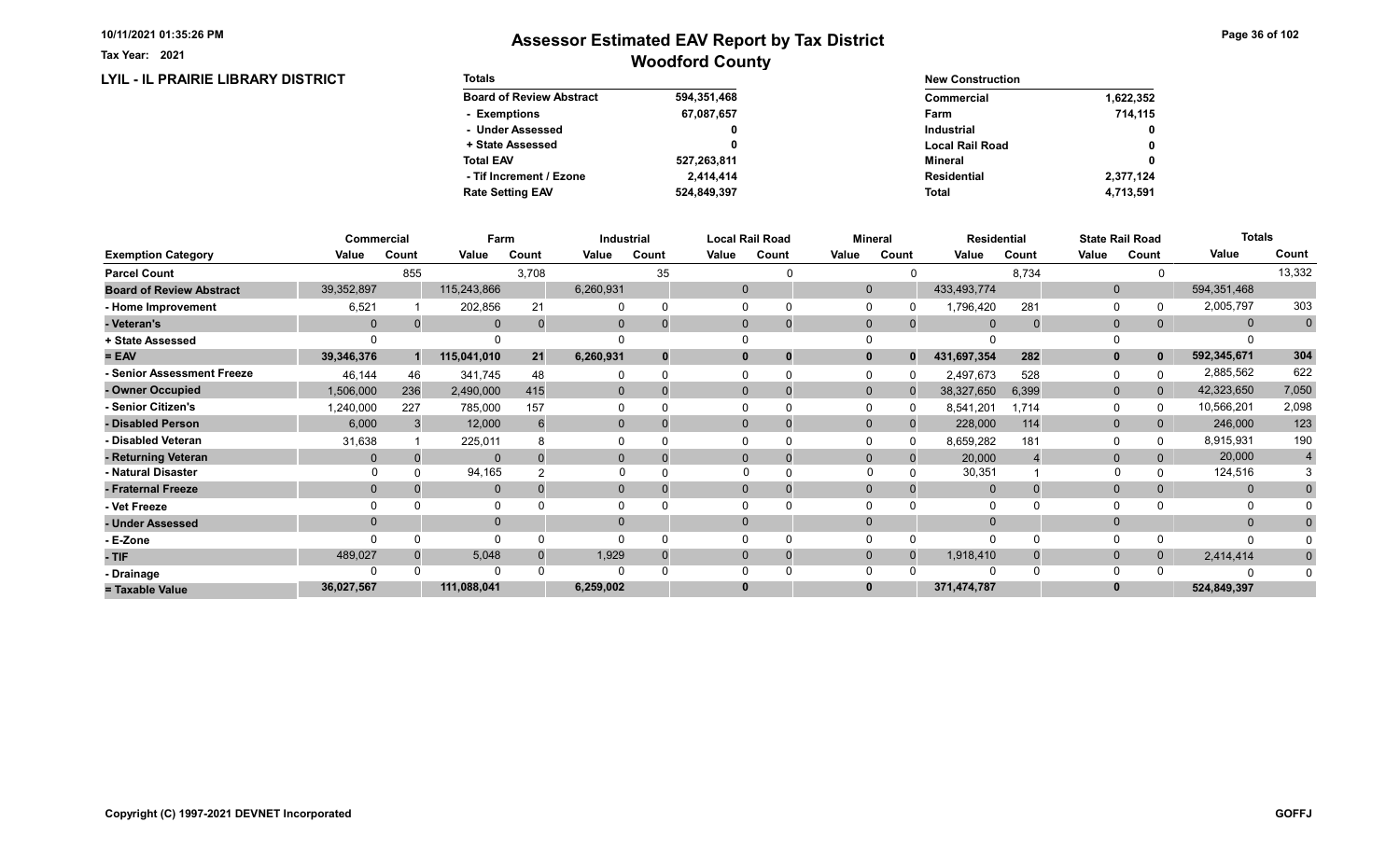# Assessor Estimated EAV Report by Tax District

## Woodford County

Tax Year: 2021

### LYIL - IL PRAIRIE LIBRARY DISTRICT

| Totals | |
|---|---|
| Board of Review Abstract | 594,351,468 |
| - Exemptions | 67,087,657 |
| - Under Assessed | 0 |
| + State Assessed | 0 |
| Total EAV | 527,263,811 |
| - Tif Increment / Ezone | 2,414,414 |
| Rate Setting EAV | 524,849,397 |

| New Construction | |
|---|---|
| Commercial | 1,622,352 |
| Farm | 714,115 |
| Industrial | 0 |
| Local Rail Road | 0 |
| Mineral | 0 |
| Residential | 2,377,124 |
| Total | 4,713,591 |

| | Commercial | | Farm | | Industrial | | Local Rail Road | | Mineral | | Residential | | State Rail Road | | Totals | |
|---|---|---|---|---|---|---|---|---|---|---|---|---|---|---|---|---|
| Exemption Category | Value | Count | Value | Count | Value | Count | Value | Count | Value | Count | Value | Count | Value | Count | Value | Count |
| Parcel Count | | 855 | | 3,708 | | 35 | | 0 | | 0 | | 8,734 | | 0 | | 13,332 |
| Board of Review Abstract | 39,352,897 | | 115,243,866 | | 6,260,931 | | 0 | | 0 | | 433,493,774 | | 0 | | 594,351,468 | |
| - Home Improvement | 6,521 | 1 | 202,856 | 21 | 0 | 0 | 0 | 0 | 0 | 0 | 1,796,420 | 281 | 0 | 0 | 2,005,797 | 303 |
| - Veteran's | 0 | 0 | 0 | 0 | 0 | 0 | 0 | 0 | 0 | 0 | 0 | 0 | 0 | 0 | 0 | 0 |
| + State Assessed | 0 | | 0 | | 0 | | 0 | | 0 | | 0 | | 0 | | 0 | |
| = EAV | 39,346,376 | 1 | 115,041,010 | 21 | 6,260,931 | 0 | 0 | 0 | 0 | 0 | 431,697,354 | 282 | 0 | 0 | 592,345,671 | 304 |
| - Senior Assessment Freeze | 46,144 | 46 | 341,745 | 48 | 0 | 0 | 0 | 0 | 0 | 0 | 2,497,673 | 528 | 0 | 0 | 2,885,562 | 622 |
| - Owner Occupied | 1,506,000 | 236 | 2,490,000 | 415 | 0 | 0 | 0 | 0 | 0 | 0 | 38,327,650 | 6,399 | 0 | 0 | 42,323,650 | 7,050 |
| - Senior Citizen's | 1,240,000 | 227 | 785,000 | 157 | 0 | 0 | 0 | 0 | 0 | 0 | 8,541,201 | 1,714 | 0 | 0 | 10,566,201 | 2,098 |
| - Disabled Person | 6,000 | 3 | 12,000 | 6 | 0 | 0 | 0 | 0 | 0 | 0 | 228,000 | 114 | 0 | 0 | 246,000 | 123 |
| - Disabled Veteran | 31,638 | 1 | 225,011 | 8 | 0 | 0 | 0 | 0 | 0 | 0 | 8,659,282 | 181 | 0 | 0 | 8,915,931 | 190 |
| - Returning Veteran | 0 | 0 | 0 | 0 | 0 | 0 | 0 | 0 | 0 | 0 | 20,000 | 4 | 0 | 0 | 20,000 | 4 |
| - Natural Disaster | 0 | 0 | 94,165 | 2 | 0 | 0 | 0 | 0 | 0 | 0 | 30,351 | 1 | 0 | 0 | 124,516 | 3 |
| - Fraternal Freeze | 0 | 0 | 0 | 0 | 0 | 0 | 0 | 0 | 0 | 0 | 0 | 0 | 0 | 0 | 0 | 0 |
| - Vet Freeze | 0 | 0 | 0 | 0 | 0 | 0 | 0 | 0 | 0 | 0 | 0 | 0 | 0 | 0 | 0 | 0 |
| - Under Assessed | 0 | | 0 | | 0 | | 0 | | 0 | | 0 | | 0 | | 0 | 0 |
| - E-Zone | 0 | 0 | 0 | 0 | 0 | 0 | 0 | 0 | 0 | 0 | 0 | 0 | 0 | 0 | 0 | 0 |
| - TIF | 489,027 | 0 | 5,048 | 0 | 1,929 | 0 | 0 | 0 | 0 | 0 | 1,918,410 | 0 | 0 | 0 | 2,414,414 | 0 |
| - Drainage | 0 | 0 | 0 | 0 | 0 | 0 | 0 | 0 | 0 | 0 | 0 | 0 | 0 | 0 | 0 | 0 |
| = Taxable Value | 36,027,567 | | 111,088,041 | | 6,259,002 | | 0 | | 0 | | 371,474,787 | | 0 | | 524,849,397 | |

Copyright (C) 1997-2021 DEVNET Incorporated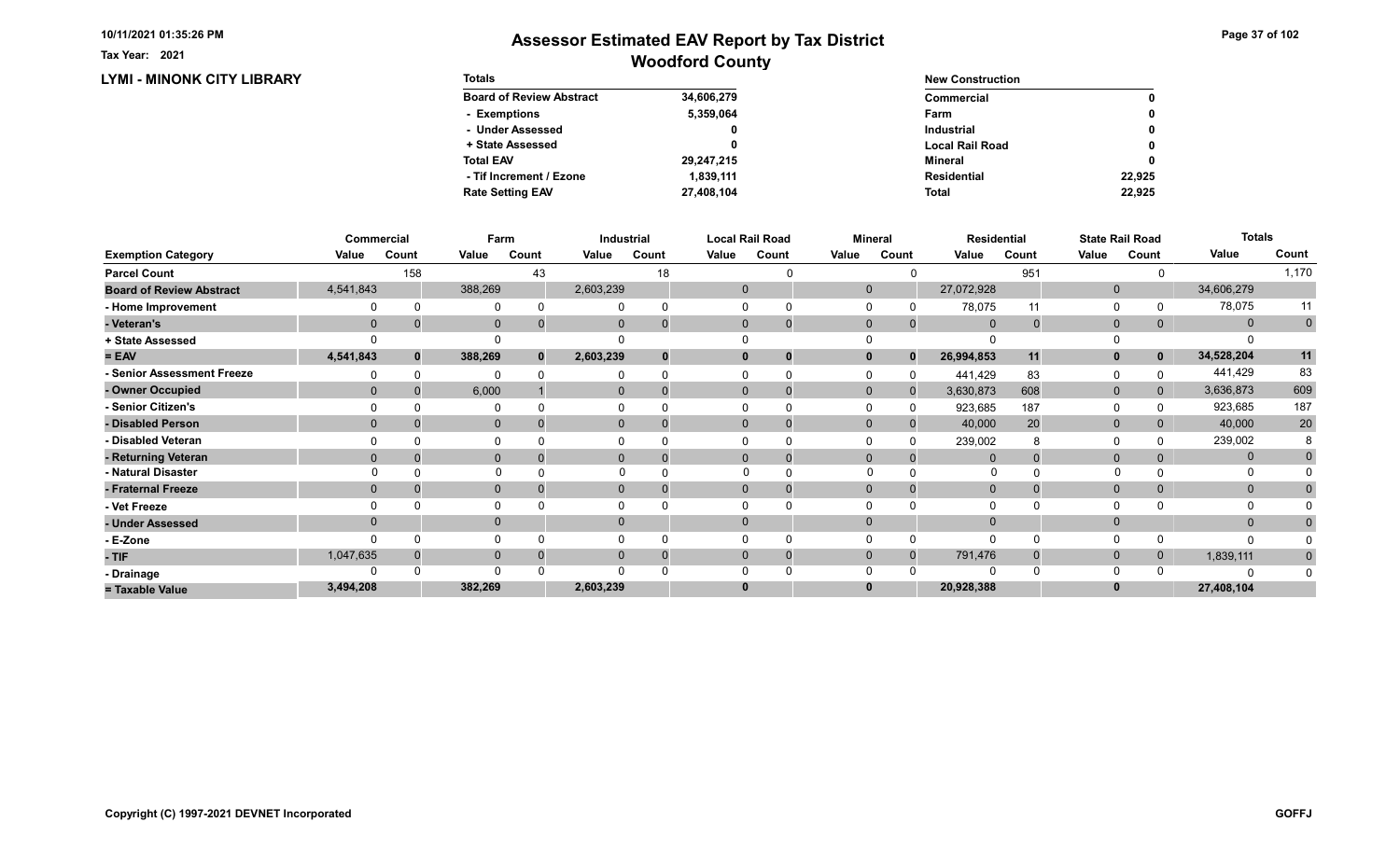Tax Year: 2021

# Assessor Estimated EAV Report by Tax District
## Woodford County

**LYMI - MINONK CITY LIBRARY**

| Totals | |
|---|---|
| Board of Review Abstract | 34,606,279 |
| - Exemptions | 5,359,064 |
| - Under Assessed | 0 |
| + State Assessed | 0 |
| Total EAV | 29,247,215 |
| - Tif Increment / Ezone | 1,839,111 |
| Rate Setting EAV | 27,408,104 |

| New Construction | |
|---|---|
| Commercial | 0 |
| Farm | 0 |
| Industrial | 0 |
| Local Rail Road | 0 |
| Mineral | 0 |
| Residential | 22,925 |
| Total | 22,925 |

| | Commercial | | Farm | | Industrial | | Local Rail Road | | Mineral | | Residential | | State Rail Road | | Totals | |
|---|---|---|---|---|---|---|---|---|---|---|---|---|---|---|---|---|
| **Exemption Category** | **Value** | **Count** | **Value** | **Count** | **Value** | **Count** | **Value** | **Count** | **Value** | **Count** | **Value** | **Count** | **Value** | **Count** | **Value** | **Count** |
| **Parcel Count** | | 158 | | 43 | | 18 | | 0 | | 0 | | 951 | | 0 | | 1,170 |
| **Board of Review Abstract** | 4,541,843 | | 388,269 | | 2,603,239 | | 0 | | 0 | | 27,072,928 | | 0 | | 34,606,279 | |
| - Home Improvement | 0 | 0 | 0 | 0 | 0 | 0 | 0 | 0 | 0 | 0 | 78,075 | 11 | 0 | 0 | 78,075 | 11 |
| - Veteran's | 0 | 0 | 0 | 0 | 0 | 0 | 0 | 0 | 0 | 0 | 0 | 0 | 0 | 0 | 0 | 0 |
| + State Assessed | 0 | | 0 | | 0 | | 0 | | 0 | | 0 | | 0 | | 0 | |
| **= EAV** | **4,541,843** | **0** | **388,269** | **0** | **2,603,239** | **0** | **0** | **0** | **0** | **0** | **26,994,853** | **11** | **0** | **0** | **34,528,204** | **11** |
| - Senior Assessment Freeze | 0 | 0 | 0 | 0 | 0 | 0 | 0 | 0 | 0 | 0 | 441,429 | 83 | 0 | 0 | 441,429 | 83 |
| - Owner Occupied | 0 | 0 | 6,000 | 1 | 0 | 0 | 0 | 0 | 0 | 0 | 3,630,873 | 608 | 0 | 0 | 3,636,873 | 609 |
| - Senior Citizen's | 0 | 0 | 0 | 0 | 0 | 0 | 0 | 0 | 0 | 0 | 923,685 | 187 | 0 | 0 | 923,685 | 187 |
| - Disabled Person | 0 | 0 | 0 | 0 | 0 | 0 | 0 | 0 | 0 | 0 | 40,000 | 20 | 0 | 0 | 40,000 | 20 |
| - Disabled Veteran | 0 | 0 | 0 | 0 | 0 | 0 | 0 | 0 | 0 | 0 | 239,002 | 8 | 0 | 0 | 239,002 | 8 |
| - Returning Veteran | 0 | 0 | 0 | 0 | 0 | 0 | 0 | 0 | 0 | 0 | 0 | 0 | 0 | 0 | 0 | 0 |
| - Natural Disaster | 0 | 0 | 0 | 0 | 0 | 0 | 0 | 0 | 0 | 0 | 0 | 0 | 0 | 0 | 0 | 0 |
| - Fraternal Freeze | 0 | 0 | 0 | 0 | 0 | 0 | 0 | 0 | 0 | 0 | 0 | 0 | 0 | 0 | 0 | 0 |
| - Vet Freeze | 0 | 0 | 0 | 0 | 0 | 0 | 0 | 0 | 0 | 0 | 0 | 0 | 0 | 0 | 0 | 0 |
| - Under Assessed | 0 | | 0 | | 0 | | 0 | | 0 | | 0 | | 0 | | 0 | 0 |
| - E-Zone | 0 | 0 | 0 | 0 | 0 | 0 | 0 | 0 | 0 | 0 | 0 | 0 | 0 | 0 | 0 | 0 |
| - TIF | 1,047,635 | 0 | 0 | 0 | 0 | 0 | 0 | 0 | 0 | 0 | 791,476 | 0 | 0 | 0 | 1,839,111 | 0 |
| - Drainage | 0 | 0 | 0 | 0 | 0 | 0 | 0 | 0 | 0 | 0 | 0 | 0 | 0 | 0 | 0 | 0 |
| **= Taxable Value** | **3,494,208** | | **382,269** | | **2,603,239** | | **0** | | **0** | | **20,928,388** | | **0** | | **27,408,104** | |

Copyright (C) 1997-2021 DEVNET Incorporated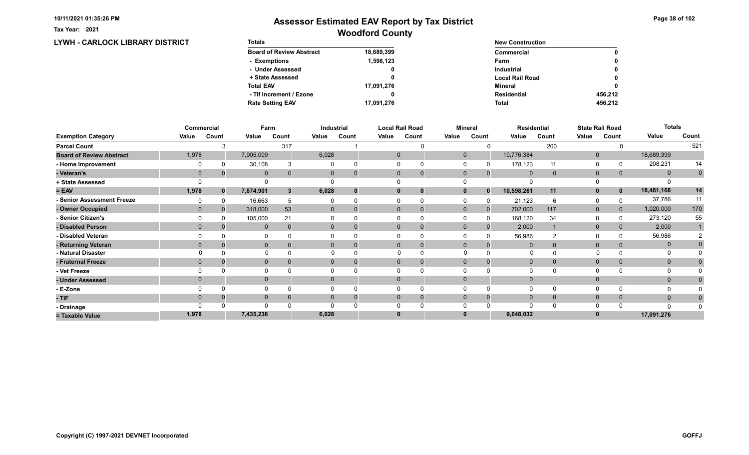# Assessor Estimated EAV Report by Tax District

## Woodford County

Tax Year: 2021

## LYWH - CARLOCK LIBRARY DISTRICT

| Totals | |
|---|---|
| Board of Review Abstract | 18,689,399 |
| - Exemptions | 1,598,123 |
| - Under Assessed | 0 |
| + State Assessed | 0 |
| Total EAV | 17,091,276 |
| - Tif Increment / Ezone | 0 |
| Rate Setting EAV | 17,091,276 |

| New Construction | |
|---|---|
| Commercial | 0 |
| Farm | 0 |
| Industrial | 0 |
| Local Rail Road | 0 |
| Mineral | 0 |
| Residential | 456,212 |
| Total | 456,212 |

| | Commercial | | Farm | | Industrial | | Local Rail Road | | Mineral | | Residential | | State Rail Road | | Totals | |
|---|---|---|---|---|---|---|---|---|---|---|---|---|---|---|---|---|
| Exemption Category | Value | Count | Value | Count | Value | Count | Value | Count | Value | Count | Value | Count | Value | Count | Value | Count |
| Parcel Count | | 3 | | 317 | | 1 | | 0 | | 0 | | 200 | | 0 | | 521 |
| Board of Review Abstract | 1,978 | | 7,905,009 | | 6,028 | | 0 | | 0 | | 10,776,384 | | 0 | | 18,689,399 | |
| - Home Improvement | 0 | 0 | 30,108 | 3 | 0 | 0 | 0 | 0 | 0 | 0 | 178,123 | 11 | 0 | 0 | 208,231 | 14 |
| - Veteran's | 0 | 0 | 0 | 0 | 0 | 0 | 0 | 0 | 0 | 0 | 0 | 0 | 0 | 0 | 0 | 0 |
| + State Assessed | 0 | | 0 | | 0 | | 0 | | 0 | | 0 | | 0 | | 0 | |
| = EAV | 1,978 | 0 | 7,874,901 | 3 | 6,028 | 0 | 0 | 0 | 0 | 0 | 10,598,261 | 11 | 0 | 0 | 18,481,168 | 14 |
| - Senior Assessment Freeze | 0 | 0 | 16,663 | 5 | 0 | 0 | 0 | 0 | 0 | 0 | 21,123 | 6 | 0 | 0 | 37,786 | 11 |
| - Owner Occupied | 0 | 0 | 318,000 | 53 | 0 | 0 | 0 | 0 | 0 | 0 | 702,000 | 117 | 0 | 0 | 1,020,000 | 170 |
| - Senior Citizen's | 0 | 0 | 105,000 | 21 | 0 | 0 | 0 | 0 | 0 | 0 | 168,120 | 34 | 0 | 0 | 273,120 | 55 |
| - Disabled Person | 0 | 0 | 0 | 0 | 0 | 0 | 0 | 0 | 0 | 0 | 2,000 | 1 | 0 | 0 | 2,000 | 1 |
| - Disabled Veteran | 0 | 0 | 0 | 0 | 0 | 0 | 0 | 0 | 0 | 0 | 56,986 | 2 | 0 | 0 | 56,986 | 2 |
| - Returning Veteran | 0 | 0 | 0 | 0 | 0 | 0 | 0 | 0 | 0 | 0 | 0 | 0 | 0 | 0 | 0 | 0 |
| - Natural Disaster | 0 | 0 | 0 | 0 | 0 | 0 | 0 | 0 | 0 | 0 | 0 | 0 | 0 | 0 | 0 | 0 |
| - Fraternal Freeze | 0 | 0 | 0 | 0 | 0 | 0 | 0 | 0 | 0 | 0 | 0 | 0 | 0 | 0 | 0 | 0 |
| - Vet Freeze | 0 | 0 | 0 | 0 | 0 | 0 | 0 | 0 | 0 | 0 | 0 | 0 | 0 | 0 | 0 | 0 |
| - Under Assessed | 0 | | 0 | | 0 | | 0 | | 0 | | 0 | | 0 | | 0 | 0 |
| - E-Zone | 0 | 0 | 0 | 0 | 0 | 0 | 0 | 0 | 0 | 0 | 0 | 0 | 0 | 0 | 0 | 0 |
| - TIF | 0 | 0 | 0 | 0 | 0 | 0 | 0 | 0 | 0 | 0 | 0 | 0 | 0 | 0 | 0 | 0 |
| - Drainage | 0 | 0 | 0 | 0 | 0 | 0 | 0 | 0 | 0 | 0 | 0 | 0 | 0 | 0 | 0 | 0 |
| = Taxable Value | 1,978 | | 7,435,238 | | 6,028 | | 0 | | 0 | | 9,648,032 | | 0 | | 17,091,276 | |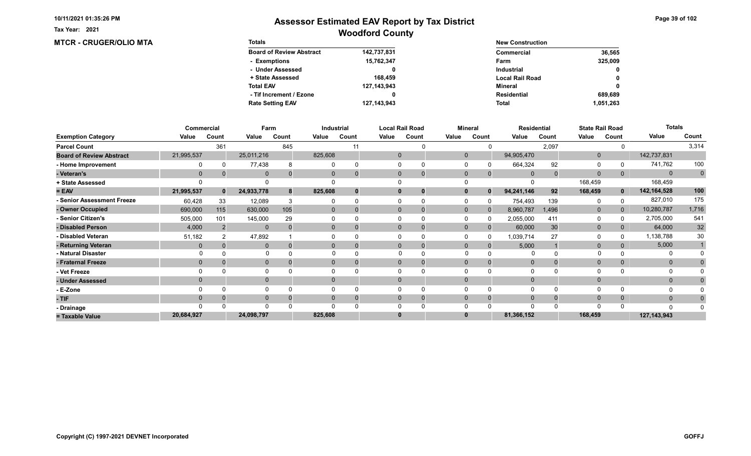# Assessor Estimated EAV Report by Tax District

## Woodford County

10/11/2021 01:35:26 PM

Tax Year: 2021

**MTCR - CRUGER/OLIO MTA**

| Totals | |
|---|---|
| Board of Review Abstract | 142,737,831 |
| - Exemptions | 15,762,347 |
| - Under Assessed | 0 |
| + State Assessed | 168,459 |
| Total EAV | 127,143,943 |
| - Tif Increment / Ezone | 0 |
| Rate Setting EAV | 127,143,943 |

| New Construction | |
|---|---|
| Commercial | 36,565 |
| Farm | 325,009 |
| Industrial | 0 |
| Local Rail Road | 0 |
| Mineral | 0 |
| Residential | 689,689 |
| Total | 1,051,263 |

| | Commercial | | Farm | | Industrial | | Local Rail Road | | Mineral | | Residential | | State Rail Road | | Totals | |
|---|---|---|---|---|---|---|---|---|---|---|---|---|---|---|---|---|
| **Exemption Category** | **Value** | **Count** | **Value** | **Count** | **Value** | **Count** | **Value** | **Count** | **Value** | **Count** | **Value** | **Count** | **Value** | **Count** | **Value** | **Count** |
| Parcel Count | | 361 | | 845 | | 11 | | 0 | | 0 | | 2,097 | | 0 | | 3,314 |
| Board of Review Abstract | 21,995,537 | | 25,011,216 | | 825,608 | | 0 | | 0 | | 94,905,470 | | 0 | | 142,737,831 | |
| - Home Improvement | 0 | 0 | 77,438 | 8 | 0 | 0 | 0 | 0 | 0 | 0 | 664,324 | 92 | 0 | 0 | 741,762 | 100 |
| - Veteran's | 0 | 0 | 0 | 0 | 0 | 0 | 0 | 0 | 0 | 0 | 0 | 0 | 0 | 0 | 0 | 0 |
| + State Assessed | 0 | | 0 | | 0 | | 0 | | 0 | | 0 | | 168,459 | | 168,459 | |
| = EAV | 21,995,537 | 0 | 24,933,778 | 8 | 825,608 | 0 | 0 | 0 | 0 | 0 | 94,241,146 | 92 | 168,459 | 0 | 142,164,528 | 100 |
| - Senior Assessment Freeze | 60,428 | 33 | 12,089 | 3 | 0 | 0 | 0 | 0 | 0 | 0 | 754,493 | 139 | 0 | 0 | 827,010 | 175 |
| - Owner Occupied | 690,000 | 115 | 630,000 | 105 | 0 | 0 | 0 | 0 | 0 | 0 | 8,960,787 | 1,496 | 0 | 0 | 10,280,787 | 1,716 |
| - Senior Citizen's | 505,000 | 101 | 145,000 | 29 | 0 | 0 | 0 | 0 | 0 | 0 | 2,055,000 | 411 | 0 | 0 | 2,705,000 | 541 |
| - Disabled Person | 4,000 | 2 | 0 | 0 | 0 | 0 | 0 | 0 | 0 | 0 | 60,000 | 30 | 0 | 0 | 64,000 | 32 |
| - Disabled Veteran | 51,182 | 2 | 47,892 | 1 | 0 | 0 | 0 | 0 | 0 | 0 | 1,039,714 | 27 | 0 | 0 | 1,138,788 | 30 |
| - Returning Veteran | 0 | 0 | 0 | 0 | 0 | 0 | 0 | 0 | 0 | 0 | 5,000 | 1 | 0 | 0 | 5,000 | 1 |
| - Natural Disaster | 0 | 0 | 0 | 0 | 0 | 0 | 0 | 0 | 0 | 0 | 0 | 0 | 0 | 0 | 0 | 0 |
| - Fraternal Freeze | 0 | 0 | 0 | 0 | 0 | 0 | 0 | 0 | 0 | 0 | 0 | 0 | 0 | 0 | 0 | 0 |
| - Vet Freeze | 0 | 0 | 0 | 0 | 0 | 0 | 0 | 0 | 0 | 0 | 0 | 0 | 0 | 0 | 0 | 0 |
| - Under Assessed | 0 | | 0 | | 0 | | 0 | | 0 | | 0 | | 0 | | 0 | 0 |
| - E-Zone | 0 | 0 | 0 | 0 | 0 | 0 | 0 | 0 | 0 | 0 | 0 | 0 | 0 | 0 | 0 | 0 |
| - TIF | 0 | 0 | 0 | 0 | 0 | 0 | 0 | 0 | 0 | 0 | 0 | 0 | 0 | 0 | 0 | 0 |
| - Drainage | 0 | 0 | 0 | 0 | 0 | 0 | 0 | 0 | 0 | 0 | 0 | 0 | 0 | 0 | 0 | 0 |
| = Taxable Value | 20,684,927 | | 24,098,797 | | 825,608 | | 0 | | 0 | | 81,366,152 | | 168,459 | | 127,143,943 | |

Copyright (C) 1997-2021 DEVNET Incorporated

GOFFJ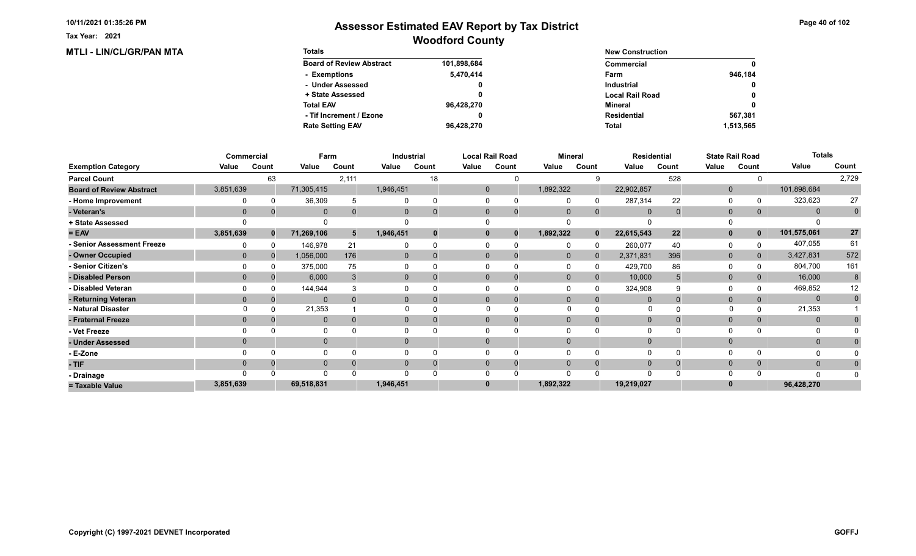# Assessor Estimated EAV Report by Tax District

## Woodford County

Tax Year: 2021

**MTLI - LIN/CL/GR/PAN MTA**

| Totals | |
|---|---|
| Board of Review Abstract | 101,898,684 |
| - Exemptions | 5,470,414 |
| - Under Assessed | 0 |
| + State Assessed | 0 |
| Total EAV | 96,428,270 |
| - Tif Increment / Ezone | 0 |
| Rate Setting EAV | 96,428,270 |

| New Construction | |
|---|---|
| Commercial | 0 |
| Farm | 946,184 |
| Industrial | 0 |
| Local Rail Road | 0 |
| Mineral | 0 |
| Residential | 567,381 |
| Total | 1,513,565 |

| | Commercial | | Farm | | Industrial | | Local Rail Road | | Mineral | | Residential | | State Rail Road | | Totals | |
|---|---|---|---|---|---|---|---|---|---|---|---|---|---|---|---|---|
| **Exemption Category** | **Value** | **Count** | **Value** | **Count** | **Value** | **Count** | **Value** | **Count** | **Value** | **Count** | **Value** | **Count** | **Value** | **Count** | **Value** | **Count** |
| Parcel Count | | 63 | | 2,111 | | 18 | | 0 | | 9 | | 528 | | 0 | | 2,729 |
| Board of Review Abstract | 3,851,639 | | 71,305,415 | | 1,946,451 | | 0 | | 1,892,322 | | 22,902,857 | | 0 | | 101,898,684 | |
| - Home Improvement | 0 | 0 | 36,309 | 5 | 0 | 0 | 0 | 0 | 0 | 0 | 287,314 | 22 | 0 | 0 | 323,623 | 27 |
| - Veteran's | 0 | 0 | 0 | 0 | 0 | 0 | 0 | 0 | 0 | 0 | 0 | 0 | 0 | 0 | 0 | 0 |
| + State Assessed | 0 | | 0 | | 0 | | 0 | | 0 | | 0 | | 0 | | 0 | |
| = EAV | 3,851,639 | 0 | 71,269,106 | 5 | 1,946,451 | 0 | 0 | 0 | 1,892,322 | 0 | 22,615,543 | 22 | 0 | 0 | 101,575,061 | 27 |
| - Senior Assessment Freeze | 0 | 0 | 146,978 | 21 | 0 | 0 | 0 | 0 | 0 | 0 | 260,077 | 40 | 0 | 0 | 407,055 | 61 |
| - Owner Occupied | 0 | 0 | 1,056,000 | 176 | 0 | 0 | 0 | 0 | 0 | 0 | 2,371,831 | 396 | 0 | 0 | 3,427,831 | 572 |
| - Senior Citizen's | 0 | 0 | 375,000 | 75 | 0 | 0 | 0 | 0 | 0 | 0 | 429,700 | 86 | 0 | 0 | 804,700 | 161 |
| - Disabled Person | 0 | 0 | 6,000 | 3 | 0 | 0 | 0 | 0 | 0 | 0 | 10,000 | 5 | 0 | 0 | 16,000 | 8 |
| - Disabled Veteran | 0 | 0 | 144,944 | 3 | 0 | 0 | 0 | 0 | 0 | 0 | 324,908 | 9 | 0 | 0 | 469,852 | 12 |
| - Returning Veteran | 0 | 0 | 0 | 0 | 0 | 0 | 0 | 0 | 0 | 0 | 0 | 0 | 0 | 0 | 0 | 0 |
| - Natural Disaster | 0 | 0 | 21,353 | 1 | 0 | 0 | 0 | 0 | 0 | 0 | 0 | 0 | 0 | 0 | 21,353 | 1 |
| - Fraternal Freeze | 0 | 0 | 0 | 0 | 0 | 0 | 0 | 0 | 0 | 0 | 0 | 0 | 0 | 0 | 0 | 0 |
| - Vet Freeze | 0 | 0 | 0 | 0 | 0 | 0 | 0 | 0 | 0 | 0 | 0 | 0 | 0 | 0 | 0 | 0 |
| - Under Assessed | 0 | | 0 | | 0 | | 0 | | 0 | | 0 | | 0 | | 0 | 0 |
| - E-Zone | 0 | 0 | 0 | 0 | 0 | 0 | 0 | 0 | 0 | 0 | 0 | 0 | 0 | 0 | 0 | 0 |
| - TIF | 0 | 0 | 0 | 0 | 0 | 0 | 0 | 0 | 0 | 0 | 0 | 0 | 0 | 0 | 0 | 0 |
| - Drainage | 0 | 0 | 0 | 0 | 0 | 0 | 0 | 0 | 0 | 0 | 0 | 0 | 0 | 0 | 0 | 0 |
| = Taxable Value | 3,851,639 | | 69,518,831 | | 1,946,451 | | 0 | | 1,892,322 | | 19,219,027 | | 0 | | 96,428,270 | |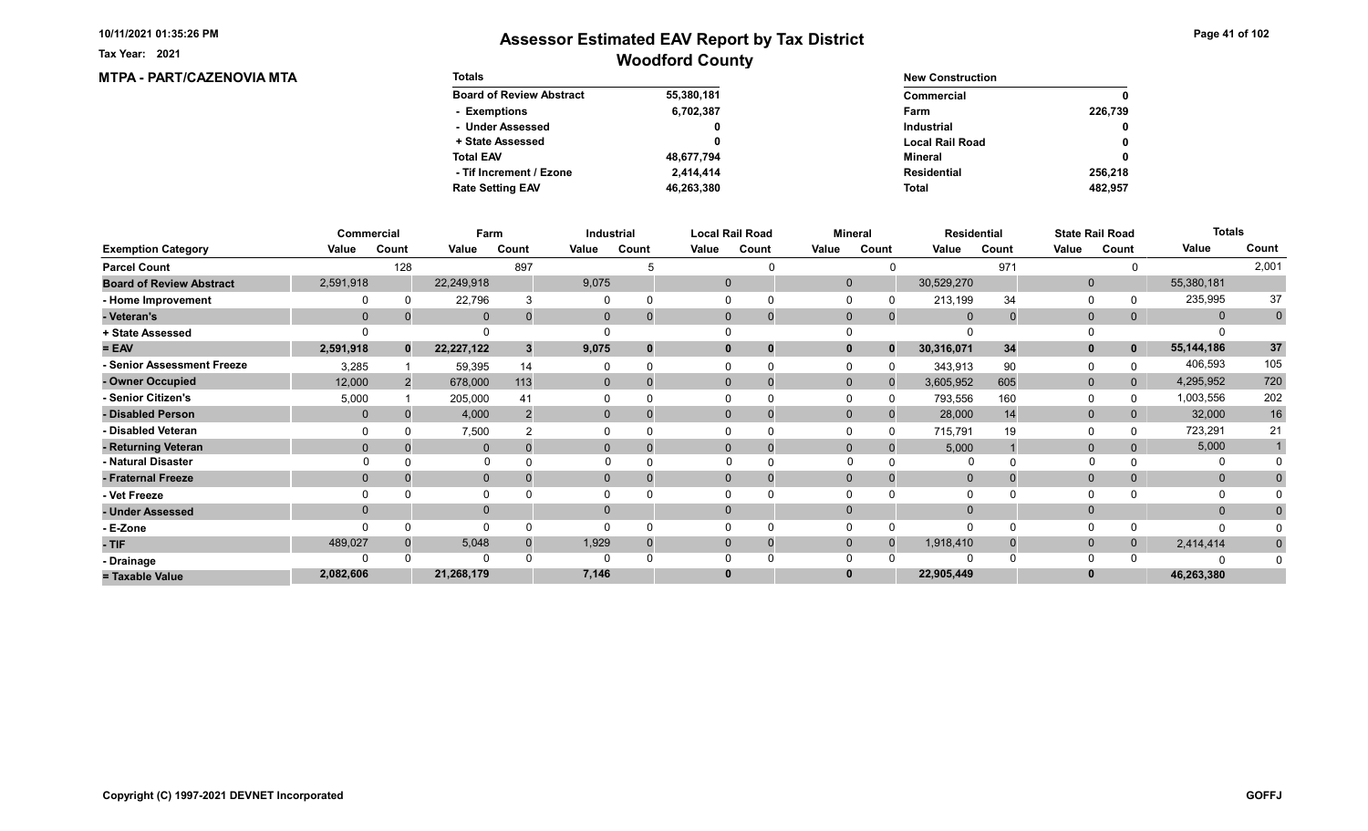# Assessor Estimated EAV Report by Tax District

## Woodford County

Tax Year: 2021

### MTPA - PART/CAZENOVIA MTA

| Totals | |
|---|---|
| Board of Review Abstract | 55,380,181 |
| - Exemptions | 6,702,387 |
| - Under Assessed | 0 |
| + State Assessed | 0 |
| Total EAV | 48,677,794 |
| - Tif Increment / Ezone | 2,414,414 |
| Rate Setting EAV | 46,263,380 |

| New Construction | |
|---|---|
| Commercial | 0 |
| Farm | 226,739 |
| Industrial | 0 |
| Local Rail Road | 0 |
| Mineral | 0 |
| Residential | 256,218 |
| Total | 482,957 |

| | Commercial | | Farm | | Industrial | | Local Rail Road | | Mineral | | Residential | | State Rail Road | | Totals | |
|---|---|---|---|---|---|---|---|---|---|---|---|---|---|---|---|---|
| Exemption Category | Value | Count | Value | Count | Value | Count | Value | Count | Value | Count | Value | Count | Value | Count | Value | Count |
| Parcel Count | | 128 | | 897 | | 5 | | 0 | | 0 | | 971 | | 0 | | 2,001 |
| Board of Review Abstract | 2,591,918 | | 22,249,918 | | 9,075 | | 0 | | 0 | | 30,529,270 | | 0 | | 55,380,181 | |
| - Home Improvement | 0 | 0 | 22,796 | 3 | 0 | 0 | 0 | 0 | 0 | 0 | 213,199 | 34 | 0 | 0 | 235,995 | 37 |
| - Veteran's | 0 | 0 | 0 | 0 | 0 | 0 | 0 | 0 | 0 | 0 | 0 | 0 | 0 | 0 | 0 | 0 |
| + State Assessed | 0 | | 0 | | 0 | | 0 | | 0 | | 0 | | 0 | | 0 | |
| = EAV | 2,591,918 | 0 | 22,227,122 | 3 | 9,075 | 0 | 0 | 0 | 0 | 0 | 30,316,071 | 34 | 0 | 0 | 55,144,186 | 37 |
| - Senior Assessment Freeze | 3,285 | 1 | 59,395 | 14 | 0 | 0 | 0 | 0 | 0 | 0 | 343,913 | 90 | 0 | 0 | 406,593 | 105 |
| - Owner Occupied | 12,000 | 2 | 678,000 | 113 | 0 | 0 | 0 | 0 | 0 | 0 | 3,605,952 | 605 | 0 | 0 | 4,295,952 | 720 |
| - Senior Citizen's | 5,000 | 1 | 205,000 | 41 | 0 | 0 | 0 | 0 | 0 | 0 | 793,556 | 160 | 0 | 0 | 1,003,556 | 202 |
| - Disabled Person | 0 | 0 | 4,000 | 2 | 0 | 0 | 0 | 0 | 0 | 0 | 28,000 | 14 | 0 | 0 | 32,000 | 16 |
| - Disabled Veteran | 0 | 0 | 7,500 | 2 | 0 | 0 | 0 | 0 | 0 | 0 | 715,791 | 19 | 0 | 0 | 723,291 | 21 |
| - Returning Veteran | 0 | 0 | 0 | 0 | 0 | 0 | 0 | 0 | 0 | 0 | 5,000 | 1 | 0 | 0 | 5,000 | 1 |
| - Natural Disaster | 0 | 0 | 0 | 0 | 0 | 0 | 0 | 0 | 0 | 0 | 0 | 0 | 0 | 0 | 0 | 0 |
| - Fraternal Freeze | 0 | 0 | 0 | 0 | 0 | 0 | 0 | 0 | 0 | 0 | 0 | 0 | 0 | 0 | 0 | 0 |
| - Vet Freeze | 0 | 0 | 0 | 0 | 0 | 0 | 0 | 0 | 0 | 0 | 0 | 0 | 0 | 0 | 0 | 0 |
| - Under Assessed | 0 | | 0 | | 0 | | 0 | | 0 | | 0 | | 0 | | 0 | 0 |
| - E-Zone | 0 | 0 | 0 | 0 | 0 | 0 | 0 | 0 | 0 | 0 | 0 | 0 | 0 | 0 | 0 | 0 |
| - TIF | 489,027 | 0 | 5,048 | 0 | 1,929 | 0 | 0 | 0 | 0 | 0 | 1,918,410 | 0 | 0 | 0 | 2,414,414 | 0 |
| - Drainage | 0 | 0 | 0 | 0 | 0 | 0 | 0 | 0 | 0 | 0 | 0 | 0 | 0 | 0 | 0 | 0 |
| = Taxable Value | 2,082,606 | | 21,268,179 | | 7,146 | | 0 | | 0 | | 22,905,449 | | 0 | | 46,263,380 | |

Copyright (C) 1997-2021 DEVNET Incorporated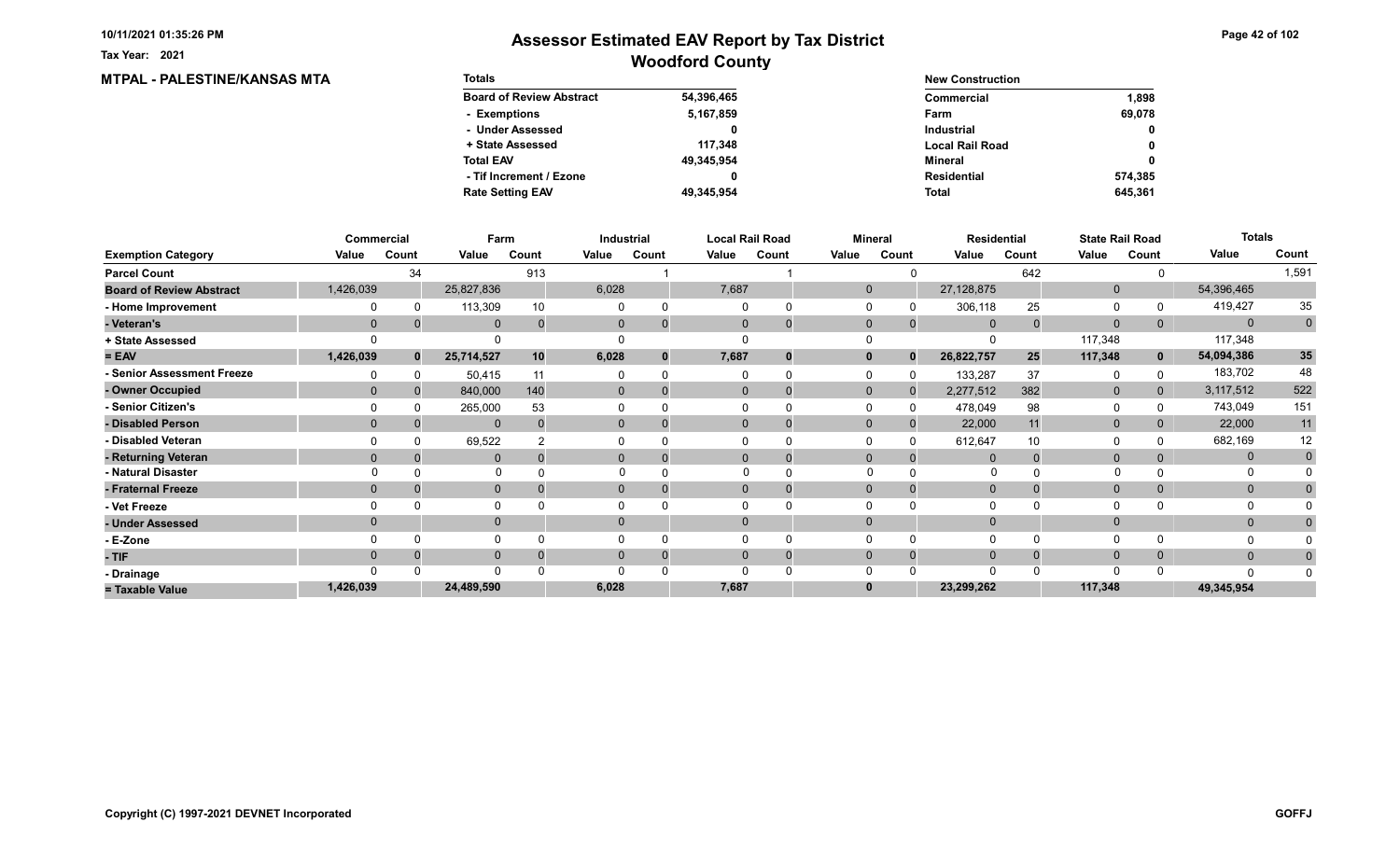Tax Year: 2021

# Assessor Estimated EAV Report by Tax District

## Woodford County

### MTPAL - PALESTINE/KANSAS MTA

| Totals | |
|---|---|
| Board of Review Abstract | 54,396,465 |
| - Exemptions | 5,167,859 |
| - Under Assessed | 0 |
| + State Assessed | 117,348 |
| Total EAV | 49,345,954 |
| - Tif Increment / Ezone | 0 |
| Rate Setting EAV | 49,345,954 |

| New Construction | |
|---|---|
| Commercial | 1,898 |
| Farm | 69,078 |
| Industrial | 0 |
| Local Rail Road | 0 |
| Mineral | 0 |
| Residential | 574,385 |
| Total | 645,361 |

| | Commercial | | Farm | | Industrial | | Local Rail Road | | Mineral | | Residential | | State Rail Road | | Totals | |
|---|---|---|---|---|---|---|---|---|---|---|---|---|---|---|---|---|
| Exemption Category | Value | Count | Value | Count | Value | Count | Value | Count | Value | Count | Value | Count | Value | Count | Value | Count |
| Parcel Count | | 34 | | 913 | | 1 | | 1 | | 0 | | 642 | | 0 | | 1,591 |
| Board of Review Abstract | 1,426,039 | | 25,827,836 | | 6,028 | | 7,687 | | 0 | | 27,128,875 | | 0 | | 54,396,465 | |
| - Home Improvement | 0 | 0 | 113,309 | 10 | 0 | 0 | 0 | 0 | 0 | 0 | 306,118 | 25 | 0 | 0 | 419,427 | 35 |
| - Veteran's | 0 | 0 | 0 | 0 | 0 | 0 | 0 | 0 | 0 | 0 | 0 | 0 | 0 | 0 | 0 | 0 |
| + State Assessed | 0 | | 0 | | 0 | | 0 | | 0 | | 0 | | 117,348 | | 117,348 | |
| = EAV | 1,426,039 | 0 | 25,714,527 | 10 | 6,028 | 0 | 7,687 | 0 | 0 | 0 | 26,822,757 | 25 | 117,348 | 0 | 54,094,386 | 35 |
| - Senior Assessment Freeze | 0 | 0 | 50,415 | 11 | 0 | 0 | 0 | 0 | 0 | 0 | 133,287 | 37 | 0 | 0 | 183,702 | 48 |
| - Owner Occupied | 0 | 0 | 840,000 | 140 | 0 | 0 | 0 | 0 | 0 | 0 | 2,277,512 | 382 | 0 | 0 | 3,117,512 | 522 |
| - Senior Citizen's | 0 | 0 | 265,000 | 53 | 0 | 0 | 0 | 0 | 0 | 0 | 478,049 | 98 | 0 | 0 | 743,049 | 151 |
| - Disabled Person | 0 | 0 | 0 | 0 | 0 | 0 | 0 | 0 | 0 | 0 | 22,000 | 11 | 0 | 0 | 22,000 | 11 |
| - Disabled Veteran | 0 | 0 | 69,522 | 2 | 0 | 0 | 0 | 0 | 0 | 0 | 612,647 | 10 | 0 | 0 | 682,169 | 12 |
| - Returning Veteran | 0 | 0 | 0 | 0 | 0 | 0 | 0 | 0 | 0 | 0 | 0 | 0 | 0 | 0 | 0 | 0 |
| - Natural Disaster | 0 | 0 | 0 | 0 | 0 | 0 | 0 | 0 | 0 | 0 | 0 | 0 | 0 | 0 | 0 | 0 |
| - Fraternal Freeze | 0 | 0 | 0 | 0 | 0 | 0 | 0 | 0 | 0 | 0 | 0 | 0 | 0 | 0 | 0 | 0 |
| - Vet Freeze | 0 | 0 | 0 | 0 | 0 | 0 | 0 | 0 | 0 | 0 | 0 | 0 | 0 | 0 | 0 | 0 |
| - Under Assessed | 0 | | 0 | | 0 | | 0 | | 0 | | 0 | | 0 | | 0 | 0 |
| - E-Zone | 0 | 0 | 0 | 0 | 0 | 0 | 0 | 0 | 0 | 0 | 0 | 0 | 0 | 0 | 0 | 0 |
| - TIF | 0 | 0 | 0 | 0 | 0 | 0 | 0 | 0 | 0 | 0 | 0 | 0 | 0 | 0 | 0 | 0 |
| - Drainage | 0 | 0 | 0 | 0 | 0 | 0 | 0 | 0 | 0 | 0 | 0 | 0 | 0 | 0 | 0 | 0 |
| = Taxable Value | 1,426,039 | | 24,489,590 | | 6,028 | | 7,687 | | 0 | | 23,299,262 | | 117,348 | | 49,345,954 | |

Copyright (C) 1997-2021 DEVNET Incorporated

GOFFJ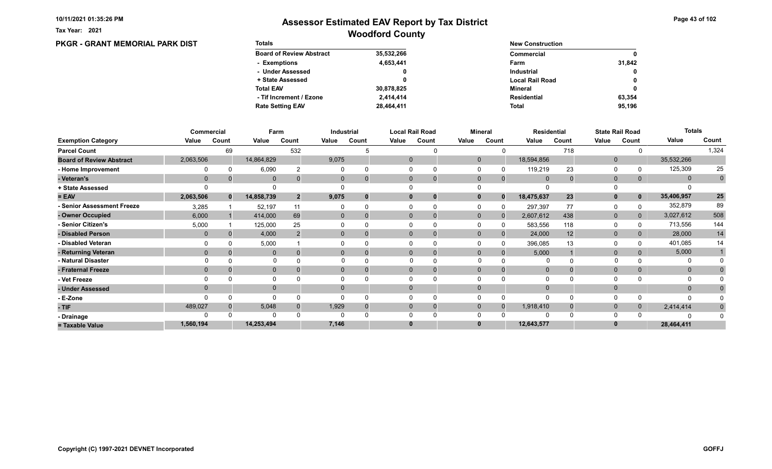Tax Year: 2021

# Assessor Estimated EAV Report by Tax District

## Woodford County

### PKGR - GRANT MEMORIAL PARK DIST

| Totals | |
|---|---|
| Board of Review Abstract | 35,532,266 |
| - Exemptions | 4,653,441 |
| - Under Assessed | 0 |
| + State Assessed | 0 |
| Total EAV | 30,878,825 |
| - Tif Increment / Ezone | 2,414,414 |
| Rate Setting EAV | 28,464,411 |

| New Construction | |
|---|---|
| Commercial | 0 |
| Farm | 31,842 |
| Industrial | 0 |
| Local Rail Road | 0 |
| Mineral | 0 |
| Residential | 63,354 |
| Total | 95,196 |

| | Commercial | | Farm | | Industrial | | Local Rail Road | | Mineral | | Residential | | State Rail Road | | Totals | |
|---|---|---|---|---|---|---|---|---|---|---|---|---|---|---|---|---|
| Exemption Category | Value | Count | Value | Count | Value | Count | Value | Count | Value | Count | Value | Count | Value | Count | Value | Count |
| Parcel Count | | 69 | | 532 | | 5 | | 0 | | 0 | | 718 | | 0 | | 1,324 |
| Board of Review Abstract | 2,063,506 | | 14,864,829 | | 9,075 | | 0 | | 0 | | 18,594,856 | | 0 | | 35,532,266 | |
| - Home Improvement | 0 | 0 | 6,090 | 2 | 0 | 0 | 0 | 0 | 0 | 0 | 119,219 | 23 | 0 | 0 | 125,309 | 25 |
| - Veteran's | 0 | 0 | 0 | 0 | 0 | 0 | 0 | 0 | 0 | 0 | 0 | 0 | 0 | 0 | 0 | 0 |
| + State Assessed | 0 | | 0 | | 0 | | 0 | | 0 | | 0 | | 0 | | 0 | |
| = EAV | 2,063,506 | 0 | 14,858,739 | 2 | 9,075 | 0 | 0 | 0 | 0 | 0 | 18,475,637 | 23 | 0 | 0 | 35,406,957 | 25 |
| - Senior Assessment Freeze | 3,285 | 1 | 52,197 | 11 | 0 | 0 | 0 | 0 | 0 | 0 | 297,397 | 77 | 0 | 0 | 352,879 | 89 |
| - Owner Occupied | 6,000 | 1 | 414,000 | 69 | 0 | 0 | 0 | 0 | 0 | 0 | 2,607,612 | 438 | 0 | 0 | 3,027,612 | 508 |
| - Senior Citizen's | 5,000 | 1 | 125,000 | 25 | 0 | 0 | 0 | 0 | 0 | 0 | 583,556 | 118 | 0 | 0 | 713,556 | 144 |
| - Disabled Person | 0 | 0 | 4,000 | 2 | 0 | 0 | 0 | 0 | 0 | 0 | 24,000 | 12 | 0 | 0 | 28,000 | 14 |
| - Disabled Veteran | 0 | 0 | 5,000 | 1 | 0 | 0 | 0 | 0 | 0 | 0 | 396,085 | 13 | 0 | 0 | 401,085 | 14 |
| - Returning Veteran | 0 | 0 | 0 | 0 | 0 | 0 | 0 | 0 | 0 | 0 | 5,000 | 1 | 0 | 0 | 5,000 | 1 |
| - Natural Disaster | 0 | 0 | 0 | 0 | 0 | 0 | 0 | 0 | 0 | 0 | 0 | 0 | 0 | 0 | 0 | 0 |
| - Fraternal Freeze | 0 | 0 | 0 | 0 | 0 | 0 | 0 | 0 | 0 | 0 | 0 | 0 | 0 | 0 | 0 | 0 |
| - Vet Freeze | 0 | 0 | 0 | 0 | 0 | 0 | 0 | 0 | 0 | 0 | 0 | 0 | 0 | 0 | 0 | 0 |
| - Under Assessed | 0 | | 0 | | 0 | | 0 | | 0 | | 0 | | 0 | | 0 | 0 |
| - E-Zone | 0 | 0 | 0 | 0 | 0 | 0 | 0 | 0 | 0 | 0 | 0 | 0 | 0 | 0 | 0 | 0 |
| - TIF | 489,027 | 0 | 5,048 | 0 | 1,929 | 0 | 0 | 0 | 0 | 0 | 1,918,410 | 0 | 0 | 0 | 2,414,414 | 0 |
| - Drainage | 0 | 0 | 0 | 0 | 0 | 0 | 0 | 0 | 0 | 0 | 0 | 0 | 0 | 0 | 0 | 0 |
| = Taxable Value | 1,560,194 | | 14,253,494 | | 7,146 | | 0 | | 0 | | 12,643,577 | | 0 | | 28,464,411 | |

Copyright (C) 1997-2021 DEVNET Incorporated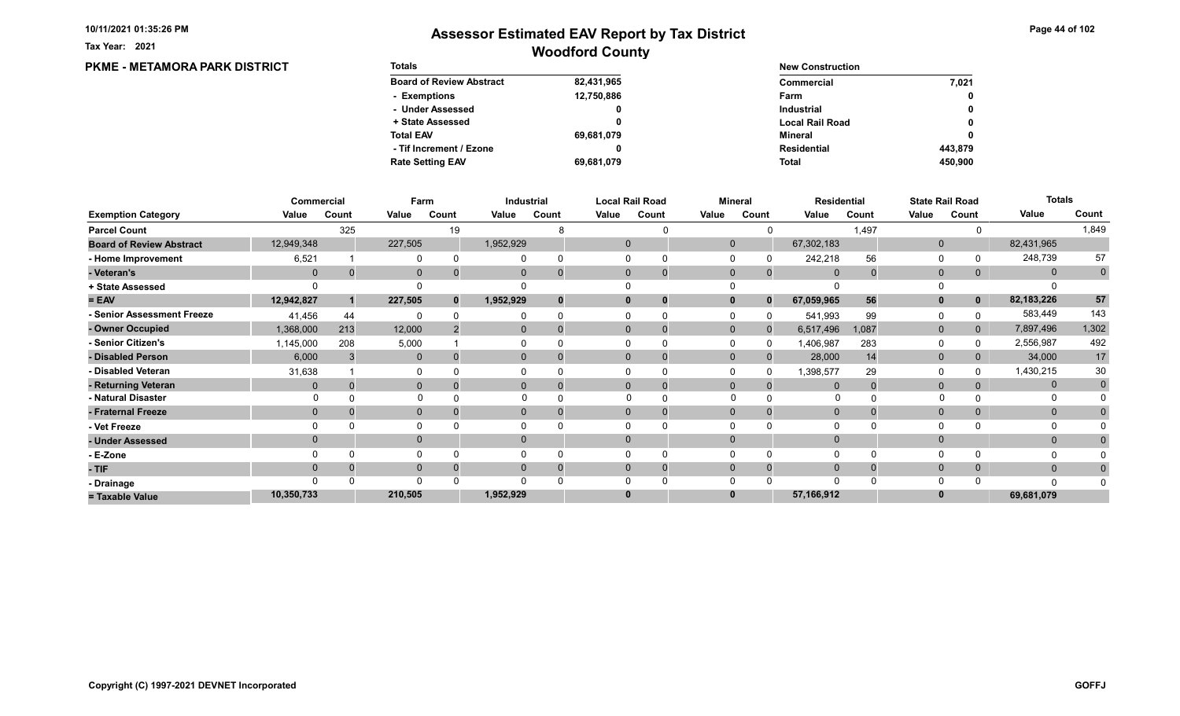Tax Year: 2021

# Assessor Estimated EAV Report by Tax District

## Woodford County

### PKME - METAMORA PARK DISTRICT

| Totals | |
|---|---|
| Board of Review Abstract | 82,431,965 |
| - Exemptions | 12,750,886 |
| - Under Assessed | 0 |
| + State Assessed | 0 |
| Total EAV | 69,681,079 |
| - Tif Increment / Ezone | 0 |
| Rate Setting EAV | 69,681,079 |

| New Construction | |
|---|---|
| Commercial | 7,021 |
| Farm | 0 |
| Industrial | 0 |
| Local Rail Road | 0 |
| Mineral | 0 |
| Residential | 443,879 |
| Total | 450,900 |

| | Commercial | | Farm | | Industrial | | Local Rail Road | | Mineral | | Residential | | State Rail Road | | Totals | |
|---|---|---|---|---|---|---|---|---|---|---|---|---|---|---|---|---|
| Exemption Category | Value | Count | Value | Count | Value | Count | Value | Count | Value | Count | Value | Count | Value | Count | Value | Count |
| Parcel Count | | 325 | | 19 | | 8 | | 0 | | 0 | | 1,497 | | 0 | | 1,849 |
| Board of Review Abstract | 12,949,348 | | 227,505 | | 1,952,929 | | 0 | | 0 | | 67,302,183 | | 0 | | 82,431,965 | |
| - Home Improvement | 6,521 | 1 | 0 | 0 | 0 | 0 | 0 | 0 | 0 | 0 | 242,218 | 56 | 0 | 0 | 248,739 | 57 |
| - Veteran's | 0 | 0 | 0 | 0 | 0 | 0 | 0 | 0 | 0 | 0 | 0 | 0 | 0 | 0 | 0 | 0 |
| + State Assessed | 0 | | 0 | | 0 | | 0 | | 0 | | 0 | | 0 | | 0 | |
| = EAV | 12,942,827 | 1 | 227,505 | 0 | 1,952,929 | 0 | 0 | 0 | 0 | 0 | 67,059,965 | 56 | 0 | 0 | 82,183,226 | 57 |
| - Senior Assessment Freeze | 41,456 | 44 | 0 | 0 | 0 | 0 | 0 | 0 | 0 | 0 | 541,993 | 99 | 0 | 0 | 583,449 | 143 |
| - Owner Occupied | 1,368,000 | 213 | 12,000 | 2 | 0 | 0 | 0 | 0 | 0 | 0 | 6,517,496 | 1,087 | 0 | 0 | 7,897,496 | 1,302 |
| - Senior Citizen's | 1,145,000 | 208 | 5,000 | 1 | 0 | 0 | 0 | 0 | 0 | 0 | 1,406,987 | 283 | 0 | 0 | 2,556,987 | 492 |
| - Disabled Person | 6,000 | 3 | 0 | 0 | 0 | 0 | 0 | 0 | 0 | 0 | 28,000 | 14 | 0 | 0 | 34,000 | 17 |
| - Disabled Veteran | 31,638 | 1 | 0 | 0 | 0 | 0 | 0 | 0 | 0 | 0 | 1,398,577 | 29 | 0 | 0 | 1,430,215 | 30 |
| - Returning Veteran | 0 | 0 | 0 | 0 | 0 | 0 | 0 | 0 | 0 | 0 | 0 | 0 | 0 | 0 | 0 | 0 |
| - Natural Disaster | 0 | 0 | 0 | 0 | 0 | 0 | 0 | 0 | 0 | 0 | 0 | 0 | 0 | 0 | 0 | 0 |
| - Fraternal Freeze | 0 | 0 | 0 | 0 | 0 | 0 | 0 | 0 | 0 | 0 | 0 | 0 | 0 | 0 | 0 | 0 |
| - Vet Freeze | 0 | 0 | 0 | 0 | 0 | 0 | 0 | 0 | 0 | 0 | 0 | 0 | 0 | 0 | 0 | 0 |
| - Under Assessed | 0 | | 0 | | 0 | | 0 | | 0 | | 0 | | 0 | | 0 | 0 |
| - E-Zone | 0 | 0 | 0 | 0 | 0 | 0 | 0 | 0 | 0 | 0 | 0 | 0 | 0 | 0 | 0 | 0 |
| - TIF | 0 | 0 | 0 | 0 | 0 | 0 | 0 | 0 | 0 | 0 | 0 | 0 | 0 | 0 | 0 | 0 |
| - Drainage | 0 | 0 | 0 | 0 | 0 | 0 | 0 | 0 | 0 | 0 | 0 | 0 | 0 | 0 | 0 | 0 |
| = Taxable Value | 10,350,733 | | 210,505 | | 1,952,929 | | 0 | | 0 | | 57,166,912 | | 0 | | 69,681,079 | |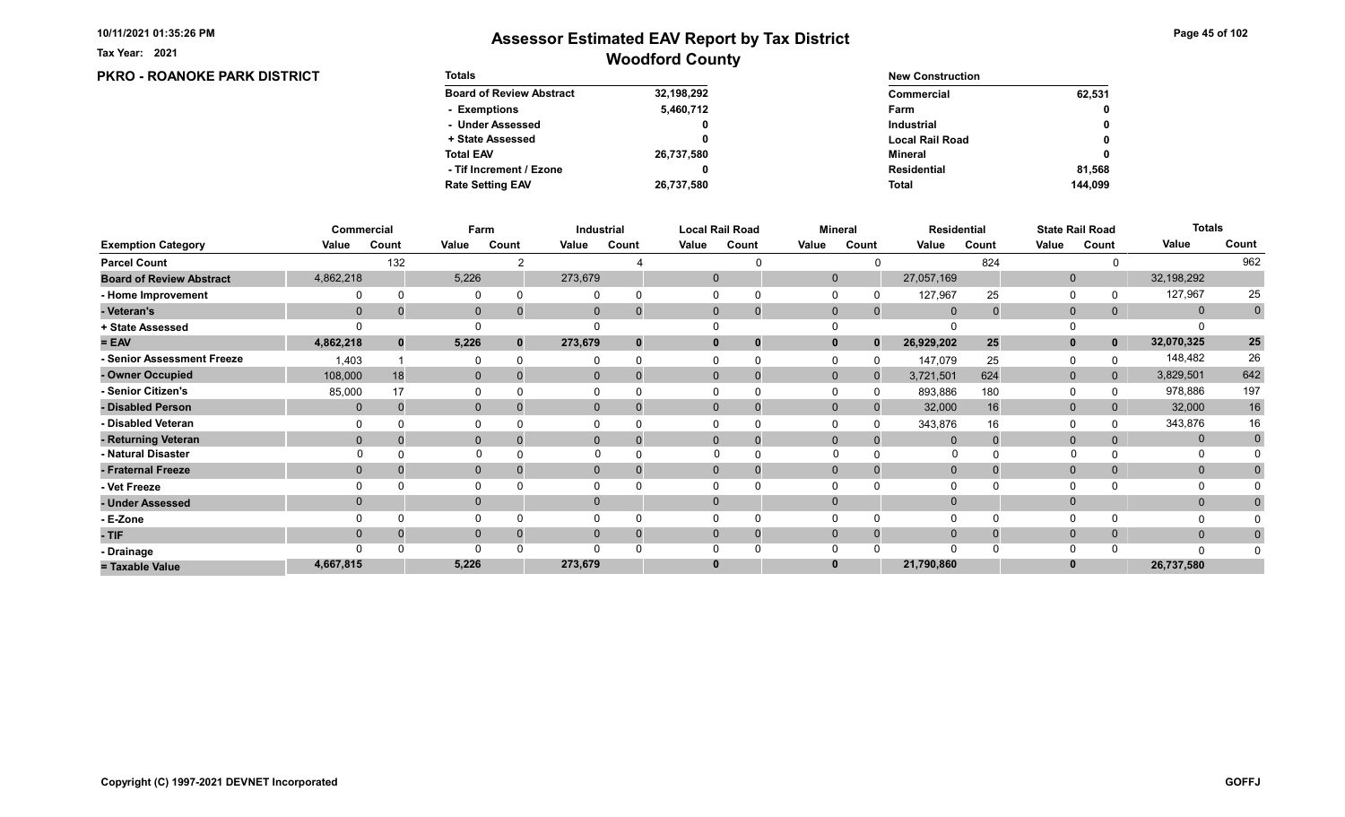# Assessor Estimated EAV Report by Tax District

## Woodford County

Tax Year: 2021

### PKRO - ROANOKE PARK DISTRICT

| Totals | |
|---|---|
| Board of Review Abstract | 32,198,292 |
| - Exemptions | 5,460,712 |
| - Under Assessed | 0 |
| + State Assessed | 0 |
| Total EAV | 26,737,580 |
| - Tif Increment / Ezone | 0 |
| Rate Setting EAV | 26,737,580 |

| New Construction | |
|---|---|
| Commercial | 62,531 |
| Farm | 0 |
| Industrial | 0 |
| Local Rail Road | 0 |
| Mineral | 0 |
| Residential | 81,568 |
| Total | 144,099 |

| | Commercial | | Farm | | Industrial | | Local Rail Road | | Mineral | | Residential | | State Rail Road | | Totals | |
|---|---|---|---|---|---|---|---|---|---|---|---|---|---|---|---|---|
| Exemption Category | Value | Count | Value | Count | Value | Count | Value | Count | Value | Count | Value | Count | Value | Count | Value | Count |
| Parcel Count | | 132 | | 2 | | 4 | | 0 | | 0 | | 824 | | 0 | | 962 |
| Board of Review Abstract | 4,862,218 | | 5,226 | | 273,679 | | 0 | | 0 | | 27,057,169 | | 0 | | 32,198,292 | |
| - Home Improvement | 0 | 0 | 0 | 0 | 0 | 0 | 0 | 0 | 0 | 0 | 127,967 | 25 | 0 | 0 | 127,967 | 25 |
| - Veteran's | 0 | 0 | 0 | 0 | 0 | 0 | 0 | 0 | 0 | 0 | 0 | 0 | 0 | 0 | 0 | 0 |
| + State Assessed | 0 | | 0 | | 0 | | 0 | | 0 | | 0 | | 0 | | 0 | |
| = EAV | 4,862,218 | 0 | 5,226 | 0 | 273,679 | 0 | 0 | 0 | 0 | 0 | 26,929,202 | 25 | 0 | 0 | 32,070,325 | 25 |
| - Senior Assessment Freeze | 1,403 | 1 | 0 | 0 | 0 | 0 | 0 | 0 | 0 | 0 | 147,079 | 25 | 0 | 0 | 148,482 | 26 |
| - Owner Occupied | 108,000 | 18 | 0 | 0 | 0 | 0 | 0 | 0 | 0 | 0 | 3,721,501 | 624 | 0 | 0 | 3,829,501 | 642 |
| - Senior Citizen's | 85,000 | 17 | 0 | 0 | 0 | 0 | 0 | 0 | 0 | 0 | 893,886 | 180 | 0 | 0 | 978,886 | 197 |
| - Disabled Person | 0 | 0 | 0 | 0 | 0 | 0 | 0 | 0 | 0 | 0 | 32,000 | 16 | 0 | 0 | 32,000 | 16 |
| - Disabled Veteran | 0 | 0 | 0 | 0 | 0 | 0 | 0 | 0 | 0 | 0 | 343,876 | 16 | 0 | 0 | 343,876 | 16 |
| - Returning Veteran | 0 | 0 | 0 | 0 | 0 | 0 | 0 | 0 | 0 | 0 | 0 | 0 | 0 | 0 | 0 | 0 |
| - Natural Disaster | 0 | 0 | 0 | 0 | 0 | 0 | 0 | 0 | 0 | 0 | 0 | 0 | 0 | 0 | 0 | 0 |
| - Fraternal Freeze | 0 | 0 | 0 | 0 | 0 | 0 | 0 | 0 | 0 | 0 | 0 | 0 | 0 | 0 | 0 | 0 |
| - Vet Freeze | 0 | 0 | 0 | 0 | 0 | 0 | 0 | 0 | 0 | 0 | 0 | 0 | 0 | 0 | 0 | 0 |
| - Under Assessed | 0 | | 0 | | 0 | | 0 | | 0 | | 0 | | 0 | | 0 | 0 |
| - E-Zone | 0 | 0 | 0 | 0 | 0 | 0 | 0 | 0 | 0 | 0 | 0 | 0 | 0 | 0 | 0 | 0 |
| - TIF | 0 | 0 | 0 | 0 | 0 | 0 | 0 | 0 | 0 | 0 | 0 | 0 | 0 | 0 | 0 | 0 |
| - Drainage | 0 | 0 | 0 | 0 | 0 | 0 | 0 | 0 | 0 | 0 | 0 | 0 | 0 | 0 | 0 | 0 |
| = Taxable Value | 4,667,815 | | 5,226 | | 273,679 | | 0 | | 0 | | 21,790,860 | | 0 | | 26,737,580 | |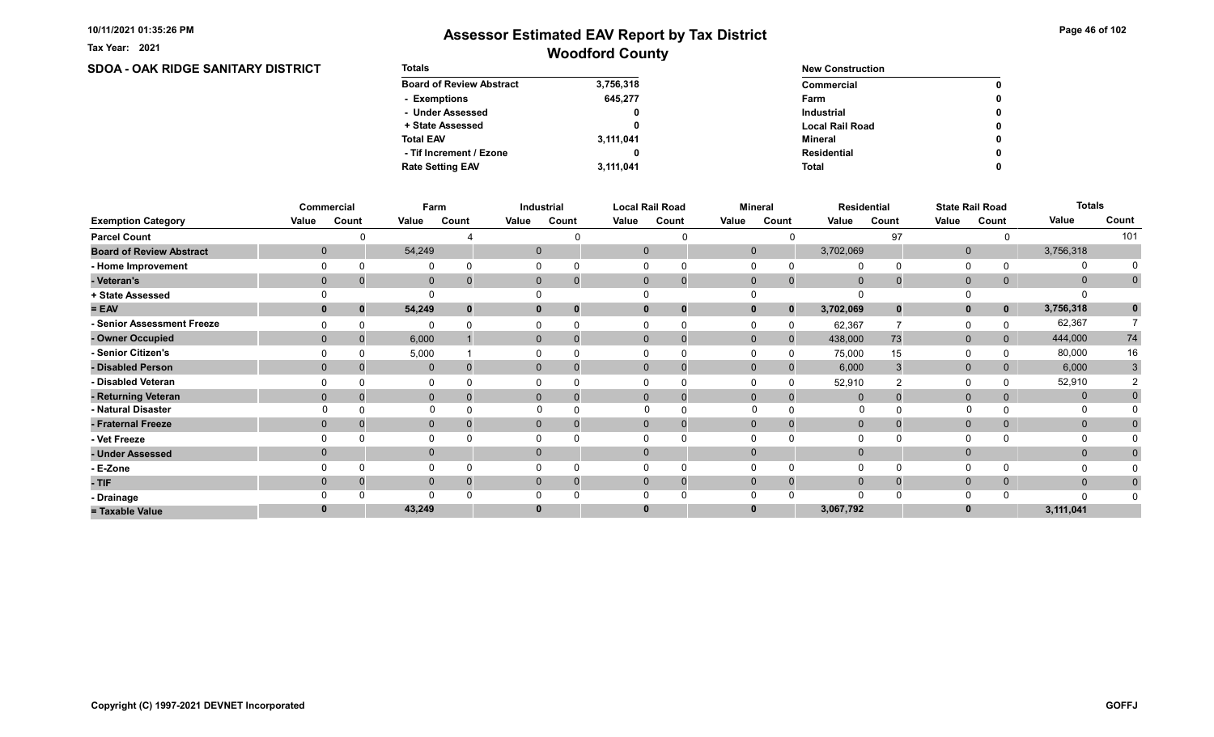Tax Year: 2021

# Assessor Estimated EAV Report by Tax District

## Woodford County

### SDOA - OAK RIDGE SANITARY DISTRICT

| Totals | |
|---|---|
| Board of Review Abstract | 3,756,318 |
| - Exemptions | 645,277 |
| - Under Assessed | 0 |
| + State Assessed | 0 |
| Total EAV | 3,111,041 |
| - Tif Increment / Ezone | 0 |
| Rate Setting EAV | 3,111,041 |

| New Construction | |
|---|---|
| Commercial | 0 |
| Farm | 0 |
| Industrial | 0 |
| Local Rail Road | 0 |
| Mineral | 0 |
| Residential | 0 |
| Total | 0 |

| | Commercial | | Farm | | Industrial | | Local Rail Road | | Mineral | | Residential | | State Rail Road | | Totals | |
|---|---|---|---|---|---|---|---|---|---|---|---|---|---|---|---|---|
| Exemption Category | Value | Count | Value | Count | Value | Count | Value | Count | Value | Count | Value | Count | Value | Count | Value | Count |
| Parcel Count | | 0 | | 4 | | 0 | | 0 | | 0 | | 97 | | 0 | | 101 |
| Board of Review Abstract | 0 | | 54,249 | | 0 | | 0 | | 0 | | 3,702,069 | | 0 | | 3,756,318 | |
| - Home Improvement | 0 | 0 | 0 | 0 | 0 | 0 | 0 | 0 | 0 | 0 | 0 | 0 | 0 | 0 | 0 | 0 |
| - Veteran's | 0 | 0 | 0 | 0 | 0 | 0 | 0 | 0 | 0 | 0 | 0 | 0 | 0 | 0 | 0 | 0 |
| + State Assessed | 0 | | 0 | | 0 | | 0 | | 0 | | 0 | | 0 | | 0 | |
| = EAV | 0 | 0 | 54,249 | 0 | 0 | 0 | 0 | 0 | 0 | 0 | 3,702,069 | 0 | 0 | 0 | 3,756,318 | 0 |
| - Senior Assessment Freeze | 0 | 0 | 0 | 0 | 0 | 0 | 0 | 0 | 0 | 0 | 62,367 | 7 | 0 | 0 | 62,367 | 7 |
| - Owner Occupied | 0 | 0 | 6,000 | 1 | 0 | 0 | 0 | 0 | 0 | 0 | 438,000 | 73 | 0 | 0 | 444,000 | 74 |
| - Senior Citizen's | 0 | 0 | 5,000 | 1 | 0 | 0 | 0 | 0 | 0 | 0 | 75,000 | 15 | 0 | 0 | 80,000 | 16 |
| - Disabled Person | 0 | 0 | 0 | 0 | 0 | 0 | 0 | 0 | 0 | 0 | 6,000 | 3 | 0 | 0 | 6,000 | 3 |
| - Disabled Veteran | 0 | 0 | 0 | 0 | 0 | 0 | 0 | 0 | 0 | 0 | 52,910 | 2 | 0 | 0 | 52,910 | 2 |
| - Returning Veteran | 0 | 0 | 0 | 0 | 0 | 0 | 0 | 0 | 0 | 0 | 0 | 0 | 0 | 0 | 0 | 0 |
| - Natural Disaster | 0 | 0 | 0 | 0 | 0 | 0 | 0 | 0 | 0 | 0 | 0 | 0 | 0 | 0 | 0 | 0 |
| - Fraternal Freeze | 0 | 0 | 0 | 0 | 0 | 0 | 0 | 0 | 0 | 0 | 0 | 0 | 0 | 0 | 0 | 0 |
| - Vet Freeze | 0 | 0 | 0 | 0 | 0 | 0 | 0 | 0 | 0 | 0 | 0 | 0 | 0 | 0 | 0 | 0 |
| - Under Assessed | 0 | | 0 | | 0 | | 0 | | 0 | | 0 | | 0 | | 0 | 0 |
| - E-Zone | 0 | 0 | 0 | 0 | 0 | 0 | 0 | 0 | 0 | 0 | 0 | 0 | 0 | 0 | 0 | 0 |
| - TIF | 0 | 0 | 0 | 0 | 0 | 0 | 0 | 0 | 0 | 0 | 0 | 0 | 0 | 0 | 0 | 0 |
| - Drainage | 0 | 0 | 0 | 0 | 0 | 0 | 0 | 0 | 0 | 0 | 0 | 0 | 0 | 0 | 0 | 0 |
| = Taxable Value | 0 | | 43,249 | | 0 | | 0 | | 0 | | 3,067,792 | | 0 | | 3,111,041 | |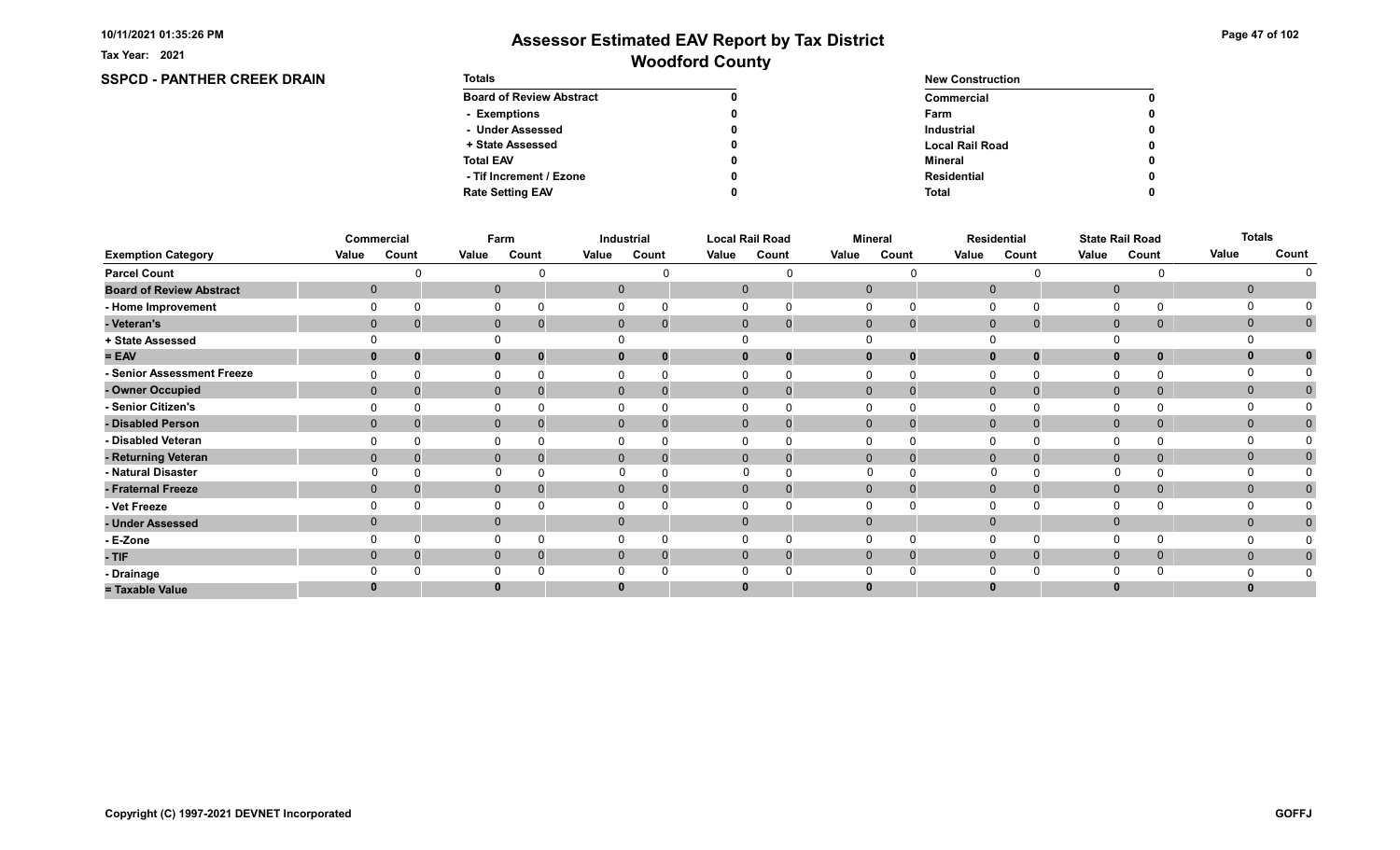Tax Year: 2021

# Assessor Estimated EAV Report by Tax District

## Woodford County

### SSPCD - PANTHER CREEK DRAIN

| Totals | |
|---|---|
| Board of Review Abstract | 0 |
| - Exemptions | 0 |
| - Under Assessed | 0 |
| + State Assessed | 0 |
| Total EAV | 0 |
| - Tif Increment / Ezone | 0 |
| Rate Setting EAV | 0 |

| New Construction | |
|---|---|
| Commercial | 0 |
| Farm | 0 |
| Industrial | 0 |
| Local Rail Road | 0 |
| Mineral | 0 |
| Residential | 0 |
| Total | 0 |

| | Commercial | | Farm | | Industrial | | Local Rail Road | | Mineral | | Residential | | State Rail Road | | Totals | |
|---|---|---|---|---|---|---|---|---|---|---|---|---|---|---|---|---|
| Exemption Category | Value | Count | Value | Count | Value | Count | Value | Count | Value | Count | Value | Count | Value | Count | Value | Count |
| Parcel Count | | 0 | | 0 | | 0 | | 0 | | 0 | | 0 | | 0 | | 0 |
| Board of Review Abstract | 0 | | 0 | | 0 | | 0 | | 0 | | 0 | | 0 | | 0 | |
| - Home Improvement | 0 | 0 | 0 | 0 | 0 | 0 | 0 | 0 | 0 | 0 | 0 | 0 | 0 | 0 | 0 | 0 |
| - Veteran's | 0 | 0 | 0 | 0 | 0 | 0 | 0 | 0 | 0 | 0 | 0 | 0 | 0 | 0 | 0 | 0 |
| + State Assessed | 0 | | 0 | | 0 | | 0 | | 0 | | 0 | | 0 | | 0 | |
| = EAV | 0 | 0 | 0 | 0 | 0 | 0 | 0 | 0 | 0 | 0 | 0 | 0 | 0 | 0 | 0 | 0 |
| - Senior Assessment Freeze | 0 | 0 | 0 | 0 | 0 | 0 | 0 | 0 | 0 | 0 | 0 | 0 | 0 | 0 | 0 | 0 |
| - Owner Occupied | 0 | 0 | 0 | 0 | 0 | 0 | 0 | 0 | 0 | 0 | 0 | 0 | 0 | 0 | 0 | 0 |
| - Senior Citizen's | 0 | 0 | 0 | 0 | 0 | 0 | 0 | 0 | 0 | 0 | 0 | 0 | 0 | 0 | 0 | 0 |
| - Disabled Person | 0 | 0 | 0 | 0 | 0 | 0 | 0 | 0 | 0 | 0 | 0 | 0 | 0 | 0 | 0 | 0 |
| - Disabled Veteran | 0 | 0 | 0 | 0 | 0 | 0 | 0 | 0 | 0 | 0 | 0 | 0 | 0 | 0 | 0 | 0 |
| - Returning Veteran | 0 | 0 | 0 | 0 | 0 | 0 | 0 | 0 | 0 | 0 | 0 | 0 | 0 | 0 | 0 | 0 |
| - Natural Disaster | 0 | 0 | 0 | 0 | 0 | 0 | 0 | 0 | 0 | 0 | 0 | 0 | 0 | 0 | 0 | 0 |
| - Fraternal Freeze | 0 | 0 | 0 | 0 | 0 | 0 | 0 | 0 | 0 | 0 | 0 | 0 | 0 | 0 | 0 | 0 |
| - Vet Freeze | 0 | 0 | 0 | 0 | 0 | 0 | 0 | 0 | 0 | 0 | 0 | 0 | 0 | 0 | 0 | 0 |
| - Under Assessed | 0 | | 0 | | 0 | | 0 | | 0 | | 0 | | 0 | | 0 | 0 |
| - E-Zone | 0 | 0 | 0 | 0 | 0 | 0 | 0 | 0 | 0 | 0 | 0 | 0 | 0 | 0 | 0 | 0 |
| - TIF | 0 | 0 | 0 | 0 | 0 | 0 | 0 | 0 | 0 | 0 | 0 | 0 | 0 | 0 | 0 | 0 |
| - Drainage | 0 | 0 | 0 | 0 | 0 | 0 | 0 | 0 | 0 | 0 | 0 | 0 | 0 | 0 | 0 | 0 |
| = Taxable Value | 0 | | 0 | | 0 | | 0 | | 0 | | 0 | | 0 | | 0 | |

Copyright (C) 1997-2021 DEVNET Incorporated

GOFFJ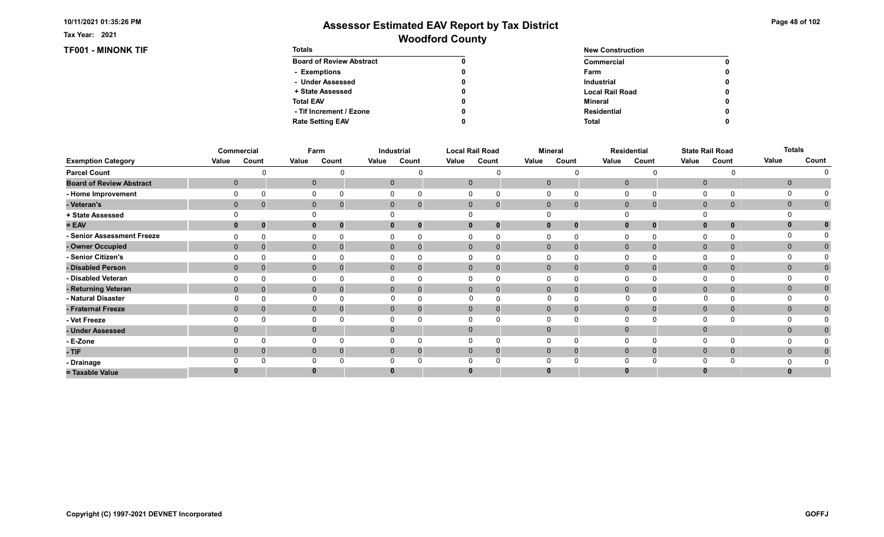# Assessor Estimated EAV Report by Tax District

## Woodford County

Tax Year: 2021

**TF001 - MINONK TIF**

| Totals | |
|---|---|
| Board of Review Abstract | 0 |
| - Exemptions | 0 |
| - Under Assessed | 0 |
| + State Assessed | 0 |
| Total EAV | 0 |
| - Tif Increment / Ezone | 0 |
| Rate Setting EAV | 0 |

| New Construction | |
|---|---|
| Commercial | 0 |
| Farm | 0 |
| Industrial | 0 |
| Local Rail Road | 0 |
| Mineral | 0 |
| Residential | 0 |
| Total | 0 |

| | Commercial | | Farm | | Industrial | | Local Rail Road | | Mineral | | Residential | | State Rail Road | | Totals | |
|---|---|---|---|---|---|---|---|---|---|---|---|---|---|---|---|---|
| **Exemption Category** | Value | Count | Value | Count | Value | Count | Value | Count | Value | Count | Value | Count | Value | Count | Value | Count |
| Parcel Count | | 0 | | 0 | | 0 | | 0 | | 0 | | 0 | | 0 | | 0 |
| Board of Review Abstract | 0 | | 0 | | 0 | | 0 | | 0 | | 0 | | 0 | | 0 | |
| - Home Improvement | 0 | 0 | 0 | 0 | 0 | 0 | 0 | 0 | 0 | 0 | 0 | 0 | 0 | 0 | 0 | 0 |
| - Veteran's | 0 | 0 | 0 | 0 | 0 | 0 | 0 | 0 | 0 | 0 | 0 | 0 | 0 | 0 | 0 | 0 |
| + State Assessed | 0 | | 0 | | 0 | | 0 | | 0 | | 0 | | 0 | | 0 | |
| = EAV | 0 | 0 | 0 | 0 | 0 | 0 | 0 | 0 | 0 | 0 | 0 | 0 | 0 | 0 | 0 | 0 |
| - Senior Assessment Freeze | 0 | 0 | 0 | 0 | 0 | 0 | 0 | 0 | 0 | 0 | 0 | 0 | 0 | 0 | 0 | 0 |
| - Owner Occupied | 0 | 0 | 0 | 0 | 0 | 0 | 0 | 0 | 0 | 0 | 0 | 0 | 0 | 0 | 0 | 0 |
| - Senior Citizen's | 0 | 0 | 0 | 0 | 0 | 0 | 0 | 0 | 0 | 0 | 0 | 0 | 0 | 0 | 0 | 0 |
| - Disabled Person | 0 | 0 | 0 | 0 | 0 | 0 | 0 | 0 | 0 | 0 | 0 | 0 | 0 | 0 | 0 | 0 |
| - Disabled Veteran | 0 | 0 | 0 | 0 | 0 | 0 | 0 | 0 | 0 | 0 | 0 | 0 | 0 | 0 | 0 | 0 |
| - Returning Veteran | 0 | 0 | 0 | 0 | 0 | 0 | 0 | 0 | 0 | 0 | 0 | 0 | 0 | 0 | 0 | 0 |
| - Natural Disaster | 0 | 0 | 0 | 0 | 0 | 0 | 0 | 0 | 0 | 0 | 0 | 0 | 0 | 0 | 0 | 0 |
| - Fraternal Freeze | 0 | 0 | 0 | 0 | 0 | 0 | 0 | 0 | 0 | 0 | 0 | 0 | 0 | 0 | 0 | 0 |
| - Vet Freeze | 0 | 0 | 0 | 0 | 0 | 0 | 0 | 0 | 0 | 0 | 0 | 0 | 0 | 0 | 0 | 0 |
| - Under Assessed | 0 | | 0 | | 0 | | 0 | | 0 | | 0 | | 0 | | 0 | 0 |
| - E-Zone | 0 | 0 | 0 | 0 | 0 | 0 | 0 | 0 | 0 | 0 | 0 | 0 | 0 | 0 | 0 | 0 |
| - TIF | 0 | 0 | 0 | 0 | 0 | 0 | 0 | 0 | 0 | 0 | 0 | 0 | 0 | 0 | 0 | 0 |
| - Drainage | 0 | 0 | 0 | 0 | 0 | 0 | 0 | 0 | 0 | 0 | 0 | 0 | 0 | 0 | 0 | 0 |
| = Taxable Value | 0 | | 0 | | 0 | | 0 | | 0 | | 0 | | 0 | | 0 | |

Copyright (C) 1997-2021 DEVNET Incorporated

GOFFJ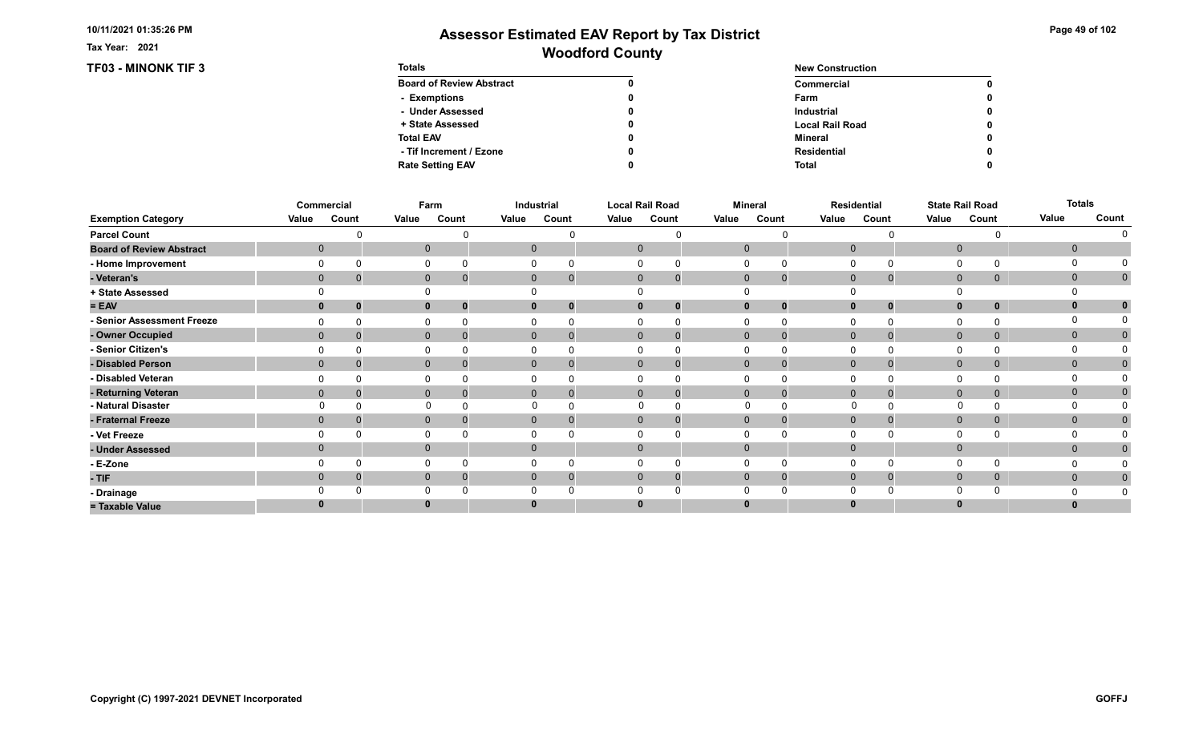# Assessor Estimated EAV Report by Tax District

## Woodford County

Tax Year: 2021

### TF03 - MINONK TIF 3

| Totals | |
|---|---|
| Board of Review Abstract | 0 |
| - Exemptions | 0 |
| - Under Assessed | 0 |
| + State Assessed | 0 |
| Total EAV | 0 |
| - Tif Increment / Ezone | 0 |
| Rate Setting EAV | 0 |

| New Construction | |
|---|---|
| Commercial | 0 |
| Farm | 0 |
| Industrial | 0 |
| Local Rail Road | 0 |
| Mineral | 0 |
| Residential | 0 |
| Total | 0 |

| | Commercial | | Farm | | Industrial | | Local Rail Road | | Mineral | | Residential | | State Rail Road | | Totals | |
|---|---|---|---|---|---|---|---|---|---|---|---|---|---|---|---|---|
| Exemption Category | Value | Count | Value | Count | Value | Count | Value | Count | Value | Count | Value | Count | Value | Count | Value | Count |
| Parcel Count | | 0 | | 0 | | 0 | | 0 | | 0 | | 0 | | 0 | | 0 |
| Board of Review Abstract | 0 | | 0 | | 0 | | 0 | | 0 | | 0 | | 0 | | 0 | |
| - Home Improvement | 0 | 0 | 0 | 0 | 0 | 0 | 0 | 0 | 0 | 0 | 0 | 0 | 0 | 0 | 0 | 0 |
| - Veteran's | 0 | 0 | 0 | 0 | 0 | 0 | 0 | 0 | 0 | 0 | 0 | 0 | 0 | 0 | 0 | 0 |
| + State Assessed | 0 | | 0 | | 0 | | 0 | | 0 | | 0 | | 0 | | 0 | |
| = EAV | 0 | 0 | 0 | 0 | 0 | 0 | 0 | 0 | 0 | 0 | 0 | 0 | 0 | 0 | 0 | 0 |
| - Senior Assessment Freeze | 0 | 0 | 0 | 0 | 0 | 0 | 0 | 0 | 0 | 0 | 0 | 0 | 0 | 0 | 0 | 0 |
| - Owner Occupied | 0 | 0 | 0 | 0 | 0 | 0 | 0 | 0 | 0 | 0 | 0 | 0 | 0 | 0 | 0 | 0 |
| - Senior Citizen's | 0 | 0 | 0 | 0 | 0 | 0 | 0 | 0 | 0 | 0 | 0 | 0 | 0 | 0 | 0 | 0 |
| - Disabled Person | 0 | 0 | 0 | 0 | 0 | 0 | 0 | 0 | 0 | 0 | 0 | 0 | 0 | 0 | 0 | 0 |
| - Disabled Veteran | 0 | 0 | 0 | 0 | 0 | 0 | 0 | 0 | 0 | 0 | 0 | 0 | 0 | 0 | 0 | 0 |
| - Returning Veteran | 0 | 0 | 0 | 0 | 0 | 0 | 0 | 0 | 0 | 0 | 0 | 0 | 0 | 0 | 0 | 0 |
| - Natural Disaster | 0 | 0 | 0 | 0 | 0 | 0 | 0 | 0 | 0 | 0 | 0 | 0 | 0 | 0 | 0 | 0 |
| - Fraternal Freeze | 0 | 0 | 0 | 0 | 0 | 0 | 0 | 0 | 0 | 0 | 0 | 0 | 0 | 0 | 0 | 0 |
| - Vet Freeze | 0 | 0 | 0 | 0 | 0 | 0 | 0 | 0 | 0 | 0 | 0 | 0 | 0 | 0 | 0 | 0 |
| - Under Assessed | 0 | | 0 | | 0 | | 0 | | 0 | | 0 | | 0 | | 0 | 0 |
| - E-Zone | 0 | 0 | 0 | 0 | 0 | 0 | 0 | 0 | 0 | 0 | 0 | 0 | 0 | 0 | 0 | 0 |
| - TIF | 0 | 0 | 0 | 0 | 0 | 0 | 0 | 0 | 0 | 0 | 0 | 0 | 0 | 0 | 0 | 0 |
| - Drainage | 0 | 0 | 0 | 0 | 0 | 0 | 0 | 0 | 0 | 0 | 0 | 0 | 0 | 0 | 0 | 0 |
| = Taxable Value | 0 | | 0 | | 0 | | 0 | | 0 | | 0 | | 0 | | 0 | |

Copyright (C) 1997-2021 DEVNET Incorporated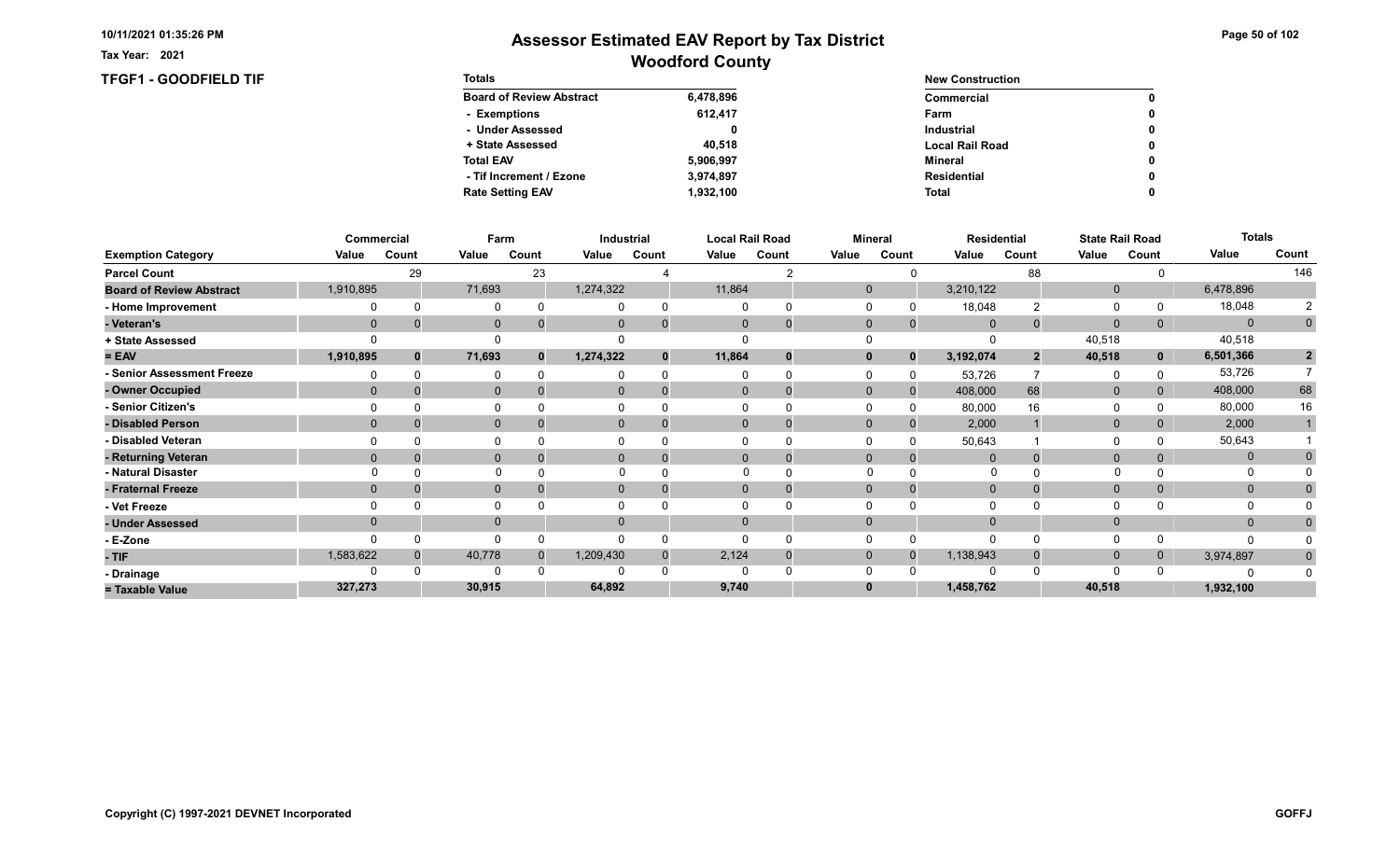# Assessor Estimated EAV Report by Tax District

## Woodford County

Tax Year: 2021

### TFGF1 - GOODFIELD TIF

| Totals | |
|---|---|
| Board of Review Abstract | 6,478,896 |
| - Exemptions | 612,417 |
| - Under Assessed | 0 |
| + State Assessed | 40,518 |
| Total EAV | 5,906,997 |
| - Tif Increment / Ezone | 3,974,897 |
| Rate Setting EAV | 1,932,100 |

| New Construction | |
|---|---|
| Commercial | 0 |
| Farm | 0 |
| Industrial | 0 |
| Local Rail Road | 0 |
| Mineral | 0 |
| Residential | 0 |
| Total | 0 |

| | Commercial | | Farm | | Industrial | | Local Rail Road | | Mineral | | Residential | | State Rail Road | | Totals | |
|---|---|---|---|---|---|---|---|---|---|---|---|---|---|---|---|---|
| Exemption Category | Value | Count | Value | Count | Value | Count | Value | Count | Value | Count | Value | Count | Value | Count | Value | Count |
| Parcel Count | | 29 | | 23 | | 4 | | 2 | | 0 | | 88 | | 0 | | 146 |
| Board of Review Abstract | 1,910,895 | | 71,693 | | 1,274,322 | | 11,864 | | 0 | | 3,210,122 | | 0 | | 6,478,896 | |
| - Home Improvement | 0 | 0 | 0 | 0 | 0 | 0 | 0 | 0 | 0 | 0 | 18,048 | 2 | 0 | 0 | 18,048 | 2 |
| - Veteran's | 0 | 0 | 0 | 0 | 0 | 0 | 0 | 0 | 0 | 0 | 0 | 0 | 0 | 0 | 0 | 0 |
| + State Assessed | 0 | | 0 | | 0 | | 0 | | 0 | | 0 | | 40,518 | | 40,518 | |
| = EAV | 1,910,895 | 0 | 71,693 | 0 | 1,274,322 | 0 | 11,864 | 0 | 0 | 0 | 3,192,074 | 2 | 40,518 | 0 | 6,501,366 | 2 |
| - Senior Assessment Freeze | 0 | 0 | 0 | 0 | 0 | 0 | 0 | 0 | 0 | 0 | 53,726 | 7 | 0 | 0 | 53,726 | 7 |
| - Owner Occupied | 0 | 0 | 0 | 0 | 0 | 0 | 0 | 0 | 0 | 0 | 408,000 | 68 | 0 | 0 | 408,000 | 68 |
| - Senior Citizen's | 0 | 0 | 0 | 0 | 0 | 0 | 0 | 0 | 0 | 0 | 80,000 | 16 | 0 | 0 | 80,000 | 16 |
| - Disabled Person | 0 | 0 | 0 | 0 | 0 | 0 | 0 | 0 | 0 | 0 | 2,000 | 1 | 0 | 0 | 2,000 | 1 |
| - Disabled Veteran | 0 | 0 | 0 | 0 | 0 | 0 | 0 | 0 | 0 | 0 | 50,643 | 1 | 0 | 0 | 50,643 | 1 |
| - Returning Veteran | 0 | 0 | 0 | 0 | 0 | 0 | 0 | 0 | 0 | 0 | 0 | 0 | 0 | 0 | 0 | 0 |
| - Natural Disaster | 0 | 0 | 0 | 0 | 0 | 0 | 0 | 0 | 0 | 0 | 0 | 0 | 0 | 0 | 0 | 0 |
| - Fraternal Freeze | 0 | 0 | 0 | 0 | 0 | 0 | 0 | 0 | 0 | 0 | 0 | 0 | 0 | 0 | 0 | 0 |
| - Vet Freeze | 0 | 0 | 0 | 0 | 0 | 0 | 0 | 0 | 0 | 0 | 0 | 0 | 0 | 0 | 0 | 0 |
| - Under Assessed | 0 | | 0 | | 0 | | 0 | | 0 | | 0 | | 0 | | 0 | 0 |
| - E-Zone | 0 | 0 | 0 | 0 | 0 | 0 | 0 | 0 | 0 | 0 | 0 | 0 | 0 | 0 | 0 | 0 |
| - TIF | 1,583,622 | 0 | 40,778 | 0 | 1,209,430 | 0 | 2,124 | 0 | 0 | 0 | 1,138,943 | 0 | 0 | 0 | 3,974,897 | 0 |
| - Drainage | 0 | 0 | 0 | 0 | 0 | 0 | 0 | 0 | 0 | 0 | 0 | 0 | 0 | 0 | 0 | 0 |
| = Taxable Value | 327,273 | | 30,915 | | 64,892 | | 9,740 | | 0 | | 1,458,762 | | 40,518 | | 1,932,100 | |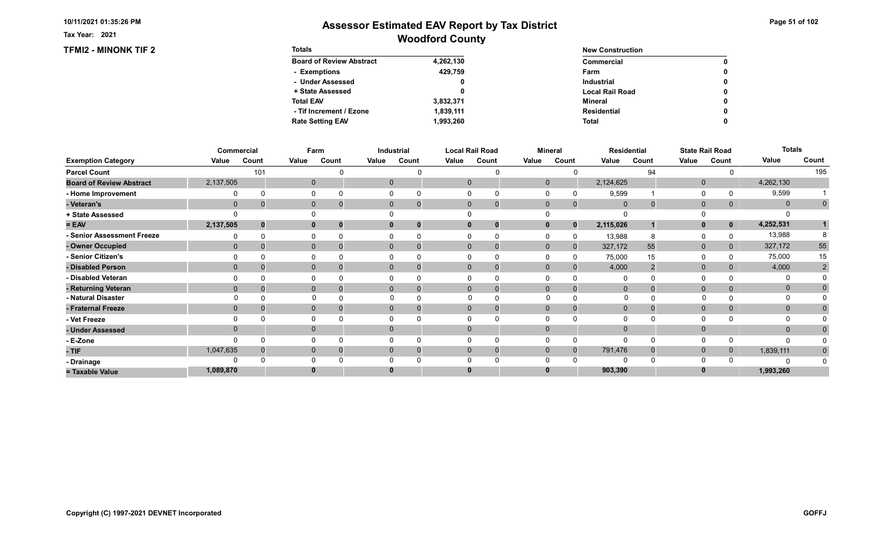# Assessor Estimated EAV Report by Tax District

## Woodford County

Tax Year: 2021

10/11/2021 01:35:26 PM

### TFMI2 - MINONK TIF 2

| Totals | |
|---|---|
| Board of Review Abstract | 4,262,130 |
| - Exemptions | 429,759 |
| - Under Assessed | 0 |
| + State Assessed | 0 |
| Total EAV | 3,832,371 |
| - Tif Increment / Ezone | 1,839,111 |
| Rate Setting EAV | 1,993,260 |

| New Construction | |
|---|---|
| Commercial | 0 |
| Farm | 0 |
| Industrial | 0 |
| Local Rail Road | 0 |
| Mineral | 0 |
| Residential | 0 |
| Total | 0 |

| | Commercial | | Farm | | Industrial | | Local Rail Road | | Mineral | | Residential | | State Rail Road | | Totals | |
|---|---|---|---|---|---|---|---|---|---|---|---|---|---|---|---|---|
| Exemption Category | Value | Count | Value | Count | Value | Count | Value | Count | Value | Count | Value | Count | Value | Count | Value | Count |
| Parcel Count | | 101 | | 0 | | 0 | | 0 | | 0 | | 94 | | 0 | | 195 |
| Board of Review Abstract | 2,137,505 | | 0 | | 0 | | 0 | | 0 | | 2,124,625 | | 0 | | 4,262,130 | |
| - Home Improvement | 0 | 0 | 0 | 0 | 0 | 0 | 0 | 0 | 0 | 0 | 9,599 | 1 | 0 | 0 | 9,599 | 1 |
| - Veteran's | 0 | 0 | 0 | 0 | 0 | 0 | 0 | 0 | 0 | 0 | 0 | 0 | 0 | 0 | 0 | 0 |
| + State Assessed | 0 | | 0 | | 0 | | 0 | | 0 | | 0 | | 0 | | 0 | |
| = EAV | 2,137,505 | 0 | 0 | 0 | 0 | 0 | 0 | 0 | 0 | 0 | 2,115,026 | 1 | 0 | 0 | 4,252,531 | 1 |
| - Senior Assessment Freeze | 0 | 0 | 0 | 0 | 0 | 0 | 0 | 0 | 0 | 0 | 13,988 | 8 | 0 | 0 | 13,988 | 8 |
| - Owner Occupied | 0 | 0 | 0 | 0 | 0 | 0 | 0 | 0 | 0 | 0 | 327,172 | 55 | 0 | 0 | 327,172 | 55 |
| - Senior Citizen's | 0 | 0 | 0 | 0 | 0 | 0 | 0 | 0 | 0 | 0 | 75,000 | 15 | 0 | 0 | 75,000 | 15 |
| - Disabled Person | 0 | 0 | 0 | 0 | 0 | 0 | 0 | 0 | 0 | 0 | 4,000 | 2 | 0 | 0 | 4,000 | 2 |
| - Disabled Veteran | 0 | 0 | 0 | 0 | 0 | 0 | 0 | 0 | 0 | 0 | 0 | 0 | 0 | 0 | 0 | 0 |
| - Returning Veteran | 0 | 0 | 0 | 0 | 0 | 0 | 0 | 0 | 0 | 0 | 0 | 0 | 0 | 0 | 0 | 0 |
| - Natural Disaster | 0 | 0 | 0 | 0 | 0 | 0 | 0 | 0 | 0 | 0 | 0 | 0 | 0 | 0 | 0 | 0 |
| - Fraternal Freeze | 0 | 0 | 0 | 0 | 0 | 0 | 0 | 0 | 0 | 0 | 0 | 0 | 0 | 0 | 0 | 0 |
| - Vet Freeze | 0 | 0 | 0 | 0 | 0 | 0 | 0 | 0 | 0 | 0 | 0 | 0 | 0 | 0 | 0 | 0 |
| - Under Assessed | 0 | | 0 | | 0 | | 0 | | 0 | | 0 | | 0 | | 0 | 0 |
| - E-Zone | 0 | 0 | 0 | 0 | 0 | 0 | 0 | 0 | 0 | 0 | 0 | 0 | 0 | 0 | 0 | 0 |
| - TIF | 1,047,635 | 0 | 0 | 0 | 0 | 0 | 0 | 0 | 0 | 0 | 791,476 | 0 | 0 | 0 | 1,839,111 | 0 |
| - Drainage | 0 | 0 | 0 | 0 | 0 | 0 | 0 | 0 | 0 | 0 | 0 | 0 | 0 | 0 | 0 | 0 |
| = Taxable Value | 1,089,870 | | 0 | | 0 | | 0 | | 0 | | 903,390 | | 0 | | 1,993,260 | |

Copyright (C) 1997-2021 DEVNET Incorporated

GOFFJ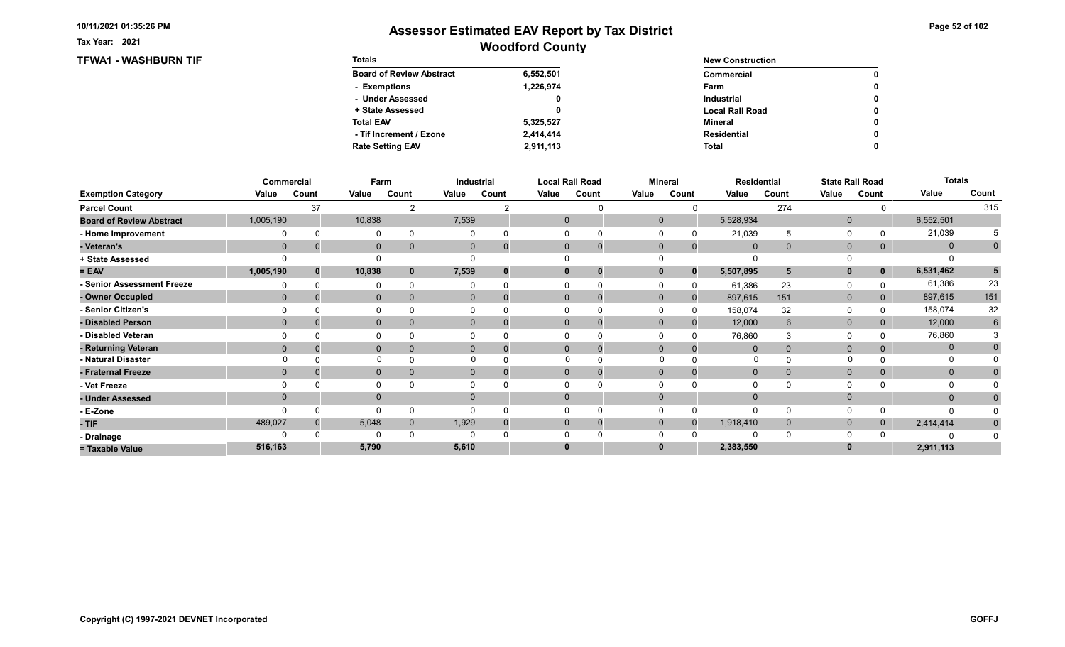# Assessor Estimated EAV Report by Tax District

## Woodford County

Tax Year: 2021

### TFWA1 - WASHBURN TIF

| Totals | |
|---|---|
| Board of Review Abstract | 6,552,501 |
| - Exemptions | 1,226,974 |
| - Under Assessed | 0 |
| + State Assessed | 0 |
| Total EAV | 5,325,527 |
| - Tif Increment / Ezone | 2,414,414 |
| Rate Setting EAV | 2,911,113 |

| New Construction | |
|---|---|
| Commercial | 0 |
| Farm | 0 |
| Industrial | 0 |
| Local Rail Road | 0 |
| Mineral | 0 |
| Residential | 0 |
| Total | 0 |

| | Commercial | | Farm | | Industrial | | Local Rail Road | | Mineral | | Residential | | State Rail Road | | Totals | |
|---|---|---|---|---|---|---|---|---|---|---|---|---|---|---|---|---|
| Exemption Category | Value | Count | Value | Count | Value | Count | Value | Count | Value | Count | Value | Count | Value | Count | Value | Count |
| Parcel Count | | 37 | | 2 | | 2 | | 0 | | 0 | | 274 | | 0 | | 315 |
| Board of Review Abstract | 1,005,190 | | 10,838 | | 7,539 | | 0 | | 0 | | 5,528,934 | | 0 | | 6,552,501 | |
| - Home Improvement | 0 | 0 | 0 | 0 | 0 | 0 | 0 | 0 | 0 | 0 | 21,039 | 5 | 0 | 0 | 21,039 | 5 |
| - Veteran's | 0 | 0 | 0 | 0 | 0 | 0 | 0 | 0 | 0 | 0 | 0 | 0 | 0 | 0 | 0 | 0 |
| + State Assessed | 0 | | 0 | | 0 | | 0 | | 0 | | 0 | | 0 | | 0 | |
| = EAV | 1,005,190 | 0 | 10,838 | 0 | 7,539 | 0 | 0 | 0 | 0 | 0 | 5,507,895 | 5 | 0 | 0 | 6,531,462 | 5 |
| - Senior Assessment Freeze | 0 | 0 | 0 | 0 | 0 | 0 | 0 | 0 | 0 | 0 | 61,386 | 23 | 0 | 0 | 61,386 | 23 |
| - Owner Occupied | 0 | 0 | 0 | 0 | 0 | 0 | 0 | 0 | 0 | 0 | 897,615 | 151 | 0 | 0 | 897,615 | 151 |
| - Senior Citizen's | 0 | 0 | 0 | 0 | 0 | 0 | 0 | 0 | 0 | 0 | 158,074 | 32 | 0 | 0 | 158,074 | 32 |
| - Disabled Person | 0 | 0 | 0 | 0 | 0 | 0 | 0 | 0 | 0 | 0 | 12,000 | 6 | 0 | 0 | 12,000 | 6 |
| - Disabled Veteran | 0 | 0 | 0 | 0 | 0 | 0 | 0 | 0 | 0 | 0 | 76,860 | 3 | 0 | 0 | 76,860 | 3 |
| - Returning Veteran | 0 | 0 | 0 | 0 | 0 | 0 | 0 | 0 | 0 | 0 | 0 | 0 | 0 | 0 | 0 | 0 |
| - Natural Disaster | 0 | 0 | 0 | 0 | 0 | 0 | 0 | 0 | 0 | 0 | 0 | 0 | 0 | 0 | 0 | 0 |
| - Fraternal Freeze | 0 | 0 | 0 | 0 | 0 | 0 | 0 | 0 | 0 | 0 | 0 | 0 | 0 | 0 | 0 | 0 |
| - Vet Freeze | 0 | 0 | 0 | 0 | 0 | 0 | 0 | 0 | 0 | 0 | 0 | 0 | 0 | 0 | 0 | 0 |
| - Under Assessed | 0 | | 0 | | 0 | | 0 | | 0 | | 0 | | 0 | | 0 | 0 |
| - E-Zone | 0 | 0 | 0 | 0 | 0 | 0 | 0 | 0 | 0 | 0 | 0 | 0 | 0 | 0 | 0 | 0 |
| - TIF | 489,027 | 0 | 5,048 | 0 | 1,929 | 0 | 0 | 0 | 0 | 0 | 1,918,410 | 0 | 0 | 0 | 2,414,414 | 0 |
| - Drainage | 0 | 0 | 0 | 0 | 0 | 0 | 0 | 0 | 0 | 0 | 0 | 0 | 0 | 0 | 0 | 0 |
| = Taxable Value | 516,163 | | 5,790 | | 5,610 | | 0 | | 0 | | 2,383,550 | | 0 | | 2,911,113 | |

Copyright (C) 1997-2021 DEVNET Incorporated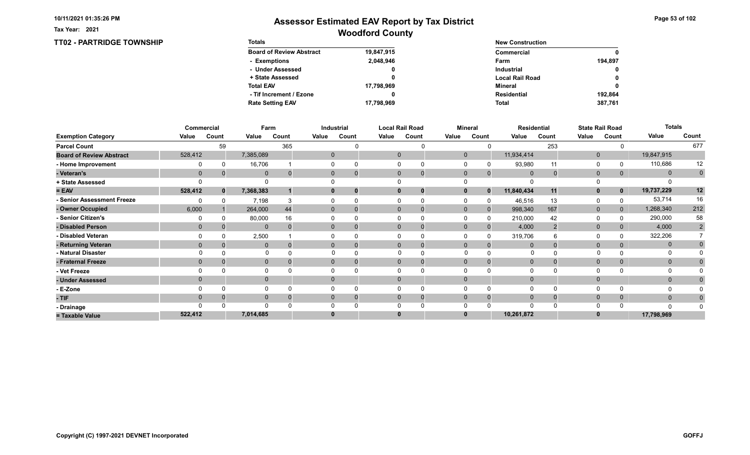# Assessor Estimated EAV Report by Tax District

## Woodford County

Tax Year: 2021

### TT02 - PARTRIDGE TOWNSHIP

| Totals | |
|---|---|
| Board of Review Abstract | 19,847,915 |
| - Exemptions | 2,048,946 |
| - Under Assessed | 0 |
| + State Assessed | 0 |
| Total EAV | 17,798,969 |
| - Tif Increment / Ezone | 0 |
| Rate Setting EAV | 17,798,969 |

| New Construction | |
|---|---|
| Commercial | 0 |
| Farm | 194,897 |
| Industrial | 0 |
| Local Rail Road | 0 |
| Mineral | 0 |
| Residential | 192,864 |
| Total | 387,761 |

| | Commercial | | Farm | | Industrial | | Local Rail Road | | Mineral | | Residential | | State Rail Road | | Totals | |
|---|---|---|---|---|---|---|---|---|---|---|---|---|---|---|---|---|
| Exemption Category | Value | Count | Value | Count | Value | Count | Value | Count | Value | Count | Value | Count | Value | Count | Value | Count |
| Parcel Count | | 59 | | 365 | | 0 | | 0 | | 0 | | 253 | | 0 | | 677 |
| Board of Review Abstract | 528,412 | | 7,385,089 | | 0 | | 0 | | 0 | | 11,934,414 | | 0 | | 19,847,915 | |
| - Home Improvement | 0 | 0 | 16,706 | 1 | 0 | 0 | 0 | 0 | 0 | 0 | 93,980 | 11 | 0 | 0 | 110,686 | 12 |
| - Veteran's | 0 | 0 | 0 | 0 | 0 | 0 | 0 | 0 | 0 | 0 | 0 | 0 | 0 | 0 | 0 | 0 |
| + State Assessed | 0 | | 0 | | 0 | | 0 | | 0 | | 0 | | 0 | | 0 | |
| = EAV | 528,412 | 0 | 7,368,383 | 1 | 0 | 0 | 0 | 0 | 0 | 0 | 11,840,434 | 11 | 0 | 0 | 19,737,229 | 12 |
| - Senior Assessment Freeze | 0 | 0 | 7,198 | 3 | 0 | 0 | 0 | 0 | 0 | 0 | 46,516 | 13 | 0 | 0 | 53,714 | 16 |
| - Owner Occupied | 6,000 | 1 | 264,000 | 44 | 0 | 0 | 0 | 0 | 0 | 0 | 998,340 | 167 | 0 | 0 | 1,268,340 | 212 |
| - Senior Citizen's | 0 | 0 | 80,000 | 16 | 0 | 0 | 0 | 0 | 0 | 0 | 210,000 | 42 | 0 | 0 | 290,000 | 58 |
| - Disabled Person | 0 | 0 | 0 | 0 | 0 | 0 | 0 | 0 | 0 | 0 | 4,000 | 2 | 0 | 0 | 4,000 | 2 |
| - Disabled Veteran | 0 | 0 | 2,500 | 1 | 0 | 0 | 0 | 0 | 0 | 0 | 319,706 | 6 | 0 | 0 | 322,206 | 7 |
| - Returning Veteran | 0 | 0 | 0 | 0 | 0 | 0 | 0 | 0 | 0 | 0 | 0 | 0 | 0 | 0 | 0 | 0 |
| - Natural Disaster | 0 | 0 | 0 | 0 | 0 | 0 | 0 | 0 | 0 | 0 | 0 | 0 | 0 | 0 | 0 | 0 |
| - Fraternal Freeze | 0 | 0 | 0 | 0 | 0 | 0 | 0 | 0 | 0 | 0 | 0 | 0 | 0 | 0 | 0 | 0 |
| - Vet Freeze | 0 | 0 | 0 | 0 | 0 | 0 | 0 | 0 | 0 | 0 | 0 | 0 | 0 | 0 | 0 | 0 |
| - Under Assessed | 0 | | 0 | | 0 | | 0 | | 0 | | 0 | | 0 | | 0 | 0 |
| - E-Zone | 0 | 0 | 0 | 0 | 0 | 0 | 0 | 0 | 0 | 0 | 0 | 0 | 0 | 0 | 0 | 0 |
| - TIF | 0 | 0 | 0 | 0 | 0 | 0 | 0 | 0 | 0 | 0 | 0 | 0 | 0 | 0 | 0 | 0 |
| - Drainage | 0 | 0 | 0 | 0 | 0 | 0 | 0 | 0 | 0 | 0 | 0 | 0 | 0 | 0 | 0 | 0 |
| = Taxable Value | 522,412 | | 7,014,685 | | 0 | | 0 | | 0 | | 10,261,872 | | 0 | | 17,798,969 | |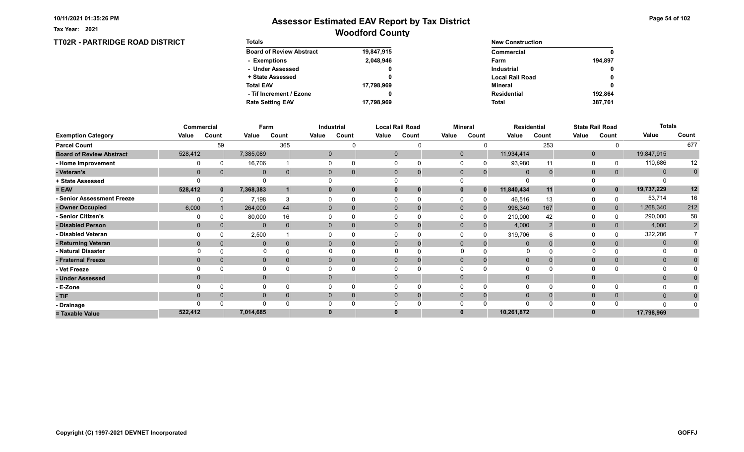10/11/2021 01:35:26 PM

Tax Year: 2021

# Assessor Estimated EAV Report by Tax District
## Woodford County

### TT02R - PARTRIDGE ROAD DISTRICT

| Totals | |
|---|---|
| Board of Review Abstract | 19,847,915 |
| - Exemptions | 2,048,946 |
| - Under Assessed | 0 |
| + State Assessed | 0 |
| Total EAV | 17,798,969 |
| - Tif Increment / Ezone | 0 |
| Rate Setting EAV | 17,798,969 |

| New Construction | |
|---|---|
| Commercial | 0 |
| Farm | 194,897 |
| Industrial | 0 |
| Local Rail Road | 0 |
| Mineral | 0 |
| Residential | 192,864 |
| Total | 387,761 |

| | Commercial | | Farm | | Industrial | | Local Rail Road | | Mineral | | Residential | | State Rail Road | | Totals | |
|---|---|---|---|---|---|---|---|---|---|---|---|---|---|---|---|---|
| Exemption Category | Value | Count | Value | Count | Value | Count | Value | Count | Value | Count | Value | Count | Value | Count | Value | Count |
| Parcel Count | | 59 | | 365 | | 0 | | 0 | | 0 | | 253 | | 0 | | 677 |
| Board of Review Abstract | 528,412 | | 7,385,089 | | 0 | | 0 | | 0 | | 11,934,414 | | 0 | | 19,847,915 | |
| - Home Improvement | 0 | 0 | 16,706 | 1 | 0 | 0 | 0 | 0 | 0 | 0 | 93,980 | 11 | 0 | 0 | 110,686 | 12 |
| - Veteran's | 0 | 0 | 0 | 0 | 0 | 0 | 0 | 0 | 0 | 0 | 0 | 0 | 0 | 0 | 0 | 0 |
| + State Assessed | 0 | | 0 | | 0 | | 0 | | 0 | | 0 | | 0 | | 0 | |
| = EAV | 528,412 | 0 | 7,368,383 | 1 | 0 | 0 | 0 | 0 | 0 | 0 | 11,840,434 | 11 | 0 | 0 | 19,737,229 | 12 |
| - Senior Assessment Freeze | 0 | 0 | 7,198 | 3 | 0 | 0 | 0 | 0 | 0 | 0 | 46,516 | 13 | 0 | 0 | 53,714 | 16 |
| - Owner Occupied | 6,000 | 1 | 264,000 | 44 | 0 | 0 | 0 | 0 | 0 | 0 | 998,340 | 167 | 0 | 0 | 1,268,340 | 212 |
| - Senior Citizen's | 0 | 0 | 80,000 | 16 | 0 | 0 | 0 | 0 | 0 | 0 | 210,000 | 42 | 0 | 0 | 290,000 | 58 |
| - Disabled Person | 0 | 0 | 0 | 0 | 0 | 0 | 0 | 0 | 0 | 0 | 4,000 | 2 | 0 | 0 | 4,000 | 2 |
| - Disabled Veteran | 0 | 0 | 2,500 | 1 | 0 | 0 | 0 | 0 | 0 | 0 | 319,706 | 6 | 0 | 0 | 322,206 | 7 |
| - Returning Veteran | 0 | 0 | 0 | 0 | 0 | 0 | 0 | 0 | 0 | 0 | 0 | 0 | 0 | 0 | 0 | 0 |
| - Natural Disaster | 0 | 0 | 0 | 0 | 0 | 0 | 0 | 0 | 0 | 0 | 0 | 0 | 0 | 0 | 0 | 0 |
| - Fraternal Freeze | 0 | 0 | 0 | 0 | 0 | 0 | 0 | 0 | 0 | 0 | 0 | 0 | 0 | 0 | 0 | 0 |
| - Vet Freeze | 0 | 0 | 0 | 0 | 0 | 0 | 0 | 0 | 0 | 0 | 0 | 0 | 0 | 0 | 0 | 0 |
| - Under Assessed | 0 | | 0 | | 0 | | 0 | | 0 | | 0 | | 0 | | 0 | 0 |
| - E-Zone | 0 | 0 | 0 | 0 | 0 | 0 | 0 | 0 | 0 | 0 | 0 | 0 | 0 | 0 | 0 | 0 |
| - TIF | 0 | 0 | 0 | 0 | 0 | 0 | 0 | 0 | 0 | 0 | 0 | 0 | 0 | 0 | 0 | 0 |
| - Drainage | 0 | 0 | 0 | 0 | 0 | 0 | 0 | 0 | 0 | 0 | 0 | 0 | 0 | 0 | 0 | 0 |
| = Taxable Value | 522,412 | | 7,014,685 | | 0 | | 0 | | 0 | | 10,261,872 | | 0 | | 17,798,969 | |

Copyright (C) 1997-2021 DEVNET Incorporated

GOFFJ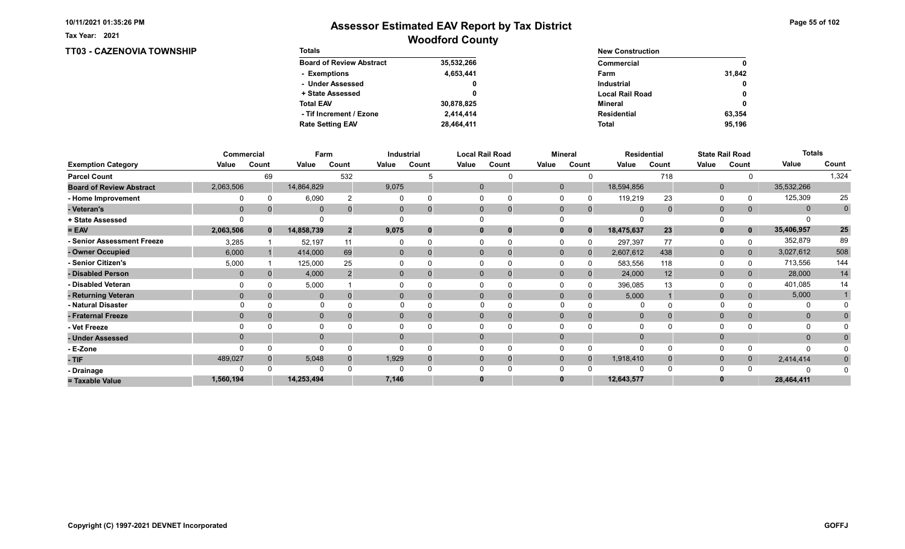Tax Year: 2021

# Assessor Estimated EAV Report by Tax District

## Woodford County

### TT03 - CAZENOVIA TOWNSHIP

| Totals | |
|---|---|
| Board of Review Abstract | 35,532,266 |
| - Exemptions | 4,653,441 |
| - Under Assessed | 0 |
| + State Assessed | 0 |
| Total EAV | 30,878,825 |
| - Tif Increment / Ezone | 2,414,414 |
| Rate Setting EAV | 28,464,411 |

| New Construction | |
|---|---|
| Commercial | 0 |
| Farm | 31,842 |
| Industrial | 0 |
| Local Rail Road | 0 |
| Mineral | 0 |
| Residential | 63,354 |
| Total | 95,196 |

| | Commercial | | Farm | | Industrial | | Local Rail Road | | Mineral | | Residential | | State Rail Road | | Totals | |
|---|---|---|---|---|---|---|---|---|---|---|---|---|---|---|---|---|
| Exemption Category | Value | Count | Value | Count | Value | Count | Value | Count | Value | Count | Value | Count | Value | Count | Value | Count |
| Parcel Count | | 69 | | 532 | | 5 | | 0 | | 0 | | 718 | | 0 | | 1,324 |
| Board of Review Abstract | 2,063,506 | | 14,864,829 | | 9,075 | | 0 | | 0 | | 18,594,856 | | 0 | | 35,532,266 | |
| - Home Improvement | 0 | 0 | 6,090 | 2 | 0 | 0 | 0 | 0 | 0 | 0 | 119,219 | 23 | 0 | 0 | 125,309 | 25 |
| - Veteran's | 0 | 0 | 0 | 0 | 0 | 0 | 0 | 0 | 0 | 0 | 0 | 0 | 0 | 0 | 0 | 0 |
| + State Assessed | 0 | | 0 | | 0 | | 0 | | 0 | | 0 | | 0 | | 0 | |
| = EAV | 2,063,506 | 0 | 14,858,739 | 2 | 9,075 | 0 | 0 | 0 | 0 | 0 | 18,475,637 | 23 | 0 | 0 | 35,406,957 | 25 |
| - Senior Assessment Freeze | 3,285 | 1 | 52,197 | 11 | 0 | 0 | 0 | 0 | 0 | 0 | 297,397 | 77 | 0 | 0 | 352,879 | 89 |
| - Owner Occupied | 6,000 | 1 | 414,000 | 69 | 0 | 0 | 0 | 0 | 0 | 0 | 2,607,612 | 438 | 0 | 0 | 3,027,612 | 508 |
| - Senior Citizen's | 5,000 | 1 | 125,000 | 25 | 0 | 0 | 0 | 0 | 0 | 0 | 583,556 | 118 | 0 | 0 | 713,556 | 144 |
| - Disabled Person | 0 | 0 | 4,000 | 2 | 0 | 0 | 0 | 0 | 0 | 0 | 24,000 | 12 | 0 | 0 | 28,000 | 14 |
| - Disabled Veteran | 0 | 0 | 5,000 | 1 | 0 | 0 | 0 | 0 | 0 | 0 | 396,085 | 13 | 0 | 0 | 401,085 | 14 |
| - Returning Veteran | 0 | 0 | 0 | 0 | 0 | 0 | 0 | 0 | 0 | 0 | 5,000 | 1 | 0 | 0 | 5,000 | 1 |
| - Natural Disaster | 0 | 0 | 0 | 0 | 0 | 0 | 0 | 0 | 0 | 0 | 0 | 0 | 0 | 0 | 0 | 0 |
| - Fraternal Freeze | 0 | 0 | 0 | 0 | 0 | 0 | 0 | 0 | 0 | 0 | 0 | 0 | 0 | 0 | 0 | 0 |
| - Vet Freeze | 0 | 0 | 0 | 0 | 0 | 0 | 0 | 0 | 0 | 0 | 0 | 0 | 0 | 0 | 0 | 0 |
| - Under Assessed | 0 | | 0 | | 0 | | 0 | | 0 | | 0 | | 0 | | 0 | 0 |
| - E-Zone | 0 | 0 | 0 | 0 | 0 | 0 | 0 | 0 | 0 | 0 | 0 | 0 | 0 | 0 | 0 | 0 |
| - TIF | 489,027 | 0 | 5,048 | 0 | 1,929 | 0 | 0 | 0 | 0 | 0 | 1,918,410 | 0 | 0 | 0 | 2,414,414 | 0 |
| - Drainage | 0 | 0 | 0 | 0 | 0 | 0 | 0 | 0 | 0 | 0 | 0 | 0 | 0 | 0 | 0 | 0 |
| = Taxable Value | 1,560,194 | | 14,253,494 | | 7,146 | | 0 | | 0 | | 12,643,577 | | 0 | | 28,464,411 | |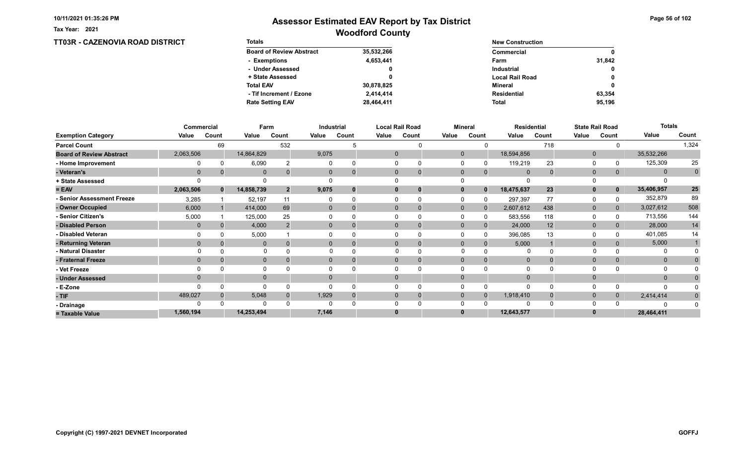Tax Year: 2021

# Assessor Estimated EAV Report by Tax District

## Woodford County

### TT03R - CAZENOVIA ROAD DISTRICT

| Totals | |
|---|---|
| Board of Review Abstract | 35,532,266 |
| - Exemptions | 4,653,441 |
| - Under Assessed | 0 |
| + State Assessed | 0 |
| Total EAV | 30,878,825 |
| - Tif Increment / Ezone | 2,414,414 |
| Rate Setting EAV | 28,464,411 |

| New Construction | |
|---|---|
| Commercial | 0 |
| Farm | 31,842 |
| Industrial | 0 |
| Local Rail Road | 0 |
| Mineral | 0 |
| Residential | 63,354 |
| Total | 95,196 |

| | Commercial | | Farm | | Industrial | | Local Rail Road | | Mineral | | Residential | | State Rail Road | | Totals | |
|---|---|---|---|---|---|---|---|---|---|---|---|---|---|---|---|---|
| Exemption Category | Value | Count | Value | Count | Value | Count | Value | Count | Value | Count | Value | Count | Value | Count | Value | Count |
| Parcel Count | | 69 | | 532 | | 5 | | 0 | | 0 | | 718 | | 0 | | 1,324 |
| Board of Review Abstract | 2,063,506 | | 14,864,829 | | 9,075 | | 0 | | 0 | | 18,594,856 | | 0 | | 35,532,266 | |
| - Home Improvement | 0 | 0 | 6,090 | 2 | 0 | 0 | 0 | 0 | 0 | 0 | 119,219 | 23 | 0 | 0 | 125,309 | 25 |
| - Veteran's | 0 | 0 | 0 | 0 | 0 | 0 | 0 | 0 | 0 | 0 | 0 | 0 | 0 | 0 | 0 | 0 |
| + State Assessed | 0 | | 0 | | 0 | | 0 | | 0 | | 0 | | 0 | | 0 | |
| = EAV | 2,063,506 | 0 | 14,858,739 | 2 | 9,075 | 0 | 0 | 0 | 0 | 0 | 18,475,637 | 23 | 0 | 0 | 35,406,957 | 25 |
| - Senior Assessment Freeze | 3,285 | 1 | 52,197 | 11 | 0 | 0 | 0 | 0 | 0 | 0 | 297,397 | 77 | 0 | 0 | 352,879 | 89 |
| - Owner Occupied | 6,000 | 1 | 414,000 | 69 | 0 | 0 | 0 | 0 | 0 | 0 | 2,607,612 | 438 | 0 | 0 | 3,027,612 | 508 |
| - Senior Citizen's | 5,000 | 1 | 125,000 | 25 | 0 | 0 | 0 | 0 | 0 | 0 | 583,556 | 118 | 0 | 0 | 713,556 | 144 |
| - Disabled Person | 0 | 0 | 4,000 | 2 | 0 | 0 | 0 | 0 | 0 | 0 | 24,000 | 12 | 0 | 0 | 28,000 | 14 |
| - Disabled Veteran | 0 | 0 | 5,000 | 1 | 0 | 0 | 0 | 0 | 0 | 0 | 396,085 | 13 | 0 | 0 | 401,085 | 14 |
| - Returning Veteran | 0 | 0 | 0 | 0 | 0 | 0 | 0 | 0 | 0 | 0 | 5,000 | 1 | 0 | 0 | 5,000 | 1 |
| - Natural Disaster | 0 | 0 | 0 | 0 | 0 | 0 | 0 | 0 | 0 | 0 | 0 | 0 | 0 | 0 | 0 | 0 |
| - Fraternal Freeze | 0 | 0 | 0 | 0 | 0 | 0 | 0 | 0 | 0 | 0 | 0 | 0 | 0 | 0 | 0 | 0 |
| - Vet Freeze | 0 | 0 | 0 | 0 | 0 | 0 | 0 | 0 | 0 | 0 | 0 | 0 | 0 | 0 | 0 | 0 |
| - Under Assessed | 0 | | 0 | | 0 | | 0 | | 0 | | 0 | | 0 | | 0 | 0 |
| - E-Zone | 0 | 0 | 0 | 0 | 0 | 0 | 0 | 0 | 0 | 0 | 0 | 0 | 0 | 0 | 0 | 0 |
| - TIF | 489,027 | 0 | 5,048 | 0 | 1,929 | 0 | 0 | 0 | 0 | 0 | 1,918,410 | 0 | 0 | 0 | 2,414,414 | 0 |
| - Drainage | 0 | 0 | 0 | 0 | 0 | 0 | 0 | 0 | 0 | 0 | 0 | 0 | 0 | 0 | 0 | 0 |
| = Taxable Value | 1,560,194 | | 14,253,494 | | 7,146 | | 0 | | 0 | | 12,643,577 | | 0 | | 28,464,411 | |

Copyright (C) 1997-2021 DEVNET Incorporated

GOFFJ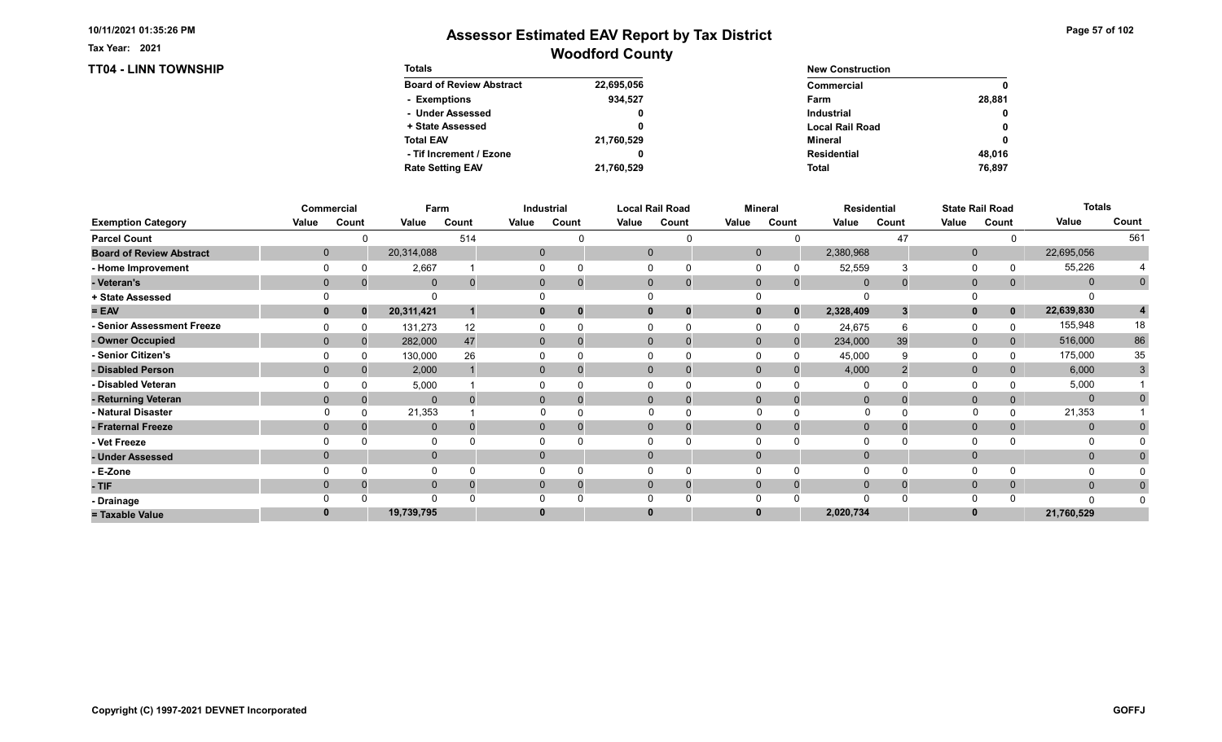# Assessor Estimated EAV Report by Tax District

## Woodford County

10/11/2021 01:35:26 PM

Tax Year: 2021

### TT04 - LINN TOWNSHIP

| Totals | |
|---|---|
| Board of Review Abstract | 22,695,056 |
| - Exemptions | 934,527 |
| - Under Assessed | 0 |
| + State Assessed | 0 |
| Total EAV | 21,760,529 |
| - Tif Increment / Ezone | 0 |
| Rate Setting EAV | 21,760,529 |

| New Construction | |
|---|---|
| Commercial | 0 |
| Farm | 28,881 |
| Industrial | 0 |
| Local Rail Road | 0 |
| Mineral | 0 |
| Residential | 48,016 |
| Total | 76,897 |

| | Commercial | | Farm | | Industrial | | Local Rail Road | | Mineral | | Residential | | State Rail Road | | Totals | |
|---|---|---|---|---|---|---|---|---|---|---|---|---|---|---|---|---|
| Exemption Category | Value | Count | Value | Count | Value | Count | Value | Count | Value | Count | Value | Count | Value | Count | Value | Count |
| Parcel Count | | 0 | | 514 | | 0 | | 0 | | 0 | | 47 | | 0 | | 561 |
| Board of Review Abstract | 0 | | 20,314,088 | | 0 | | 0 | | 0 | | 2,380,968 | | 0 | | 22,695,056 | |
| - Home Improvement | 0 | 0 | 2,667 | 1 | 0 | 0 | 0 | 0 | 0 | 0 | 52,559 | 3 | 0 | 0 | 55,226 | 4 |
| - Veteran's | 0 | 0 | 0 | 0 | 0 | 0 | 0 | 0 | 0 | 0 | 0 | 0 | 0 | 0 | 0 | 0 |
| + State Assessed | 0 | | 0 | | 0 | | 0 | | 0 | | 0 | | 0 | | 0 | |
| = EAV | 0 | 0 | 20,311,421 | 1 | 0 | 0 | 0 | 0 | 0 | 0 | 2,328,409 | 3 | 0 | 0 | 22,639,830 | 4 |
| - Senior Assessment Freeze | 0 | 0 | 131,273 | 12 | 0 | 0 | 0 | 0 | 0 | 0 | 24,675 | 6 | 0 | 0 | 155,948 | 18 |
| - Owner Occupied | 0 | 0 | 282,000 | 47 | 0 | 0 | 0 | 0 | 0 | 0 | 234,000 | 39 | 0 | 0 | 516,000 | 86 |
| - Senior Citizen's | 0 | 0 | 130,000 | 26 | 0 | 0 | 0 | 0 | 0 | 0 | 45,000 | 9 | 0 | 0 | 175,000 | 35 |
| - Disabled Person | 0 | 0 | 2,000 | 1 | 0 | 0 | 0 | 0 | 0 | 0 | 4,000 | 2 | 0 | 0 | 6,000 | 3 |
| - Disabled Veteran | 0 | 0 | 5,000 | 1 | 0 | 0 | 0 | 0 | 0 | 0 | 0 | 0 | 0 | 0 | 5,000 | 1 |
| - Returning Veteran | 0 | 0 | 0 | 0 | 0 | 0 | 0 | 0 | 0 | 0 | 0 | 0 | 0 | 0 | 0 | 0 |
| - Natural Disaster | 0 | 0 | 21,353 | 1 | 0 | 0 | 0 | 0 | 0 | 0 | 0 | 0 | 0 | 0 | 21,353 | 1 |
| - Fraternal Freeze | 0 | 0 | 0 | 0 | 0 | 0 | 0 | 0 | 0 | 0 | 0 | 0 | 0 | 0 | 0 | 0 |
| - Vet Freeze | 0 | 0 | 0 | 0 | 0 | 0 | 0 | 0 | 0 | 0 | 0 | 0 | 0 | 0 | 0 | 0 |
| - Under Assessed | 0 | | 0 | | 0 | | 0 | | 0 | | 0 | | 0 | | 0 | 0 |
| - E-Zone | 0 | 0 | 0 | 0 | 0 | 0 | 0 | 0 | 0 | 0 | 0 | 0 | 0 | 0 | 0 | 0 |
| - TIF | 0 | 0 | 0 | 0 | 0 | 0 | 0 | 0 | 0 | 0 | 0 | 0 | 0 | 0 | 0 | 0 |
| - Drainage | 0 | 0 | 0 | 0 | 0 | 0 | 0 | 0 | 0 | 0 | 0 | 0 | 0 | 0 | 0 | 0 |
| = Taxable Value | 0 | | 19,739,795 | | 0 | | 0 | | 0 | | 2,020,734 | | 0 | | 21,760,529 | |

Copyright (C) 1997-2021 DEVNET Incorporated

GOFFJ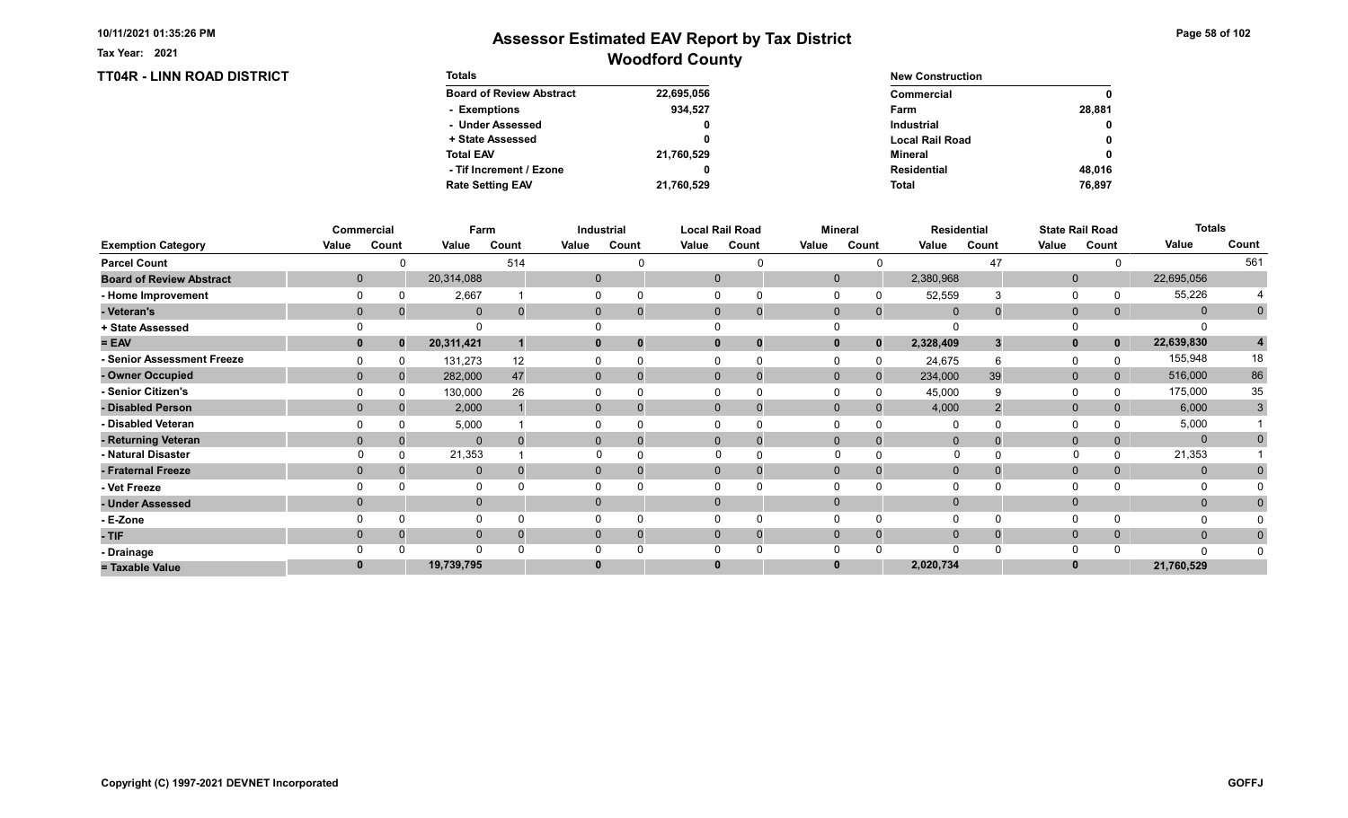Tax Year: 2021

# Assessor Estimated EAV Report by Tax District

## Woodford County

### TT04R - LINN ROAD DISTRICT

| Totals | |
|---|---|
| Board of Review Abstract | 22,695,056 |
| - Exemptions | 934,527 |
| - Under Assessed | 0 |
| + State Assessed | 0 |
| Total EAV | 21,760,529 |
| - Tif Increment / Ezone | 0 |
| Rate Setting EAV | 21,760,529 |

| New Construction | |
|---|---|
| Commercial | 0 |
| Farm | 28,881 |
| Industrial | 0 |
| Local Rail Road | 0 |
| Mineral | 0 |
| Residential | 48,016 |
| Total | 76,897 |

| | Commercial | | Farm | | Industrial | | Local Rail Road | | Mineral | | Residential | | State Rail Road | | Totals | |
|---|---|---|---|---|---|---|---|---|---|---|---|---|---|---|---|---|
| Exemption Category | Value | Count | Value | Count | Value | Count | Value | Count | Value | Count | Value | Count | Value | Count | Value | Count |
| Parcel Count | | 0 | | 514 | | 0 | | 0 | | 0 | | 47 | | 0 | | 561 |
| Board of Review Abstract | 0 | | 20,314,088 | | 0 | | 0 | | 0 | | 2,380,968 | | 0 | | 22,695,056 | |
| - Home Improvement | 0 | 0 | 2,667 | 1 | 0 | 0 | 0 | 0 | 0 | 0 | 52,559 | 3 | 0 | 0 | 55,226 | 4 |
| - Veteran's | 0 | 0 | 0 | 0 | 0 | 0 | 0 | 0 | 0 | 0 | 0 | 0 | 0 | 0 | 0 | 0 |
| + State Assessed | 0 | | 0 | | 0 | | 0 | | 0 | | 0 | | 0 | | 0 | |
| = EAV | 0 | 0 | 20,311,421 | 1 | 0 | 0 | 0 | 0 | 0 | 0 | 2,328,409 | 3 | 0 | 0 | 22,639,830 | 4 |
| - Senior Assessment Freeze | 0 | 0 | 131,273 | 12 | 0 | 0 | 0 | 0 | 0 | 0 | 24,675 | 6 | 0 | 0 | 155,948 | 18 |
| - Owner Occupied | 0 | 0 | 282,000 | 47 | 0 | 0 | 0 | 0 | 0 | 0 | 234,000 | 39 | 0 | 0 | 516,000 | 86 |
| - Senior Citizen's | 0 | 0 | 130,000 | 26 | 0 | 0 | 0 | 0 | 0 | 0 | 45,000 | 9 | 0 | 0 | 175,000 | 35 |
| - Disabled Person | 0 | 0 | 2,000 | 1 | 0 | 0 | 0 | 0 | 0 | 0 | 4,000 | 2 | 0 | 0 | 6,000 | 3 |
| - Disabled Veteran | 0 | 0 | 5,000 | 1 | 0 | 0 | 0 | 0 | 0 | 0 | 0 | 0 | 0 | 0 | 5,000 | 1 |
| - Returning Veteran | 0 | 0 | 0 | 0 | 0 | 0 | 0 | 0 | 0 | 0 | 0 | 0 | 0 | 0 | 0 | 0 |
| - Natural Disaster | 0 | 0 | 21,353 | 1 | 0 | 0 | 0 | 0 | 0 | 0 | 0 | 0 | 0 | 0 | 21,353 | 1 |
| - Fraternal Freeze | 0 | 0 | 0 | 0 | 0 | 0 | 0 | 0 | 0 | 0 | 0 | 0 | 0 | 0 | 0 | 0 |
| - Vet Freeze | 0 | 0 | 0 | 0 | 0 | 0 | 0 | 0 | 0 | 0 | 0 | 0 | 0 | 0 | 0 | 0 |
| - Under Assessed | 0 | | 0 | | 0 | | 0 | | 0 | | 0 | | 0 | | 0 | 0 |
| - E-Zone | 0 | 0 | 0 | 0 | 0 | 0 | 0 | 0 | 0 | 0 | 0 | 0 | 0 | 0 | 0 | 0 |
| - TIF | 0 | 0 | 0 | 0 | 0 | 0 | 0 | 0 | 0 | 0 | 0 | 0 | 0 | 0 | 0 | 0 |
| - Drainage | 0 | 0 | 0 | 0 | 0 | 0 | 0 | 0 | 0 | 0 | 0 | 0 | 0 | 0 | 0 | 0 |
| = Taxable Value | 0 | | 19,739,795 | | 0 | | 0 | | 0 | | 2,020,734 | | 0 | | 21,760,529 | |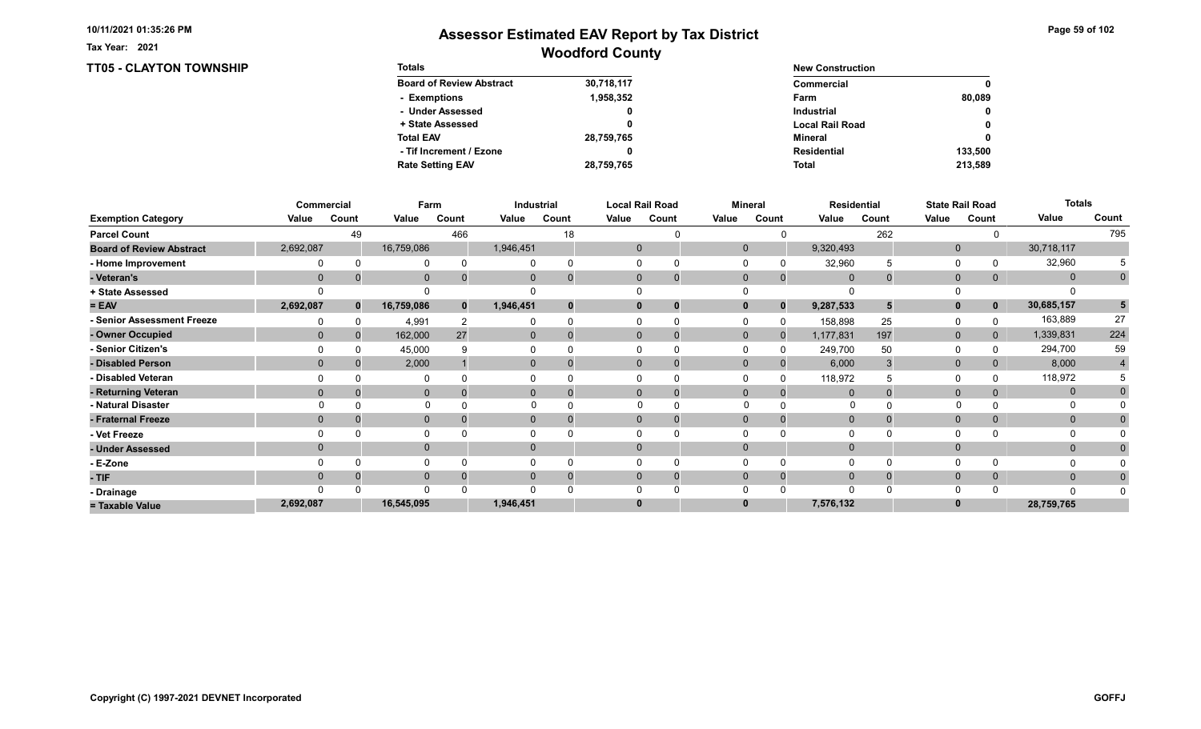10/11/2021 01:35:26 PM

Tax Year: 2021

# Assessor Estimated EAV Report by Tax District

## Woodford County

### TT05 - CLAYTON TOWNSHIP

| Totals | |
|---|---|
| Board of Review Abstract | 30,718,117 |
| - Exemptions | 1,958,352 |
| - Under Assessed | 0 |
| + State Assessed | 0 |
| Total EAV | 28,759,765 |
| - Tif Increment / Ezone | 0 |
| Rate Setting EAV | 28,759,765 |

| New Construction | |
|---|---|
| Commercial | 0 |
| Farm | 80,089 |
| Industrial | 0 |
| Local Rail Road | 0 |
| Mineral | 0 |
| Residential | 133,500 |
| Total | 213,589 |

| | Commercial | | Farm | | Industrial | | Local Rail Road | | Mineral | | Residential | | State Rail Road | | Totals | |
|---|---|---|---|---|---|---|---|---|---|---|---|---|---|---|---|---|
| Exemption Category | Value | Count | Value | Count | Value | Count | Value | Count | Value | Count | Value | Count | Value | Count | Value | Count |
| Parcel Count | | 49 | | 466 | | 18 | | 0 | | 0 | | 262 | | 0 | | 795 |
| Board of Review Abstract | 2,692,087 | | 16,759,086 | | 1,946,451 | | 0 | | 0 | | 9,320,493 | | 0 | | 30,718,117 | |
| - Home Improvement | 0 | 0 | 0 | 0 | 0 | 0 | 0 | 0 | 0 | 0 | 32,960 | 5 | 0 | 0 | 32,960 | 5 |
| - Veteran's | 0 | 0 | 0 | 0 | 0 | 0 | 0 | 0 | 0 | 0 | 0 | 0 | 0 | 0 | 0 | 0 |
| + State Assessed | 0 | | 0 | | 0 | | 0 | | 0 | | 0 | | 0 | | 0 | |
| = EAV | 2,692,087 | 0 | 16,759,086 | 0 | 1,946,451 | 0 | 0 | 0 | 0 | 0 | 9,287,533 | 5 | 0 | 0 | 30,685,157 | 5 |
| - Senior Assessment Freeze | 0 | 0 | 4,991 | 2 | 0 | 0 | 0 | 0 | 0 | 0 | 158,898 | 25 | 0 | 0 | 163,889 | 27 |
| - Owner Occupied | 0 | 0 | 162,000 | 27 | 0 | 0 | 0 | 0 | 0 | 0 | 1,177,831 | 197 | 0 | 0 | 1,339,831 | 224 |
| - Senior Citizen's | 0 | 0 | 45,000 | 9 | 0 | 0 | 0 | 0 | 0 | 0 | 249,700 | 50 | 0 | 0 | 294,700 | 59 |
| - Disabled Person | 0 | 0 | 2,000 | 1 | 0 | 0 | 0 | 0 | 0 | 0 | 6,000 | 3 | 0 | 0 | 8,000 | 4 |
| - Disabled Veteran | 0 | 0 | 0 | 0 | 0 | 0 | 0 | 0 | 0 | 0 | 118,972 | 5 | 0 | 0 | 118,972 | 5 |
| - Returning Veteran | 0 | 0 | 0 | 0 | 0 | 0 | 0 | 0 | 0 | 0 | 0 | 0 | 0 | 0 | 0 | 0 |
| - Natural Disaster | 0 | 0 | 0 | 0 | 0 | 0 | 0 | 0 | 0 | 0 | 0 | 0 | 0 | 0 | 0 | 0 |
| - Fraternal Freeze | 0 | 0 | 0 | 0 | 0 | 0 | 0 | 0 | 0 | 0 | 0 | 0 | 0 | 0 | 0 | 0 |
| - Vet Freeze | 0 | 0 | 0 | 0 | 0 | 0 | 0 | 0 | 0 | 0 | 0 | 0 | 0 | 0 | 0 | 0 |
| - Under Assessed | 0 | | 0 | | 0 | | 0 | | 0 | | 0 | | 0 | | 0 | 0 |
| - E-Zone | 0 | 0 | 0 | 0 | 0 | 0 | 0 | 0 | 0 | 0 | 0 | 0 | 0 | 0 | 0 | 0 |
| - TIF | 0 | 0 | 0 | 0 | 0 | 0 | 0 | 0 | 0 | 0 | 0 | 0 | 0 | 0 | 0 | 0 |
| - Drainage | 0 | 0 | 0 | 0 | 0 | 0 | 0 | 0 | 0 | 0 | 0 | 0 | 0 | 0 | 0 | 0 |
| = Taxable Value | 2,692,087 | | 16,545,095 | | 1,946,451 | | 0 | | 0 | | 7,576,132 | | 0 | | 28,759,765 | |

Copyright (C) 1997-2021 DEVNET Incorporated

GOFFJ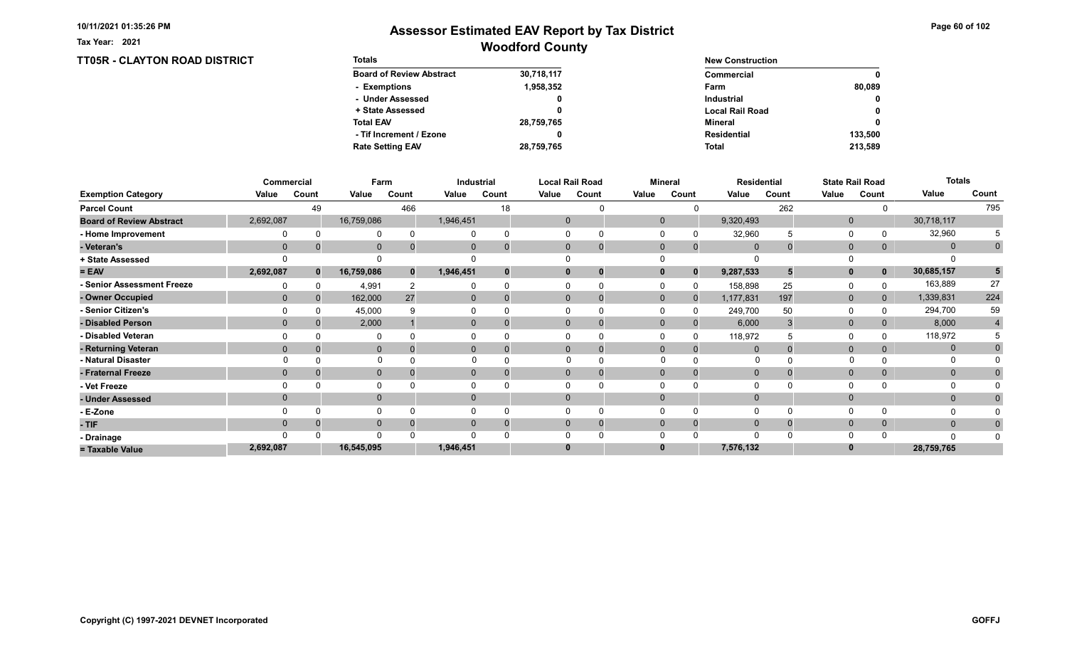# Assessor Estimated EAV Report by Tax District

## Woodford County

Tax Year: 2021

### TT05R - CLAYTON ROAD DISTRICT

| Totals | |
|---|---|
| Board of Review Abstract | 30,718,117 |
| - Exemptions | 1,958,352 |
| - Under Assessed | 0 |
| + State Assessed | 0 |
| Total EAV | 28,759,765 |
| - Tif Increment / Ezone | 0 |
| Rate Setting EAV | 28,759,765 |

| New Construction | |
|---|---|
| Commercial | 0 |
| Farm | 80,089 |
| Industrial | 0 |
| Local Rail Road | 0 |
| Mineral | 0 |
| Residential | 133,500 |
| Total | 213,589 |

| | Commercial | | Farm | | Industrial | | Local Rail Road | | Mineral | | Residential | | State Rail Road | | Totals | |
|---|---|---|---|---|---|---|---|---|---|---|---|---|---|---|---|---|
| Exemption Category | Value | Count | Value | Count | Value | Count | Value | Count | Value | Count | Value | Count | Value | Count | Value | Count |
| Parcel Count | | 49 | | 466 | | 18 | | 0 | | 0 | | 262 | | 0 | | 795 |
| Board of Review Abstract | 2,692,087 | | 16,759,086 | | 1,946,451 | | 0 | | 0 | | 9,320,493 | | 0 | | 30,718,117 | |
| - Home Improvement | 0 | 0 | 0 | 0 | 0 | 0 | 0 | 0 | 0 | 0 | 32,960 | 5 | 0 | 0 | 32,960 | 5 |
| - Veteran's | 0 | 0 | 0 | 0 | 0 | 0 | 0 | 0 | 0 | 0 | 0 | 0 | 0 | 0 | 0 | 0 |
| + State Assessed | 0 | | 0 | | 0 | | 0 | | 0 | | 0 | | 0 | | 0 | |
| = EAV | 2,692,087 | 0 | 16,759,086 | 0 | 1,946,451 | 0 | 0 | 0 | 0 | 0 | 9,287,533 | 5 | 0 | 0 | 30,685,157 | 5 |
| - Senior Assessment Freeze | 0 | 0 | 4,991 | 2 | 0 | 0 | 0 | 0 | 0 | 0 | 158,898 | 25 | 0 | 0 | 163,889 | 27 |
| - Owner Occupied | 0 | 0 | 162,000 | 27 | 0 | 0 | 0 | 0 | 0 | 0 | 1,177,831 | 197 | 0 | 0 | 1,339,831 | 224 |
| - Senior Citizen's | 0 | 0 | 45,000 | 9 | 0 | 0 | 0 | 0 | 0 | 0 | 249,700 | 50 | 0 | 0 | 294,700 | 59 |
| - Disabled Person | 0 | 0 | 2,000 | 1 | 0 | 0 | 0 | 0 | 0 | 0 | 6,000 | 3 | 0 | 0 | 8,000 | 4 |
| - Disabled Veteran | 0 | 0 | 0 | 0 | 0 | 0 | 0 | 0 | 0 | 0 | 118,972 | 5 | 0 | 0 | 118,972 | 5 |
| - Returning Veteran | 0 | 0 | 0 | 0 | 0 | 0 | 0 | 0 | 0 | 0 | 0 | 0 | 0 | 0 | 0 | 0 |
| - Natural Disaster | 0 | 0 | 0 | 0 | 0 | 0 | 0 | 0 | 0 | 0 | 0 | 0 | 0 | 0 | 0 | 0 |
| - Fraternal Freeze | 0 | 0 | 0 | 0 | 0 | 0 | 0 | 0 | 0 | 0 | 0 | 0 | 0 | 0 | 0 | 0 |
| - Vet Freeze | 0 | 0 | 0 | 0 | 0 | 0 | 0 | 0 | 0 | 0 | 0 | 0 | 0 | 0 | 0 | 0 |
| - Under Assessed | 0 | | 0 | | 0 | | 0 | | 0 | | 0 | | 0 | | 0 | 0 |
| - E-Zone | 0 | 0 | 0 | 0 | 0 | 0 | 0 | 0 | 0 | 0 | 0 | 0 | 0 | 0 | 0 | 0 |
| - TIF | 0 | 0 | 0 | 0 | 0 | 0 | 0 | 0 | 0 | 0 | 0 | 0 | 0 | 0 | 0 | 0 |
| - Drainage | 0 | 0 | 0 | 0 | 0 | 0 | 0 | 0 | 0 | 0 | 0 | 0 | 0 | 0 | 0 | 0 |
| = Taxable Value | 2,692,087 | | 16,545,095 | | 1,946,451 | | 0 | | 0 | | 7,576,132 | | 0 | | 28,759,765 | |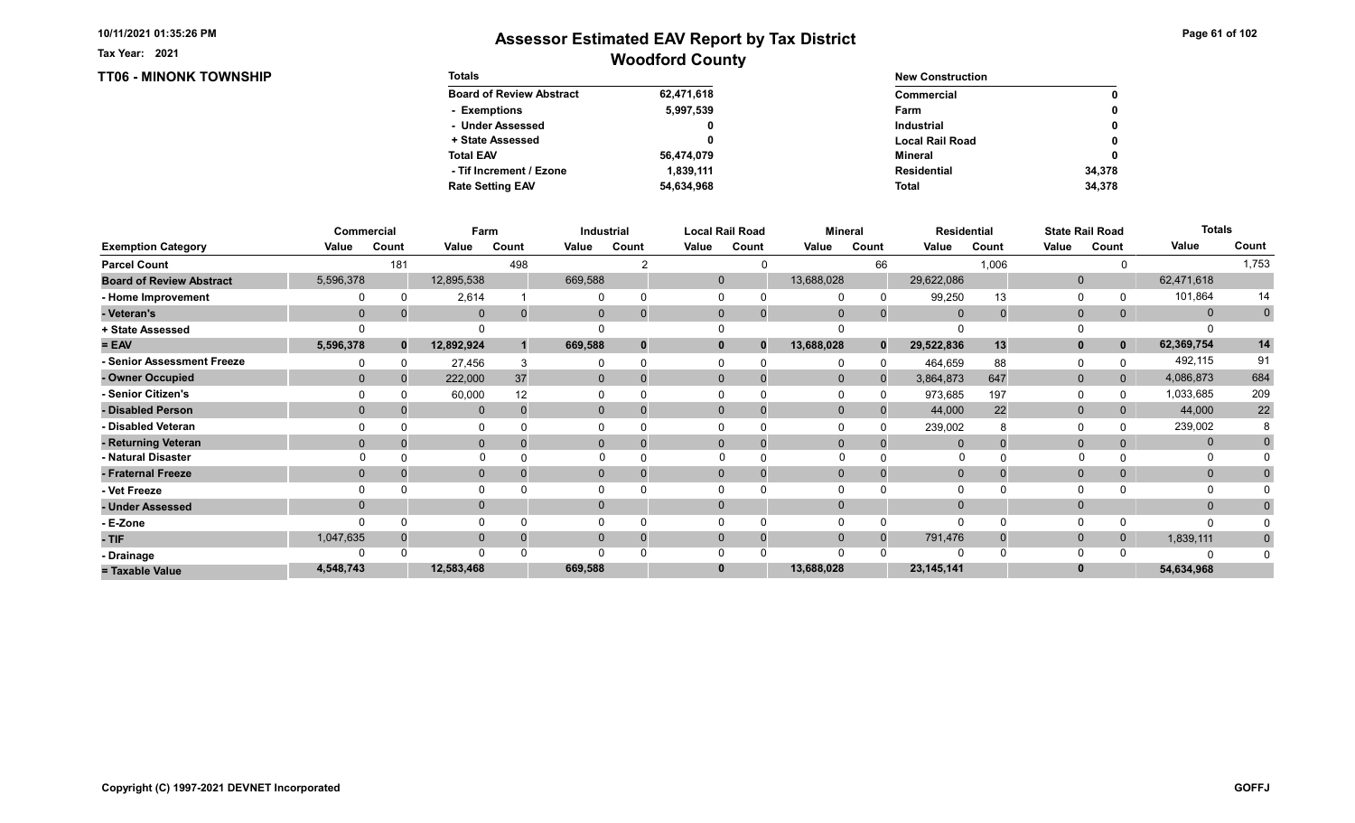Tax Year: 2021

# Assessor Estimated EAV Report by Tax District
## Woodford County

### TT06 - MINONK TOWNSHIP

| Totals | |
|---|---|
| Board of Review Abstract | 62,471,618 |
| - Exemptions | 5,997,539 |
| - Under Assessed | 0 |
| + State Assessed | 0 |
| Total EAV | 56,474,079 |
| - Tif Increment / Ezone | 1,839,111 |
| Rate Setting EAV | 54,634,968 |

| New Construction | |
|---|---|
| Commercial | 0 |
| Farm | 0 |
| Industrial | 0 |
| Local Rail Road | 0 |
| Mineral | 0 |
| Residential | 34,378 |
| Total | 34,378 |

| | Commercial | | Farm | | Industrial | | Local Rail Road | | Mineral | | Residential | | State Rail Road | | Totals | |
|---|---|---|---|---|---|---|---|---|---|---|---|---|---|---|---|---|
| Exemption Category | Value | Count | Value | Count | Value | Count | Value | Count | Value | Count | Value | Count | Value | Count | Value | Count |
| Parcel Count | | 181 | | 498 | | 2 | | 0 | | 66 | | 1,006 | | 0 | | 1,753 |
| Board of Review Abstract | 5,596,378 | | 12,895,538 | | 669,588 | | 0 | | 13,688,028 | | 29,622,086 | | 0 | | 62,471,618 | |
| - Home Improvement | 0 | 0 | 2,614 | 1 | 0 | 0 | 0 | 0 | 0 | 0 | 99,250 | 13 | 0 | 0 | 101,864 | 14 |
| - Veteran's | 0 | 0 | 0 | 0 | 0 | 0 | 0 | 0 | 0 | 0 | 0 | 0 | 0 | 0 | 0 | 0 |
| + State Assessed | 0 | | 0 | | 0 | | 0 | | 0 | | 0 | | 0 | | 0 | |
| = EAV | 5,596,378 | 0 | 12,892,924 | 1 | 669,588 | 0 | 0 | 0 | 13,688,028 | 0 | 29,522,836 | 13 | 0 | 0 | 62,369,754 | 14 |
| - Senior Assessment Freeze | 0 | 0 | 27,456 | 3 | 0 | 0 | 0 | 0 | 0 | 0 | 464,659 | 88 | 0 | 0 | 492,115 | 91 |
| - Owner Occupied | 0 | 0 | 222,000 | 37 | 0 | 0 | 0 | 0 | 0 | 0 | 3,864,873 | 647 | 0 | 0 | 4,086,873 | 684 |
| - Senior Citizen's | 0 | 0 | 60,000 | 12 | 0 | 0 | 0 | 0 | 0 | 0 | 973,685 | 197 | 0 | 0 | 1,033,685 | 209 |
| - Disabled Person | 0 | 0 | 0 | 0 | 0 | 0 | 0 | 0 | 0 | 0 | 44,000 | 22 | 0 | 0 | 44,000 | 22 |
| - Disabled Veteran | 0 | 0 | 0 | 0 | 0 | 0 | 0 | 0 | 0 | 0 | 239,002 | 8 | 0 | 0 | 239,002 | 8 |
| - Returning Veteran | 0 | 0 | 0 | 0 | 0 | 0 | 0 | 0 | 0 | 0 | 0 | 0 | 0 | 0 | 0 | 0 |
| - Natural Disaster | 0 | 0 | 0 | 0 | 0 | 0 | 0 | 0 | 0 | 0 | 0 | 0 | 0 | 0 | 0 | 0 |
| - Fraternal Freeze | 0 | 0 | 0 | 0 | 0 | 0 | 0 | 0 | 0 | 0 | 0 | 0 | 0 | 0 | 0 | 0 |
| - Vet Freeze | 0 | 0 | 0 | 0 | 0 | 0 | 0 | 0 | 0 | 0 | 0 | 0 | 0 | 0 | 0 | 0 |
| - Under Assessed | 0 | | 0 | | 0 | | 0 | | 0 | | 0 | | 0 | | 0 | 0 |
| - E-Zone | 0 | 0 | 0 | 0 | 0 | 0 | 0 | 0 | 0 | 0 | 0 | 0 | 0 | 0 | 0 | 0 |
| - TIF | 1,047,635 | 0 | 0 | 0 | 0 | 0 | 0 | 0 | 0 | 0 | 791,476 | 0 | 0 | 0 | 1,839,111 | 0 |
| - Drainage | 0 | 0 | 0 | 0 | 0 | 0 | 0 | 0 | 0 | 0 | 0 | 0 | 0 | 0 | 0 | 0 |
| = Taxable Value | 4,548,743 | | 12,583,468 | | 669,588 | | 0 | | 13,688,028 | | 23,145,141 | | 0 | | 54,634,968 | |

Copyright (C) 1997-2021 DEVNET Incorporated

GOFFJ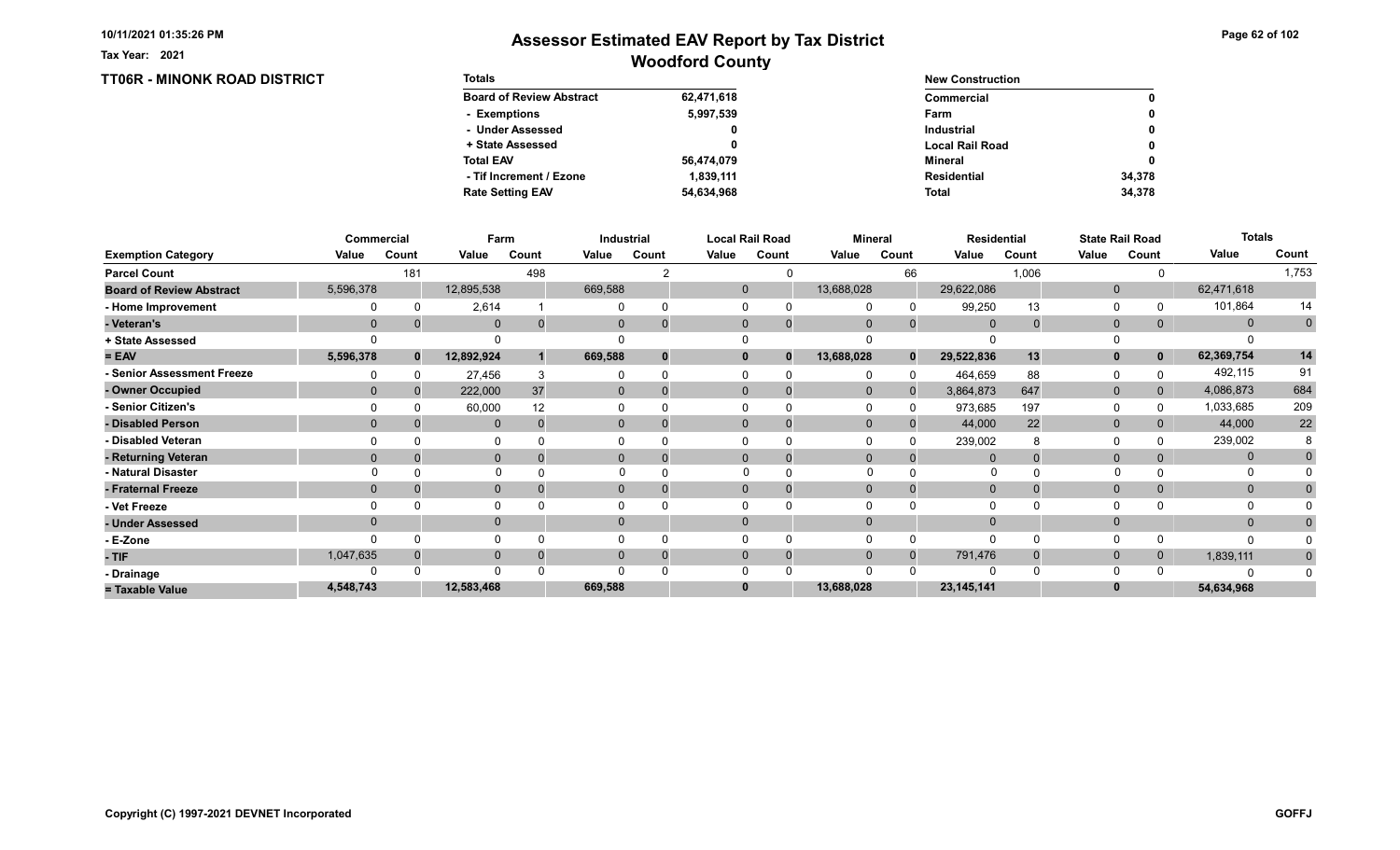10/11/2021 01:35:26 PM

Tax Year: 2021

# Assessor Estimated EAV Report by Tax District
## Woodford County

### TT06R - MINONK ROAD DISTRICT

| Totals | |
|---|---|
| Board of Review Abstract | 62,471,618 |
| - Exemptions | 5,997,539 |
| - Under Assessed | 0 |
| + State Assessed | 0 |
| Total EAV | 56,474,079 |
| - Tif Increment / Ezone | 1,839,111 |
| Rate Setting EAV | 54,634,968 |

| New Construction | |
|---|---|
| Commercial | 0 |
| Farm | 0 |
| Industrial | 0 |
| Local Rail Road | 0 |
| Mineral | 0 |
| Residential | 34,378 |
| Total | 34,378 |

| | Commercial | | Farm | | Industrial | | Local Rail Road | | Mineral | | Residential | | State Rail Road | | Totals | |
|---|---|---|---|---|---|---|---|---|---|---|---|---|---|---|---|---|
| Exemption Category | Value | Count | Value | Count | Value | Count | Value | Count | Value | Count | Value | Count | Value | Count | Value | Count |
| Parcel Count | | 181 | | 498 | | 2 | | 0 | | 66 | | 1,006 | | 0 | | 1,753 |
| Board of Review Abstract | 5,596,378 | | 12,895,538 | | 669,588 | | 0 | | 13,688,028 | | 29,622,086 | | 0 | | 62,471,618 | |
| - Home Improvement | 0 | 0 | 2,614 | 1 | 0 | 0 | 0 | 0 | 0 | 0 | 99,250 | 13 | 0 | 0 | 101,864 | 14 |
| - Veteran's | 0 | 0 | 0 | 0 | 0 | 0 | 0 | 0 | 0 | 0 | 0 | 0 | 0 | 0 | 0 | 0 |
| + State Assessed | 0 | | 0 | | 0 | | 0 | | 0 | | 0 | | 0 | | 0 | |
| = EAV | 5,596,378 | 0 | 12,892,924 | 1 | 669,588 | 0 | 0 | 0 | 13,688,028 | 0 | 29,522,836 | 13 | 0 | 0 | 62,369,754 | 14 |
| - Senior Assessment Freeze | 0 | 0 | 27,456 | 3 | 0 | 0 | 0 | 0 | 0 | 0 | 464,659 | 88 | 0 | 0 | 492,115 | 91 |
| - Owner Occupied | 0 | 0 | 222,000 | 37 | 0 | 0 | 0 | 0 | 0 | 0 | 3,864,873 | 647 | 0 | 0 | 4,086,873 | 684 |
| - Senior Citizen's | 0 | 0 | 60,000 | 12 | 0 | 0 | 0 | 0 | 0 | 0 | 973,685 | 197 | 0 | 0 | 1,033,685 | 209 |
| - Disabled Person | 0 | 0 | 0 | 0 | 0 | 0 | 0 | 0 | 0 | 0 | 44,000 | 22 | 0 | 0 | 44,000 | 22 |
| - Disabled Veteran | 0 | 0 | 0 | 0 | 0 | 0 | 0 | 0 | 0 | 0 | 239,002 | 8 | 0 | 0 | 239,002 | 8 |
| - Returning Veteran | 0 | 0 | 0 | 0 | 0 | 0 | 0 | 0 | 0 | 0 | 0 | 0 | 0 | 0 | 0 | 0 |
| - Natural Disaster | 0 | 0 | 0 | 0 | 0 | 0 | 0 | 0 | 0 | 0 | 0 | 0 | 0 | 0 | 0 | 0 |
| - Fraternal Freeze | 0 | 0 | 0 | 0 | 0 | 0 | 0 | 0 | 0 | 0 | 0 | 0 | 0 | 0 | 0 | 0 |
| - Vet Freeze | 0 | 0 | 0 | 0 | 0 | 0 | 0 | 0 | 0 | 0 | 0 | 0 | 0 | 0 | 0 | 0 |
| - Under Assessed | 0 | | 0 | | 0 | | 0 | | 0 | | 0 | | 0 | | 0 | 0 |
| - E-Zone | 0 | 0 | 0 | 0 | 0 | 0 | 0 | 0 | 0 | 0 | 0 | 0 | 0 | 0 | 0 | 0 |
| - TIF | 1,047,635 | 0 | 0 | 0 | 0 | 0 | 0 | 0 | 0 | 0 | 791,476 | 0 | 0 | 0 | 1,839,111 | 0 |
| - Drainage | 0 | 0 | 0 | 0 | 0 | 0 | 0 | 0 | 0 | 0 | 0 | 0 | 0 | 0 | 0 | 0 |
| = Taxable Value | 4,548,743 | | 12,583,468 | | 669,588 | | 0 | | 13,688,028 | | 23,145,141 | | 0 | | 54,634,968 | |

Copyright (C) 1997-2021 DEVNET Incorporated

GOFFJ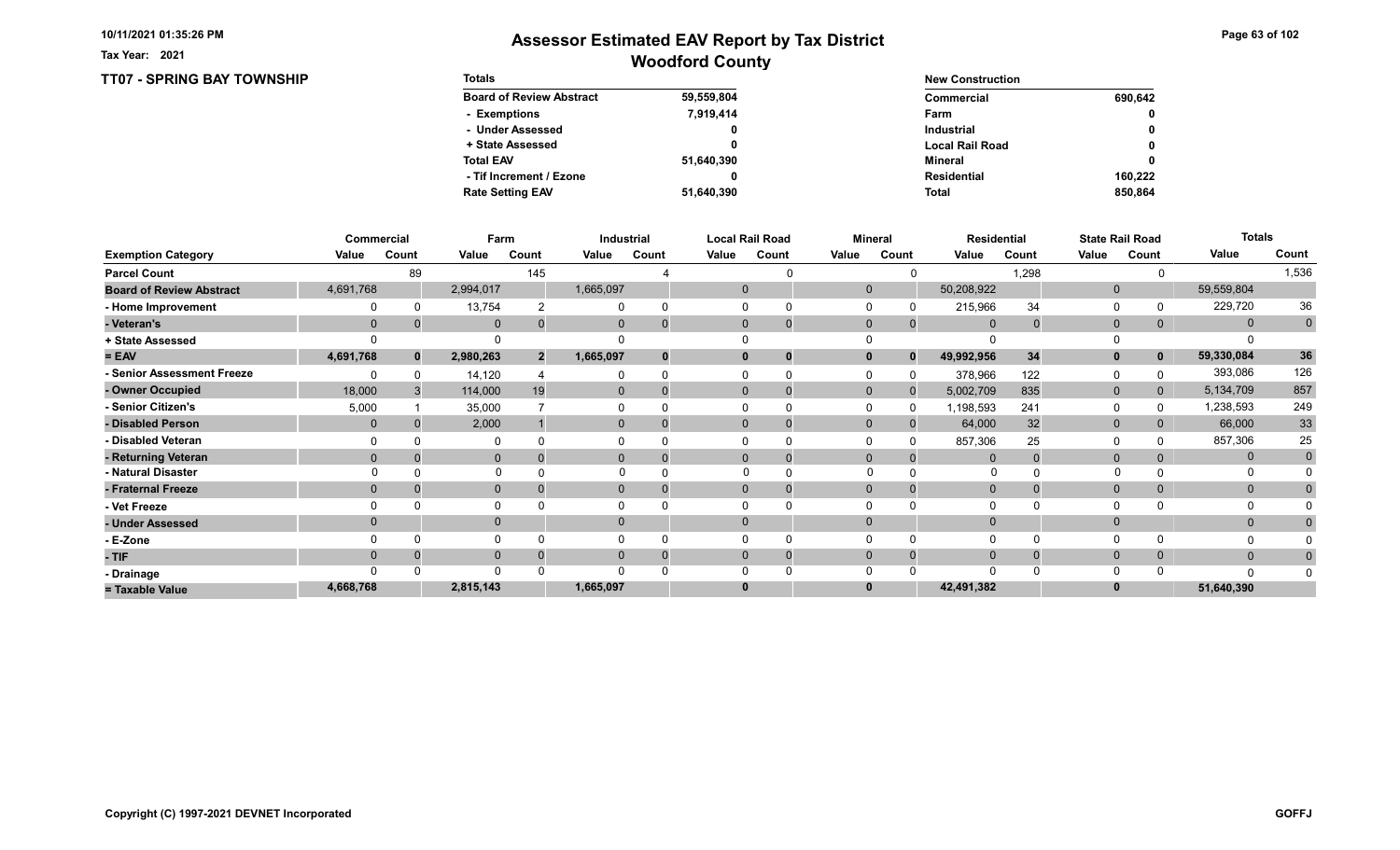Tax Year: 2021

# Assessor Estimated EAV Report by Tax District

## Woodford County

### TT07 - SPRING BAY TOWNSHIP

| Totals | |
|---|---|
| Board of Review Abstract | 59,559,804 |
| - Exemptions | 7,919,414 |
| - Under Assessed | 0 |
| + State Assessed | 0 |
| Total EAV | 51,640,390 |
| - Tif Increment / Ezone | 0 |
| Rate Setting EAV | 51,640,390 |

| New Construction | |
|---|---|
| Commercial | 690,642 |
| Farm | 0 |
| Industrial | 0 |
| Local Rail Road | 0 |
| Mineral | 0 |
| Residential | 160,222 |
| Total | 850,864 |

| | Commercial | | Farm | | Industrial | | Local Rail Road | | Mineral | | Residential | | State Rail Road | | Totals | |
|---|---|---|---|---|---|---|---|---|---|---|---|---|---|---|---|---|
| Exemption Category | Value | Count | Value | Count | Value | Count | Value | Count | Value | Count | Value | Count | Value | Count | Value | Count |
| Parcel Count | | 89 | | 145 | | 4 | | 0 | | 0 | | 1,298 | | 0 | | 1,536 |
| Board of Review Abstract | 4,691,768 | | 2,994,017 | | 1,665,097 | | 0 | | 0 | | 50,208,922 | | 0 | | 59,559,804 | |
| - Home Improvement | 0 | 0 | 13,754 | 2 | 0 | 0 | 0 | 0 | 0 | 0 | 215,966 | 34 | 0 | 0 | 229,720 | 36 |
| - Veteran's | 0 | 0 | 0 | 0 | 0 | 0 | 0 | 0 | 0 | 0 | 0 | 0 | 0 | 0 | 0 | 0 |
| + State Assessed | 0 | | 0 | | 0 | | 0 | | 0 | | 0 | | 0 | | 0 | |
| = EAV | 4,691,768 | 0 | 2,980,263 | 2 | 1,665,097 | 0 | 0 | 0 | 0 | 0 | 49,992,956 | 34 | 0 | 0 | 59,330,084 | 36 |
| - Senior Assessment Freeze | 0 | 0 | 14,120 | 4 | 0 | 0 | 0 | 0 | 0 | 0 | 378,966 | 122 | 0 | 0 | 393,086 | 126 |
| - Owner Occupied | 18,000 | 3 | 114,000 | 19 | 0 | 0 | 0 | 0 | 0 | 0 | 5,002,709 | 835 | 0 | 0 | 5,134,709 | 857 |
| - Senior Citizen's | 5,000 | 1 | 35,000 | 7 | 0 | 0 | 0 | 0 | 0 | 0 | 1,198,593 | 241 | 0 | 0 | 1,238,593 | 249 |
| - Disabled Person | 0 | 0 | 2,000 | 1 | 0 | 0 | 0 | 0 | 0 | 0 | 64,000 | 32 | 0 | 0 | 66,000 | 33 |
| - Disabled Veteran | 0 | 0 | 0 | 0 | 0 | 0 | 0 | 0 | 0 | 0 | 857,306 | 25 | 0 | 0 | 857,306 | 25 |
| - Returning Veteran | 0 | 0 | 0 | 0 | 0 | 0 | 0 | 0 | 0 | 0 | 0 | 0 | 0 | 0 | 0 | 0 |
| - Natural Disaster | 0 | 0 | 0 | 0 | 0 | 0 | 0 | 0 | 0 | 0 | 0 | 0 | 0 | 0 | 0 | 0 |
| - Fraternal Freeze | 0 | 0 | 0 | 0 | 0 | 0 | 0 | 0 | 0 | 0 | 0 | 0 | 0 | 0 | 0 | 0 |
| - Vet Freeze | 0 | 0 | 0 | 0 | 0 | 0 | 0 | 0 | 0 | 0 | 0 | 0 | 0 | 0 | 0 | 0 |
| - Under Assessed | 0 | | 0 | | 0 | | 0 | | 0 | | 0 | | 0 | | 0 | 0 |
| - E-Zone | 0 | 0 | 0 | 0 | 0 | 0 | 0 | 0 | 0 | 0 | 0 | 0 | 0 | 0 | 0 | 0 |
| - TIF | 0 | 0 | 0 | 0 | 0 | 0 | 0 | 0 | 0 | 0 | 0 | 0 | 0 | 0 | 0 | 0 |
| - Drainage | 0 | 0 | 0 | 0 | 0 | 0 | 0 | 0 | 0 | 0 | 0 | 0 | 0 | 0 | 0 | 0 |
| = Taxable Value | 4,668,768 | | 2,815,143 | | 1,665,097 | | 0 | | 0 | | 42,491,382 | | 0 | | 51,640,390 | |

Copyright (C) 1997-2021 DEVNET Incorporated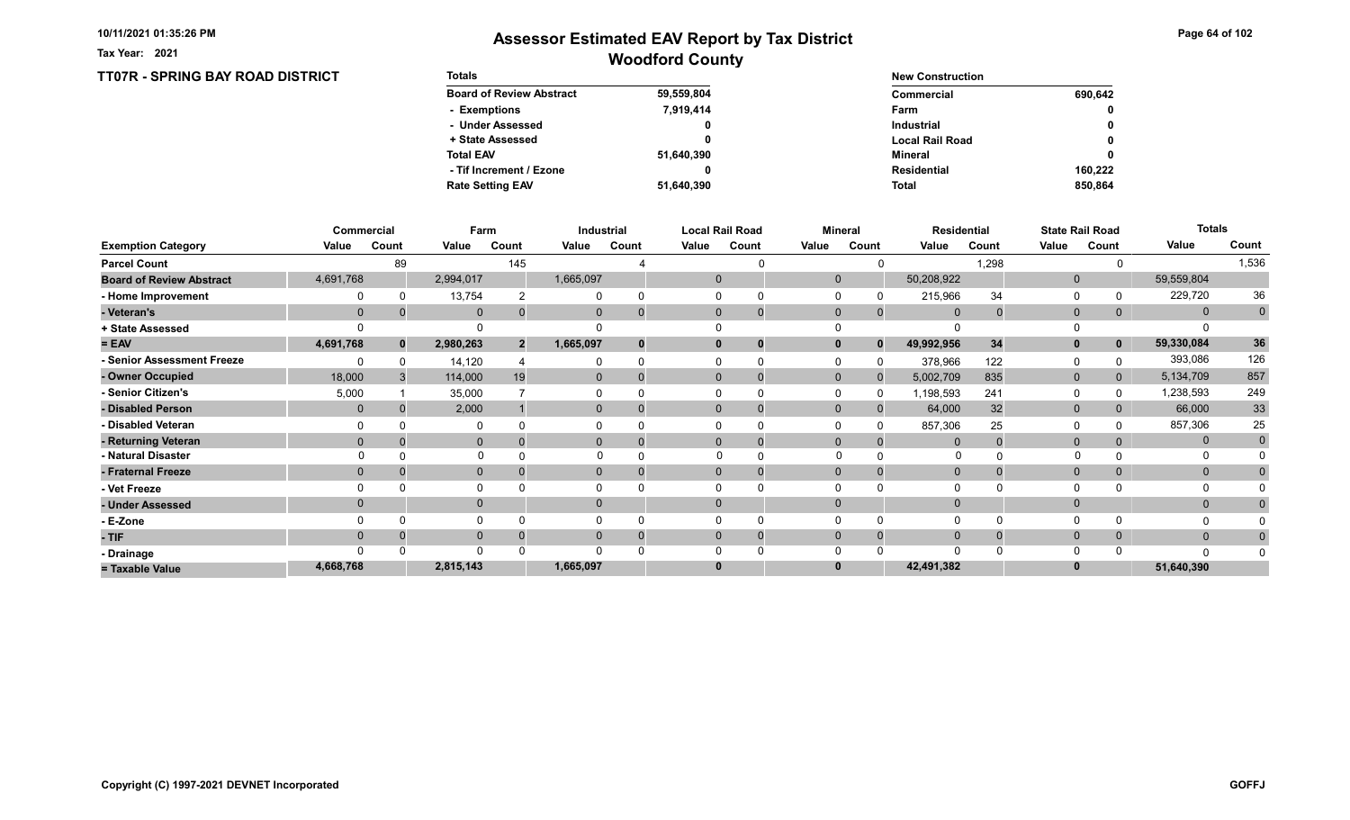# Assessor Estimated EAV Report by Tax District

## Woodford County

Tax Year: 2021

## TT07R - SPRING BAY ROAD DISTRICT

| Totals | |
|---|---|
| Board of Review Abstract | 59,559,804 |
| - Exemptions | 7,919,414 |
| - Under Assessed | 0 |
| + State Assessed | 0 |
| Total EAV | 51,640,390 |
| - Tif Increment / Ezone | 0 |
| Rate Setting EAV | 51,640,390 |

| New Construction | |
|---|---|
| Commercial | 690,642 |
| Farm | 0 |
| Industrial | 0 |
| Local Rail Road | 0 |
| Mineral | 0 |
| Residential | 160,222 |
| Total | 850,864 |

| | Commercial | | Farm | | Industrial | | Local Rail Road | | Mineral | | Residential | | State Rail Road | | Totals | |
|---|---|---|---|---|---|---|---|---|---|---|---|---|---|---|---|---|
| Exemption Category | Value | Count | Value | Count | Value | Count | Value | Count | Value | Count | Value | Count | Value | Count | Value | Count |
| Parcel Count | | 89 | | 145 | | 4 | | 0 | | 0 | | 1,298 | | 0 | | 1,536 |
| Board of Review Abstract | 4,691,768 | | 2,994,017 | | 1,665,097 | | 0 | | 0 | | 50,208,922 | | 0 | | 59,559,804 | |
| - Home Improvement | 0 | 0 | 13,754 | 2 | 0 | 0 | 0 | 0 | 0 | 0 | 215,966 | 34 | 0 | 0 | 229,720 | 36 |
| - Veteran's | 0 | 0 | 0 | 0 | 0 | 0 | 0 | 0 | 0 | 0 | 0 | 0 | 0 | 0 | 0 | 0 |
| + State Assessed | 0 | | 0 | | 0 | | 0 | | 0 | | 0 | | 0 | | 0 | |
| = EAV | 4,691,768 | 0 | 2,980,263 | 2 | 1,665,097 | 0 | 0 | 0 | 0 | 0 | 49,992,956 | 34 | 0 | 0 | 59,330,084 | 36 |
| - Senior Assessment Freeze | 0 | 0 | 14,120 | 4 | 0 | 0 | 0 | 0 | 0 | 0 | 378,966 | 122 | 0 | 0 | 393,086 | 126 |
| - Owner Occupied | 18,000 | 3 | 114,000 | 19 | 0 | 0 | 0 | 0 | 0 | 0 | 5,002,709 | 835 | 0 | 0 | 5,134,709 | 857 |
| - Senior Citizen's | 5,000 | 1 | 35,000 | 7 | 0 | 0 | 0 | 0 | 0 | 0 | 1,198,593 | 241 | 0 | 0 | 1,238,593 | 249 |
| - Disabled Person | 0 | 0 | 2,000 | 1 | 0 | 0 | 0 | 0 | 0 | 0 | 64,000 | 32 | 0 | 0 | 66,000 | 33 |
| - Disabled Veteran | 0 | 0 | 0 | 0 | 0 | 0 | 0 | 0 | 0 | 0 | 857,306 | 25 | 0 | 0 | 857,306 | 25 |
| - Returning Veteran | 0 | 0 | 0 | 0 | 0 | 0 | 0 | 0 | 0 | 0 | 0 | 0 | 0 | 0 | 0 | 0 |
| - Natural Disaster | 0 | 0 | 0 | 0 | 0 | 0 | 0 | 0 | 0 | 0 | 0 | 0 | 0 | 0 | 0 | 0 |
| - Fraternal Freeze | 0 | 0 | 0 | 0 | 0 | 0 | 0 | 0 | 0 | 0 | 0 | 0 | 0 | 0 | 0 | 0 |
| - Vet Freeze | 0 | 0 | 0 | 0 | 0 | 0 | 0 | 0 | 0 | 0 | 0 | 0 | 0 | 0 | 0 | 0 |
| - Under Assessed | 0 | | 0 | | 0 | | 0 | | 0 | | 0 | | 0 | | 0 | 0 |
| - E-Zone | 0 | 0 | 0 | 0 | 0 | 0 | 0 | 0 | 0 | 0 | 0 | 0 | 0 | 0 | 0 | 0 |
| - TIF | 0 | 0 | 0 | 0 | 0 | 0 | 0 | 0 | 0 | 0 | 0 | 0 | 0 | 0 | 0 | 0 |
| - Drainage | 0 | 0 | 0 | 0 | 0 | 0 | 0 | 0 | 0 | 0 | 0 | 0 | 0 | 0 | 0 | 0 |
| = Taxable Value | 4,668,768 | | 2,815,143 | | 1,665,097 | | 0 | | 0 | | 42,491,382 | | 0 | | 51,640,390 | |

Copyright (C) 1997-2021 DEVNET Incorporated

GOFFJ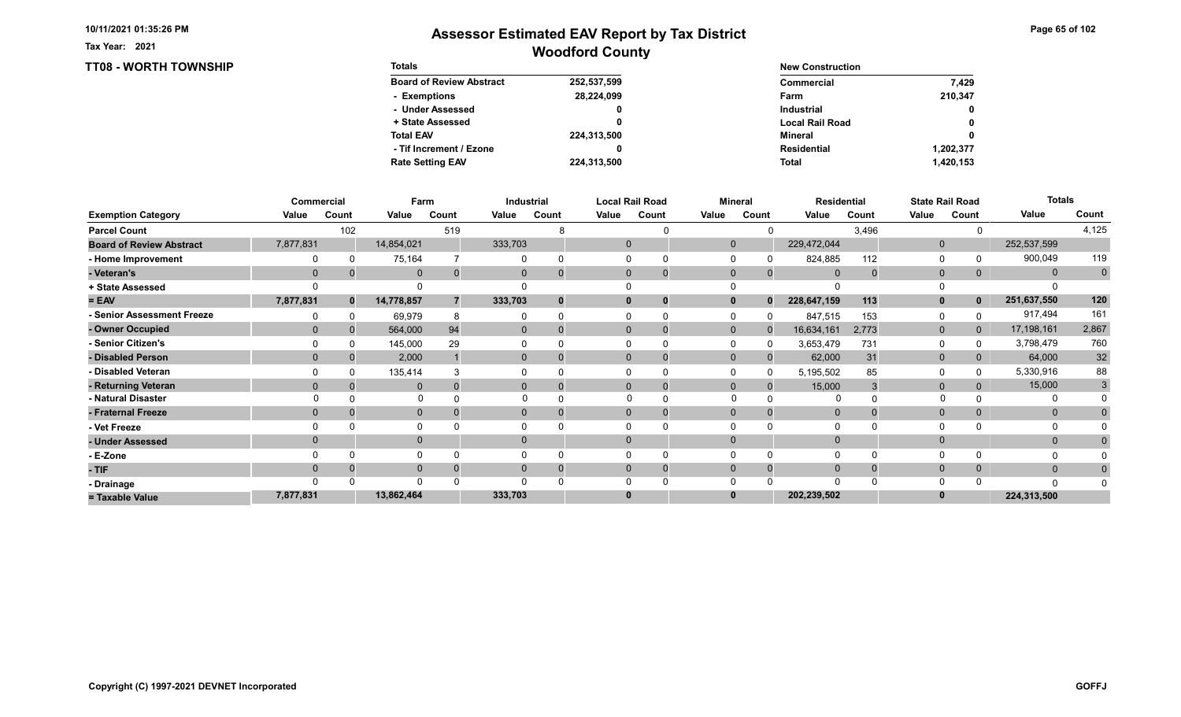# Assessor Estimated EAV Report by Tax District

## Woodford County

Tax Year: 2021

### TT08 - WORTH TOWNSHIP

| Totals | |
|---|---|
| Board of Review Abstract | 252,537,599 |
| - Exemptions | 28,224,099 |
| - Under Assessed | 0 |
| + State Assessed | 0 |
| Total EAV | 224,313,500 |
| - Tif Increment / Ezone | 0 |
| Rate Setting EAV | 224,313,500 |

| New Construction | |
|---|---|
| Commercial | 7,429 |
| Farm | 210,347 |
| Industrial | 0 |
| Local Rail Road | 0 |
| Mineral | 0 |
| Residential | 1,202,377 |
| Total | 1,420,153 |

| Exemption Category | Commercial | | Farm | | Industrial | | Local Rail Road | | Mineral | | Residential | | State Rail Road | | Totals | |
|---|---|---|---|---|---|---|---|---|---|---|---|---|---|---|---|---|
| | Value | Count | Value | Count | Value | Count | Value | Count | Value | Count | Value | Count | Value | Count | Value | Count |
| Parcel Count | | 102 | | 519 | | 8 | | 0 | | 0 | | 3,496 | | 0 | | 4,125 |
| Board of Review Abstract | 7,877,831 | | 14,854,021 | | 333,703 | | 0 | | 0 | | 229,472,044 | | 0 | | 252,537,599 | |
| - Home Improvement | 0 | 0 | 75,164 | 7 | 0 | 0 | 0 | 0 | 0 | 0 | 824,885 | 112 | 0 | 0 | 900,049 | 119 |
| - Veteran's | 0 | 0 | 0 | 0 | 0 | 0 | 0 | 0 | 0 | 0 | 0 | 0 | 0 | 0 | 0 | 0 |
| + State Assessed | 0 | | 0 | | 0 | | 0 | | 0 | | 0 | | 0 | | 0 | |
| = EAV | 7,877,831 | 0 | 14,778,857 | 7 | 333,703 | 0 | 0 | 0 | 0 | 0 | 228,647,159 | 113 | 0 | 0 | 251,637,550 | 120 |
| - Senior Assessment Freeze | 0 | 0 | 69,979 | 8 | 0 | 0 | 0 | 0 | 0 | 0 | 847,515 | 153 | 0 | 0 | 917,494 | 161 |
| - Owner Occupied | 0 | 0 | 564,000 | 94 | 0 | 0 | 0 | 0 | 0 | 0 | 16,634,161 | 2,773 | 0 | 0 | 17,198,161 | 2,867 |
| - Senior Citizen's | 0 | 0 | 145,000 | 29 | 0 | 0 | 0 | 0 | 0 | 0 | 3,653,479 | 731 | 0 | 0 | 3,798,479 | 760 |
| - Disabled Person | 0 | 0 | 2,000 | 1 | 0 | 0 | 0 | 0 | 0 | 0 | 62,000 | 31 | 0 | 0 | 64,000 | 32 |
| - Disabled Veteran | 0 | 0 | 135,414 | 3 | 0 | 0 | 0 | 0 | 0 | 0 | 5,195,502 | 85 | 0 | 0 | 5,330,916 | 88 |
| - Returning Veteran | 0 | 0 | 0 | 0 | 0 | 0 | 0 | 0 | 0 | 0 | 15,000 | 3 | 0 | 0 | 15,000 | 3 |
| - Natural Disaster | 0 | 0 | 0 | 0 | 0 | 0 | 0 | 0 | 0 | 0 | 0 | 0 | 0 | 0 | 0 | 0 |
| - Fraternal Freeze | 0 | 0 | 0 | 0 | 0 | 0 | 0 | 0 | 0 | 0 | 0 | 0 | 0 | 0 | 0 | 0 |
| - Vet Freeze | 0 | 0 | 0 | 0 | 0 | 0 | 0 | 0 | 0 | 0 | 0 | 0 | 0 | 0 | 0 | 0 |
| - Under Assessed | 0 | | 0 | | 0 | | 0 | | 0 | | 0 | | 0 | | 0 | 0 |
| - E-Zone | 0 | 0 | 0 | 0 | 0 | 0 | 0 | 0 | 0 | 0 | 0 | 0 | 0 | 0 | 0 | 0 |
| - TIF | 0 | 0 | 0 | 0 | 0 | 0 | 0 | 0 | 0 | 0 | 0 | 0 | 0 | 0 | 0 | 0 |
| - Drainage | 0 | 0 | 0 | 0 | 0 | 0 | 0 | 0 | 0 | 0 | 0 | 0 | 0 | 0 | 0 | 0 |
| = Taxable Value | 7,877,831 | | 13,862,464 | | 333,703 | | 0 | | 0 | | 202,239,502 | | 0 | | 224,313,500 | |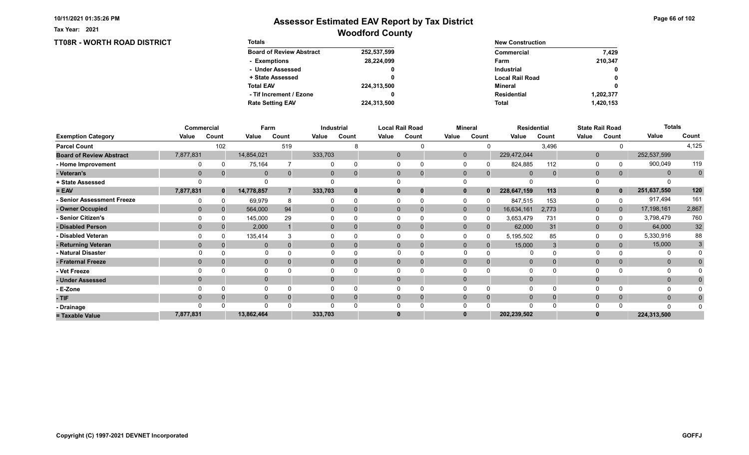Tax Year: 2021

# Assessor Estimated EAV Report by Tax District

## Woodford County

### TT08R - WORTH ROAD DISTRICT

| Totals | |
|---|---|
| Board of Review Abstract | 252,537,599 |
| - Exemptions | 28,224,099 |
| - Under Assessed | 0 |
| + State Assessed | 0 |
| Total EAV | 224,313,500 |
| - Tif Increment / Ezone | 0 |
| Rate Setting EAV | 224,313,500 |

| New Construction | |
|---|---|
| Commercial | 7,429 |
| Farm | 210,347 |
| Industrial | 0 |
| Local Rail Road | 0 |
| Mineral | 0 |
| Residential | 1,202,377 |
| Total | 1,420,153 |

| | Commercial | | Farm | | Industrial | | Local Rail Road | | Mineral | | Residential | | State Rail Road | | Totals | |
|---|---|---|---|---|---|---|---|---|---|---|---|---|---|---|---|---|
| Exemption Category | Value | Count | Value | Count | Value | Count | Value | Count | Value | Count | Value | Count | Value | Count | Value | Count |
| Parcel Count | | 102 | | 519 | | 8 | | 0 | | 0 | | 3,496 | | 0 | | 4,125 |
| Board of Review Abstract | 7,877,831 | | 14,854,021 | | 333,703 | | 0 | | 0 | | 229,472,044 | | 0 | | 252,537,599 | |
| - Home Improvement | 0 | 0 | 75,164 | 7 | 0 | 0 | 0 | 0 | 0 | 0 | 824,885 | 112 | 0 | 0 | 900,049 | 119 |
| - Veteran's | 0 | 0 | 0 | 0 | 0 | 0 | 0 | 0 | 0 | 0 | 0 | 0 | 0 | 0 | 0 | 0 |
| + State Assessed | 0 | | 0 | | 0 | | 0 | | 0 | | 0 | | 0 | | 0 | |
| = EAV | 7,877,831 | 0 | 14,778,857 | 7 | 333,703 | 0 | 0 | 0 | 0 | 0 | 228,647,159 | 113 | 0 | 0 | 251,637,550 | 120 |
| - Senior Assessment Freeze | 0 | 0 | 69,979 | 8 | 0 | 0 | 0 | 0 | 0 | 0 | 847,515 | 153 | 0 | 0 | 917,494 | 161 |
| - Owner Occupied | 0 | 0 | 564,000 | 94 | 0 | 0 | 0 | 0 | 0 | 0 | 16,634,161 | 2,773 | 0 | 0 | 17,198,161 | 2,867 |
| - Senior Citizen's | 0 | 0 | 145,000 | 29 | 0 | 0 | 0 | 0 | 0 | 0 | 3,653,479 | 731 | 0 | 0 | 3,798,479 | 760 |
| - Disabled Person | 0 | 0 | 2,000 | 1 | 0 | 0 | 0 | 0 | 0 | 0 | 62,000 | 31 | 0 | 0 | 64,000 | 32 |
| - Disabled Veteran | 0 | 0 | 135,414 | 3 | 0 | 0 | 0 | 0 | 0 | 0 | 5,195,502 | 85 | 0 | 0 | 5,330,916 | 88 |
| - Returning Veteran | 0 | 0 | 0 | 0 | 0 | 0 | 0 | 0 | 0 | 0 | 15,000 | 3 | 0 | 0 | 15,000 | 3 |
| - Natural Disaster | 0 | 0 | 0 | 0 | 0 | 0 | 0 | 0 | 0 | 0 | 0 | 0 | 0 | 0 | 0 | 0 |
| - Fraternal Freeze | 0 | 0 | 0 | 0 | 0 | 0 | 0 | 0 | 0 | 0 | 0 | 0 | 0 | 0 | 0 | 0 |
| - Vet Freeze | 0 | 0 | 0 | 0 | 0 | 0 | 0 | 0 | 0 | 0 | 0 | 0 | 0 | 0 | 0 | 0 |
| - Under Assessed | 0 | | 0 | | 0 | | 0 | | 0 | | 0 | | 0 | | 0 | 0 |
| - E-Zone | 0 | 0 | 0 | 0 | 0 | 0 | 0 | 0 | 0 | 0 | 0 | 0 | 0 | 0 | 0 | 0 |
| - TIF | 0 | 0 | 0 | 0 | 0 | 0 | 0 | 0 | 0 | 0 | 0 | 0 | 0 | 0 | 0 | 0 |
| - Drainage | 0 | 0 | 0 | 0 | 0 | 0 | 0 | 0 | 0 | 0 | 0 | 0 | 0 | 0 | 0 | 0 |
| = Taxable Value | 7,877,831 | | 13,862,464 | | 333,703 | | 0 | | 0 | | 202,239,502 | | 0 | | 224,313,500 | |

Copyright (C) 1997-2021 DEVNET Incorporated

GOFFJ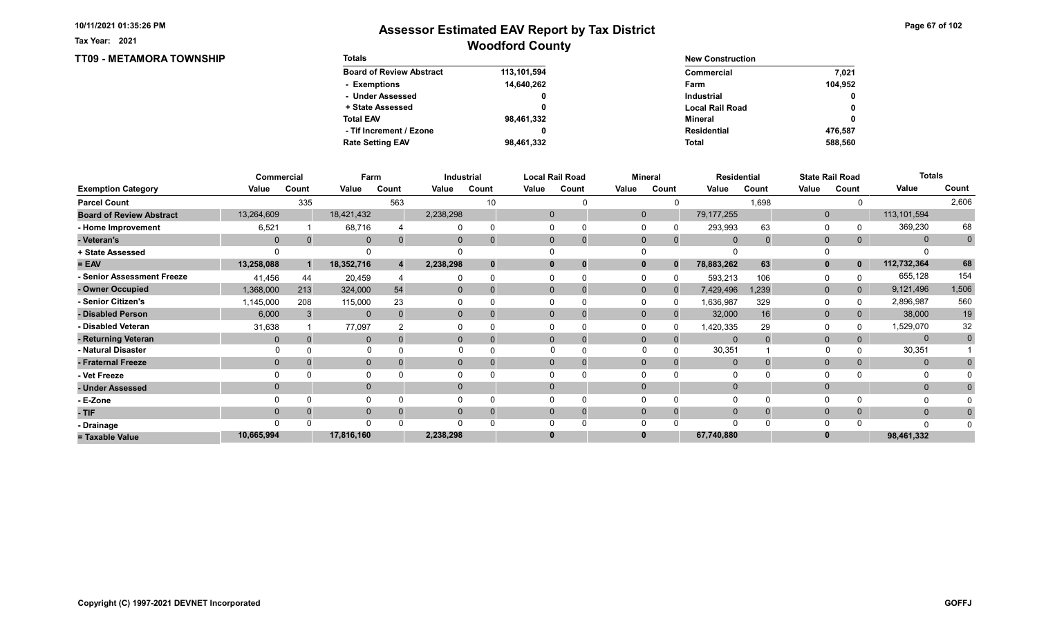Tax Year: 2021

# Assessor Estimated EAV Report by Tax District
## Woodford County

### TT09 - METAMORA TOWNSHIP

| Totals | |
|---|---|
| Board of Review Abstract | 113,101,594 |
| - Exemptions | 14,640,262 |
| - Under Assessed | 0 |
| + State Assessed | 0 |
| Total EAV | 98,461,332 |
| - Tif Increment / Ezone | 0 |
| Rate Setting EAV | 98,461,332 |

| New Construction | |
|---|---|
| Commercial | 7,021 |
| Farm | 104,952 |
| Industrial | 0 |
| Local Rail Road | 0 |
| Mineral | 0 |
| Residential | 476,587 |
| Total | 588,560 |

| | Commercial | | Farm | | Industrial | | Local Rail Road | | Mineral | | Residential | | State Rail Road | | Totals | |
|---|---|---|---|---|---|---|---|---|---|---|---|---|---|---|---|---|
| Exemption Category | Value | Count | Value | Count | Value | Count | Value | Count | Value | Count | Value | Count | Value | Count | Value | Count |
| Parcel Count | | 335 | | 563 | | 10 | | 0 | | 0 | | 1,698 | | 0 | | 2,606 |
| Board of Review Abstract | 13,264,609 | | 18,421,432 | | 2,238,298 | | 0 | | 0 | | 79,177,255 | | 0 | | 113,101,594 | |
| - Home Improvement | 6,521 | 1 | 68,716 | 4 | 0 | 0 | 0 | 0 | 0 | 0 | 293,993 | 63 | 0 | 0 | 369,230 | 68 |
| - Veteran's | 0 | 0 | 0 | 0 | 0 | 0 | 0 | 0 | 0 | 0 | 0 | 0 | 0 | 0 | 0 | 0 |
| + State Assessed | 0 | | 0 | | 0 | | 0 | | 0 | | 0 | | 0 | | 0 | |
| = EAV | 13,258,088 | 1 | 18,352,716 | 4 | 2,238,298 | 0 | 0 | 0 | 0 | 0 | 78,883,262 | 63 | 0 | 0 | 112,732,364 | 68 |
| - Senior Assessment Freeze | 41,456 | 44 | 20,459 | 4 | 0 | 0 | 0 | 0 | 0 | 0 | 593,213 | 106 | 0 | 0 | 655,128 | 154 |
| - Owner Occupied | 1,368,000 | 213 | 324,000 | 54 | 0 | 0 | 0 | 0 | 0 | 0 | 7,429,496 | 1,239 | 0 | 0 | 9,121,496 | 1,506 |
| - Senior Citizen's | 1,145,000 | 208 | 115,000 | 23 | 0 | 0 | 0 | 0 | 0 | 0 | 1,636,987 | 329 | 0 | 0 | 2,896,987 | 560 |
| - Disabled Person | 6,000 | 3 | 0 | 0 | 0 | 0 | 0 | 0 | 0 | 0 | 32,000 | 16 | 0 | 0 | 38,000 | 19 |
| - Disabled Veteran | 31,638 | 1 | 77,097 | 2 | 0 | 0 | 0 | 0 | 0 | 0 | 1,420,335 | 29 | 0 | 0 | 1,529,070 | 32 |
| - Returning Veteran | 0 | 0 | 0 | 0 | 0 | 0 | 0 | 0 | 0 | 0 | 0 | 0 | 0 | 0 | 0 | 0 |
| - Natural Disaster | 0 | 0 | 0 | 0 | 0 | 0 | 0 | 0 | 0 | 0 | 30,351 | 1 | 0 | 0 | 30,351 | 1 |
| - Fraternal Freeze | 0 | 0 | 0 | 0 | 0 | 0 | 0 | 0 | 0 | 0 | 0 | 0 | 0 | 0 | 0 | 0 |
| - Vet Freeze | 0 | 0 | 0 | 0 | 0 | 0 | 0 | 0 | 0 | 0 | 0 | 0 | 0 | 0 | 0 | 0 |
| - Under Assessed | 0 | | 0 | | 0 | | 0 | | 0 | | 0 | | 0 | | 0 | 0 |
| - E-Zone | 0 | 0 | 0 | 0 | 0 | 0 | 0 | 0 | 0 | 0 | 0 | 0 | 0 | 0 | 0 | 0 |
| - TIF | 0 | 0 | 0 | 0 | 0 | 0 | 0 | 0 | 0 | 0 | 0 | 0 | 0 | 0 | 0 | 0 |
| - Drainage | 0 | 0 | 0 | 0 | 0 | 0 | 0 | 0 | 0 | 0 | 0 | 0 | 0 | 0 | 0 | 0 |
| = Taxable Value | 10,665,994 | | 17,816,160 | | 2,238,298 | | 0 | | 0 | | 67,740,880 | | 0 | | 98,461,332 | |

Copyright (C) 1997-2021 DEVNET Incorporated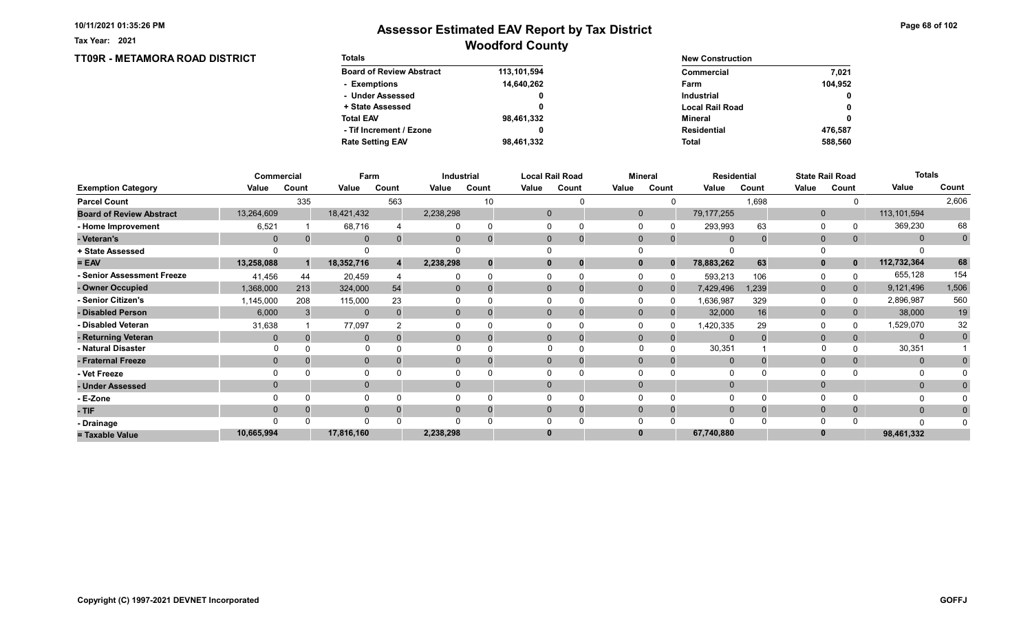# Assessor Estimated EAV Report by Tax District

## Woodford County

Tax Year: 2021

## TT09R - METAMORA ROAD DISTRICT

| Totals | |
|---|---|
| Board of Review Abstract | 113,101,594 |
| - Exemptions | 14,640,262 |
| - Under Assessed | 0 |
| + State Assessed | 0 |
| Total EAV | 98,461,332 |
| - Tif Increment / Ezone | 0 |
| Rate Setting EAV | 98,461,332 |

| New Construction | |
|---|---|
| Commercial | 7,021 |
| Farm | 104,952 |
| Industrial | 0 |
| Local Rail Road | 0 |
| Mineral | 0 |
| Residential | 476,587 |
| Total | 588,560 |

| | Commercial | | Farm | | Industrial | | Local Rail Road | | Mineral | | Residential | | State Rail Road | | Totals | |
|---|---|---|---|---|---|---|---|---|---|---|---|---|---|---|---|---|
| Exemption Category | Value | Count | Value | Count | Value | Count | Value | Count | Value | Count | Value | Count | Value | Count | Value | Count |
| Parcel Count | | 335 | | 563 | | 10 | | 0 | | 0 | | 1,698 | | 0 | | 2,606 |
| Board of Review Abstract | 13,264,609 | | 18,421,432 | | 2,238,298 | | 0 | | 0 | | 79,177,255 | | 0 | | 113,101,594 | |
| - Home Improvement | 6,521 | 1 | 68,716 | 4 | 0 | 0 | 0 | 0 | 0 | 0 | 293,993 | 63 | 0 | 0 | 369,230 | 68 |
| - Veteran's | 0 | 0 | 0 | 0 | 0 | 0 | 0 | 0 | 0 | 0 | 0 | 0 | 0 | 0 | 0 | 0 |
| + State Assessed | 0 | | 0 | | 0 | | 0 | | 0 | | 0 | | 0 | | 0 | |
| = EAV | 13,258,088 | 1 | 18,352,716 | 4 | 2,238,298 | 0 | 0 | 0 | 0 | 0 | 78,883,262 | 63 | 0 | 0 | 112,732,364 | 68 |
| - Senior Assessment Freeze | 41,456 | 44 | 20,459 | 4 | 0 | 0 | 0 | 0 | 0 | 0 | 593,213 | 106 | 0 | 0 | 655,128 | 154 |
| - Owner Occupied | 1,368,000 | 213 | 324,000 | 54 | 0 | 0 | 0 | 0 | 0 | 0 | 7,429,496 | 1,239 | 0 | 0 | 9,121,496 | 1,506 |
| - Senior Citizen's | 1,145,000 | 208 | 115,000 | 23 | 0 | 0 | 0 | 0 | 0 | 0 | 1,636,987 | 329 | 0 | 0 | 2,896,987 | 560 |
| - Disabled Person | 6,000 | 3 | 0 | 0 | 0 | 0 | 0 | 0 | 0 | 0 | 32,000 | 16 | 0 | 0 | 38,000 | 19 |
| - Disabled Veteran | 31,638 | 1 | 77,097 | 2 | 0 | 0 | 0 | 0 | 0 | 0 | 1,420,335 | 29 | 0 | 0 | 1,529,070 | 32 |
| - Returning Veteran | 0 | 0 | 0 | 0 | 0 | 0 | 0 | 0 | 0 | 0 | 0 | 0 | 0 | 0 | 0 | 0 |
| - Natural Disaster | 0 | 0 | 0 | 0 | 0 | 0 | 0 | 0 | 0 | 0 | 30,351 | 1 | 0 | 0 | 30,351 | 1 |
| - Fraternal Freeze | 0 | 0 | 0 | 0 | 0 | 0 | 0 | 0 | 0 | 0 | 0 | 0 | 0 | 0 | 0 | 0 |
| - Vet Freeze | 0 | 0 | 0 | 0 | 0 | 0 | 0 | 0 | 0 | 0 | 0 | 0 | 0 | 0 | 0 | 0 |
| - Under Assessed | 0 | | 0 | | 0 | | 0 | | 0 | | 0 | | 0 | | 0 | 0 |
| - E-Zone | 0 | 0 | 0 | 0 | 0 | 0 | 0 | 0 | 0 | 0 | 0 | 0 | 0 | 0 | 0 | 0 |
| - TIF | 0 | 0 | 0 | 0 | 0 | 0 | 0 | 0 | 0 | 0 | 0 | 0 | 0 | 0 | 0 | 0 |
| - Drainage | 0 | 0 | 0 | 0 | 0 | 0 | 0 | 0 | 0 | 0 | 0 | 0 | 0 | 0 | 0 | 0 |
| = Taxable Value | 10,665,994 | | 17,816,160 | | 2,238,298 | | 0 | | 0 | | 67,740,880 | | 0 | | 98,461,332 | |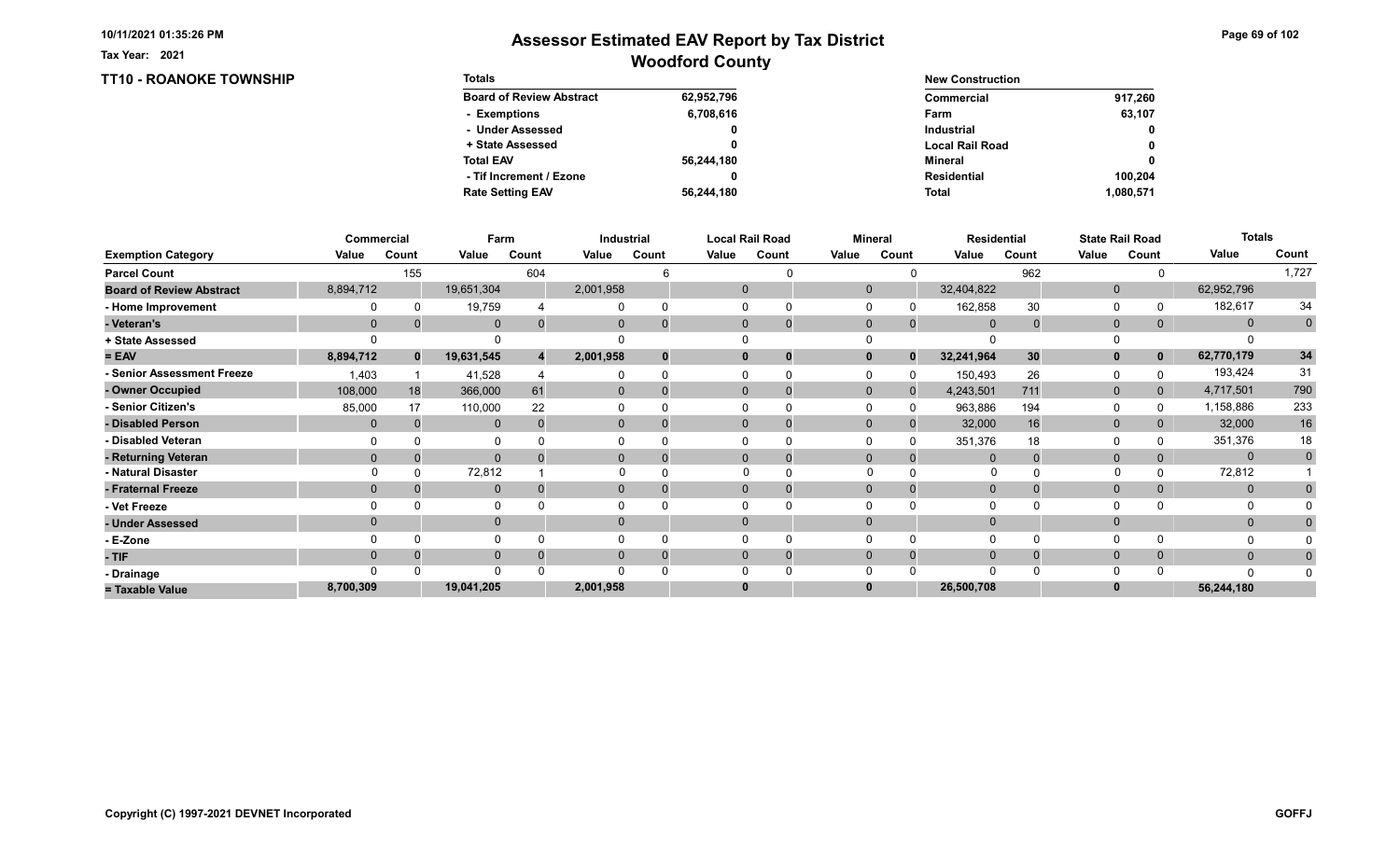# Assessor Estimated EAV Report by Tax District

## Woodford County

Tax Year: 2021

## TT10 - ROANOKE TOWNSHIP

| Totals | |
|---|---|
| Board of Review Abstract | 62,952,796 |
| - Exemptions | 6,708,616 |
| - Under Assessed | 0 |
| + State Assessed | 0 |
| Total EAV | 56,244,180 |
| - Tif Increment / Ezone | 0 |
| Rate Setting EAV | 56,244,180 |

| New Construction | |
|---|---|
| Commercial | 917,260 |
| Farm | 63,107 |
| Industrial | 0 |
| Local Rail Road | 0 |
| Mineral | 0 |
| Residential | 100,204 |
| Total | 1,080,571 |

| | Commercial | | Farm | | Industrial | | Local Rail Road | | Mineral | | Residential | | State Rail Road | | Totals | |
|---|---|---|---|---|---|---|---|---|---|---|---|---|---|---|---|---|
| Exemption Category | Value | Count | Value | Count | Value | Count | Value | Count | Value | Count | Value | Count | Value | Count | Value | Count |
| Parcel Count | | 155 | | 604 | | 6 | | 0 | | 0 | | 962 | | 0 | | 1,727 |
| Board of Review Abstract | 8,894,712 | | 19,651,304 | | 2,001,958 | | 0 | | 0 | | 32,404,822 | | 0 | | 62,952,796 | |
| - Home Improvement | 0 | 0 | 19,759 | 4 | 0 | 0 | 0 | 0 | 0 | 0 | 162,858 | 30 | 0 | 0 | 182,617 | 34 |
| - Veteran's | 0 | 0 | 0 | 0 | 0 | 0 | 0 | 0 | 0 | 0 | 0 | 0 | 0 | 0 | 0 | 0 |
| + State Assessed | 0 | | 0 | | 0 | | 0 | | 0 | | 0 | | 0 | | 0 | |
| = EAV | 8,894,712 | 0 | 19,631,545 | 4 | 2,001,958 | 0 | 0 | 0 | 0 | 0 | 32,241,964 | 30 | 0 | 0 | 62,770,179 | 34 |
| - Senior Assessment Freeze | 1,403 | 1 | 41,528 | 4 | 0 | 0 | 0 | 0 | 0 | 0 | 150,493 | 26 | 0 | 0 | 193,424 | 31 |
| - Owner Occupied | 108,000 | 18 | 366,000 | 61 | 0 | 0 | 0 | 0 | 0 | 0 | 4,243,501 | 711 | 0 | 0 | 4,717,501 | 790 |
| - Senior Citizen's | 85,000 | 17 | 110,000 | 22 | 0 | 0 | 0 | 0 | 0 | 0 | 963,886 | 194 | 0 | 0 | 1,158,886 | 233 |
| - Disabled Person | 0 | 0 | 0 | 0 | 0 | 0 | 0 | 0 | 0 | 0 | 32,000 | 16 | 0 | 0 | 32,000 | 16 |
| - Disabled Veteran | 0 | 0 | 0 | 0 | 0 | 0 | 0 | 0 | 0 | 0 | 351,376 | 18 | 0 | 0 | 351,376 | 18 |
| - Returning Veteran | 0 | 0 | 0 | 0 | 0 | 0 | 0 | 0 | 0 | 0 | 0 | 0 | 0 | 0 | 0 | 0 |
| - Natural Disaster | 0 | 0 | 72,812 | 1 | 0 | 0 | 0 | 0 | 0 | 0 | 0 | 0 | 0 | 0 | 72,812 | 1 |
| - Fraternal Freeze | 0 | 0 | 0 | 0 | 0 | 0 | 0 | 0 | 0 | 0 | 0 | 0 | 0 | 0 | 0 | 0 |
| - Vet Freeze | 0 | 0 | 0 | 0 | 0 | 0 | 0 | 0 | 0 | 0 | 0 | 0 | 0 | 0 | 0 | 0 |
| - Under Assessed | 0 | | 0 | | 0 | | 0 | | 0 | | 0 | | 0 | | 0 | 0 |
| - E-Zone | 0 | 0 | 0 | 0 | 0 | 0 | 0 | 0 | 0 | 0 | 0 | 0 | 0 | 0 | 0 | 0 |
| - TIF | 0 | 0 | 0 | 0 | 0 | 0 | 0 | 0 | 0 | 0 | 0 | 0 | 0 | 0 | 0 | 0 |
| - Drainage | 0 | 0 | 0 | 0 | 0 | 0 | 0 | 0 | 0 | 0 | 0 | 0 | 0 | 0 | 0 | 0 |
| = Taxable Value | 8,700,309 | | 19,041,205 | | 2,001,958 | | 0 | | 0 | | 26,500,708 | | 0 | | 56,244,180 | |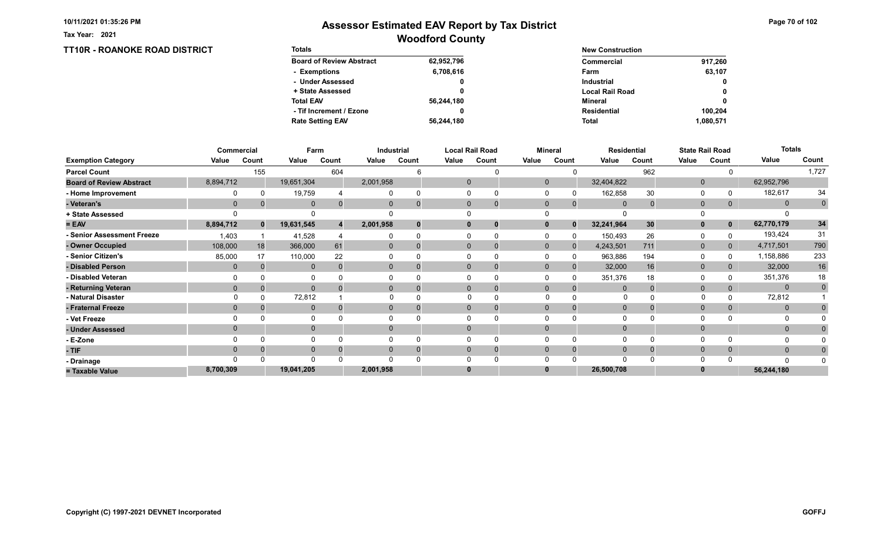10/11/2021 01:35:26 PM

Tax Year: 2021

# Assessor Estimated EAV Report by Tax District
## Woodford County

### TT10R - ROANOKE ROAD DISTRICT

| Totals | |
|---|---|
| Board of Review Abstract | 62,952,796 |
| - Exemptions | 6,708,616 |
| - Under Assessed | 0 |
| + State Assessed | 0 |
| Total EAV | 56,244,180 |
| - Tif Increment / Ezone | 0 |
| Rate Setting EAV | 56,244,180 |

| New Construction | |
|---|---|
| Commercial | 917,260 |
| Farm | 63,107 |
| Industrial | 0 |
| Local Rail Road | 0 |
| Mineral | 0 |
| Residential | 100,204 |
| Total | 1,080,571 |

| | Commercial | | Farm | | Industrial | | Local Rail Road | | Mineral | | Residential | | State Rail Road | | Totals | |
|---|---|---|---|---|---|---|---|---|---|---|---|---|---|---|---|---|
| Exemption Category | Value | Count | Value | Count | Value | Count | Value | Count | Value | Count | Value | Count | Value | Count | Value | Count |
| Parcel Count | | 155 | | 604 | | 6 | | 0 | | 0 | | 962 | | 0 | | 1,727 |
| Board of Review Abstract | 8,894,712 | | 19,651,304 | | 2,001,958 | | 0 | | 0 | | 32,404,822 | | 0 | | 62,952,796 | |
| - Home Improvement | 0 | 0 | 19,759 | 4 | 0 | 0 | 0 | 0 | 0 | 0 | 162,858 | 30 | 0 | 0 | 182,617 | 34 |
| - Veteran's | 0 | 0 | 0 | 0 | 0 | 0 | 0 | 0 | 0 | 0 | 0 | 0 | 0 | 0 | 0 | 0 |
| + State Assessed | 0 | | 0 | | 0 | | 0 | | 0 | | 0 | | 0 | | 0 | |
| = EAV | 8,894,712 | 0 | 19,631,545 | 4 | 2,001,958 | 0 | 0 | 0 | 0 | 0 | 32,241,964 | 30 | 0 | 0 | 62,770,179 | 34 |
| - Senior Assessment Freeze | 1,403 | 1 | 41,528 | 4 | 0 | 0 | 0 | 0 | 0 | 0 | 150,493 | 26 | 0 | 0 | 193,424 | 31 |
| - Owner Occupied | 108,000 | 18 | 366,000 | 61 | 0 | 0 | 0 | 0 | 0 | 0 | 4,243,501 | 711 | 0 | 0 | 4,717,501 | 790 |
| - Senior Citizen's | 85,000 | 17 | 110,000 | 22 | 0 | 0 | 0 | 0 | 0 | 0 | 963,886 | 194 | 0 | 0 | 1,158,886 | 233 |
| - Disabled Person | 0 | 0 | 0 | 0 | 0 | 0 | 0 | 0 | 0 | 0 | 32,000 | 16 | 0 | 0 | 32,000 | 16 |
| - Disabled Veteran | 0 | 0 | 0 | 0 | 0 | 0 | 0 | 0 | 0 | 0 | 351,376 | 18 | 0 | 0 | 351,376 | 18 |
| - Returning Veteran | 0 | 0 | 0 | 0 | 0 | 0 | 0 | 0 | 0 | 0 | 0 | 0 | 0 | 0 | 0 | 0 |
| - Natural Disaster | 0 | 0 | 72,812 | 1 | 0 | 0 | 0 | 0 | 0 | 0 | 0 | 0 | 0 | 0 | 72,812 | 1 |
| - Fraternal Freeze | 0 | 0 | 0 | 0 | 0 | 0 | 0 | 0 | 0 | 0 | 0 | 0 | 0 | 0 | 0 | 0 |
| - Vet Freeze | 0 | 0 | 0 | 0 | 0 | 0 | 0 | 0 | 0 | 0 | 0 | 0 | 0 | 0 | 0 | 0 |
| - Under Assessed | 0 | | 0 | | 0 | | 0 | | 0 | | 0 | | 0 | | 0 | 0 |
| - E-Zone | 0 | 0 | 0 | 0 | 0 | 0 | 0 | 0 | 0 | 0 | 0 | 0 | 0 | 0 | 0 | 0 |
| - TIF | 0 | 0 | 0 | 0 | 0 | 0 | 0 | 0 | 0 | 0 | 0 | 0 | 0 | 0 | 0 | 0 |
| - Drainage | 0 | 0 | 0 | 0 | 0 | 0 | 0 | 0 | 0 | 0 | 0 | 0 | 0 | 0 | 0 | 0 |
| = Taxable Value | 8,700,309 | | 19,041,205 | | 2,001,958 | | 0 | | 0 | | 26,500,708 | | 0 | | 56,244,180 | |

Copyright (C) 1997-2021 DEVNET Incorporated

GOFFJ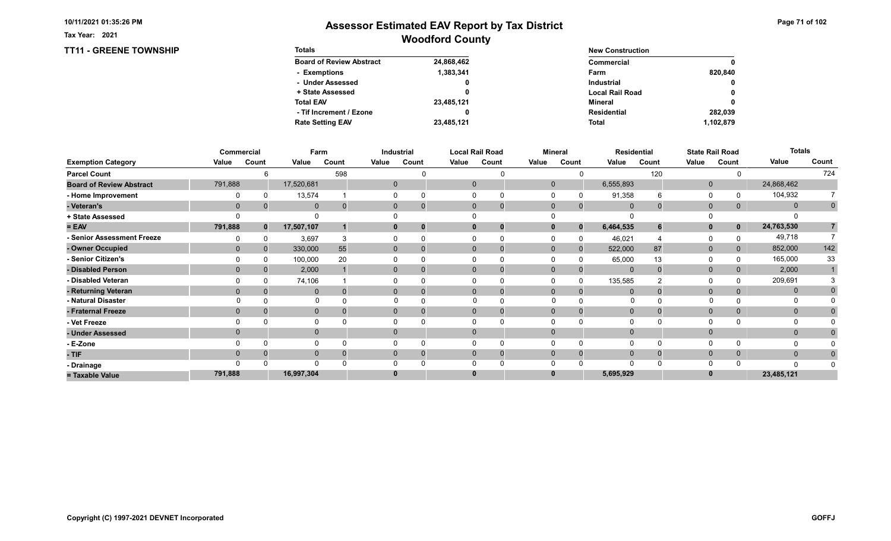Tax Year: 2021

# Assessor Estimated EAV Report by Tax District
## Woodford County

### TT11 - GREENE TOWNSHIP

| Totals | |
|---|---|
| Board of Review Abstract | 24,868,462 |
| - Exemptions | 1,383,341 |
| - Under Assessed | 0 |
| + State Assessed | 0 |
| Total EAV | 23,485,121 |
| - Tif Increment / Ezone | 0 |
| Rate Setting EAV | 23,485,121 |

| New Construction | |
|---|---|
| Commercial | 0 |
| Farm | 820,840 |
| Industrial | 0 |
| Local Rail Road | 0 |
| Mineral | 0 |
| Residential | 282,039 |
| Total | 1,102,879 |

| | Commercial | | Farm | | Industrial | | Local Rail Road | | Mineral | | Residential | | State Rail Road | | Totals | |
|---|---|---|---|---|---|---|---|---|---|---|---|---|---|---|---|---|
| Exemption Category | Value | Count | Value | Count | Value | Count | Value | Count | Value | Count | Value | Count | Value | Count | Value | Count |
| Parcel Count | | 6 | | 598 | | 0 | | 0 | | 0 | | 120 | | 0 | | 724 |
| Board of Review Abstract | 791,888 | | 17,520,681 | | 0 | | 0 | | 0 | | 6,555,893 | | 0 | | 24,868,462 | |
| - Home Improvement | 0 | 0 | 13,574 | 1 | 0 | 0 | 0 | 0 | 0 | 0 | 91,358 | 6 | 0 | 0 | 104,932 | 7 |
| - Veteran's | 0 | 0 | 0 | 0 | 0 | 0 | 0 | 0 | 0 | 0 | 0 | 0 | 0 | 0 | 0 | 0 |
| + State Assessed | 0 | | 0 | | 0 | | 0 | | 0 | | 0 | | 0 | | 0 | |
| = EAV | 791,888 | 0 | 17,507,107 | 1 | 0 | 0 | 0 | 0 | 0 | 0 | 6,464,535 | 6 | 0 | 0 | 24,763,530 | 7 |
| - Senior Assessment Freeze | 0 | 0 | 3,697 | 3 | 0 | 0 | 0 | 0 | 0 | 0 | 46,021 | 4 | 0 | 0 | 49,718 | 7 |
| - Owner Occupied | 0 | 0 | 330,000 | 55 | 0 | 0 | 0 | 0 | 0 | 0 | 522,000 | 87 | 0 | 0 | 852,000 | 142 |
| - Senior Citizen's | 0 | 0 | 100,000 | 20 | 0 | 0 | 0 | 0 | 0 | 0 | 65,000 | 13 | 0 | 0 | 165,000 | 33 |
| - Disabled Person | 0 | 0 | 2,000 | 1 | 0 | 0 | 0 | 0 | 0 | 0 | 0 | 0 | 0 | 0 | 2,000 | 1 |
| - Disabled Veteran | 0 | 0 | 74,106 | 1 | 0 | 0 | 0 | 0 | 0 | 0 | 135,585 | 2 | 0 | 0 | 209,691 | 3 |
| - Returning Veteran | 0 | 0 | 0 | 0 | 0 | 0 | 0 | 0 | 0 | 0 | 0 | 0 | 0 | 0 | 0 | 0 |
| - Natural Disaster | 0 | 0 | 0 | 0 | 0 | 0 | 0 | 0 | 0 | 0 | 0 | 0 | 0 | 0 | 0 | 0 |
| - Fraternal Freeze | 0 | 0 | 0 | 0 | 0 | 0 | 0 | 0 | 0 | 0 | 0 | 0 | 0 | 0 | 0 | 0 |
| - Vet Freeze | 0 | 0 | 0 | 0 | 0 | 0 | 0 | 0 | 0 | 0 | 0 | 0 | 0 | 0 | 0 | 0 |
| - Under Assessed | 0 | | 0 | | 0 | | 0 | | 0 | | 0 | | 0 | | 0 | 0 |
| - E-Zone | 0 | 0 | 0 | 0 | 0 | 0 | 0 | 0 | 0 | 0 | 0 | 0 | 0 | 0 | 0 | 0 |
| - TIF | 0 | 0 | 0 | 0 | 0 | 0 | 0 | 0 | 0 | 0 | 0 | 0 | 0 | 0 | 0 | 0 |
| - Drainage | 0 | 0 | 0 | 0 | 0 | 0 | 0 | 0 | 0 | 0 | 0 | 0 | 0 | 0 | 0 | 0 |
| = Taxable Value | 791,888 | | 16,997,304 | | 0 | | 0 | | 0 | | 5,695,929 | | 0 | | 23,485,121 | |

Copyright (C) 1997-2021 DEVNET Incorporated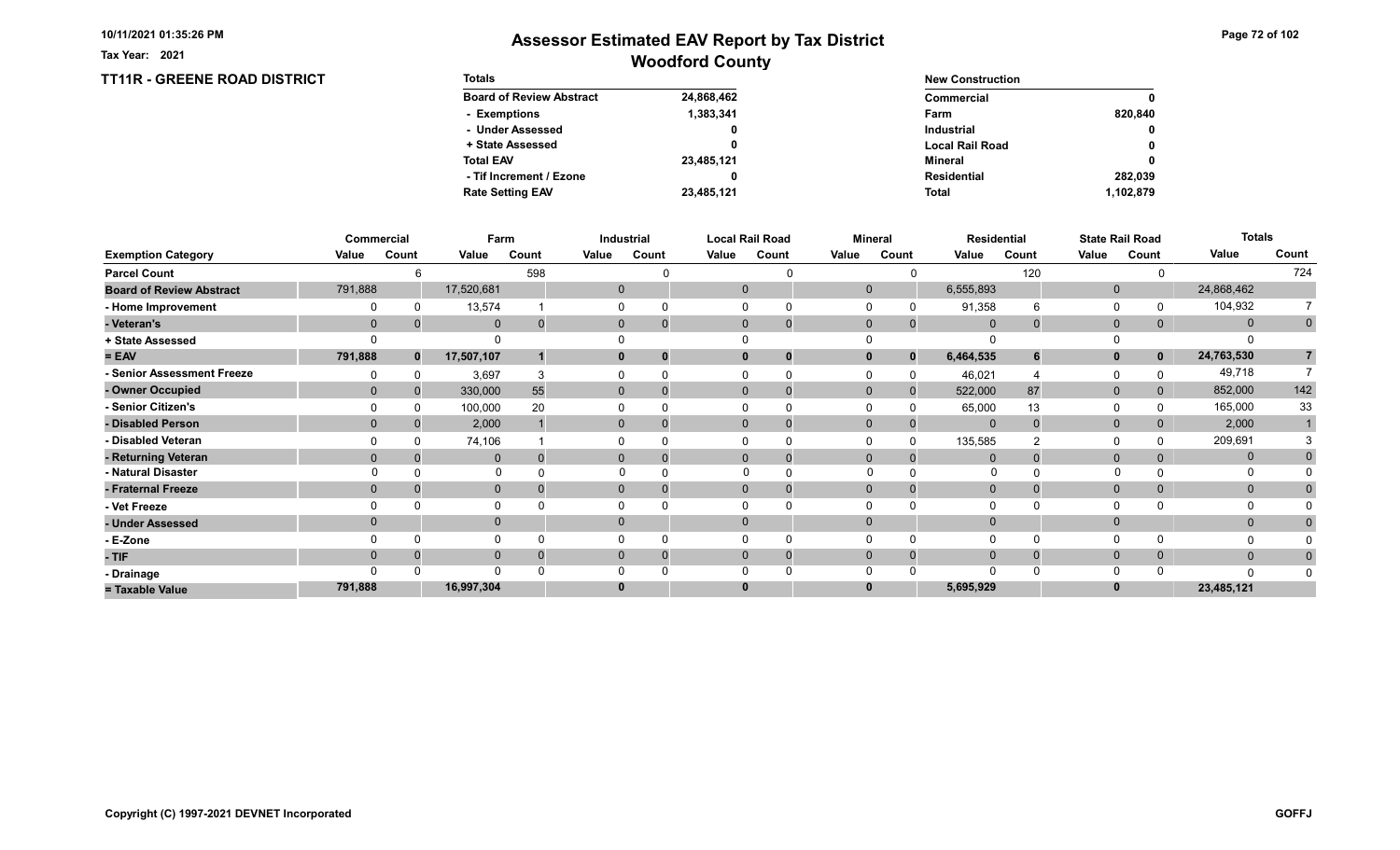# Assessor Estimated EAV Report by Tax District

## Woodford County

Tax Year: 2021

### TT11R - GREENE ROAD DISTRICT

| Totals | |
|---|---|
| Board of Review Abstract | 24,868,462 |
| - Exemptions | 1,383,341 |
| - Under Assessed | 0 |
| + State Assessed | 0 |
| Total EAV | 23,485,121 |
| - Tif Increment / Ezone | 0 |
| Rate Setting EAV | 23,485,121 |

| New Construction | |
|---|---|
| Commercial | 0 |
| Farm | 820,840 |
| Industrial | 0 |
| Local Rail Road | 0 |
| Mineral | 0 |
| Residential | 282,039 |
| Total | 1,102,879 |

| Exemption Category | Commercial | | Farm | | Industrial | | Local Rail Road | | Mineral | | Residential | | State Rail Road | | Totals | |
|---|---|---|---|---|---|---|---|---|---|---|---|---|---|---|---|---|
| | Value | Count | Value | Count | Value | Count | Value | Count | Value | Count | Value | Count | Value | Count | Value | Count |
| Parcel Count | | 6 | | 598 | | 0 | | 0 | | 0 | | 120 | | 0 | | 724 |
| Board of Review Abstract | 791,888 | | 17,520,681 | | 0 | | 0 | | 0 | | 6,555,893 | | 0 | | 24,868,462 | |
| - Home Improvement | 0 | 0 | 13,574 | 1 | 0 | 0 | 0 | 0 | 0 | 0 | 91,358 | 6 | 0 | 0 | 104,932 | 7 |
| - Veteran's | 0 | 0 | 0 | 0 | 0 | 0 | 0 | 0 | 0 | 0 | 0 | 0 | 0 | 0 | 0 | 0 |
| + State Assessed | 0 | | 0 | | 0 | | 0 | | 0 | | 0 | | 0 | | 0 | |
| = EAV | 791,888 | 0 | 17,507,107 | 1 | 0 | 0 | 0 | 0 | 0 | 0 | 6,464,535 | 6 | 0 | 0 | 24,763,530 | 7 |
| - Senior Assessment Freeze | 0 | 0 | 3,697 | 3 | 0 | 0 | 0 | 0 | 0 | 0 | 46,021 | 4 | 0 | 0 | 49,718 | 7 |
| - Owner Occupied | 0 | 0 | 330,000 | 55 | 0 | 0 | 0 | 0 | 0 | 0 | 522,000 | 87 | 0 | 0 | 852,000 | 142 |
| - Senior Citizen's | 0 | 0 | 100,000 | 20 | 0 | 0 | 0 | 0 | 0 | 0 | 65,000 | 13 | 0 | 0 | 165,000 | 33 |
| - Disabled Person | 0 | 0 | 2,000 | 1 | 0 | 0 | 0 | 0 | 0 | 0 | 0 | 0 | 0 | 0 | 2,000 | 1 |
| - Disabled Veteran | 0 | 0 | 74,106 | 1 | 0 | 0 | 0 | 0 | 0 | 0 | 135,585 | 2 | 0 | 0 | 209,691 | 3 |
| - Returning Veteran | 0 | 0 | 0 | 0 | 0 | 0 | 0 | 0 | 0 | 0 | 0 | 0 | 0 | 0 | 0 | 0 |
| - Natural Disaster | 0 | 0 | 0 | 0 | 0 | 0 | 0 | 0 | 0 | 0 | 0 | 0 | 0 | 0 | 0 | 0 |
| - Fraternal Freeze | 0 | 0 | 0 | 0 | 0 | 0 | 0 | 0 | 0 | 0 | 0 | 0 | 0 | 0 | 0 | 0 |
| - Vet Freeze | 0 | 0 | 0 | 0 | 0 | 0 | 0 | 0 | 0 | 0 | 0 | 0 | 0 | 0 | 0 | 0 |
| - Under Assessed | 0 | | 0 | | 0 | | 0 | | 0 | | 0 | | 0 | | 0 | 0 |
| - E-Zone | 0 | 0 | 0 | 0 | 0 | 0 | 0 | 0 | 0 | 0 | 0 | 0 | 0 | 0 | 0 | 0 |
| - TIF | 0 | 0 | 0 | 0 | 0 | 0 | 0 | 0 | 0 | 0 | 0 | 0 | 0 | 0 | 0 | 0 |
| - Drainage | 0 | 0 | 0 | 0 | 0 | 0 | 0 | 0 | 0 | 0 | 0 | 0 | 0 | 0 | 0 | 0 |
| = Taxable Value | 791,888 | | 16,997,304 | | 0 | | 0 | | 0 | | 5,695,929 | | 0 | | 23,485,121 | |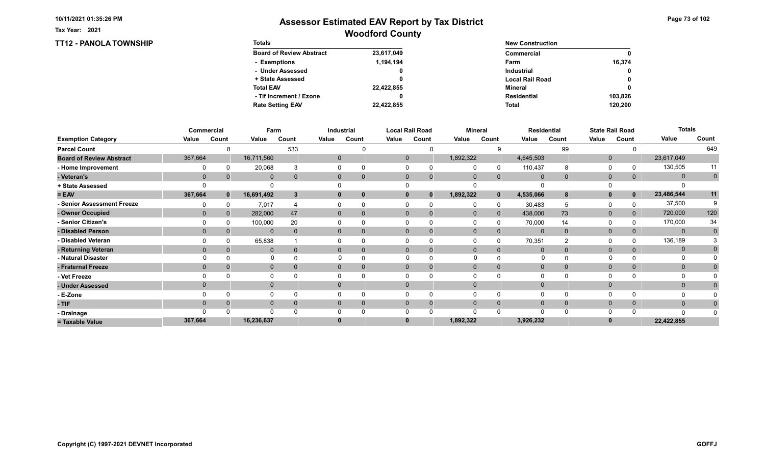# Assessor Estimated EAV Report by Tax District

## Woodford County

10/11/2021 01:35:26 PM

Tax Year: 2021

### TT12 - PANOLA TOWNSHIP

| Totals | |
|---|---|
| Board of Review Abstract | 23,617,049 |
| - Exemptions | 1,194,194 |
| - Under Assessed | 0 |
| + State Assessed | 0 |
| Total EAV | 22,422,855 |
| - Tif Increment / Ezone | 0 |
| Rate Setting EAV | 22,422,855 |

| New Construction | |
|---|---|
| Commercial | 0 |
| Farm | 16,374 |
| Industrial | 0 |
| Local Rail Road | 0 |
| Mineral | 0 |
| Residential | 103,826 |
| Total | 120,200 |

| | Commercial | | Farm | | Industrial | | Local Rail Road | | Mineral | | Residential | | State Rail Road | | Totals | |
|---|---|---|---|---|---|---|---|---|---|---|---|---|---|---|---|---|
| Exemption Category | Value | Count | Value | Count | Value | Count | Value | Count | Value | Count | Value | Count | Value | Count | Value | Count |
| Parcel Count | | 8 | | 533 | | 0 | | 0 | | 9 | | 99 | | 0 | | 649 |
| Board of Review Abstract | 367,664 | | 16,711,560 | | 0 | | 0 | | 1,892,322 | | 4,645,503 | | 0 | | 23,617,049 | |
| - Home Improvement | 0 | 0 | 20,068 | 3 | 0 | 0 | 0 | 0 | 0 | 0 | 110,437 | 8 | 0 | 0 | 130,505 | 11 |
| - Veteran's | 0 | 0 | 0 | 0 | 0 | 0 | 0 | 0 | 0 | 0 | 0 | 0 | 0 | 0 | 0 | 0 |
| + State Assessed | 0 | | 0 | | 0 | | 0 | | 0 | | 0 | | 0 | | 0 | |
| = EAV | 367,664 | 0 | 16,691,492 | 3 | 0 | 0 | 0 | 0 | 1,892,322 | 0 | 4,535,066 | 8 | 0 | 0 | 23,486,544 | 11 |
| - Senior Assessment Freeze | 0 | 0 | 7,017 | 4 | 0 | 0 | 0 | 0 | 0 | 0 | 30,483 | 5 | 0 | 0 | 37,500 | 9 |
| - Owner Occupied | 0 | 0 | 282,000 | 47 | 0 | 0 | 0 | 0 | 0 | 0 | 438,000 | 73 | 0 | 0 | 720,000 | 120 |
| - Senior Citizen's | 0 | 0 | 100,000 | 20 | 0 | 0 | 0 | 0 | 0 | 0 | 70,000 | 14 | 0 | 0 | 170,000 | 34 |
| - Disabled Person | 0 | 0 | 0 | 0 | 0 | 0 | 0 | 0 | 0 | 0 | 0 | 0 | 0 | 0 | 0 | 0 |
| - Disabled Veteran | 0 | 0 | 65,838 | 1 | 0 | 0 | 0 | 0 | 0 | 0 | 70,351 | 2 | 0 | 0 | 136,189 | 3 |
| - Returning Veteran | 0 | 0 | 0 | 0 | 0 | 0 | 0 | 0 | 0 | 0 | 0 | 0 | 0 | 0 | 0 | 0 |
| - Natural Disaster | 0 | 0 | 0 | 0 | 0 | 0 | 0 | 0 | 0 | 0 | 0 | 0 | 0 | 0 | 0 | 0 |
| - Fraternal Freeze | 0 | 0 | 0 | 0 | 0 | 0 | 0 | 0 | 0 | 0 | 0 | 0 | 0 | 0 | 0 | 0 |
| - Vet Freeze | 0 | 0 | 0 | 0 | 0 | 0 | 0 | 0 | 0 | 0 | 0 | 0 | 0 | 0 | 0 | 0 |
| - Under Assessed | 0 | | 0 | | 0 | | 0 | | 0 | | 0 | | 0 | | 0 | 0 |
| - E-Zone | 0 | 0 | 0 | 0 | 0 | 0 | 0 | 0 | 0 | 0 | 0 | 0 | 0 | 0 | 0 | 0 |
| - TIF | 0 | 0 | 0 | 0 | 0 | 0 | 0 | 0 | 0 | 0 | 0 | 0 | 0 | 0 | 0 | 0 |
| - Drainage | 0 | 0 | 0 | 0 | 0 | 0 | 0 | 0 | 0 | 0 | 0 | 0 | 0 | 0 | 0 | 0 |
| = Taxable Value | 367,664 | | 16,236,637 | | 0 | | 0 | | 1,892,322 | | 3,926,232 | | 0 | | 22,422,855 | |

Copyright (C) 1997-2021 DEVNET Incorporated

GOFFJ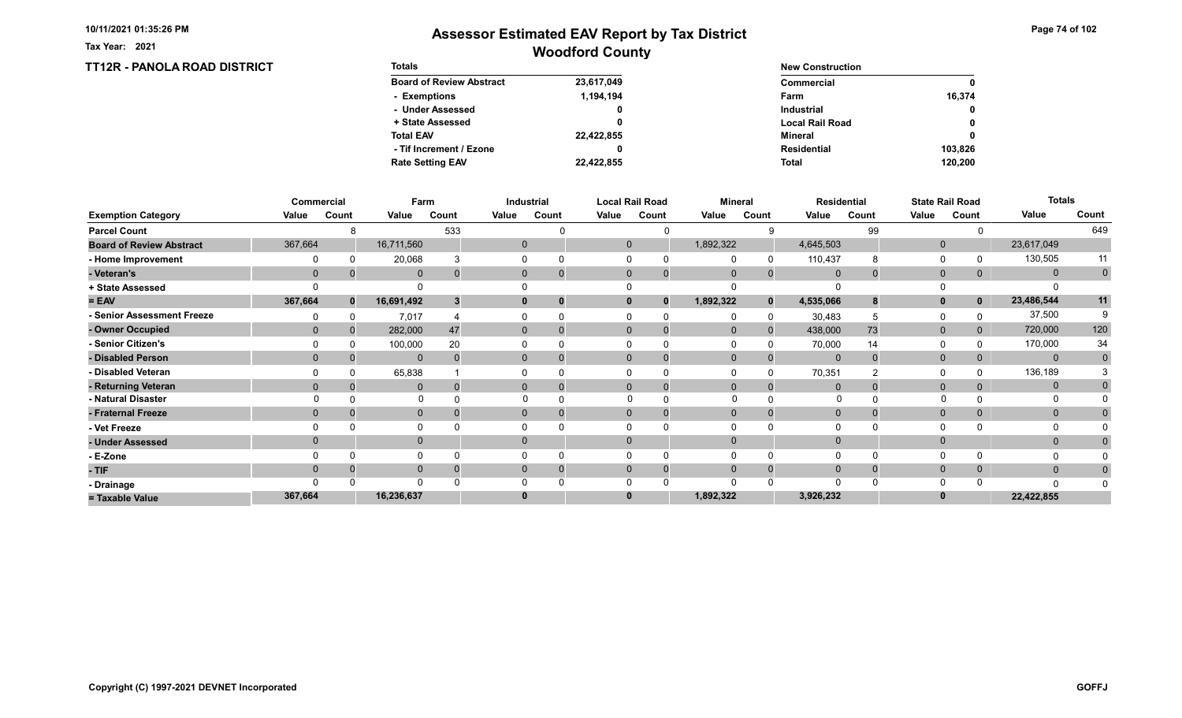Tax Year: 2021

# Assessor Estimated EAV Report by Tax District
## Woodford County

### TT12R - PANOLA ROAD DISTRICT

| Totals | |
|---|---|
| Board of Review Abstract | 23,617,049 |
| - Exemptions | 1,194,194 |
| - Under Assessed | 0 |
| + State Assessed | 0 |
| Total EAV | 22,422,855 |
| - Tif Increment / Ezone | 0 |
| Rate Setting EAV | 22,422,855 |

| New Construction | |
|---|---|
| Commercial | 0 |
| Farm | 16,374 |
| Industrial | 0 |
| Local Rail Road | 0 |
| Mineral | 0 |
| Residential | 103,826 |
| Total | 120,200 |

| | Commercial | | Farm | | Industrial | | Local Rail Road | | Mineral | | Residential | | State Rail Road | | Totals | |
|---|---|---|---|---|---|---|---|---|---|---|---|---|---|---|---|---|
| Exemption Category | Value | Count | Value | Count | Value | Count | Value | Count | Value | Count | Value | Count | Value | Count | Value | Count |
| Parcel Count | | 8 | | 533 | | 0 | | 0 | | 9 | | 99 | | 0 | | 649 |
| Board of Review Abstract | 367,664 | | 16,711,560 | | 0 | | 0 | | 1,892,322 | | 4,645,503 | | 0 | | 23,617,049 | |
| - Home Improvement | 0 | 0 | 20,068 | 3 | 0 | 0 | 0 | 0 | 0 | 0 | 110,437 | 8 | 0 | 0 | 130,505 | 11 |
| - Veteran's | 0 | 0 | 0 | 0 | 0 | 0 | 0 | 0 | 0 | 0 | 0 | 0 | 0 | 0 | 0 | 0 |
| + State Assessed | 0 | | 0 | | 0 | | 0 | | 0 | | 0 | | 0 | | 0 | |
| = EAV | 367,664 | 0 | 16,691,492 | 3 | 0 | 0 | 0 | 0 | 1,892,322 | 0 | 4,535,066 | 8 | 0 | 0 | 23,486,544 | 11 |
| - Senior Assessment Freeze | 0 | 0 | 7,017 | 4 | 0 | 0 | 0 | 0 | 0 | 0 | 30,483 | 5 | 0 | 0 | 37,500 | 9 |
| - Owner Occupied | 0 | 0 | 282,000 | 47 | 0 | 0 | 0 | 0 | 0 | 0 | 438,000 | 73 | 0 | 0 | 720,000 | 120 |
| - Senior Citizen's | 0 | 0 | 100,000 | 20 | 0 | 0 | 0 | 0 | 0 | 0 | 70,000 | 14 | 0 | 0 | 170,000 | 34 |
| - Disabled Person | 0 | 0 | 0 | 0 | 0 | 0 | 0 | 0 | 0 | 0 | 0 | 0 | 0 | 0 | 0 | 0 |
| - Disabled Veteran | 0 | 0 | 65,838 | 1 | 0 | 0 | 0 | 0 | 0 | 0 | 70,351 | 2 | 0 | 0 | 136,189 | 3 |
| - Returning Veteran | 0 | 0 | 0 | 0 | 0 | 0 | 0 | 0 | 0 | 0 | 0 | 0 | 0 | 0 | 0 | 0 |
| - Natural Disaster | 0 | 0 | 0 | 0 | 0 | 0 | 0 | 0 | 0 | 0 | 0 | 0 | 0 | 0 | 0 | 0 |
| - Fraternal Freeze | 0 | 0 | 0 | 0 | 0 | 0 | 0 | 0 | 0 | 0 | 0 | 0 | 0 | 0 | 0 | 0 |
| - Vet Freeze | 0 | 0 | 0 | 0 | 0 | 0 | 0 | 0 | 0 | 0 | 0 | 0 | 0 | 0 | 0 | 0 |
| - Under Assessed | 0 | | 0 | | 0 | | 0 | | 0 | | 0 | | 0 | | 0 | 0 |
| - E-Zone | 0 | 0 | 0 | 0 | 0 | 0 | 0 | 0 | 0 | 0 | 0 | 0 | 0 | 0 | 0 | 0 |
| - TIF | 0 | 0 | 0 | 0 | 0 | 0 | 0 | 0 | 0 | 0 | 0 | 0 | 0 | 0 | 0 | 0 |
| - Drainage | 0 | 0 | 0 | 0 | 0 | 0 | 0 | 0 | 0 | 0 | 0 | 0 | 0 | 0 | 0 | 0 |
| = Taxable Value | 367,664 | | 16,236,637 | | 0 | | 0 | | 1,892,322 | | 3,926,232 | | 0 | | 22,422,855 | |

Copyright (C) 1997-2021 DEVNET Incorporated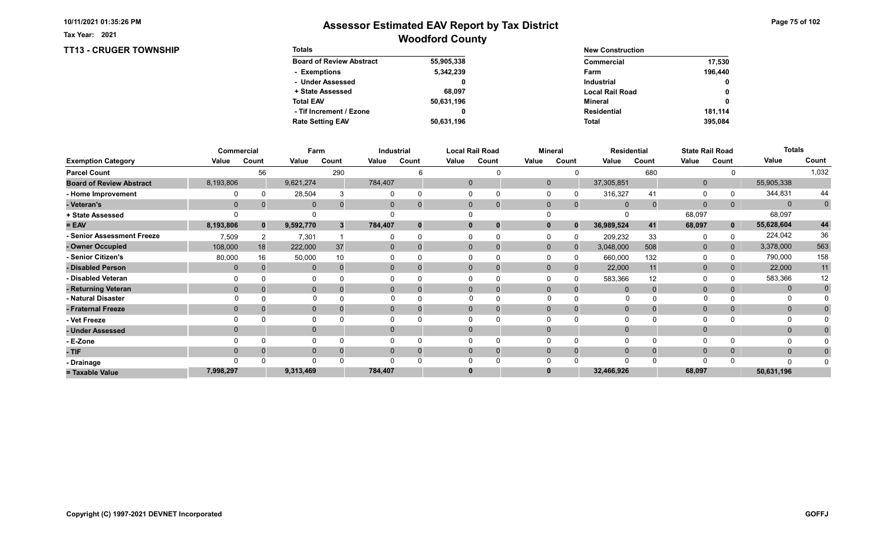Tax Year: 2021

# Assessor Estimated EAV Report by Tax District

## Woodford County

### TT13 - CRUGER TOWNSHIP

| Totals | |
|---|---|
| Board of Review Abstract | 55,905,338 |
| - Exemptions | 5,342,239 |
| - Under Assessed | 0 |
| + State Assessed | 68,097 |
| Total EAV | 50,631,196 |
| - Tif Increment / Ezone | 0 |
| Rate Setting EAV | 50,631,196 |

| New Construction | |
|---|---|
| Commercial | 17,530 |
| Farm | 196,440 |
| Industrial | 0 |
| Local Rail Road | 0 |
| Mineral | 0 |
| Residential | 181,114 |
| Total | 395,084 |

| | Commercial | | Farm | | Industrial | | Local Rail Road | | Mineral | | Residential | | State Rail Road | | Totals | |
|---|---|---|---|---|---|---|---|---|---|---|---|---|---|---|---|---|
| Exemption Category | Value | Count | Value | Count | Value | Count | Value | Count | Value | Count | Value | Count | Value | Count | Value | Count |
| Parcel Count | | 56 | | 290 | | 6 | | 0 | | 0 | | 680 | | 0 | | 1,032 |
| Board of Review Abstract | 8,193,806 | | 9,621,274 | | 784,407 | | 0 | | 0 | | 37,305,851 | | 0 | | 55,905,338 | |
| - Home Improvement | 0 | 0 | 28,504 | 3 | 0 | 0 | 0 | 0 | 0 | 0 | 316,327 | 41 | 0 | 0 | 344,831 | 44 |
| - Veteran's | 0 | 0 | 0 | 0 | 0 | 0 | 0 | 0 | 0 | 0 | 0 | 0 | 0 | 0 | 0 | 0 |
| + State Assessed | 0 | | 0 | | 0 | | 0 | | 0 | | 0 | | 68,097 | | 68,097 | |
| = EAV | 8,193,806 | 0 | 9,592,770 | 3 | 784,407 | 0 | 0 | 0 | 0 | 0 | 36,989,524 | 41 | 68,097 | 0 | 55,628,604 | 44 |
| - Senior Assessment Freeze | 7,509 | 2 | 7,301 | 1 | 0 | 0 | 0 | 0 | 0 | 0 | 209,232 | 33 | 0 | 0 | 224,042 | 36 |
| - Owner Occupied | 108,000 | 18 | 222,000 | 37 | 0 | 0 | 0 | 0 | 0 | 0 | 3,048,000 | 508 | 0 | 0 | 3,378,000 | 563 |
| - Senior Citizen's | 80,000 | 16 | 50,000 | 10 | 0 | 0 | 0 | 0 | 0 | 0 | 660,000 | 132 | 0 | 0 | 790,000 | 158 |
| - Disabled Person | 0 | 0 | 0 | 0 | 0 | 0 | 0 | 0 | 0 | 0 | 22,000 | 11 | 0 | 0 | 22,000 | 11 |
| - Disabled Veteran | 0 | 0 | 0 | 0 | 0 | 0 | 0 | 0 | 0 | 0 | 583,366 | 12 | 0 | 0 | 583,366 | 12 |
| - Returning Veteran | 0 | 0 | 0 | 0 | 0 | 0 | 0 | 0 | 0 | 0 | 0 | 0 | 0 | 0 | 0 | 0 |
| - Natural Disaster | 0 | 0 | 0 | 0 | 0 | 0 | 0 | 0 | 0 | 0 | 0 | 0 | 0 | 0 | 0 | 0 |
| - Fraternal Freeze | 0 | 0 | 0 | 0 | 0 | 0 | 0 | 0 | 0 | 0 | 0 | 0 | 0 | 0 | 0 | 0 |
| - Vet Freeze | 0 | 0 | 0 | 0 | 0 | 0 | 0 | 0 | 0 | 0 | 0 | 0 | 0 | 0 | 0 | 0 |
| - Under Assessed | 0 | | 0 | | 0 | | 0 | | 0 | | 0 | | 0 | | 0 | 0 |
| - E-Zone | 0 | 0 | 0 | 0 | 0 | 0 | 0 | 0 | 0 | 0 | 0 | 0 | 0 | 0 | 0 | 0 |
| - TIF | 0 | 0 | 0 | 0 | 0 | 0 | 0 | 0 | 0 | 0 | 0 | 0 | 0 | 0 | 0 | 0 |
| - Drainage | 0 | 0 | 0 | 0 | 0 | 0 | 0 | 0 | 0 | 0 | 0 | 0 | 0 | 0 | 0 | 0 |
| = Taxable Value | 7,998,297 | | 9,313,469 | | 784,407 | | 0 | | 0 | | 32,466,926 | | 68,097 | | 50,631,196 | |

Copyright (C) 1997-2021 DEVNET Incorporated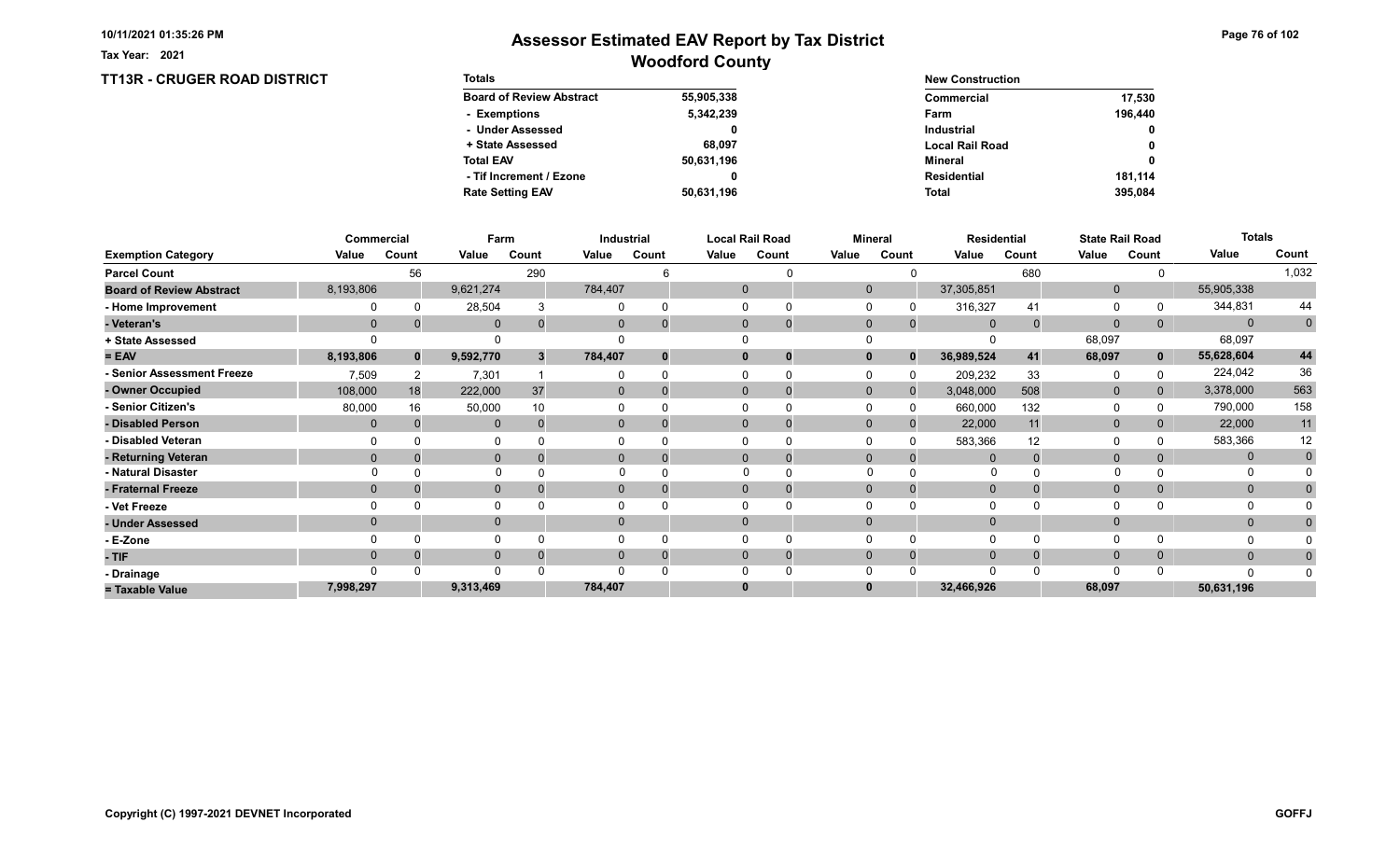Tax Year: 2021

# Assessor Estimated EAV Report by Tax District

## Woodford County

### TT13R - CRUGER ROAD DISTRICT

| Totals | |
|---|---|
| Board of Review Abstract | 55,905,338 |
| - Exemptions | 5,342,239 |
| - Under Assessed | 0 |
| + State Assessed | 68,097 |
| Total EAV | 50,631,196 |
| - Tif Increment / Ezone | 0 |
| Rate Setting EAV | 50,631,196 |

| New Construction | |
|---|---|
| Commercial | 17,530 |
| Farm | 196,440 |
| Industrial | 0 |
| Local Rail Road | 0 |
| Mineral | 0 |
| Residential | 181,114 |
| Total | 395,084 |

| | Commercial | | Farm | | Industrial | | Local Rail Road | | Mineral | | Residential | | State Rail Road | | Totals | |
|---|---|---|---|---|---|---|---|---|---|---|---|---|---|---|---|---|
| Exemption Category | Value | Count | Value | Count | Value | Count | Value | Count | Value | Count | Value | Count | Value | Count | Value | Count |
| Parcel Count | | 56 | | 290 | | 6 | | 0 | | 0 | | 680 | | 0 | | 1,032 |
| Board of Review Abstract | 8,193,806 | | 9,621,274 | | 784,407 | | 0 | | 0 | | 37,305,851 | | 0 | | 55,905,338 | |
| - Home Improvement | 0 | 0 | 28,504 | 3 | 0 | 0 | 0 | 0 | 0 | 0 | 316,327 | 41 | 0 | 0 | 344,831 | 44 |
| - Veteran's | 0 | 0 | 0 | 0 | 0 | 0 | 0 | 0 | 0 | 0 | 0 | 0 | 0 | 0 | 0 | 0 |
| + State Assessed | 0 | | 0 | | 0 | | 0 | | 0 | | 0 | | 68,097 | | 68,097 | |
| = EAV | 8,193,806 | 0 | 9,592,770 | 3 | 784,407 | 0 | 0 | 0 | 0 | 0 | 36,989,524 | 41 | 68,097 | 0 | 55,628,604 | 44 |
| - Senior Assessment Freeze | 7,509 | 2 | 7,301 | 1 | 0 | 0 | 0 | 0 | 0 | 0 | 209,232 | 33 | 0 | 0 | 224,042 | 36 |
| - Owner Occupied | 108,000 | 18 | 222,000 | 37 | 0 | 0 | 0 | 0 | 0 | 0 | 3,048,000 | 508 | 0 | 0 | 3,378,000 | 563 |
| - Senior Citizen's | 80,000 | 16 | 50,000 | 10 | 0 | 0 | 0 | 0 | 0 | 0 | 660,000 | 132 | 0 | 0 | 790,000 | 158 |
| - Disabled Person | 0 | 0 | 0 | 0 | 0 | 0 | 0 | 0 | 0 | 0 | 22,000 | 11 | 0 | 0 | 22,000 | 11 |
| - Disabled Veteran | 0 | 0 | 0 | 0 | 0 | 0 | 0 | 0 | 0 | 0 | 583,366 | 12 | 0 | 0 | 583,366 | 12 |
| - Returning Veteran | 0 | 0 | 0 | 0 | 0 | 0 | 0 | 0 | 0 | 0 | 0 | 0 | 0 | 0 | 0 | 0 |
| - Natural Disaster | 0 | 0 | 0 | 0 | 0 | 0 | 0 | 0 | 0 | 0 | 0 | 0 | 0 | 0 | 0 | 0 |
| - Fraternal Freeze | 0 | 0 | 0 | 0 | 0 | 0 | 0 | 0 | 0 | 0 | 0 | 0 | 0 | 0 | 0 | 0 |
| - Vet Freeze | 0 | 0 | 0 | 0 | 0 | 0 | 0 | 0 | 0 | 0 | 0 | 0 | 0 | 0 | 0 | 0 |
| - Under Assessed | 0 | | 0 | | 0 | | 0 | | 0 | | 0 | | 0 | | 0 | 0 |
| - E-Zone | 0 | 0 | 0 | 0 | 0 | 0 | 0 | 0 | 0 | 0 | 0 | 0 | 0 | 0 | 0 | 0 |
| - TIF | 0 | 0 | 0 | 0 | 0 | 0 | 0 | 0 | 0 | 0 | 0 | 0 | 0 | 0 | 0 | 0 |
| - Drainage | 0 | 0 | 0 | 0 | 0 | 0 | 0 | 0 | 0 | 0 | 0 | 0 | 0 | 0 | 0 | 0 |
| = Taxable Value | 7,998,297 | | 9,313,469 | | 784,407 | | 0 | | 0 | | 32,466,926 | | 68,097 | | 50,631,196 | |

Copyright (C) 1997-2021 DEVNET Incorporated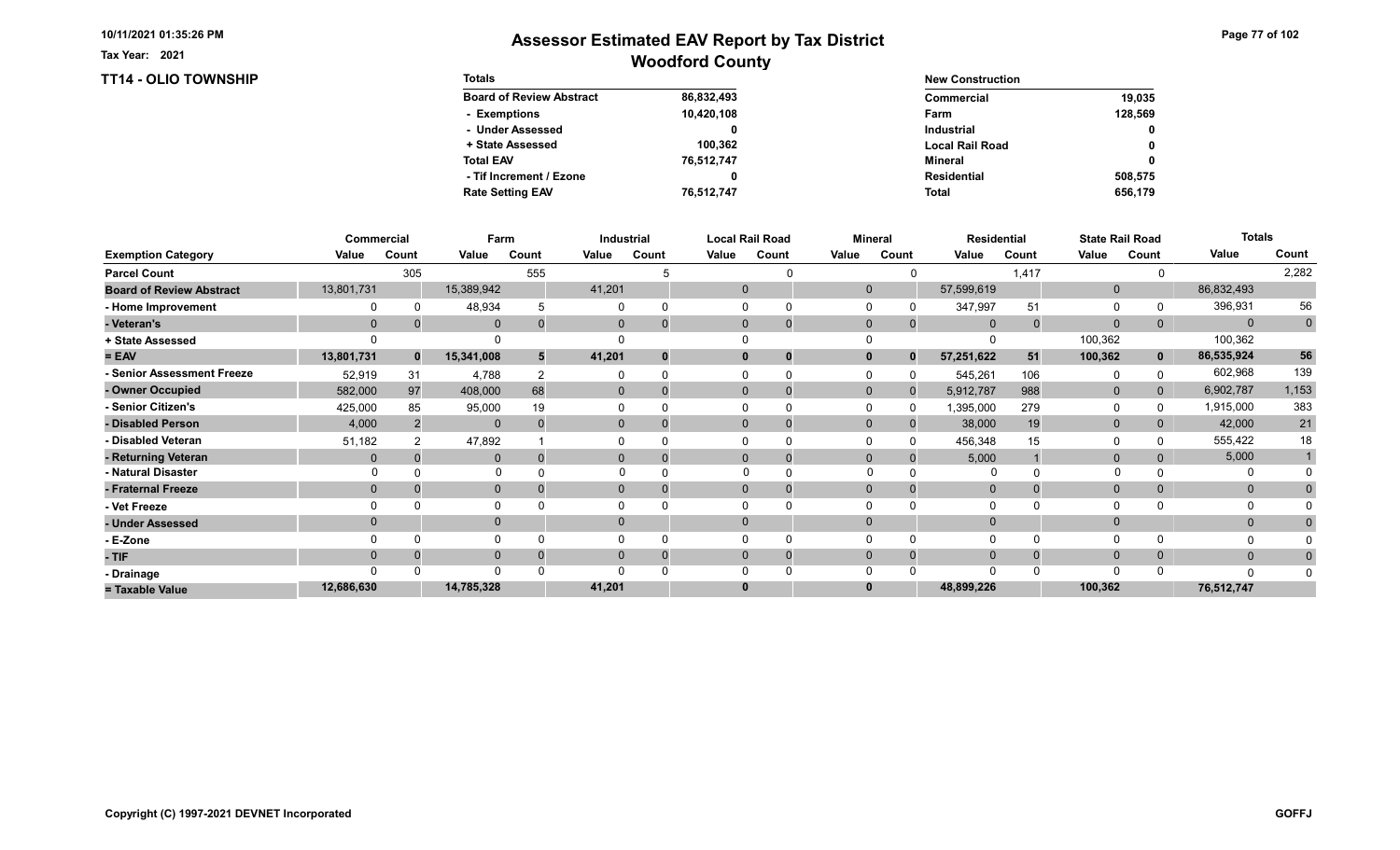10/11/2021 01:35:26 PM

Tax Year: 2021

# Assessor Estimated EAV Report by Tax District
## Woodford County

### TT14 - OLIO TOWNSHIP

| Totals | |
|---|---|
| Board of Review Abstract | 86,832,493 |
| - Exemptions | 10,420,108 |
| - Under Assessed | 0 |
| + State Assessed | 100,362 |
| Total EAV | 76,512,747 |
| - Tif Increment / Ezone | 0 |
| Rate Setting EAV | 76,512,747 |

| New Construction | |
|---|---|
| Commercial | 19,035 |
| Farm | 128,569 |
| Industrial | 0 |
| Local Rail Road | 0 |
| Mineral | 0 |
| Residential | 508,575 |
| Total | 656,179 |

| | Commercial | | Farm | | Industrial | | Local Rail Road | | Mineral | | Residential | | State Rail Road | | Totals | |
|---|---|---|---|---|---|---|---|---|---|---|---|---|---|---|---|---|
| Exemption Category | Value | Count | Value | Count | Value | Count | Value | Count | Value | Count | Value | Count | Value | Count | Value | Count |
| Parcel Count | | 305 | | 555 | | 5 | | 0 | | 0 | | 1,417 | | 0 | | 2,282 |
| Board of Review Abstract | 13,801,731 | | 15,389,942 | | 41,201 | | 0 | | 0 | | 57,599,619 | | 0 | | 86,832,493 | |
| - Home Improvement | 0 | 0 | 48,934 | 5 | 0 | 0 | 0 | 0 | 0 | 0 | 347,997 | 51 | 0 | 0 | 396,931 | 56 |
| - Veteran's | 0 | 0 | 0 | 0 | 0 | 0 | 0 | 0 | 0 | 0 | 0 | 0 | 0 | 0 | 0 | 0 |
| + State Assessed | 0 | | 0 | | 0 | | 0 | | 0 | | 0 | | 100,362 | | 100,362 | |
| = EAV | 13,801,731 | 0 | 15,341,008 | 5 | 41,201 | 0 | 0 | 0 | 0 | 0 | 57,251,622 | 51 | 100,362 | 0 | 86,535,924 | 56 |
| - Senior Assessment Freeze | 52,919 | 31 | 4,788 | 2 | 0 | 0 | 0 | 0 | 0 | 0 | 545,261 | 106 | 0 | 0 | 602,968 | 139 |
| - Owner Occupied | 582,000 | 97 | 408,000 | 68 | 0 | 0 | 0 | 0 | 0 | 0 | 5,912,787 | 988 | 0 | 0 | 6,902,787 | 1,153 |
| - Senior Citizen's | 425,000 | 85 | 95,000 | 19 | 0 | 0 | 0 | 0 | 0 | 0 | 1,395,000 | 279 | 0 | 0 | 1,915,000 | 383 |
| - Disabled Person | 4,000 | 2 | 0 | 0 | 0 | 0 | 0 | 0 | 0 | 0 | 38,000 | 19 | 0 | 0 | 42,000 | 21 |
| - Disabled Veteran | 51,182 | 2 | 47,892 | 1 | 0 | 0 | 0 | 0 | 0 | 0 | 456,348 | 15 | 0 | 0 | 555,422 | 18 |
| - Returning Veteran | 0 | 0 | 0 | 0 | 0 | 0 | 0 | 0 | 0 | 0 | 5,000 | 1 | 0 | 0 | 5,000 | 1 |
| - Natural Disaster | 0 | 0 | 0 | 0 | 0 | 0 | 0 | 0 | 0 | 0 | 0 | 0 | 0 | 0 | 0 | 0 |
| - Fraternal Freeze | 0 | 0 | 0 | 0 | 0 | 0 | 0 | 0 | 0 | 0 | 0 | 0 | 0 | 0 | 0 | 0 |
| - Vet Freeze | 0 | 0 | 0 | 0 | 0 | 0 | 0 | 0 | 0 | 0 | 0 | 0 | 0 | 0 | 0 | 0 |
| - Under Assessed | 0 | | 0 | | 0 | | 0 | | 0 | | 0 | | 0 | | 0 | 0 |
| - E-Zone | 0 | 0 | 0 | 0 | 0 | 0 | 0 | 0 | 0 | 0 | 0 | 0 | 0 | 0 | 0 | 0 |
| - TIF | 0 | 0 | 0 | 0 | 0 | 0 | 0 | 0 | 0 | 0 | 0 | 0 | 0 | 0 | 0 | 0 |
| - Drainage | 0 | 0 | 0 | 0 | 0 | 0 | 0 | 0 | 0 | 0 | 0 | 0 | 0 | 0 | 0 | 0 |
| = Taxable Value | 12,686,630 | | 14,785,328 | | 41,201 | | 0 | | 0 | | 48,899,226 | | 100,362 | | 76,512,747 | |

Copyright (C) 1997-2021 DEVNET Incorporated

GOFFJ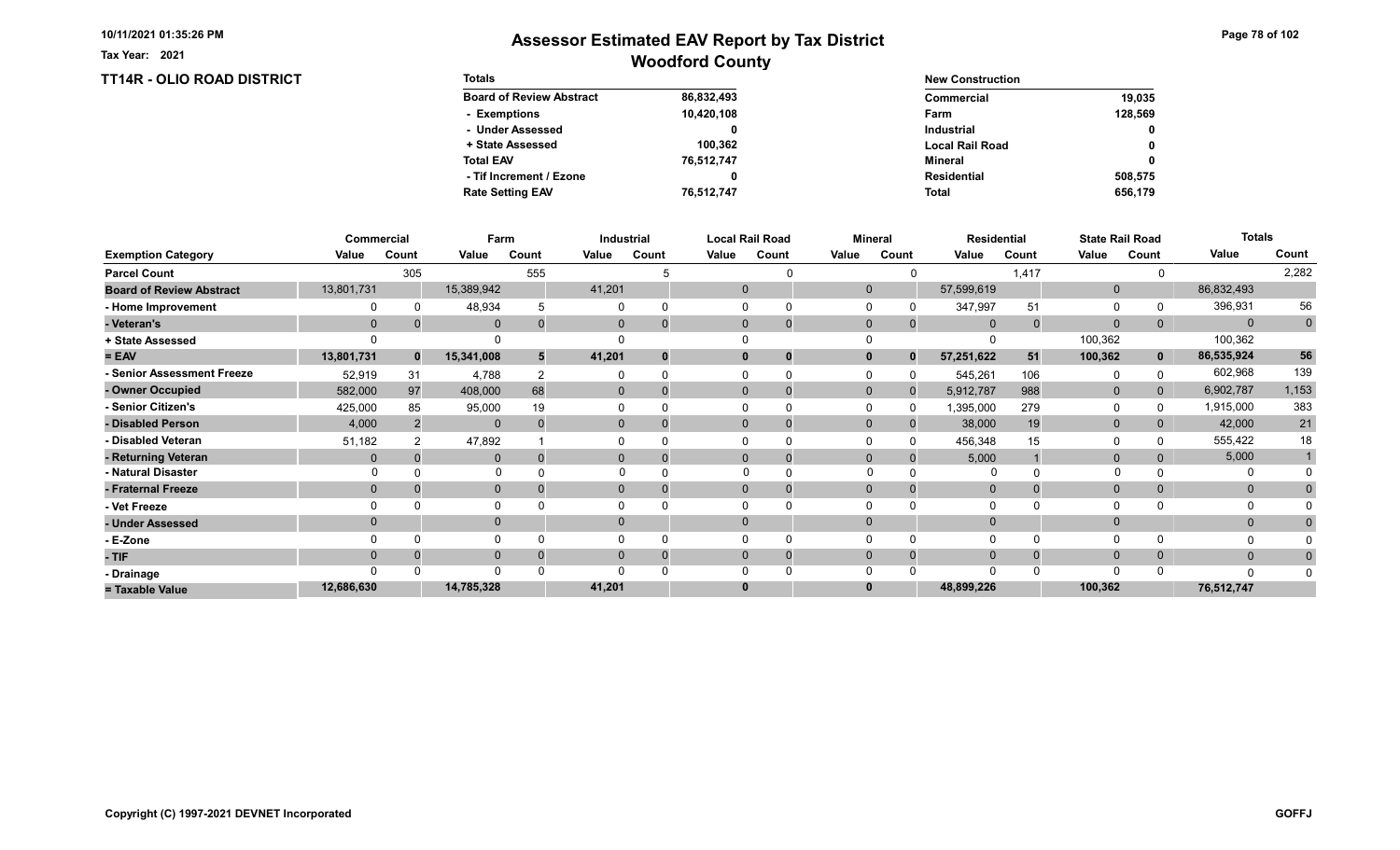# Assessor Estimated EAV Report by Tax District

## Woodford County

Tax Year: 2021

### TT14R - OLIO ROAD DISTRICT

| Totals | |
|---|---|
| Board of Review Abstract | 86,832,493 |
| - Exemptions | 10,420,108 |
| - Under Assessed | 0 |
| + State Assessed | 100,362 |
| Total EAV | 76,512,747 |
| - Tif Increment / Ezone | 0 |
| Rate Setting EAV | 76,512,747 |

| New Construction | |
|---|---|
| Commercial | 19,035 |
| Farm | 128,569 |
| Industrial | 0 |
| Local Rail Road | 0 |
| Mineral | 0 |
| Residential | 508,575 |
| Total | 656,179 |

| | Commercial | | Farm | | Industrial | | Local Rail Road | | Mineral | | Residential | | State Rail Road | | Totals | |
|---|---|---|---|---|---|---|---|---|---|---|---|---|---|---|---|---|
| Exemption Category | Value | Count | Value | Count | Value | Count | Value | Count | Value | Count | Value | Count | Value | Count | Value | Count |
| Parcel Count | | 305 | | 555 | | 5 | | 0 | | 0 | | 1,417 | | 0 | | 2,282 |
| Board of Review Abstract | 13,801,731 | | 15,389,942 | | 41,201 | | 0 | | 0 | | 57,599,619 | | 0 | | 86,832,493 | |
| - Home Improvement | 0 | 0 | 48,934 | 5 | 0 | 0 | 0 | 0 | 0 | 0 | 347,997 | 51 | 0 | 0 | 396,931 | 56 |
| - Veteran's | 0 | 0 | 0 | 0 | 0 | 0 | 0 | 0 | 0 | 0 | 0 | 0 | 0 | 0 | 0 | 0 |
| + State Assessed | 0 | | 0 | | 0 | | 0 | | 0 | | 0 | | 100,362 | | 100,362 | |
| = EAV | 13,801,731 | 0 | 15,341,008 | 5 | 41,201 | 0 | 0 | 0 | 0 | 0 | 57,251,622 | 51 | 100,362 | 0 | 86,535,924 | 56 |
| - Senior Assessment Freeze | 52,919 | 31 | 4,788 | 2 | 0 | 0 | 0 | 0 | 0 | 0 | 545,261 | 106 | 0 | 0 | 602,968 | 139 |
| - Owner Occupied | 582,000 | 97 | 408,000 | 68 | 0 | 0 | 0 | 0 | 0 | 0 | 5,912,787 | 988 | 0 | 0 | 6,902,787 | 1,153 |
| - Senior Citizen's | 425,000 | 85 | 95,000 | 19 | 0 | 0 | 0 | 0 | 0 | 0 | 1,395,000 | 279 | 0 | 0 | 1,915,000 | 383 |
| - Disabled Person | 4,000 | 2 | 0 | 0 | 0 | 0 | 0 | 0 | 0 | 0 | 38,000 | 19 | 0 | 0 | 42,000 | 21 |
| - Disabled Veteran | 51,182 | 2 | 47,892 | 1 | 0 | 0 | 0 | 0 | 0 | 0 | 456,348 | 15 | 0 | 0 | 555,422 | 18 |
| - Returning Veteran | 0 | 0 | 0 | 0 | 0 | 0 | 0 | 0 | 0 | 0 | 5,000 | 1 | 0 | 0 | 5,000 | 1 |
| - Natural Disaster | 0 | 0 | 0 | 0 | 0 | 0 | 0 | 0 | 0 | 0 | 0 | 0 | 0 | 0 | 0 | 0 |
| - Fraternal Freeze | 0 | 0 | 0 | 0 | 0 | 0 | 0 | 0 | 0 | 0 | 0 | 0 | 0 | 0 | 0 | 0 |
| - Vet Freeze | 0 | 0 | 0 | 0 | 0 | 0 | 0 | 0 | 0 | 0 | 0 | 0 | 0 | 0 | 0 | 0 |
| - Under Assessed | 0 | | 0 | | 0 | | 0 | | 0 | | 0 | | 0 | | 0 | 0 |
| - E-Zone | 0 | 0 | 0 | 0 | 0 | 0 | 0 | 0 | 0 | 0 | 0 | 0 | 0 | 0 | 0 | 0 |
| - TIF | 0 | 0 | 0 | 0 | 0 | 0 | 0 | 0 | 0 | 0 | 0 | 0 | 0 | 0 | 0 | 0 |
| - Drainage | 0 | 0 | 0 | 0 | 0 | 0 | 0 | 0 | 0 | 0 | 0 | 0 | 0 | 0 | 0 | 0 |
| = Taxable Value | 12,686,630 | | 14,785,328 | | 41,201 | | 0 | | 0 | | 48,899,226 | | 100,362 | | 76,512,747 | |

Copyright (C) 1997-2021 DEVNET Incorporated

GOFFJ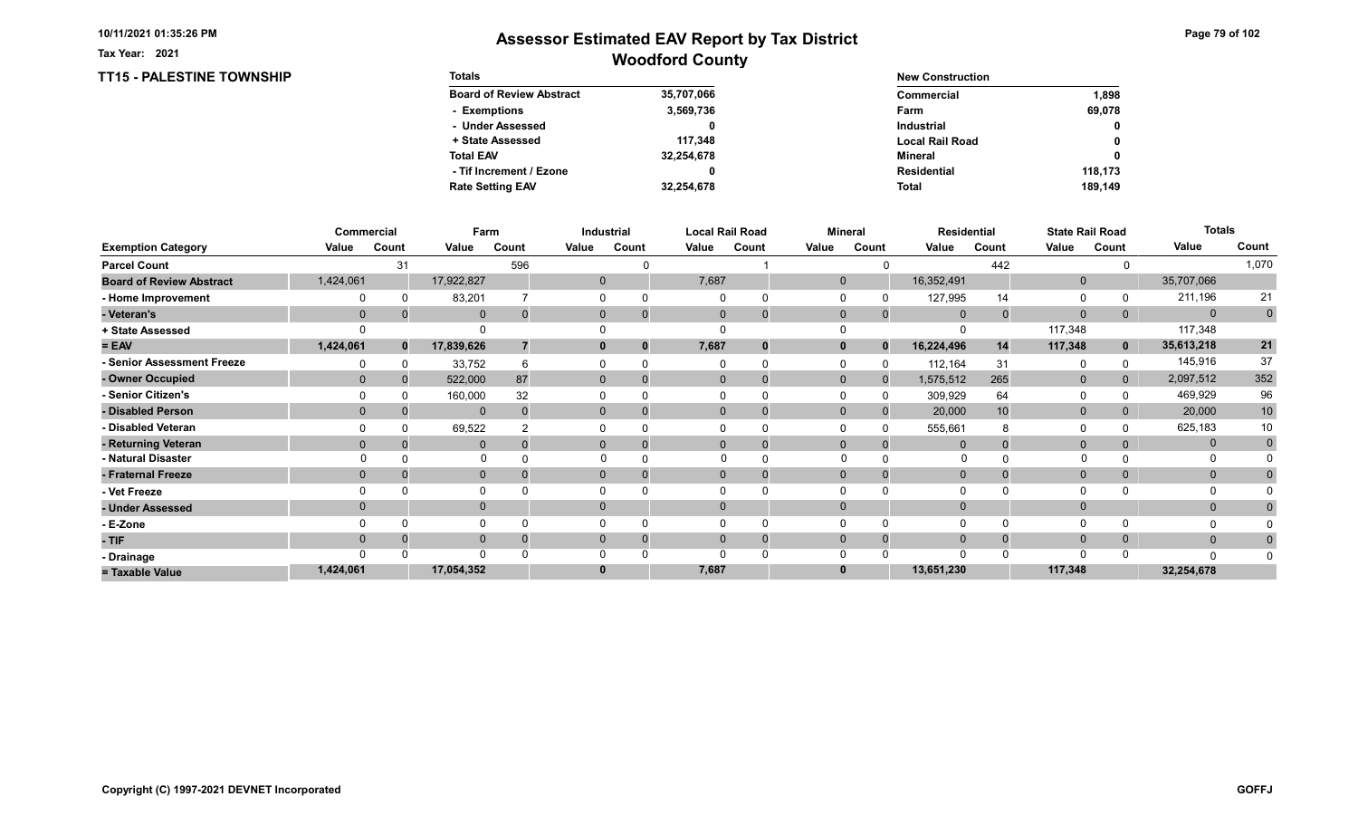# Assessor Estimated EAV Report by Tax District

## Woodford County

Tax Year: 2021

### TT15 - PALESTINE TOWNSHIP

| Totals | |
|---|---|
| Board of Review Abstract | 35,707,066 |
| - Exemptions | 3,569,736 |
| - Under Assessed | 0 |
| + State Assessed | 117,348 |
| Total EAV | 32,254,678 |
| - Tif Increment / Ezone | 0 |
| Rate Setting EAV | 32,254,678 |

| New Construction | |
|---|---|
| Commercial | 1,898 |
| Farm | 69,078 |
| Industrial | 0 |
| Local Rail Road | 0 |
| Mineral | 0 |
| Residential | 118,173 |
| Total | 189,149 |

| | Commercial | | Farm | | Industrial | | Local Rail Road | | Mineral | | Residential | | State Rail Road | | Totals | |
|---|---|---|---|---|---|---|---|---|---|---|---|---|---|---|---|---|
| Exemption Category | Value | Count | Value | Count | Value | Count | Value | Count | Value | Count | Value | Count | Value | Count | Value | Count |
| Parcel Count | | 31 | | 596 | | 0 | | 1 | | 0 | | 442 | | 0 | | 1,070 |
| Board of Review Abstract | 1,424,061 | | 17,922,827 | | 0 | | 7,687 | | 0 | | 16,352,491 | | 0 | | 35,707,066 | |
| - Home Improvement | 0 | 0 | 83,201 | 7 | 0 | 0 | 0 | 0 | 0 | 0 | 127,995 | 14 | 0 | 0 | 211,196 | 21 |
| - Veteran's | 0 | 0 | 0 | 0 | 0 | 0 | 0 | 0 | 0 | 0 | 0 | 0 | 0 | 0 | 0 | 0 |
| + State Assessed | 0 | | 0 | | 0 | | 0 | | 0 | | 0 | | 117,348 | | 117,348 | |
| = EAV | 1,424,061 | 0 | 17,839,626 | 7 | 0 | 0 | 7,687 | 0 | 0 | 0 | 16,224,496 | 14 | 117,348 | 0 | 35,613,218 | 21 |
| - Senior Assessment Freeze | 0 | 0 | 33,752 | 6 | 0 | 0 | 0 | 0 | 0 | 0 | 112,164 | 31 | 0 | 0 | 145,916 | 37 |
| - Owner Occupied | 0 | 0 | 522,000 | 87 | 0 | 0 | 0 | 0 | 0 | 0 | 1,575,512 | 265 | 0 | 0 | 2,097,512 | 352 |
| - Senior Citizen's | 0 | 0 | 160,000 | 32 | 0 | 0 | 0 | 0 | 0 | 0 | 309,929 | 64 | 0 | 0 | 469,929 | 96 |
| - Disabled Person | 0 | 0 | 0 | 0 | 0 | 0 | 0 | 0 | 0 | 0 | 20,000 | 10 | 0 | 0 | 20,000 | 10 |
| - Disabled Veteran | 0 | 0 | 69,522 | 2 | 0 | 0 | 0 | 0 | 0 | 0 | 555,661 | 8 | 0 | 0 | 625,183 | 10 |
| - Returning Veteran | 0 | 0 | 0 | 0 | 0 | 0 | 0 | 0 | 0 | 0 | 0 | 0 | 0 | 0 | 0 | 0 |
| - Natural Disaster | 0 | 0 | 0 | 0 | 0 | 0 | 0 | 0 | 0 | 0 | 0 | 0 | 0 | 0 | 0 | 0 |
| - Fraternal Freeze | 0 | 0 | 0 | 0 | 0 | 0 | 0 | 0 | 0 | 0 | 0 | 0 | 0 | 0 | 0 | 0 |
| - Vet Freeze | 0 | 0 | 0 | 0 | 0 | 0 | 0 | 0 | 0 | 0 | 0 | 0 | 0 | 0 | 0 | 0 |
| - Under Assessed | 0 | | 0 | | 0 | | 0 | | 0 | | 0 | | 0 | | 0 | 0 |
| - E-Zone | 0 | 0 | 0 | 0 | 0 | 0 | 0 | 0 | 0 | 0 | 0 | 0 | 0 | 0 | 0 | 0 |
| - TIF | 0 | 0 | 0 | 0 | 0 | 0 | 0 | 0 | 0 | 0 | 0 | 0 | 0 | 0 | 0 | 0 |
| - Drainage | 0 | 0 | 0 | 0 | 0 | 0 | 0 | 0 | 0 | 0 | 0 | 0 | 0 | 0 | 0 | 0 |
| = Taxable Value | 1,424,061 | | 17,054,352 | | 0 | | 7,687 | | 0 | | 13,651,230 | | 117,348 | | 32,254,678 | |

Copyright (C) 1997-2021 DEVNET Incorporated

GOFFJ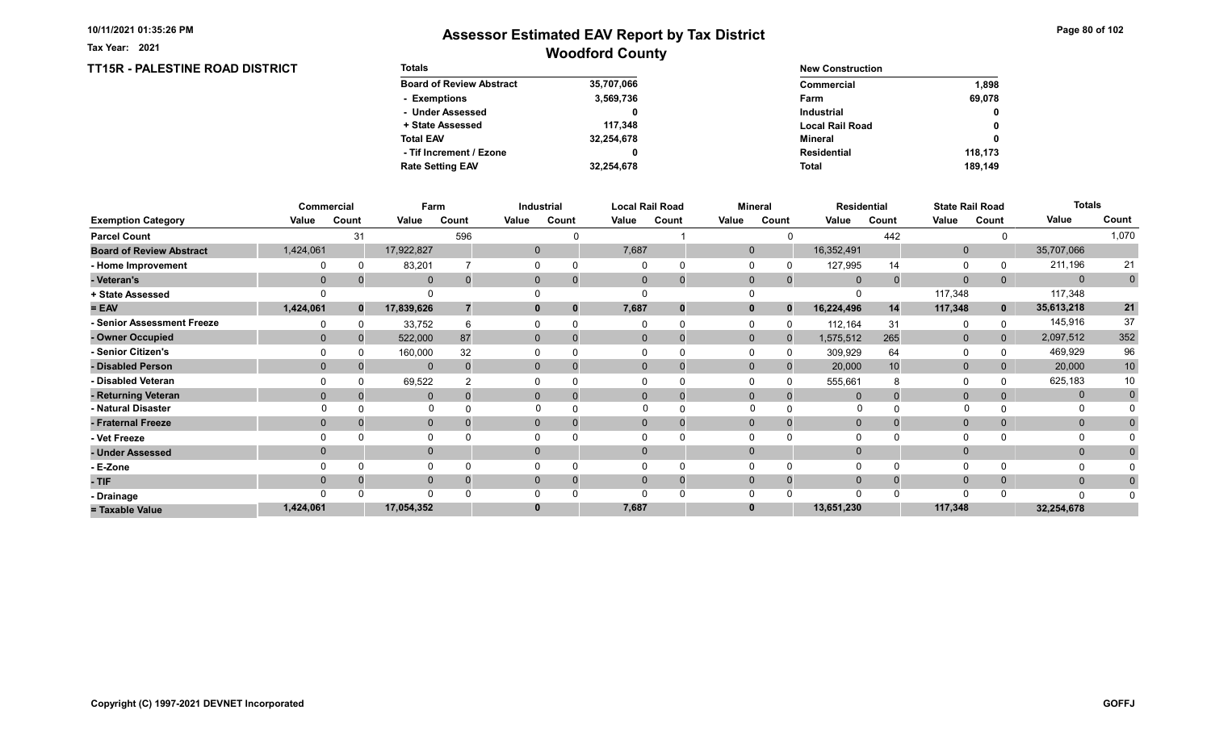Tax Year: 2021

# Assessor Estimated EAV Report by Tax District
## Woodford County

### TT15R - PALESTINE ROAD DISTRICT

| Totals | |
|---|---|
| Board of Review Abstract | 35,707,066 |
| - Exemptions | 3,569,736 |
| - Under Assessed | 0 |
| + State Assessed | 117,348 |
| Total EAV | 32,254,678 |
| - Tif Increment / Ezone | 0 |
| Rate Setting EAV | 32,254,678 |

| New Construction | |
|---|---|
| Commercial | 1,898 |
| Farm | 69,078 |
| Industrial | 0 |
| Local Rail Road | 0 |
| Mineral | 0 |
| Residential | 118,173 |
| Total | 189,149 |

| | Commercial | | Farm | | Industrial | | Local Rail Road | | Mineral | | Residential | | State Rail Road | | Totals | |
|---|---|---|---|---|---|---|---|---|---|---|---|---|---|---|---|---|
| Exemption Category | Value | Count | Value | Count | Value | Count | Value | Count | Value | Count | Value | Count | Value | Count | Value | Count |
| Parcel Count | | 31 | | 596 | | 0 | | 1 | | 0 | | 442 | | 0 | | 1,070 |
| Board of Review Abstract | 1,424,061 | | 17,922,827 | | 0 | | 7,687 | | 0 | | 16,352,491 | | 0 | | 35,707,066 | |
| - Home Improvement | 0 | 0 | 83,201 | 7 | 0 | 0 | 0 | 0 | 0 | 0 | 127,995 | 14 | 0 | 0 | 211,196 | 21 |
| - Veteran's | 0 | 0 | 0 | 0 | 0 | 0 | 0 | 0 | 0 | 0 | 0 | 0 | 0 | 0 | 0 | 0 |
| + State Assessed | 0 | | 0 | | 0 | | 0 | | 0 | | 0 | | 117,348 | | 117,348 | |
| = EAV | 1,424,061 | 0 | 17,839,626 | 7 | 0 | 0 | 7,687 | 0 | 0 | 0 | 16,224,496 | 14 | 117,348 | 0 | 35,613,218 | 21 |
| - Senior Assessment Freeze | 0 | 0 | 33,752 | 6 | 0 | 0 | 0 | 0 | 0 | 0 | 112,164 | 31 | 0 | 0 | 145,916 | 37 |
| - Owner Occupied | 0 | 0 | 522,000 | 87 | 0 | 0 | 0 | 0 | 0 | 0 | 1,575,512 | 265 | 0 | 0 | 2,097,512 | 352 |
| - Senior Citizen's | 0 | 0 | 160,000 | 32 | 0 | 0 | 0 | 0 | 0 | 0 | 309,929 | 64 | 0 | 0 | 469,929 | 96 |
| - Disabled Person | 0 | 0 | 0 | 0 | 0 | 0 | 0 | 0 | 0 | 0 | 20,000 | 10 | 0 | 0 | 20,000 | 10 |
| - Disabled Veteran | 0 | 0 | 69,522 | 2 | 0 | 0 | 0 | 0 | 0 | 0 | 555,661 | 8 | 0 | 0 | 625,183 | 10 |
| - Returning Veteran | 0 | 0 | 0 | 0 | 0 | 0 | 0 | 0 | 0 | 0 | 0 | 0 | 0 | 0 | 0 | 0 |
| - Natural Disaster | 0 | 0 | 0 | 0 | 0 | 0 | 0 | 0 | 0 | 0 | 0 | 0 | 0 | 0 | 0 | 0 |
| - Fraternal Freeze | 0 | 0 | 0 | 0 | 0 | 0 | 0 | 0 | 0 | 0 | 0 | 0 | 0 | 0 | 0 | 0 |
| - Vet Freeze | 0 | 0 | 0 | 0 | 0 | 0 | 0 | 0 | 0 | 0 | 0 | 0 | 0 | 0 | 0 | 0 |
| - Under Assessed | 0 | | 0 | | 0 | | 0 | | 0 | | 0 | | 0 | | 0 | 0 |
| - E-Zone | 0 | 0 | 0 | 0 | 0 | 0 | 0 | 0 | 0 | 0 | 0 | 0 | 0 | 0 | 0 | 0 |
| - TIF | 0 | 0 | 0 | 0 | 0 | 0 | 0 | 0 | 0 | 0 | 0 | 0 | 0 | 0 | 0 | 0 |
| - Drainage | 0 | 0 | 0 | 0 | 0 | 0 | 0 | 0 | 0 | 0 | 0 | 0 | 0 | 0 | 0 | 0 |
| = Taxable Value | 1,424,061 | | 17,054,352 | | 0 | | 7,687 | | 0 | | 13,651,230 | | 117,348 | | 32,254,678 | |

Copyright (C) 1997-2021 DEVNET Incorporated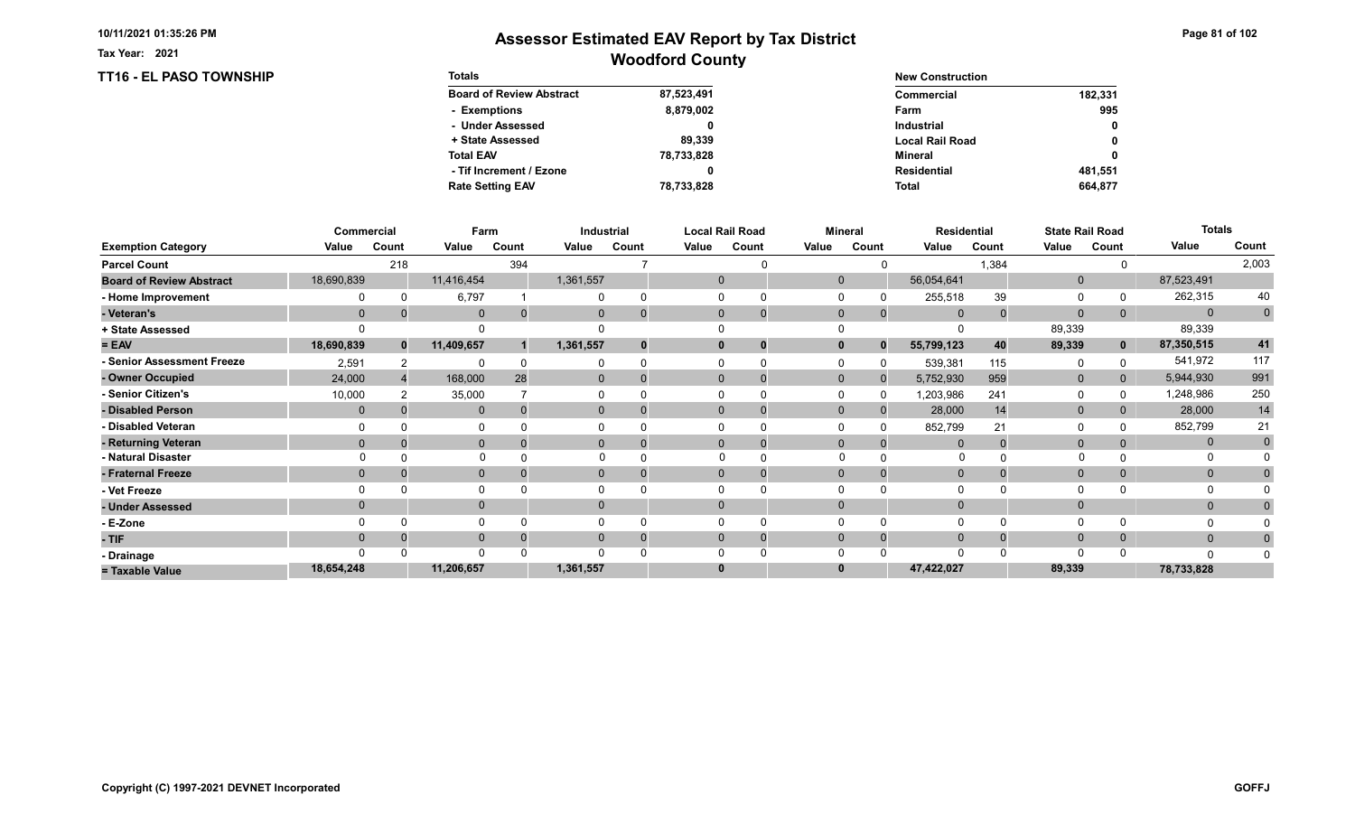Tax Year: 2021

# Assessor Estimated EAV Report by Tax District

## Woodford County

### TT16 - EL PASO TOWNSHIP

| Totals | |
|---|---|
| Board of Review Abstract | 87,523,491 |
| - Exemptions | 8,879,002 |
| - Under Assessed | 0 |
| + State Assessed | 89,339 |
| Total EAV | 78,733,828 |
| - Tif Increment / Ezone | 0 |
| Rate Setting EAV | 78,733,828 |

| New Construction | |
|---|---|
| Commercial | 182,331 |
| Farm | 995 |
| Industrial | 0 |
| Local Rail Road | 0 |
| Mineral | 0 |
| Residential | 481,551 |
| Total | 664,877 |

| | Commercial | | Farm | | Industrial | | Local Rail Road | | Mineral | | Residential | | State Rail Road | | Totals | |
|---|---|---|---|---|---|---|---|---|---|---|---|---|---|---|---|---|
| Exemption Category | Value | Count | Value | Count | Value | Count | Value | Count | Value | Count | Value | Count | Value | Count | Value | Count |
| Parcel Count | | 218 | | 394 | | 7 | | 0 | | 0 | | 1,384 | | 0 | | 2,003 |
| Board of Review Abstract | 18,690,839 | | 11,416,454 | | 1,361,557 | | 0 | | 0 | | 56,054,641 | | 0 | | 87,523,491 | |
| - Home Improvement | 0 | 0 | 6,797 | 1 | 0 | 0 | 0 | 0 | 0 | 0 | 255,518 | 39 | 0 | 0 | 262,315 | 40 |
| - Veteran's | 0 | 0 | 0 | 0 | 0 | 0 | 0 | 0 | 0 | 0 | 0 | 0 | 0 | 0 | 0 | 0 |
| + State Assessed | 0 | | 0 | | 0 | | 0 | | 0 | | 0 | | 89,339 | | 89,339 | |
| = EAV | 18,690,839 | 0 | 11,409,657 | 1 | 1,361,557 | 0 | 0 | 0 | 0 | 0 | 55,799,123 | 40 | 89,339 | 0 | 87,350,515 | 41 |
| - Senior Assessment Freeze | 2,591 | 2 | 0 | 0 | 0 | 0 | 0 | 0 | 0 | 0 | 539,381 | 115 | 0 | 0 | 541,972 | 117 |
| - Owner Occupied | 24,000 | 4 | 168,000 | 28 | 0 | 0 | 0 | 0 | 0 | 0 | 5,752,930 | 959 | 0 | 0 | 5,944,930 | 991 |
| - Senior Citizen's | 10,000 | 2 | 35,000 | 7 | 0 | 0 | 0 | 0 | 0 | 0 | 1,203,986 | 241 | 0 | 0 | 1,248,986 | 250 |
| - Disabled Person | 0 | 0 | 0 | 0 | 0 | 0 | 0 | 0 | 0 | 0 | 28,000 | 14 | 0 | 0 | 28,000 | 14 |
| - Disabled Veteran | 0 | 0 | 0 | 0 | 0 | 0 | 0 | 0 | 0 | 0 | 852,799 | 21 | 0 | 0 | 852,799 | 21 |
| - Returning Veteran | 0 | 0 | 0 | 0 | 0 | 0 | 0 | 0 | 0 | 0 | 0 | 0 | 0 | 0 | 0 | 0 |
| - Natural Disaster | 0 | 0 | 0 | 0 | 0 | 0 | 0 | 0 | 0 | 0 | 0 | 0 | 0 | 0 | 0 | 0 |
| - Fraternal Freeze | 0 | 0 | 0 | 0 | 0 | 0 | 0 | 0 | 0 | 0 | 0 | 0 | 0 | 0 | 0 | 0 |
| - Vet Freeze | 0 | 0 | 0 | 0 | 0 | 0 | 0 | 0 | 0 | 0 | 0 | 0 | 0 | 0 | 0 | 0 |
| - Under Assessed | 0 | | 0 | | 0 | | 0 | | 0 | | 0 | | 0 | | 0 | 0 |
| - E-Zone | 0 | 0 | 0 | 0 | 0 | 0 | 0 | 0 | 0 | 0 | 0 | 0 | 0 | 0 | 0 | 0 |
| - TIF | 0 | 0 | 0 | 0 | 0 | 0 | 0 | 0 | 0 | 0 | 0 | 0 | 0 | 0 | 0 | 0 |
| - Drainage | 0 | 0 | 0 | 0 | 0 | 0 | 0 | 0 | 0 | 0 | 0 | 0 | 0 | 0 | 0 | 0 |
| = Taxable Value | 18,654,248 | | 11,206,657 | | 1,361,557 | | 0 | | 0 | | 47,422,027 | | 89,339 | | 78,733,828 | |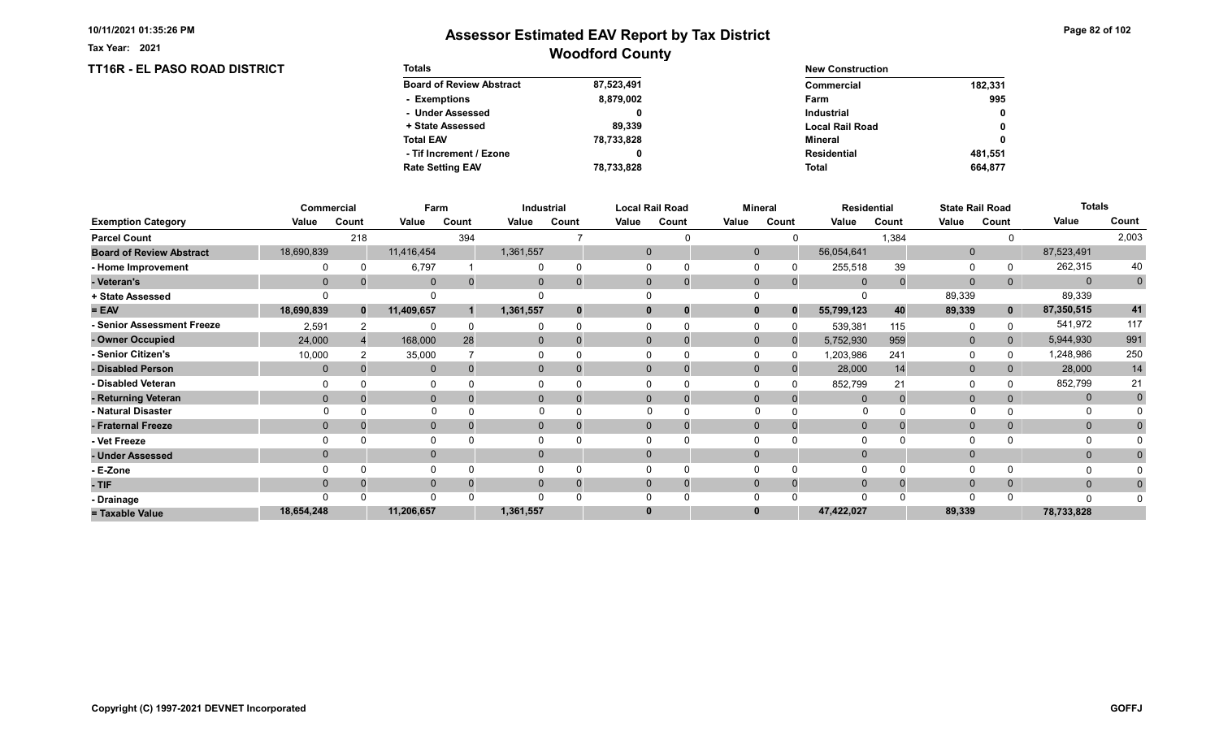Tax Year: 2021

# Assessor Estimated EAV Report by Tax District
## Woodford County

### TT16R - EL PASO ROAD DISTRICT

| Totals | |
|---|---|
| Board of Review Abstract | 87,523,491 |
| - Exemptions | 8,879,002 |
| - Under Assessed | 0 |
| + State Assessed | 89,339 |
| Total EAV | 78,733,828 |
| - Tif Increment / Ezone | 0 |
| Rate Setting EAV | 78,733,828 |

| New Construction | |
|---|---|
| Commercial | 182,331 |
| Farm | 995 |
| Industrial | 0 |
| Local Rail Road | 0 |
| Mineral | 0 |
| Residential | 481,551 |
| Total | 664,877 |

| | Commercial | | Farm | | Industrial | | Local Rail Road | | Mineral | | Residential | | State Rail Road | | Totals | |
|---|---|---|---|---|---|---|---|---|---|---|---|---|---|---|---|---|
| Exemption Category | Value | Count | Value | Count | Value | Count | Value | Count | Value | Count | Value | Count | Value | Count | Value | Count |
| Parcel Count | | 218 | | 394 | | 7 | | 0 | | 0 | | 1,384 | | 0 | | 2,003 |
| Board of Review Abstract | 18,690,839 | | 11,416,454 | | 1,361,557 | | 0 | | 0 | | 56,054,641 | | 0 | | 87,523,491 | |
| - Home Improvement | 0 | 0 | 6,797 | 1 | 0 | 0 | 0 | 0 | 0 | 0 | 255,518 | 39 | 0 | 0 | 262,315 | 40 |
| - Veteran's | 0 | 0 | 0 | 0 | 0 | 0 | 0 | 0 | 0 | 0 | 0 | 0 | 0 | 0 | 0 | 0 |
| + State Assessed | 0 | | 0 | | 0 | | 0 | | 0 | | 0 | | 89,339 | | 89,339 | |
| = EAV | 18,690,839 | 0 | 11,409,657 | 1 | 1,361,557 | 0 | 0 | 0 | 0 | 0 | 55,799,123 | 40 | 89,339 | 0 | 87,350,515 | 41 |
| - Senior Assessment Freeze | 2,591 | 2 | 0 | 0 | 0 | 0 | 0 | 0 | 0 | 0 | 539,381 | 115 | 0 | 0 | 541,972 | 117 |
| - Owner Occupied | 24,000 | 4 | 168,000 | 28 | 0 | 0 | 0 | 0 | 0 | 0 | 5,752,930 | 959 | 0 | 0 | 5,944,930 | 991 |
| - Senior Citizen's | 10,000 | 2 | 35,000 | 7 | 0 | 0 | 0 | 0 | 0 | 0 | 1,203,986 | 241 | 0 | 0 | 1,248,986 | 250 |
| - Disabled Person | 0 | 0 | 0 | 0 | 0 | 0 | 0 | 0 | 0 | 0 | 28,000 | 14 | 0 | 0 | 28,000 | 14 |
| - Disabled Veteran | 0 | 0 | 0 | 0 | 0 | 0 | 0 | 0 | 0 | 0 | 852,799 | 21 | 0 | 0 | 852,799 | 21 |
| - Returning Veteran | 0 | 0 | 0 | 0 | 0 | 0 | 0 | 0 | 0 | 0 | 0 | 0 | 0 | 0 | 0 | 0 |
| - Natural Disaster | 0 | 0 | 0 | 0 | 0 | 0 | 0 | 0 | 0 | 0 | 0 | 0 | 0 | 0 | 0 | 0 |
| - Fraternal Freeze | 0 | 0 | 0 | 0 | 0 | 0 | 0 | 0 | 0 | 0 | 0 | 0 | 0 | 0 | 0 | 0 |
| - Vet Freeze | 0 | 0 | 0 | 0 | 0 | 0 | 0 | 0 | 0 | 0 | 0 | 0 | 0 | 0 | 0 | 0 |
| - Under Assessed | 0 | | 0 | | 0 | | 0 | | 0 | | 0 | | 0 | | 0 | 0 |
| - E-Zone | 0 | 0 | 0 | 0 | 0 | 0 | 0 | 0 | 0 | 0 | 0 | 0 | 0 | 0 | 0 | 0 |
| - TIF | 0 | 0 | 0 | 0 | 0 | 0 | 0 | 0 | 0 | 0 | 0 | 0 | 0 | 0 | 0 | 0 |
| - Drainage | 0 | 0 | 0 | 0 | 0 | 0 | 0 | 0 | 0 | 0 | 0 | 0 | 0 | 0 | 0 | 0 |
| = Taxable Value | 18,654,248 | | 11,206,657 | | 1,361,557 | | 0 | | 0 | | 47,422,027 | | 89,339 | | 78,733,828 | |

Copyright (C) 1997-2021 DEVNET Incorporated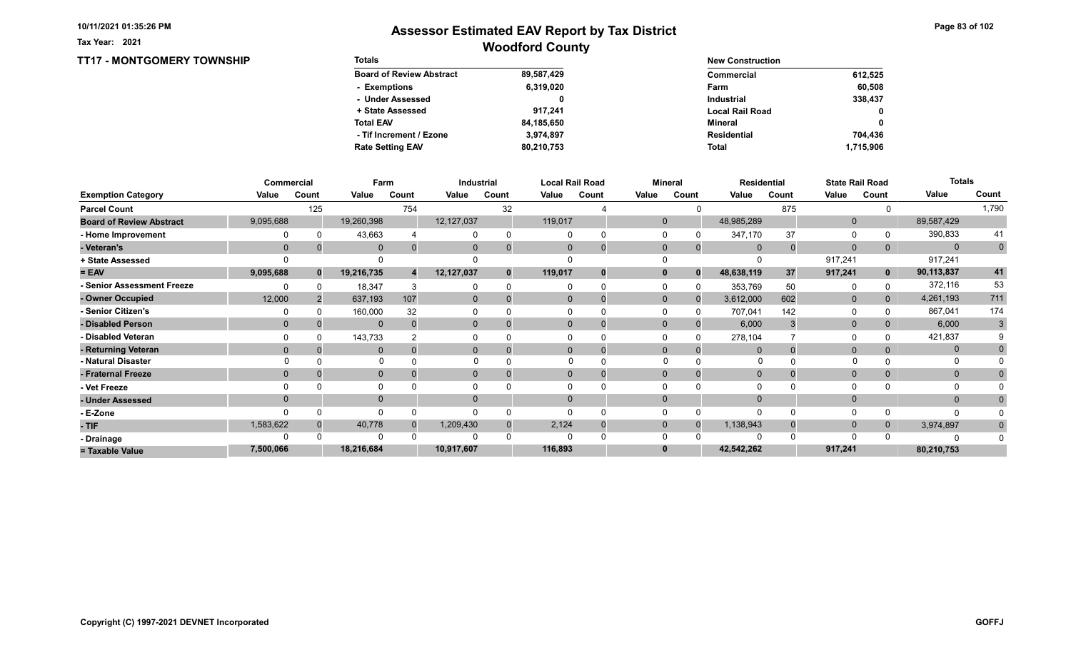# Assessor Estimated EAV Report by Tax District

## Woodford County

Tax Year: 2021

## TT17 - MONTGOMERY TOWNSHIP

| Totals | |
|---|---|
| Board of Review Abstract | 89,587,429 |
| - Exemptions | 6,319,020 |
| - Under Assessed | 0 |
| + State Assessed | 917,241 |
| Total EAV | 84,185,650 |
| - Tif Increment / Ezone | 3,974,897 |
| Rate Setting EAV | 80,210,753 |

| New Construction | |
|---|---|
| Commercial | 612,525 |
| Farm | 60,508 |
| Industrial | 338,437 |
| Local Rail Road | 0 |
| Mineral | 0 |
| Residential | 704,436 |
| Total | 1,715,906 |

| | Commercial | | Farm | | Industrial | | Local Rail Road | | Mineral | | Residential | | State Rail Road | | Totals | |
|---|---|---|---|---|---|---|---|---|---|---|---|---|---|---|---|---|
| Exemption Category | Value | Count | Value | Count | Value | Count | Value | Count | Value | Count | Value | Count | Value | Count | Value | Count |
| Parcel Count | | 125 | | 754 | | 32 | | 4 | | 0 | | 875 | | 0 | | 1,790 |
| Board of Review Abstract | 9,095,688 | | 19,260,398 | | 12,127,037 | | 119,017 | | 0 | | 48,985,289 | | 0 | | 89,587,429 | |
| - Home Improvement | 0 | 0 | 43,663 | 4 | 0 | 0 | 0 | 0 | 0 | 0 | 347,170 | 37 | 0 | 0 | 390,833 | 41 |
| - Veteran's | 0 | 0 | 0 | 0 | 0 | 0 | 0 | 0 | 0 | 0 | 0 | 0 | 0 | 0 | 0 | 0 |
| + State Assessed | 0 | | 0 | | 0 | | 0 | | 0 | | 0 | | 917,241 | | 917,241 | |
| = EAV | 9,095,688 | 0 | 19,216,735 | 4 | 12,127,037 | 0 | 119,017 | 0 | 0 | 0 | 48,638,119 | 37 | 917,241 | 0 | 90,113,837 | 41 |
| - Senior Assessment Freeze | 0 | 0 | 18,347 | 3 | 0 | 0 | 0 | 0 | 0 | 0 | 353,769 | 50 | 0 | 0 | 372,116 | 53 |
| - Owner Occupied | 12,000 | 2 | 637,193 | 107 | 0 | 0 | 0 | 0 | 0 | 0 | 3,612,000 | 602 | 0 | 0 | 4,261,193 | 711 |
| - Senior Citizen's | 0 | 0 | 160,000 | 32 | 0 | 0 | 0 | 0 | 0 | 0 | 707,041 | 142 | 0 | 0 | 867,041 | 174 |
| - Disabled Person | 0 | 0 | 0 | 0 | 0 | 0 | 0 | 0 | 0 | 0 | 6,000 | 3 | 0 | 0 | 6,000 | 3 |
| - Disabled Veteran | 0 | 0 | 143,733 | 2 | 0 | 0 | 0 | 0 | 0 | 0 | 278,104 | 7 | 0 | 0 | 421,837 | 9 |
| - Returning Veteran | 0 | 0 | 0 | 0 | 0 | 0 | 0 | 0 | 0 | 0 | 0 | 0 | 0 | 0 | 0 | 0 |
| - Natural Disaster | 0 | 0 | 0 | 0 | 0 | 0 | 0 | 0 | 0 | 0 | 0 | 0 | 0 | 0 | 0 | 0 |
| - Fraternal Freeze | 0 | 0 | 0 | 0 | 0 | 0 | 0 | 0 | 0 | 0 | 0 | 0 | 0 | 0 | 0 | 0 |
| - Vet Freeze | 0 | 0 | 0 | 0 | 0 | 0 | 0 | 0 | 0 | 0 | 0 | 0 | 0 | 0 | 0 | 0 |
| - Under Assessed | 0 | | 0 | | 0 | | 0 | | 0 | | 0 | | 0 | | 0 | 0 |
| - E-Zone | 0 | 0 | 0 | 0 | 0 | 0 | 0 | 0 | 0 | 0 | 0 | 0 | 0 | 0 | 0 | 0 |
| - TIF | 1,583,622 | 0 | 40,778 | 0 | 1,209,430 | 0 | 2,124 | 0 | 0 | 0 | 1,138,943 | 0 | 0 | 0 | 3,974,897 | 0 |
| - Drainage | 0 | 0 | 0 | 0 | 0 | 0 | 0 | 0 | 0 | 0 | 0 | 0 | 0 | 0 | 0 | 0 |
| = Taxable Value | 7,500,066 | | 18,216,684 | | 10,917,607 | | 116,893 | | 0 | | 42,542,262 | | 917,241 | | 80,210,753 | |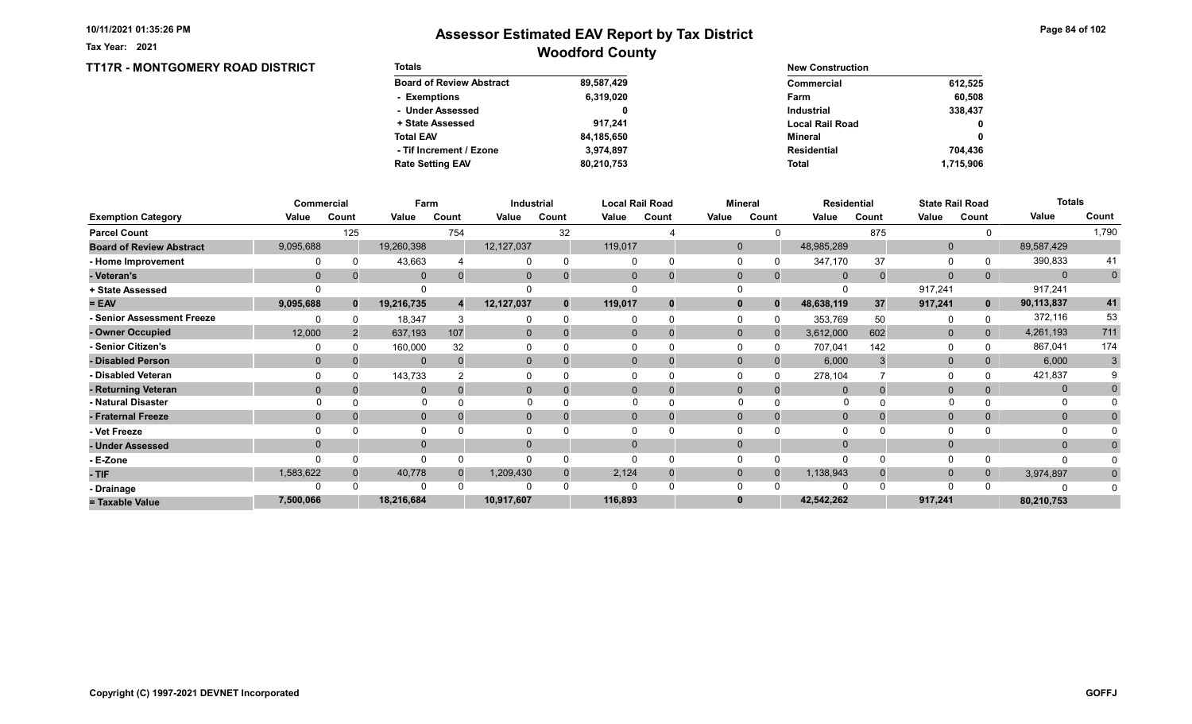Tax Year: 2021

# Assessor Estimated EAV Report by Tax District

## Woodford County

### TT17R - MONTGOMERY ROAD DISTRICT

| Totals | |
|---|---|
| Board of Review Abstract | 89,587,429 |
| - Exemptions | 6,319,020 |
| - Under Assessed | 0 |
| + State Assessed | 917,241 |
| Total EAV | 84,185,650 |
| - Tif Increment / Ezone | 3,974,897 |
| Rate Setting EAV | 80,210,753 |

| New Construction | |
|---|---|
| Commercial | 612,525 |
| Farm | 60,508 |
| Industrial | 338,437 |
| Local Rail Road | 0 |
| Mineral | 0 |
| Residential | 704,436 |
| Total | 1,715,906 |

| | Commercial | | Farm | | Industrial | | Local Rail Road | | Mineral | | Residential | | State Rail Road | | Totals | |
|---|---|---|---|---|---|---|---|---|---|---|---|---|---|---|---|---|
| Exemption Category | Value | Count | Value | Count | Value | Count | Value | Count | Value | Count | Value | Count | Value | Count | Value | Count |
| Parcel Count | | 125 | | 754 | | 32 | | 4 | | 0 | | 875 | | 0 | | 1,790 |
| Board of Review Abstract | 9,095,688 | | 19,260,398 | | 12,127,037 | | 119,017 | | 0 | | 48,985,289 | | 0 | | 89,587,429 | |
| - Home Improvement | 0 | 0 | 43,663 | 4 | 0 | 0 | 0 | 0 | 0 | 0 | 347,170 | 37 | 0 | 0 | 390,833 | 41 |
| - Veteran's | 0 | 0 | 0 | 0 | 0 | 0 | 0 | 0 | 0 | 0 | 0 | 0 | 0 | 0 | 0 | 0 |
| + State Assessed | 0 | | 0 | | 0 | | 0 | | 0 | | 0 | | 917,241 | | 917,241 | |
| = EAV | 9,095,688 | 0 | 19,216,735 | 4 | 12,127,037 | 0 | 119,017 | 0 | 0 | 0 | 48,638,119 | 37 | 917,241 | 0 | 90,113,837 | 41 |
| - Senior Assessment Freeze | 0 | 0 | 18,347 | 3 | 0 | 0 | 0 | 0 | 0 | 0 | 353,769 | 50 | 0 | 0 | 372,116 | 53 |
| - Owner Occupied | 12,000 | 2 | 637,193 | 107 | 0 | 0 | 0 | 0 | 0 | 0 | 3,612,000 | 602 | 0 | 0 | 4,261,193 | 711 |
| - Senior Citizen's | 0 | 0 | 160,000 | 32 | 0 | 0 | 0 | 0 | 0 | 0 | 707,041 | 142 | 0 | 0 | 867,041 | 174 |
| - Disabled Person | 0 | 0 | 0 | 0 | 0 | 0 | 0 | 0 | 0 | 0 | 6,000 | 3 | 0 | 0 | 6,000 | 3 |
| - Disabled Veteran | 0 | 0 | 143,733 | 2 | 0 | 0 | 0 | 0 | 0 | 0 | 278,104 | 7 | 0 | 0 | 421,837 | 9 |
| - Returning Veteran | 0 | 0 | 0 | 0 | 0 | 0 | 0 | 0 | 0 | 0 | 0 | 0 | 0 | 0 | 0 | 0 |
| - Natural Disaster | 0 | 0 | 0 | 0 | 0 | 0 | 0 | 0 | 0 | 0 | 0 | 0 | 0 | 0 | 0 | 0 |
| - Fraternal Freeze | 0 | 0 | 0 | 0 | 0 | 0 | 0 | 0 | 0 | 0 | 0 | 0 | 0 | 0 | 0 | 0 |
| - Vet Freeze | 0 | 0 | 0 | 0 | 0 | 0 | 0 | 0 | 0 | 0 | 0 | 0 | 0 | 0 | 0 | 0 |
| - Under Assessed | 0 | | 0 | | 0 | | 0 | | 0 | | 0 | | 0 | | 0 | 0 |
| - E-Zone | 0 | 0 | 0 | 0 | 0 | 0 | 0 | 0 | 0 | 0 | 0 | 0 | 0 | 0 | 0 | 0 |
| - TIF | 1,583,622 | 0 | 40,778 | 0 | 1,209,430 | 0 | 2,124 | 0 | 0 | 0 | 1,138,943 | 0 | 0 | 0 | 3,974,897 | 0 |
| - Drainage | 0 | 0 | 0 | 0 | 0 | 0 | 0 | 0 | 0 | 0 | 0 | 0 | 0 | 0 | 0 | 0 |
| = Taxable Value | 7,500,066 | | 18,216,684 | | 10,917,607 | | 116,893 | | 0 | | 42,542,262 | | 917,241 | | 80,210,753 | |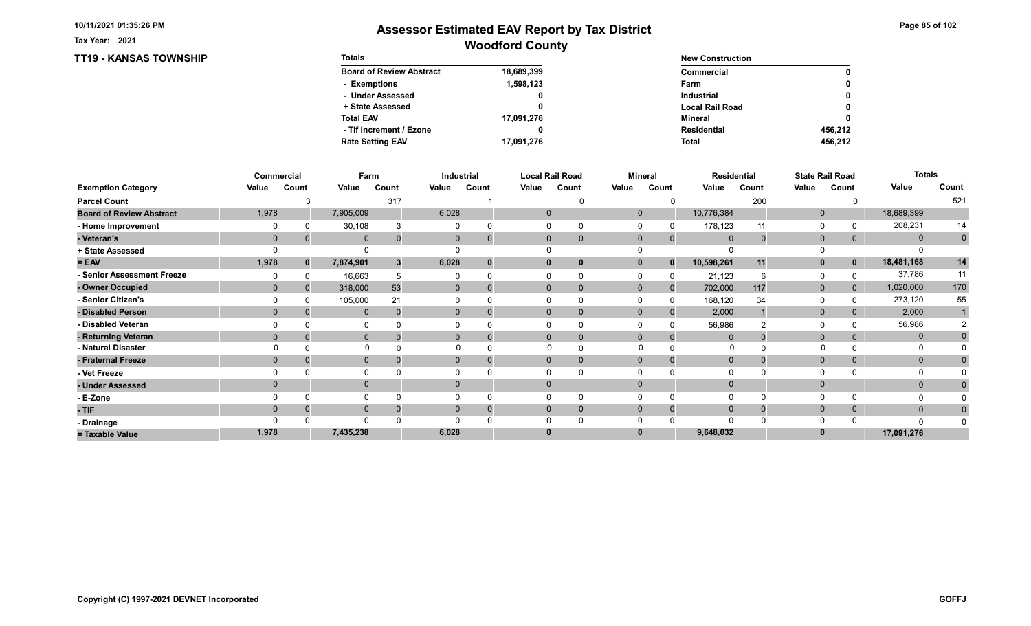Tax Year: 2021

# Assessor Estimated EAV Report by Tax District

## Woodford County

### TT19 - KANSAS TOWNSHIP

| Totals | |
|---|---|
| Board of Review Abstract | 18,689,399 |
| - Exemptions | 1,598,123 |
| - Under Assessed | 0 |
| + State Assessed | 0 |
| Total EAV | 17,091,276 |
| - Tif Increment / Ezone | 0 |
| Rate Setting EAV | 17,091,276 |

| New Construction | |
|---|---|
| Commercial | 0 |
| Farm | 0 |
| Industrial | 0 |
| Local Rail Road | 0 |
| Mineral | 0 |
| Residential | 456,212 |
| Total | 456,212 |

| | Commercial | | Farm | | Industrial | | Local Rail Road | | Mineral | | Residential | | State Rail Road | | Totals | |
|---|---|---|---|---|---|---|---|---|---|---|---|---|---|---|---|---|
| Exemption Category | Value | Count | Value | Count | Value | Count | Value | Count | Value | Count | Value | Count | Value | Count | Value | Count |
| Parcel Count | | 3 | | 317 | | 1 | | 0 | | 0 | | 200 | | 0 | | 521 |
| Board of Review Abstract | 1,978 | | 7,905,009 | | 6,028 | | 0 | | 0 | | 10,776,384 | | 0 | | 18,689,399 | |
| - Home Improvement | 0 | 0 | 30,108 | 3 | 0 | 0 | 0 | 0 | 0 | 0 | 178,123 | 11 | 0 | 0 | 208,231 | 14 |
| - Veteran's | 0 | 0 | 0 | 0 | 0 | 0 | 0 | 0 | 0 | 0 | 0 | 0 | 0 | 0 | 0 | 0 |
| + State Assessed | 0 | | 0 | | 0 | | 0 | | 0 | | 0 | | 0 | | 0 | |
| = EAV | 1,978 | 0 | 7,874,901 | 3 | 6,028 | 0 | 0 | 0 | 0 | 0 | 10,598,261 | 11 | 0 | 0 | 18,481,168 | 14 |
| - Senior Assessment Freeze | 0 | 0 | 16,663 | 5 | 0 | 0 | 0 | 0 | 0 | 0 | 21,123 | 6 | 0 | 0 | 37,786 | 11 |
| - Owner Occupied | 0 | 0 | 318,000 | 53 | 0 | 0 | 0 | 0 | 0 | 0 | 702,000 | 117 | 0 | 0 | 1,020,000 | 170 |
| - Senior Citizen's | 0 | 0 | 105,000 | 21 | 0 | 0 | 0 | 0 | 0 | 0 | 168,120 | 34 | 0 | 0 | 273,120 | 55 |
| - Disabled Person | 0 | 0 | 0 | 0 | 0 | 0 | 0 | 0 | 0 | 0 | 2,000 | 1 | 0 | 0 | 2,000 | 1 |
| - Disabled Veteran | 0 | 0 | 0 | 0 | 0 | 0 | 0 | 0 | 0 | 0 | 56,986 | 2 | 0 | 0 | 56,986 | 2 |
| - Returning Veteran | 0 | 0 | 0 | 0 | 0 | 0 | 0 | 0 | 0 | 0 | 0 | 0 | 0 | 0 | 0 | 0 |
| - Natural Disaster | 0 | 0 | 0 | 0 | 0 | 0 | 0 | 0 | 0 | 0 | 0 | 0 | 0 | 0 | 0 | 0 |
| - Fraternal Freeze | 0 | 0 | 0 | 0 | 0 | 0 | 0 | 0 | 0 | 0 | 0 | 0 | 0 | 0 | 0 | 0 |
| - Vet Freeze | 0 | 0 | 0 | 0 | 0 | 0 | 0 | 0 | 0 | 0 | 0 | 0 | 0 | 0 | 0 | 0 |
| - Under Assessed | 0 | | 0 | | 0 | | 0 | | 0 | | 0 | | 0 | | 0 | 0 |
| - E-Zone | 0 | 0 | 0 | 0 | 0 | 0 | 0 | 0 | 0 | 0 | 0 | 0 | 0 | 0 | 0 | 0 |
| - TIF | 0 | 0 | 0 | 0 | 0 | 0 | 0 | 0 | 0 | 0 | 0 | 0 | 0 | 0 | 0 | 0 |
| - Drainage | 0 | 0 | 0 | 0 | 0 | 0 | 0 | 0 | 0 | 0 | 0 | 0 | 0 | 0 | 0 | 0 |
| = Taxable Value | 1,978 | | 7,435,238 | | 6,028 | | 0 | | 0 | | 9,648,032 | | 0 | | 17,091,276 | |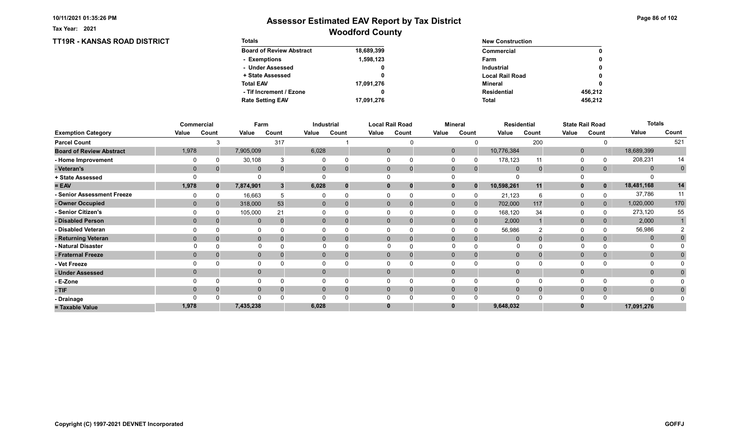Tax Year: 2021

# Assessor Estimated EAV Report by Tax District
## Woodford County

### TT19R - KANSAS ROAD DISTRICT

| Totals | |
|---|---|
| Board of Review Abstract | 18,689,399 |
| - Exemptions | 1,598,123 |
| - Under Assessed | 0 |
| + State Assessed | 0 |
| Total EAV | 17,091,276 |
| - Tif Increment / Ezone | 0 |
| Rate Setting EAV | 17,091,276 |

| New Construction | |
|---|---|
| Commercial | 0 |
| Farm | 0 |
| Industrial | 0 |
| Local Rail Road | 0 |
| Mineral | 0 |
| Residential | 456,212 |
| Total | 456,212 |

| | Commercial | | Farm | | Industrial | | Local Rail Road | | Mineral | | Residential | | State Rail Road | | Totals | |
|---|---|---|---|---|---|---|---|---|---|---|---|---|---|---|---|---|
| Exemption Category | Value | Count | Value | Count | Value | Count | Value | Count | Value | Count | Value | Count | Value | Count | Value | Count |
| Parcel Count | | 3 | | 317 | | 1 | | 0 | | 0 | | 200 | | 0 | | 521 |
| Board of Review Abstract | 1,978 | | 7,905,009 | | 6,028 | | 0 | | 0 | | 10,776,384 | | 0 | | 18,689,399 | |
| - Home Improvement | 0 | 0 | 30,108 | 3 | 0 | 0 | 0 | 0 | 0 | 0 | 178,123 | 11 | 0 | 0 | 208,231 | 14 |
| - Veteran's | 0 | 0 | 0 | 0 | 0 | 0 | 0 | 0 | 0 | 0 | 0 | 0 | 0 | 0 | 0 | 0 |
| + State Assessed | 0 | | 0 | | 0 | | 0 | | 0 | | 0 | | 0 | | 0 | |
| = EAV | 1,978 | 0 | 7,874,901 | 3 | 6,028 | 0 | 0 | 0 | 0 | 0 | 10,598,261 | 11 | 0 | 0 | 18,481,168 | 14 |
| - Senior Assessment Freeze | 0 | 0 | 16,663 | 5 | 0 | 0 | 0 | 0 | 0 | 0 | 21,123 | 6 | 0 | 0 | 37,786 | 11 |
| - Owner Occupied | 0 | 0 | 318,000 | 53 | 0 | 0 | 0 | 0 | 0 | 0 | 702,000 | 117 | 0 | 0 | 1,020,000 | 170 |
| - Senior Citizen's | 0 | 0 | 105,000 | 21 | 0 | 0 | 0 | 0 | 0 | 0 | 168,120 | 34 | 0 | 0 | 273,120 | 55 |
| - Disabled Person | 0 | 0 | 0 | 0 | 0 | 0 | 0 | 0 | 0 | 0 | 2,000 | 1 | 0 | 0 | 2,000 | 1 |
| - Disabled Veteran | 0 | 0 | 0 | 0 | 0 | 0 | 0 | 0 | 0 | 0 | 56,986 | 2 | 0 | 0 | 56,986 | 2 |
| - Returning Veteran | 0 | 0 | 0 | 0 | 0 | 0 | 0 | 0 | 0 | 0 | 0 | 0 | 0 | 0 | 0 | 0 |
| - Natural Disaster | 0 | 0 | 0 | 0 | 0 | 0 | 0 | 0 | 0 | 0 | 0 | 0 | 0 | 0 | 0 | 0 |
| - Fraternal Freeze | 0 | 0 | 0 | 0 | 0 | 0 | 0 | 0 | 0 | 0 | 0 | 0 | 0 | 0 | 0 | 0 |
| - Vet Freeze | 0 | 0 | 0 | 0 | 0 | 0 | 0 | 0 | 0 | 0 | 0 | 0 | 0 | 0 | 0 | 0 |
| - Under Assessed | 0 | | 0 | | 0 | | 0 | | 0 | | 0 | | 0 | | 0 | 0 |
| - E-Zone | 0 | 0 | 0 | 0 | 0 | 0 | 0 | 0 | 0 | 0 | 0 | 0 | 0 | 0 | 0 | 0 |
| - TIF | 0 | 0 | 0 | 0 | 0 | 0 | 0 | 0 | 0 | 0 | 0 | 0 | 0 | 0 | 0 | 0 |
| - Drainage | 0 | 0 | 0 | 0 | 0 | 0 | 0 | 0 | 0 | 0 | 0 | 0 | 0 | 0 | 0 | 0 |
| = Taxable Value | 1,978 | | 7,435,238 | | 6,028 | | 0 | | 0 | | 9,648,032 | | 0 | | 17,091,276 | |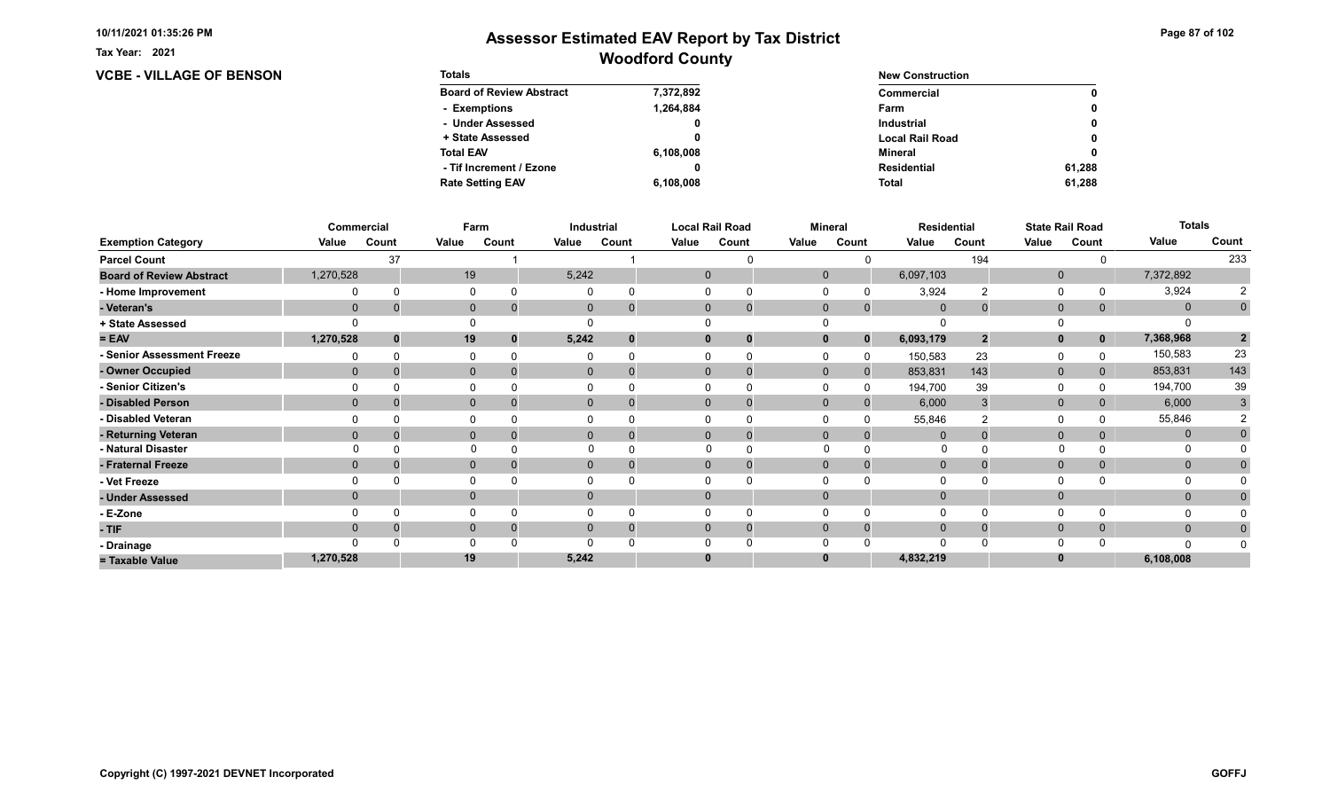Tax Year: 2021

# Assessor Estimated EAV Report by Tax District

## Woodford County

### VCBE - VILLAGE OF BENSON

| Totals | |
|---|---|
| Board of Review Abstract | 7,372,892 |
| - Exemptions | 1,264,884 |
| - Under Assessed | 0 |
| + State Assessed | 0 |
| Total EAV | 6,108,008 |
| - Tif Increment / Ezone | 0 |
| Rate Setting EAV | 6,108,008 |

| New Construction | |
|---|---|
| Commercial | 0 |
| Farm | 0 |
| Industrial | 0 |
| Local Rail Road | 0 |
| Mineral | 0 |
| Residential | 61,288 |
| Total | 61,288 |

| | Commercial | | Farm | | Industrial | | Local Rail Road | | Mineral | | Residential | | State Rail Road | | Totals | |
|---|---|---|---|---|---|---|---|---|---|---|---|---|---|---|---|---|
| Exemption Category | Value | Count | Value | Count | Value | Count | Value | Count | Value | Count | Value | Count | Value | Count | Value | Count |
| Parcel Count | | 37 | | 1 | | 1 | | 0 | | 0 | | 194 | | 0 | | 233 |
| Board of Review Abstract | 1,270,528 | | 19 | | 5,242 | | 0 | | 0 | | 6,097,103 | | 0 | | 7,372,892 | |
| - Home Improvement | 0 | 0 | 0 | 0 | 0 | 0 | 0 | 0 | 0 | 0 | 3,924 | 2 | 0 | 0 | 3,924 | 2 |
| - Veteran's | 0 | 0 | 0 | 0 | 0 | 0 | 0 | 0 | 0 | 0 | 0 | 0 | 0 | 0 | 0 | 0 |
| + State Assessed | 0 | | 0 | | 0 | | 0 | | 0 | | 0 | | 0 | | 0 | |
| = EAV | 1,270,528 | 0 | 19 | 0 | 5,242 | 0 | 0 | 0 | 0 | 0 | 6,093,179 | 2 | 0 | 0 | 7,368,968 | 2 |
| - Senior Assessment Freeze | 0 | 0 | 0 | 0 | 0 | 0 | 0 | 0 | 0 | 0 | 150,583 | 23 | 0 | 0 | 150,583 | 23 |
| - Owner Occupied | 0 | 0 | 0 | 0 | 0 | 0 | 0 | 0 | 0 | 0 | 853,831 | 143 | 0 | 0 | 853,831 | 143 |
| - Senior Citizen's | 0 | 0 | 0 | 0 | 0 | 0 | 0 | 0 | 0 | 0 | 194,700 | 39 | 0 | 0 | 194,700 | 39 |
| - Disabled Person | 0 | 0 | 0 | 0 | 0 | 0 | 0 | 0 | 0 | 0 | 6,000 | 3 | 0 | 0 | 6,000 | 3 |
| - Disabled Veteran | 0 | 0 | 0 | 0 | 0 | 0 | 0 | 0 | 0 | 0 | 55,846 | 2 | 0 | 0 | 55,846 | 2 |
| - Returning Veteran | 0 | 0 | 0 | 0 | 0 | 0 | 0 | 0 | 0 | 0 | 0 | 0 | 0 | 0 | 0 | 0 |
| - Natural Disaster | 0 | 0 | 0 | 0 | 0 | 0 | 0 | 0 | 0 | 0 | 0 | 0 | 0 | 0 | 0 | 0 |
| - Fraternal Freeze | 0 | 0 | 0 | 0 | 0 | 0 | 0 | 0 | 0 | 0 | 0 | 0 | 0 | 0 | 0 | 0 |
| - Vet Freeze | 0 | 0 | 0 | 0 | 0 | 0 | 0 | 0 | 0 | 0 | 0 | 0 | 0 | 0 | 0 | 0 |
| - Under Assessed | 0 | | 0 | | 0 | | 0 | | 0 | | 0 | | 0 | | 0 | 0 |
| - E-Zone | 0 | 0 | 0 | 0 | 0 | 0 | 0 | 0 | 0 | 0 | 0 | 0 | 0 | 0 | 0 | 0 |
| - TIF | 0 | 0 | 0 | 0 | 0 | 0 | 0 | 0 | 0 | 0 | 0 | 0 | 0 | 0 | 0 | 0 |
| - Drainage | 0 | 0 | 0 | 0 | 0 | 0 | 0 | 0 | 0 | 0 | 0 | 0 | 0 | 0 | 0 | 0 |
| = Taxable Value | 1,270,528 | | 19 | | 5,242 | | 0 | | 0 | | 4,832,219 | | 0 | | 6,108,008 | |

Copyright (C) 1997-2021 DEVNET Incorporated

GOFFJ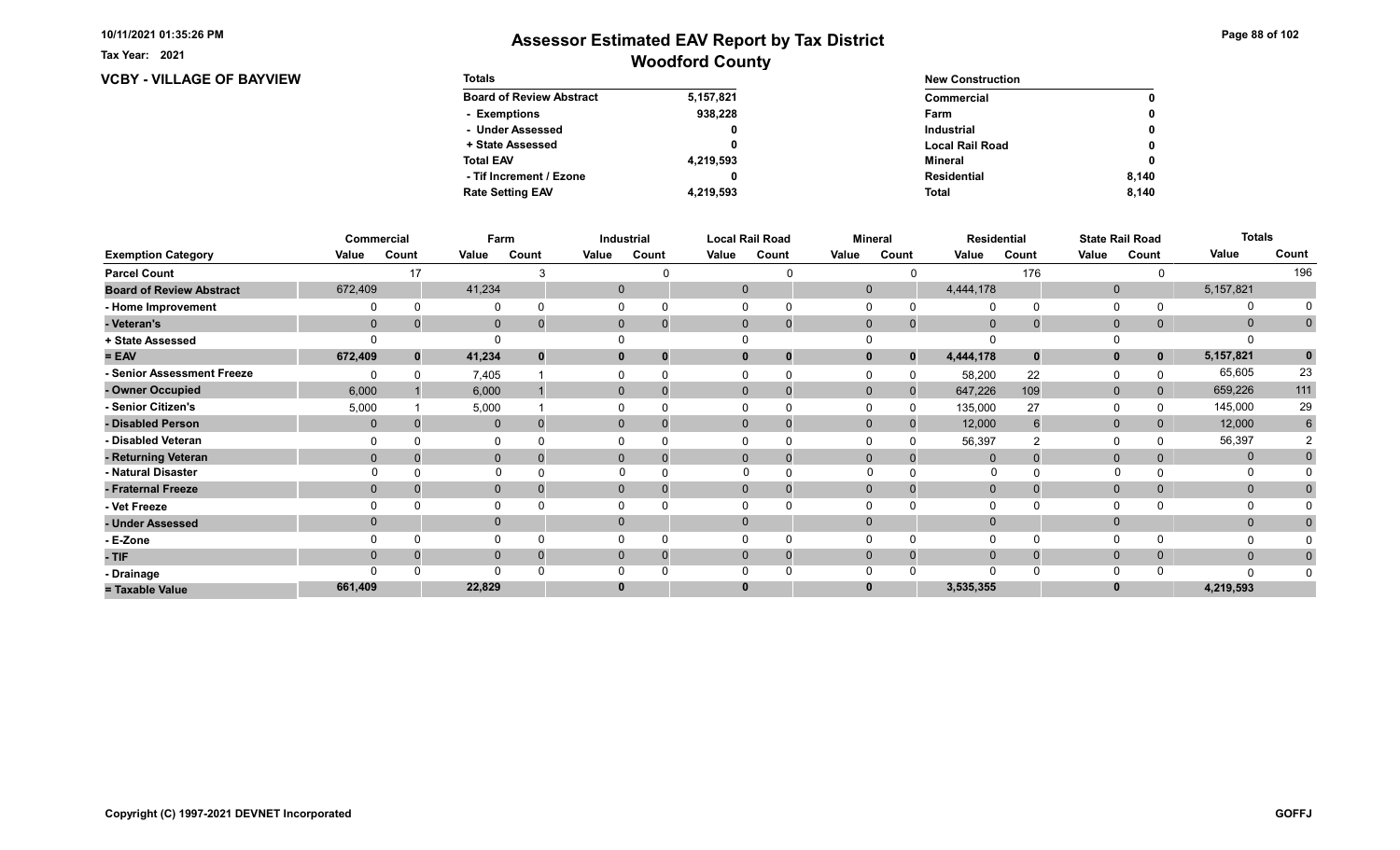# Assessor Estimated EAV Report by Tax District

## Woodford County

Tax Year: 2021

### VCBY - VILLAGE OF BAYVIEW

| Totals | |
|---|---|
| Board of Review Abstract | 5,157,821 |
| - Exemptions | 938,228 |
| - Under Assessed | 0 |
| + State Assessed | 0 |
| Total EAV | 4,219,593 |
| - Tif Increment / Ezone | 0 |
| Rate Setting EAV | 4,219,593 |

| New Construction | |
|---|---|
| Commercial | 0 |
| Farm | 0 |
| Industrial | 0 |
| Local Rail Road | 0 |
| Mineral | 0 |
| Residential | 8,140 |
| Total | 8,140 |

| | Commercial | | Farm | | Industrial | | Local Rail Road | | Mineral | | Residential | | State Rail Road | | Totals | |
|---|---|---|---|---|---|---|---|---|---|---|---|---|---|---|---|---|
| Exemption Category | Value | Count | Value | Count | Value | Count | Value | Count | Value | Count | Value | Count | Value | Count | Value | Count |
| Parcel Count | | 17 | | 3 | | 0 | | 0 | | 0 | | 176 | | 0 | | 196 |
| Board of Review Abstract | 672,409 | | 41,234 | | 0 | | 0 | | 0 | | 4,444,178 | | 0 | | 5,157,821 | |
| - Home Improvement | 0 | 0 | 0 | 0 | 0 | 0 | 0 | 0 | 0 | 0 | 0 | 0 | 0 | 0 | 0 | 0 |
| - Veteran's | 0 | 0 | 0 | 0 | 0 | 0 | 0 | 0 | 0 | 0 | 0 | 0 | 0 | 0 | 0 | 0 |
| + State Assessed | 0 | | 0 | | 0 | | 0 | | 0 | | 0 | | 0 | | 0 | |
| = EAV | 672,409 | 0 | 41,234 | 0 | 0 | 0 | 0 | 0 | 0 | 0 | 4,444,178 | 0 | 0 | 0 | 5,157,821 | 0 |
| - Senior Assessment Freeze | 0 | 0 | 7,405 | 1 | 0 | 0 | 0 | 0 | 0 | 0 | 58,200 | 22 | 0 | 0 | 65,605 | 23 |
| - Owner Occupied | 6,000 | 1 | 6,000 | 1 | 0 | 0 | 0 | 0 | 0 | 0 | 647,226 | 109 | 0 | 0 | 659,226 | 111 |
| - Senior Citizen's | 5,000 | 1 | 5,000 | 1 | 0 | 0 | 0 | 0 | 0 | 0 | 135,000 | 27 | 0 | 0 | 145,000 | 29 |
| - Disabled Person | 0 | 0 | 0 | 0 | 0 | 0 | 0 | 0 | 0 | 0 | 12,000 | 6 | 0 | 0 | 12,000 | 6 |
| - Disabled Veteran | 0 | 0 | 0 | 0 | 0 | 0 | 0 | 0 | 0 | 0 | 56,397 | 2 | 0 | 0 | 56,397 | 2 |
| - Returning Veteran | 0 | 0 | 0 | 0 | 0 | 0 | 0 | 0 | 0 | 0 | 0 | 0 | 0 | 0 | 0 | 0 |
| - Natural Disaster | 0 | 0 | 0 | 0 | 0 | 0 | 0 | 0 | 0 | 0 | 0 | 0 | 0 | 0 | 0 | 0 |
| - Fraternal Freeze | 0 | 0 | 0 | 0 | 0 | 0 | 0 | 0 | 0 | 0 | 0 | 0 | 0 | 0 | 0 | 0 |
| - Vet Freeze | 0 | 0 | 0 | 0 | 0 | 0 | 0 | 0 | 0 | 0 | 0 | 0 | 0 | 0 | 0 | 0 |
| - Under Assessed | 0 | | 0 | | 0 | | 0 | | 0 | | 0 | | 0 | | 0 | 0 |
| - E-Zone | 0 | 0 | 0 | 0 | 0 | 0 | 0 | 0 | 0 | 0 | 0 | 0 | 0 | 0 | 0 | 0 |
| - TIF | 0 | 0 | 0 | 0 | 0 | 0 | 0 | 0 | 0 | 0 | 0 | 0 | 0 | 0 | 0 | 0 |
| - Drainage | 0 | 0 | 0 | 0 | 0 | 0 | 0 | 0 | 0 | 0 | 0 | 0 | 0 | 0 | 0 | 0 |
| = Taxable Value | 661,409 | | 22,829 | | 0 | | 0 | | 0 | | 3,535,355 | | 0 | | 4,219,593 | |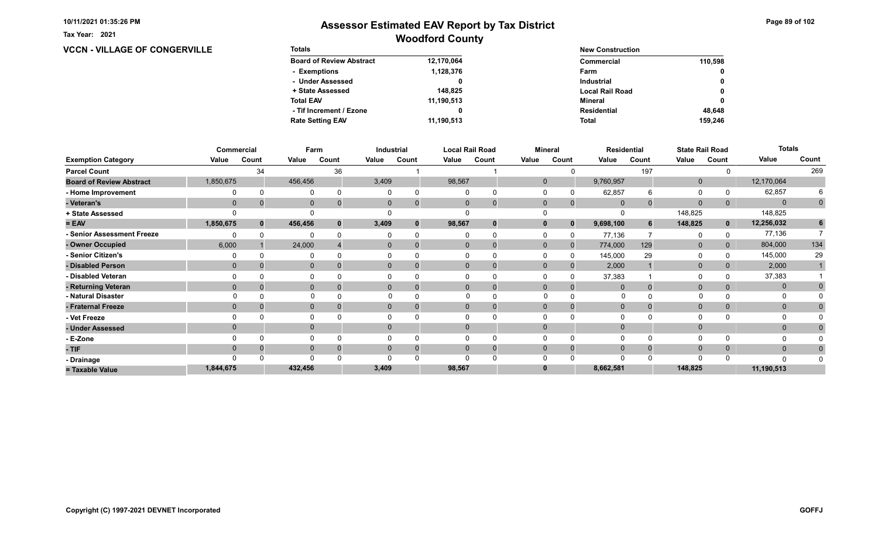10/11/2021 01:35:26 PM

Tax Year: 2021

# Assessor Estimated EAV Report by Tax District

## Woodford County

### VCCN - VILLAGE OF CONGERVILLE

| Totals | |
|---|---|
| Board of Review Abstract | 12,170,064 |
| - Exemptions | 1,128,376 |
| - Under Assessed | 0 |
| + State Assessed | 148,825 |
| Total EAV | 11,190,513 |
| - Tif Increment / Ezone | 0 |
| Rate Setting EAV | 11,190,513 |

| New Construction | |
|---|---|
| Commercial | 110,598 |
| Farm | 0 |
| Industrial | 0 |
| Local Rail Road | 0 |
| Mineral | 0 |
| Residential | 48,648 |
| Total | 159,246 |

| | Commercial | | Farm | | Industrial | | Local Rail Road | | Mineral | | Residential | | State Rail Road | | Totals | |
|---|---|---|---|---|---|---|---|---|---|---|---|---|---|---|---|---|
| Exemption Category | Value | Count | Value | Count | Value | Count | Value | Count | Value | Count | Value | Count | Value | Count | Value | Count |
| Parcel Count | | 34 | | 36 | | 1 | | 1 | | 0 | | 197 | | 0 | | 269 |
| Board of Review Abstract | 1,850,675 | | 456,456 | | 3,409 | | 98,567 | | 0 | | 9,760,957 | | 0 | | 12,170,064 | |
| - Home Improvement | 0 | 0 | 0 | 0 | 0 | 0 | 0 | 0 | 0 | 0 | 62,857 | 6 | 0 | 0 | 62,857 | 6 |
| - Veteran's | 0 | 0 | 0 | 0 | 0 | 0 | 0 | 0 | 0 | 0 | 0 | 0 | 0 | 0 | 0 | 0 |
| + State Assessed | 0 | | 0 | | 0 | | 0 | | 0 | | 0 | | 148,825 | | 148,825 | |
| = EAV | 1,850,675 | 0 | 456,456 | 0 | 3,409 | 0 | 98,567 | 0 | 0 | 0 | 9,698,100 | 6 | 148,825 | 0 | 12,256,032 | 6 |
| - Senior Assessment Freeze | 0 | 0 | 0 | 0 | 0 | 0 | 0 | 0 | 0 | 0 | 77,136 | 7 | 0 | 0 | 77,136 | 7 |
| - Owner Occupied | 6,000 | 1 | 24,000 | 4 | 0 | 0 | 0 | 0 | 0 | 0 | 774,000 | 129 | 0 | 0 | 804,000 | 134 |
| - Senior Citizen's | 0 | 0 | 0 | 0 | 0 | 0 | 0 | 0 | 0 | 0 | 145,000 | 29 | 0 | 0 | 145,000 | 29 |
| - Disabled Person | 0 | 0 | 0 | 0 | 0 | 0 | 0 | 0 | 0 | 0 | 2,000 | 1 | 0 | 0 | 2,000 | 1 |
| - Disabled Veteran | 0 | 0 | 0 | 0 | 0 | 0 | 0 | 0 | 0 | 0 | 37,383 | 1 | 0 | 0 | 37,383 | 1 |
| - Returning Veteran | 0 | 0 | 0 | 0 | 0 | 0 | 0 | 0 | 0 | 0 | 0 | 0 | 0 | 0 | 0 | 0 |
| - Natural Disaster | 0 | 0 | 0 | 0 | 0 | 0 | 0 | 0 | 0 | 0 | 0 | 0 | 0 | 0 | 0 | 0 |
| - Fraternal Freeze | 0 | 0 | 0 | 0 | 0 | 0 | 0 | 0 | 0 | 0 | 0 | 0 | 0 | 0 | 0 | 0 |
| - Vet Freeze | 0 | 0 | 0 | 0 | 0 | 0 | 0 | 0 | 0 | 0 | 0 | 0 | 0 | 0 | 0 | 0 |
| - Under Assessed | 0 | | 0 | | 0 | | 0 | | 0 | | 0 | | 0 | | 0 | 0 |
| - E-Zone | 0 | 0 | 0 | 0 | 0 | 0 | 0 | 0 | 0 | 0 | 0 | 0 | 0 | 0 | 0 | 0 |
| - TIF | 0 | 0 | 0 | 0 | 0 | 0 | 0 | 0 | 0 | 0 | 0 | 0 | 0 | 0 | 0 | 0 |
| - Drainage | 0 | 0 | 0 | 0 | 0 | 0 | 0 | 0 | 0 | 0 | 0 | 0 | 0 | 0 | 0 | 0 |
| = Taxable Value | 1,844,675 | | 432,456 | | 3,409 | | 98,567 | | 0 | | 8,662,581 | | 148,825 | | 11,190,513 | |

Copyright (C) 1997-2021 DEVNET Incorporated

GOFFJ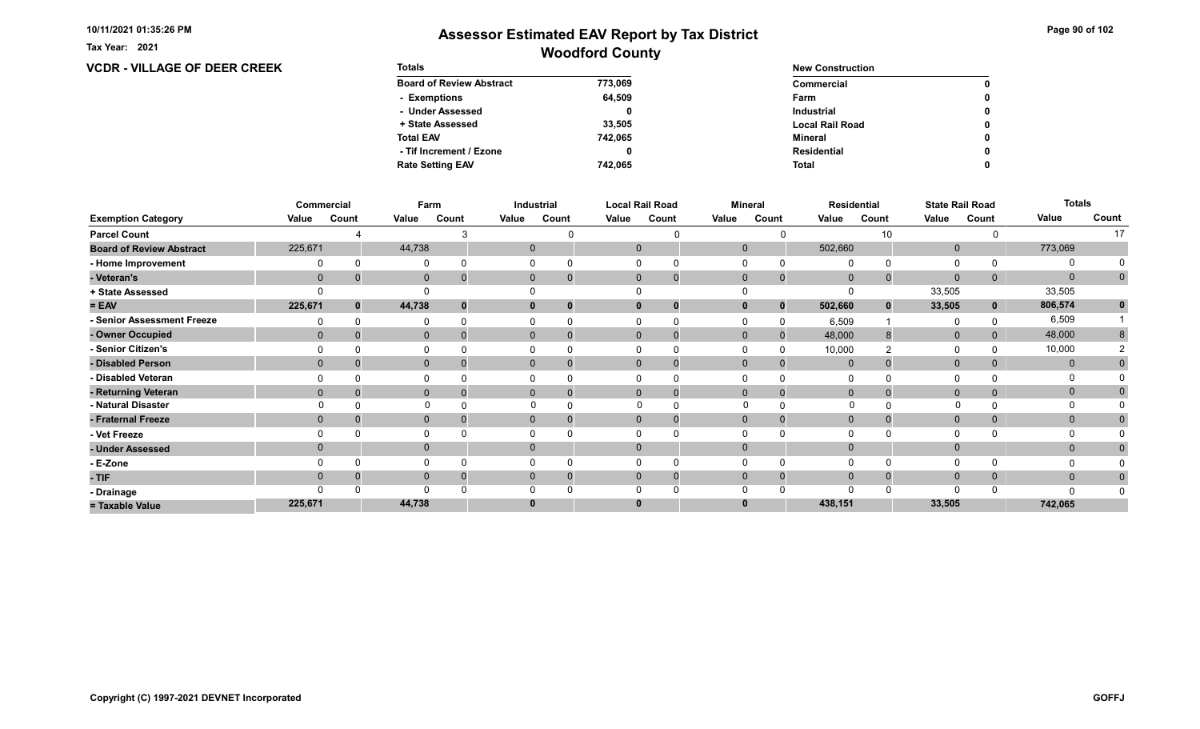Tax Year: 2021

# Assessor Estimated EAV Report by Tax District
## Woodford County

### VCDR - VILLAGE OF DEER CREEK

| Totals | |
|---|---|
| Board of Review Abstract | 773,069 |
| - Exemptions | 64,509 |
| - Under Assessed | 0 |
| + State Assessed | 33,505 |
| Total EAV | 742,065 |
| - Tif Increment / Ezone | 0 |
| Rate Setting EAV | 742,065 |

| New Construction | |
|---|---|
| Commercial | 0 |
| Farm | 0 |
| Industrial | 0 |
| Local Rail Road | 0 |
| Mineral | 0 |
| Residential | 0 |
| Total | 0 |

| | Commercial | | Farm | | Industrial | | Local Rail Road | | Mineral | | Residential | | State Rail Road | | Totals | |
|---|---|---|---|---|---|---|---|---|---|---|---|---|---|---|---|---|
| Exemption Category | Value | Count | Value | Count | Value | Count | Value | Count | Value | Count | Value | Count | Value | Count | Value | Count |
| Parcel Count | | 4 | | 3 | | 0 | | 0 | | 0 | | 10 | | 0 | | 17 |
| Board of Review Abstract | 225,671 | | 44,738 | | 0 | | 0 | | 0 | | 502,660 | | 0 | | 773,069 | |
| - Home Improvement | 0 | 0 | 0 | 0 | 0 | 0 | 0 | 0 | 0 | 0 | 0 | 0 | 0 | 0 | 0 | 0 |
| - Veteran's | 0 | 0 | 0 | 0 | 0 | 0 | 0 | 0 | 0 | 0 | 0 | 0 | 0 | 0 | 0 | 0 |
| + State Assessed | 0 | | 0 | | 0 | | 0 | | 0 | | 0 | | 33,505 | | 33,505 | |
| = EAV | 225,671 | 0 | 44,738 | 0 | 0 | 0 | 0 | 0 | 0 | 0 | 502,660 | 0 | 33,505 | 0 | 806,574 | 0 |
| - Senior Assessment Freeze | 0 | 0 | 0 | 0 | 0 | 0 | 0 | 0 | 0 | 0 | 6,509 | 1 | 0 | 0 | 6,509 | 1 |
| - Owner Occupied | 0 | 0 | 0 | 0 | 0 | 0 | 0 | 0 | 0 | 0 | 48,000 | 8 | 0 | 0 | 48,000 | 8 |
| - Senior Citizen's | 0 | 0 | 0 | 0 | 0 | 0 | 0 | 0 | 0 | 0 | 10,000 | 2 | 0 | 0 | 10,000 | 2 |
| - Disabled Person | 0 | 0 | 0 | 0 | 0 | 0 | 0 | 0 | 0 | 0 | 0 | 0 | 0 | 0 | 0 | 0 |
| - Disabled Veteran | 0 | 0 | 0 | 0 | 0 | 0 | 0 | 0 | 0 | 0 | 0 | 0 | 0 | 0 | 0 | 0 |
| - Returning Veteran | 0 | 0 | 0 | 0 | 0 | 0 | 0 | 0 | 0 | 0 | 0 | 0 | 0 | 0 | 0 | 0 |
| - Natural Disaster | 0 | 0 | 0 | 0 | 0 | 0 | 0 | 0 | 0 | 0 | 0 | 0 | 0 | 0 | 0 | 0 |
| - Fraternal Freeze | 0 | 0 | 0 | 0 | 0 | 0 | 0 | 0 | 0 | 0 | 0 | 0 | 0 | 0 | 0 | 0 |
| - Vet Freeze | 0 | 0 | 0 | 0 | 0 | 0 | 0 | 0 | 0 | 0 | 0 | 0 | 0 | 0 | 0 | 0 |
| - Under Assessed | 0 | | 0 | | 0 | | 0 | | 0 | | 0 | | 0 | | 0 | 0 |
| - E-Zone | 0 | 0 | 0 | 0 | 0 | 0 | 0 | 0 | 0 | 0 | 0 | 0 | 0 | 0 | 0 | 0 |
| - TIF | 0 | 0 | 0 | 0 | 0 | 0 | 0 | 0 | 0 | 0 | 0 | 0 | 0 | 0 | 0 | 0 |
| - Drainage | 0 | 0 | 0 | 0 | 0 | 0 | 0 | 0 | 0 | 0 | 0 | 0 | 0 | 0 | 0 | 0 |
| = Taxable Value | 225,671 | | 44,738 | | 0 | | 0 | | 0 | | 438,151 | | 33,505 | | 742,065 | |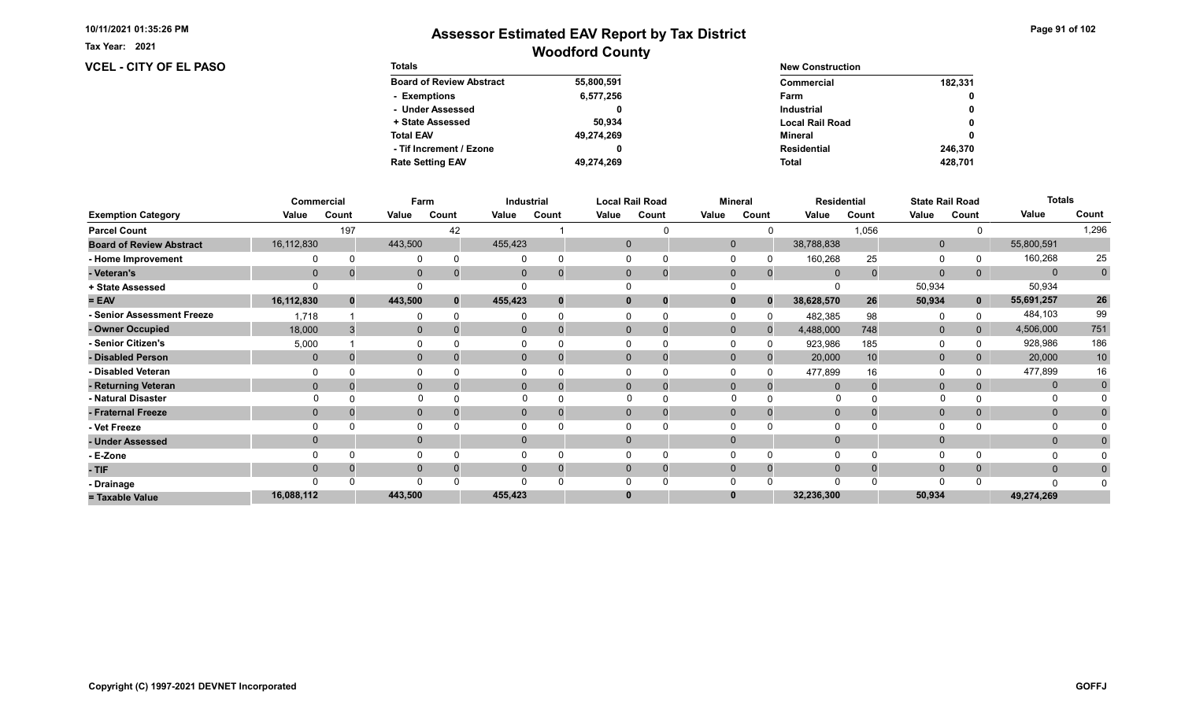# Assessor Estimated EAV Report by Tax District
## Woodford County

Tax Year: 2021

**VCEL - CITY OF EL PASO**

| Totals | |
|---|---|
| Board of Review Abstract | 55,800,591 |
| - Exemptions | 6,577,256 |
| - Under Assessed | 0 |
| + State Assessed | 50,934 |
| Total EAV | 49,274,269 |
| - Tif Increment / Ezone | 0 |
| Rate Setting EAV | 49,274,269 |

| New Construction | |
|---|---|
| Commercial | 182,331 |
| Farm | 0 |
| Industrial | 0 |
| Local Rail Road | 0 |
| Mineral | 0 |
| Residential | 246,370 |
| Total | 428,701 |

| | Commercial | | Farm | | Industrial | | Local Rail Road | | Mineral | | Residential | | State Rail Road | | Totals | |
|---|---|---|---|---|---|---|---|---|---|---|---|---|---|---|---|---|
| Exemption Category | Value | Count | Value | Count | Value | Count | Value | Count | Value | Count | Value | Count | Value | Count | Value | Count |
| Parcel Count | | 197 | | 42 | | 1 | | 0 | | 0 | | 1,056 | | 0 | | 1,296 |
| Board of Review Abstract | 16,112,830 | | 443,500 | | 455,423 | | 0 | | 0 | | 38,788,838 | | 0 | | 55,800,591 | |
| - Home Improvement | 0 | 0 | 0 | 0 | 0 | 0 | 0 | 0 | 0 | 0 | 160,268 | 25 | 0 | 0 | 160,268 | 25 |
| - Veteran's | 0 | 0 | 0 | 0 | 0 | 0 | 0 | 0 | 0 | 0 | 0 | 0 | 0 | 0 | 0 | 0 |
| + State Assessed | 0 | | 0 | | 0 | | 0 | | 0 | | 0 | | 50,934 | | 50,934 | |
| = EAV | 16,112,830 | 0 | 443,500 | 0 | 455,423 | 0 | 0 | 0 | 0 | 0 | 38,628,570 | 26 | 50,934 | 0 | 55,691,257 | 26 |
| - Senior Assessment Freeze | 1,718 | 1 | 0 | 0 | 0 | 0 | 0 | 0 | 0 | 0 | 482,385 | 98 | 0 | 0 | 484,103 | 99 |
| - Owner Occupied | 18,000 | 3 | 0 | 0 | 0 | 0 | 0 | 0 | 0 | 0 | 4,488,000 | 748 | 0 | 0 | 4,506,000 | 751 |
| - Senior Citizen's | 5,000 | 1 | 0 | 0 | 0 | 0 | 0 | 0 | 0 | 0 | 923,986 | 185 | 0 | 0 | 928,986 | 186 |
| - Disabled Person | 0 | 0 | 0 | 0 | 0 | 0 | 0 | 0 | 0 | 0 | 20,000 | 10 | 0 | 0 | 20,000 | 10 |
| - Disabled Veteran | 0 | 0 | 0 | 0 | 0 | 0 | 0 | 0 | 0 | 0 | 477,899 | 16 | 0 | 0 | 477,899 | 16 |
| - Returning Veteran | 0 | 0 | 0 | 0 | 0 | 0 | 0 | 0 | 0 | 0 | 0 | 0 | 0 | 0 | 0 | 0 |
| - Natural Disaster | 0 | 0 | 0 | 0 | 0 | 0 | 0 | 0 | 0 | 0 | 0 | 0 | 0 | 0 | 0 | 0 |
| - Fraternal Freeze | 0 | 0 | 0 | 0 | 0 | 0 | 0 | 0 | 0 | 0 | 0 | 0 | 0 | 0 | 0 | 0 |
| - Vet Freeze | 0 | 0 | 0 | 0 | 0 | 0 | 0 | 0 | 0 | 0 | 0 | 0 | 0 | 0 | 0 | 0 |
| - Under Assessed | 0 | | 0 | | 0 | | 0 | | 0 | | 0 | | 0 | | 0 | 0 |
| - E-Zone | 0 | 0 | 0 | 0 | 0 | 0 | 0 | 0 | 0 | 0 | 0 | 0 | 0 | 0 | 0 | 0 |
| - TIF | 0 | 0 | 0 | 0 | 0 | 0 | 0 | 0 | 0 | 0 | 0 | 0 | 0 | 0 | 0 | 0 |
| - Drainage | 0 | 0 | 0 | 0 | 0 | 0 | 0 | 0 | 0 | 0 | 0 | 0 | 0 | 0 | 0 | 0 |
| = Taxable Value | 16,088,112 | | 443,500 | | 455,423 | | 0 | | 0 | | 32,236,300 | | 50,934 | | 49,274,269 | |

Copyright (C) 1997-2021 DEVNET Incorporated

GOFFJ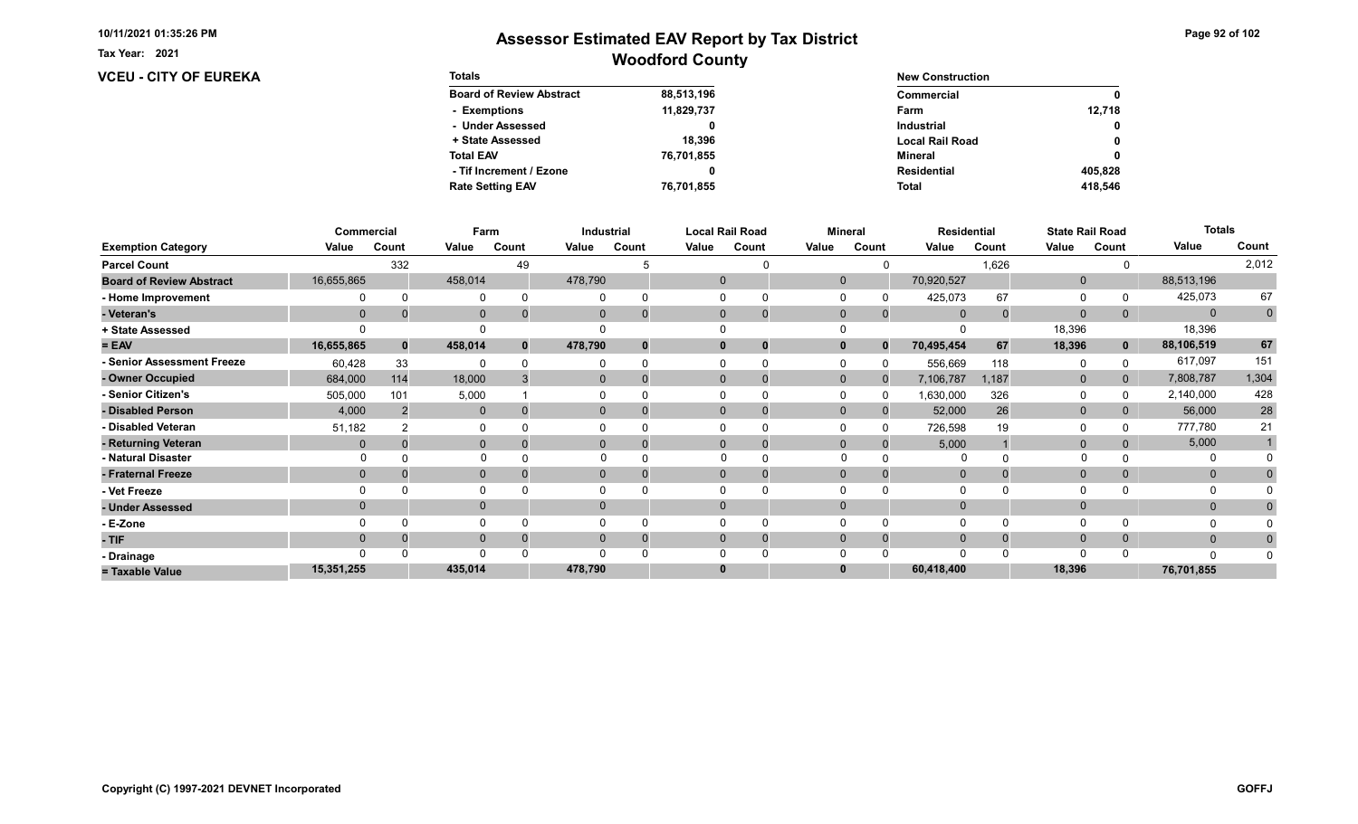10/11/2021 01:35:26 PM

Tax Year: 2021

# Assessor Estimated EAV Report by Tax District
## Woodford County

### VCEU - CITY OF EUREKA

| Totals | |
|---|---|
| Board of Review Abstract | 88,513,196 |
| - Exemptions | 11,829,737 |
| - Under Assessed | 0 |
| + State Assessed | 18,396 |
| Total EAV | 76,701,855 |
| - Tif Increment / Ezone | 0 |
| Rate Setting EAV | 76,701,855 |

| New Construction | |
|---|---|
| Commercial | 0 |
| Farm | 12,718 |
| Industrial | 0 |
| Local Rail Road | 0 |
| Mineral | 0 |
| Residential | 405,828 |
| Total | 418,546 |

| | Commercial | | Farm | | Industrial | | Local Rail Road | | Mineral | | Residential | | State Rail Road | | Totals | |
|---|---|---|---|---|---|---|---|---|---|---|---|---|---|---|---|---|
| Exemption Category | Value | Count | Value | Count | Value | Count | Value | Count | Value | Count | Value | Count | Value | Count | Value | Count |
| Parcel Count | | 332 | | 49 | | 5 | | 0 | | 0 | | 1,626 | | 0 | | 2,012 |
| Board of Review Abstract | 16,655,865 | | 458,014 | | 478,790 | | 0 | | 0 | | 70,920,527 | | 0 | | 88,513,196 | |
| - Home Improvement | 0 | 0 | 0 | 0 | 0 | 0 | 0 | 0 | 0 | 0 | 425,073 | 67 | 0 | 0 | 425,073 | 67 |
| - Veteran's | 0 | 0 | 0 | 0 | 0 | 0 | 0 | 0 | 0 | 0 | 0 | 0 | 0 | 0 | 0 | 0 |
| + State Assessed | 0 | | 0 | | 0 | | 0 | | 0 | | 0 | | 18,396 | | 18,396 | |
| = EAV | 16,655,865 | 0 | 458,014 | 0 | 478,790 | 0 | 0 | 0 | 0 | 0 | 70,495,454 | 67 | 18,396 | 0 | 88,106,519 | 67 |
| - Senior Assessment Freeze | 60,428 | 33 | 0 | 0 | 0 | 0 | 0 | 0 | 0 | 0 | 556,669 | 118 | 0 | 0 | 617,097 | 151 |
| - Owner Occupied | 684,000 | 114 | 18,000 | 3 | 0 | 0 | 0 | 0 | 0 | 0 | 7,106,787 | 1,187 | 0 | 0 | 7,808,787 | 1,304 |
| - Senior Citizen's | 505,000 | 101 | 5,000 | 1 | 0 | 0 | 0 | 0 | 0 | 0 | 1,630,000 | 326 | 0 | 0 | 2,140,000 | 428 |
| - Disabled Person | 4,000 | 2 | 0 | 0 | 0 | 0 | 0 | 0 | 0 | 0 | 52,000 | 26 | 0 | 0 | 56,000 | 28 |
| - Disabled Veteran | 51,182 | 2 | 0 | 0 | 0 | 0 | 0 | 0 | 0 | 0 | 726,598 | 19 | 0 | 0 | 777,780 | 21 |
| - Returning Veteran | 0 | 0 | 0 | 0 | 0 | 0 | 0 | 0 | 0 | 0 | 5,000 | 1 | 0 | 0 | 5,000 | 1 |
| - Natural Disaster | 0 | 0 | 0 | 0 | 0 | 0 | 0 | 0 | 0 | 0 | 0 | 0 | 0 | 0 | 0 | 0 |
| - Fraternal Freeze | 0 | 0 | 0 | 0 | 0 | 0 | 0 | 0 | 0 | 0 | 0 | 0 | 0 | 0 | 0 | 0 |
| - Vet Freeze | 0 | 0 | 0 | 0 | 0 | 0 | 0 | 0 | 0 | 0 | 0 | 0 | 0 | 0 | 0 | 0 |
| - Under Assessed | 0 | | 0 | | 0 | | 0 | | 0 | | 0 | | 0 | | 0 | 0 |
| - E-Zone | 0 | 0 | 0 | 0 | 0 | 0 | 0 | 0 | 0 | 0 | 0 | 0 | 0 | 0 | 0 | 0 |
| - TIF | 0 | 0 | 0 | 0 | 0 | 0 | 0 | 0 | 0 | 0 | 0 | 0 | 0 | 0 | 0 | 0 |
| - Drainage | 0 | 0 | 0 | 0 | 0 | 0 | 0 | 0 | 0 | 0 | 0 | 0 | 0 | 0 | 0 | 0 |
| = Taxable Value | 15,351,255 | | 435,014 | | 478,790 | | 0 | | 0 | | 60,418,400 | | 18,396 | | 76,701,855 | |

Copyright (C) 1997-2021 DEVNET Incorporated

GOFFJ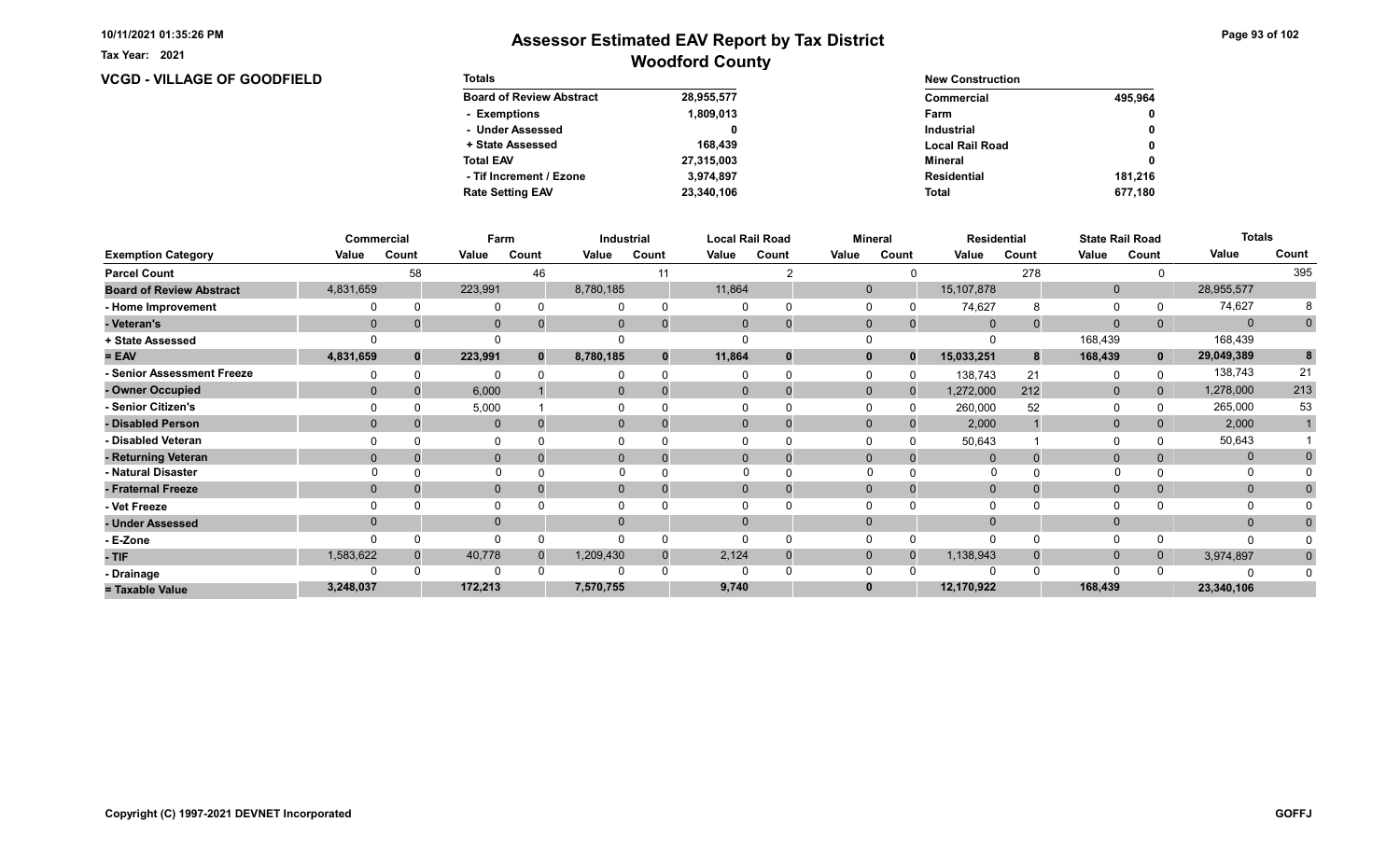# Assessor Estimated EAV Report by Tax District

## Woodford County

Tax Year: 2021

10/11/2021 01:35:26 PM

### VCGD - VILLAGE OF GOODFIELD

| Totals | |
|---|---|
| Board of Review Abstract | 28,955,577 |
| - Exemptions | 1,809,013 |
| - Under Assessed | 0 |
| + State Assessed | 168,439 |
| Total EAV | 27,315,003 |
| - Tif Increment / Ezone | 3,974,897 |
| Rate Setting EAV | 23,340,106 |

| New Construction | |
|---|---|
| Commercial | 495,964 |
| Farm | 0 |
| Industrial | 0 |
| Local Rail Road | 0 |
| Mineral | 0 |
| Residential | 181,216 |
| Total | 677,180 |

| | Commercial | | Farm | | Industrial | | Local Rail Road | | Mineral | | Residential | | State Rail Road | | Totals | |
|---|---|---|---|---|---|---|---|---|---|---|---|---|---|---|---|---|
| Exemption Category | Value | Count | Value | Count | Value | Count | Value | Count | Value | Count | Value | Count | Value | Count | Value | Count |
| Parcel Count | | 58 | | 46 | | 11 | | 2 | | 0 | | 278 | | 0 | | 395 |
| Board of Review Abstract | 4,831,659 | | 223,991 | | 8,780,185 | | 11,864 | | 0 | | 15,107,878 | | 0 | | 28,955,577 | |
| - Home Improvement | 0 | 0 | 0 | 0 | 0 | 0 | 0 | 0 | 0 | 0 | 74,627 | 8 | 0 | 0 | 74,627 | 8 |
| - Veteran's | 0 | 0 | 0 | 0 | 0 | 0 | 0 | 0 | 0 | 0 | 0 | 0 | 0 | 0 | 0 | 0 |
| + State Assessed | 0 | | 0 | | 0 | | 0 | | 0 | | 0 | | 168,439 | | 168,439 | |
| = EAV | 4,831,659 | 0 | 223,991 | 0 | 8,780,185 | 0 | 11,864 | 0 | 0 | 0 | 15,033,251 | 8 | 168,439 | 0 | 29,049,389 | 8 |
| - Senior Assessment Freeze | 0 | 0 | 0 | 0 | 0 | 0 | 0 | 0 | 0 | 0 | 138,743 | 21 | 0 | 0 | 138,743 | 21 |
| - Owner Occupied | 0 | 0 | 6,000 | 1 | 0 | 0 | 0 | 0 | 0 | 0 | 1,272,000 | 212 | 0 | 0 | 1,278,000 | 213 |
| - Senior Citizen's | 0 | 0 | 5,000 | 1 | 0 | 0 | 0 | 0 | 0 | 0 | 260,000 | 52 | 0 | 0 | 265,000 | 53 |
| - Disabled Person | 0 | 0 | 0 | 0 | 0 | 0 | 0 | 0 | 0 | 0 | 2,000 | 1 | 0 | 0 | 2,000 | 1 |
| - Disabled Veteran | 0 | 0 | 0 | 0 | 0 | 0 | 0 | 0 | 0 | 0 | 50,643 | 1 | 0 | 0 | 50,643 | 1 |
| - Returning Veteran | 0 | 0 | 0 | 0 | 0 | 0 | 0 | 0 | 0 | 0 | 0 | 0 | 0 | 0 | 0 | 0 |
| - Natural Disaster | 0 | 0 | 0 | 0 | 0 | 0 | 0 | 0 | 0 | 0 | 0 | 0 | 0 | 0 | 0 | 0 |
| - Fraternal Freeze | 0 | 0 | 0 | 0 | 0 | 0 | 0 | 0 | 0 | 0 | 0 | 0 | 0 | 0 | 0 | 0 |
| - Vet Freeze | 0 | 0 | 0 | 0 | 0 | 0 | 0 | 0 | 0 | 0 | 0 | 0 | 0 | 0 | 0 | 0 |
| - Under Assessed | 0 | | 0 | | 0 | | 0 | | 0 | | 0 | | 0 | | 0 | 0 |
| - E-Zone | 0 | 0 | 0 | 0 | 0 | 0 | 0 | 0 | 0 | 0 | 0 | 0 | 0 | 0 | 0 | 0 |
| - TIF | 1,583,622 | 0 | 40,778 | 0 | 1,209,430 | 0 | 2,124 | 0 | 0 | 0 | 1,138,943 | 0 | 0 | 0 | 3,974,897 | 0 |
| - Drainage | 0 | 0 | 0 | 0 | 0 | 0 | 0 | 0 | 0 | 0 | 0 | 0 | 0 | 0 | 0 | 0 |
| = Taxable Value | 3,248,037 | | 172,213 | | 7,570,755 | | 9,740 | | 0 | | 12,170,922 | | 168,439 | | 23,340,106 | |

Copyright (C) 1997-2021 DEVNET Incorporated

GOFFJ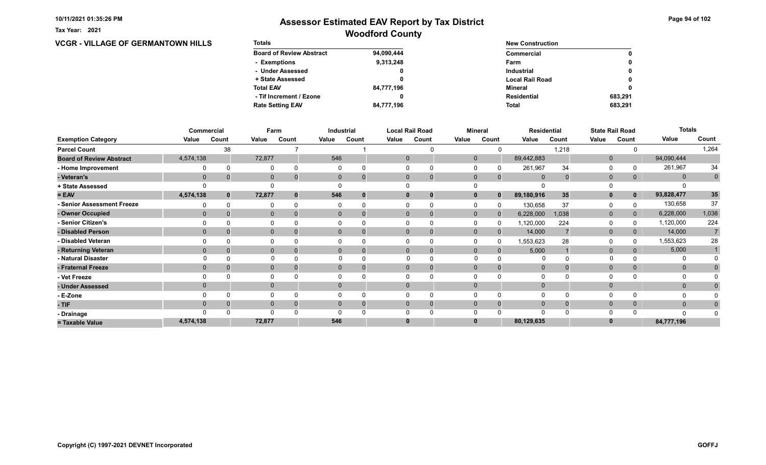10/11/2021 01:35:26 PM

Tax Year: 2021

# Assessor Estimated EAV Report by Tax District

## Woodford County

### VCGR - VILLAGE OF GERMANTOWN HILLS

| Totals | |
|---|---|
| Board of Review Abstract | 94,090,444 |
| - Exemptions | 9,313,248 |
| - Under Assessed | 0 |
| + State Assessed | 0 |
| Total EAV | 84,777,196 |
| - Tif Increment / Ezone | 0 |
| Rate Setting EAV | 84,777,196 |

| New Construction | |
|---|---|
| Commercial | 0 |
| Farm | 0 |
| Industrial | 0 |
| Local Rail Road | 0 |
| Mineral | 0 |
| Residential | 683,291 |
| Total | 683,291 |

| | Commercial | | Farm | | Industrial | | Local Rail Road | | Mineral | | Residential | | State Rail Road | | Totals | |
|---|---|---|---|---|---|---|---|---|---|---|---|---|---|---|---|---|
| Exemption Category | Value | Count | Value | Count | Value | Count | Value | Count | Value | Count | Value | Count | Value | Count | Value | Count |
| Parcel Count | | 38 | | 7 | | 1 | | 0 | | 0 | | 1,218 | | 0 | | 1,264 |
| Board of Review Abstract | 4,574,138 | | 72,877 | | 546 | | 0 | | 0 | | 89,442,883 | | 0 | | 94,090,444 | |
| - Home Improvement | 0 | 0 | 0 | 0 | 0 | 0 | 0 | 0 | 0 | 0 | 261,967 | 34 | 0 | 0 | 261,967 | 34 |
| - Veteran's | 0 | 0 | 0 | 0 | 0 | 0 | 0 | 0 | 0 | 0 | 0 | 0 | 0 | 0 | 0 | 0 |
| + State Assessed | 0 | | 0 | | 0 | | 0 | | 0 | | 0 | | 0 | | 0 | |
| = EAV | 4,574,138 | 0 | 72,877 | 0 | 546 | 0 | 0 | 0 | 0 | 0 | 89,180,916 | 35 | 0 | 0 | 93,828,477 | 35 |
| - Senior Assessment Freeze | 0 | 0 | 0 | 0 | 0 | 0 | 0 | 0 | 0 | 0 | 130,658 | 37 | 0 | 0 | 130,658 | 37 |
| - Owner Occupied | 0 | 0 | 0 | 0 | 0 | 0 | 0 | 0 | 0 | 0 | 6,228,000 | 1,038 | 0 | 0 | 6,228,000 | 1,038 |
| - Senior Citizen's | 0 | 0 | 0 | 0 | 0 | 0 | 0 | 0 | 0 | 0 | 1,120,000 | 224 | 0 | 0 | 1,120,000 | 224 |
| - Disabled Person | 0 | 0 | 0 | 0 | 0 | 0 | 0 | 0 | 0 | 0 | 14,000 | 7 | 0 | 0 | 14,000 | 7 |
| - Disabled Veteran | 0 | 0 | 0 | 0 | 0 | 0 | 0 | 0 | 0 | 0 | 1,553,623 | 28 | 0 | 0 | 1,553,623 | 28 |
| - Returning Veteran | 0 | 0 | 0 | 0 | 0 | 0 | 0 | 0 | 0 | 0 | 5,000 | 1 | 0 | 0 | 5,000 | 1 |
| - Natural Disaster | 0 | 0 | 0 | 0 | 0 | 0 | 0 | 0 | 0 | 0 | 0 | 0 | 0 | 0 | 0 | 0 |
| - Fraternal Freeze | 0 | 0 | 0 | 0 | 0 | 0 | 0 | 0 | 0 | 0 | 0 | 0 | 0 | 0 | 0 | 0 |
| - Vet Freeze | 0 | 0 | 0 | 0 | 0 | 0 | 0 | 0 | 0 | 0 | 0 | 0 | 0 | 0 | 0 | 0 |
| - Under Assessed | 0 | | 0 | | 0 | | 0 | | 0 | | 0 | | 0 | | 0 | 0 |
| - E-Zone | 0 | 0 | 0 | 0 | 0 | 0 | 0 | 0 | 0 | 0 | 0 | 0 | 0 | 0 | 0 | 0 |
| - TIF | 0 | 0 | 0 | 0 | 0 | 0 | 0 | 0 | 0 | 0 | 0 | 0 | 0 | 0 | 0 | 0 |
| - Drainage | 0 | 0 | 0 | 0 | 0 | 0 | 0 | 0 | 0 | 0 | 0 | 0 | 0 | 0 | 0 | 0 |
| = Taxable Value | 4,574,138 | | 72,877 | | 546 | | 0 | | 0 | | 80,129,635 | | 0 | | 84,777,196 | |

Copyright (C) 1997-2021 DEVNET Incorporated

GOFFJ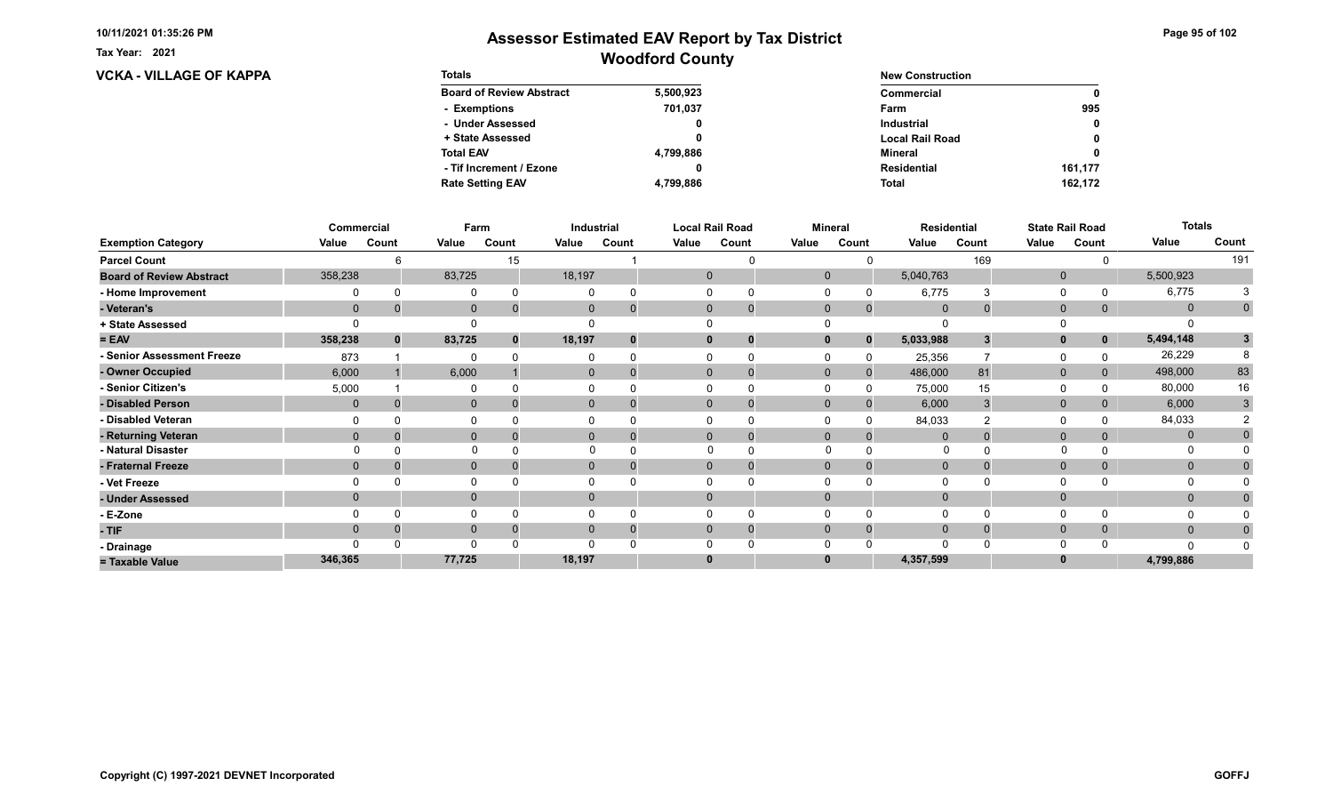10/11/2021 01:35:26 PM

Tax Year: 2021

# Assessor Estimated EAV Report by Tax District
## Woodford County

### VCKA - VILLAGE OF KAPPA

| Totals | |
|---|---|
| Board of Review Abstract | 5,500,923 |
| - Exemptions | 701,037 |
| - Under Assessed | 0 |
| + State Assessed | 0 |
| Total EAV | 4,799,886 |
| - Tif Increment / Ezone | 0 |
| Rate Setting EAV | 4,799,886 |

| New Construction | |
|---|---|
| Commercial | 0 |
| Farm | 995 |
| Industrial | 0 |
| Local Rail Road | 0 |
| Mineral | 0 |
| Residential | 161,177 |
| Total | 162,172 |

| | Commercial | | Farm | | Industrial | | Local Rail Road | | Mineral | | Residential | | State Rail Road | | Totals | |
|---|---|---|---|---|---|---|---|---|---|---|---|---|---|---|---|---|
| Exemption Category | Value | Count | Value | Count | Value | Count | Value | Count | Value | Count | Value | Count | Value | Count | Value | Count |
| Parcel Count | | 6 | | 15 | | 1 | | 0 | | 0 | | 169 | | 0 | | 191 |
| Board of Review Abstract | 358,238 | | 83,725 | | 18,197 | | 0 | | 0 | | 5,040,763 | | 0 | | 5,500,923 | |
| - Home Improvement | 0 | 0 | 0 | 0 | 0 | 0 | 0 | 0 | 0 | 0 | 6,775 | 3 | 0 | 0 | 6,775 | 3 |
| - Veteran's | 0 | 0 | 0 | 0 | 0 | 0 | 0 | 0 | 0 | 0 | 0 | 0 | 0 | 0 | 0 | 0 |
| + State Assessed | 0 | | 0 | | 0 | | 0 | | 0 | | 0 | | 0 | | 0 | |
| = EAV | 358,238 | 0 | 83,725 | 0 | 18,197 | 0 | 0 | 0 | 0 | 0 | 5,033,988 | 3 | 0 | 0 | 5,494,148 | 3 |
| - Senior Assessment Freeze | 873 | 1 | 0 | 0 | 0 | 0 | 0 | 0 | 0 | 0 | 25,356 | 7 | 0 | 0 | 26,229 | 8 |
| - Owner Occupied | 6,000 | 1 | 6,000 | 1 | 0 | 0 | 0 | 0 | 0 | 0 | 486,000 | 81 | 0 | 0 | 498,000 | 83 |
| - Senior Citizen's | 5,000 | 1 | 0 | 0 | 0 | 0 | 0 | 0 | 0 | 0 | 75,000 | 15 | 0 | 0 | 80,000 | 16 |
| - Disabled Person | 0 | 0 | 0 | 0 | 0 | 0 | 0 | 0 | 0 | 0 | 6,000 | 3 | 0 | 0 | 6,000 | 3 |
| - Disabled Veteran | 0 | 0 | 0 | 0 | 0 | 0 | 0 | 0 | 0 | 0 | 84,033 | 2 | 0 | 0 | 84,033 | 2 |
| - Returning Veteran | 0 | 0 | 0 | 0 | 0 | 0 | 0 | 0 | 0 | 0 | 0 | 0 | 0 | 0 | 0 | 0 |
| - Natural Disaster | 0 | 0 | 0 | 0 | 0 | 0 | 0 | 0 | 0 | 0 | 0 | 0 | 0 | 0 | 0 | 0 |
| - Fraternal Freeze | 0 | 0 | 0 | 0 | 0 | 0 | 0 | 0 | 0 | 0 | 0 | 0 | 0 | 0 | 0 | 0 |
| - Vet Freeze | 0 | 0 | 0 | 0 | 0 | 0 | 0 | 0 | 0 | 0 | 0 | 0 | 0 | 0 | 0 | 0 |
| - Under Assessed | 0 | | 0 | | 0 | | 0 | | 0 | | 0 | | 0 | | 0 | 0 |
| - E-Zone | 0 | 0 | 0 | 0 | 0 | 0 | 0 | 0 | 0 | 0 | 0 | 0 | 0 | 0 | 0 | 0 |
| - TIF | 0 | 0 | 0 | 0 | 0 | 0 | 0 | 0 | 0 | 0 | 0 | 0 | 0 | 0 | 0 | 0 |
| - Drainage | 0 | 0 | 0 | 0 | 0 | 0 | 0 | 0 | 0 | 0 | 0 | 0 | 0 | 0 | 0 | 0 |
| = Taxable Value | 346,365 | | 77,725 | | 18,197 | | 0 | | 0 | | 4,357,599 | | 0 | | 4,799,886 | |

Copyright (C) 1997-2021 DEVNET Incorporated

GOFFJ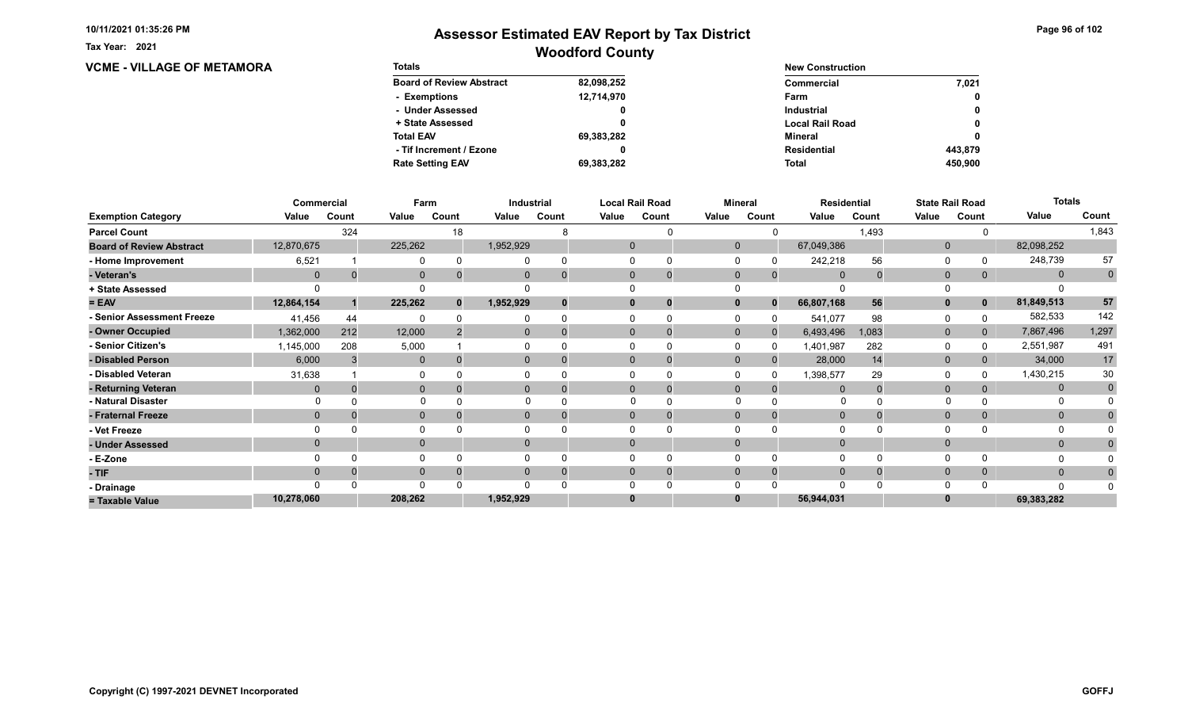# Assessor Estimated EAV Report by Tax District

## Woodford County

Tax Year: 2021

10/11/2021 01:35:26 PM

### VCME - VILLAGE OF METAMORA

| Totals | |
|---|---|
| Board of Review Abstract | 82,098,252 |
| - Exemptions | 12,714,970 |
| - Under Assessed | 0 |
| + State Assessed | 0 |
| Total EAV | 69,383,282 |
| - Tif Increment / Ezone | 0 |
| Rate Setting EAV | 69,383,282 |

| New Construction | |
|---|---|
| Commercial | 7,021 |
| Farm | 0 |
| Industrial | 0 |
| Local Rail Road | 0 |
| Mineral | 0 |
| Residential | 443,879 |
| Total | 450,900 |

| | Commercial | | Farm | | Industrial | | Local Rail Road | | Mineral | | Residential | | State Rail Road | | Totals | |
|---|---|---|---|---|---|---|---|---|---|---|---|---|---|---|---|---|
| Exemption Category | Value | Count | Value | Count | Value | Count | Value | Count | Value | Count | Value | Count | Value | Count | Value | Count |
| Parcel Count | | 324 | | 18 | | 8 | | 0 | | 0 | | 1,493 | | 0 | | 1,843 |
| Board of Review Abstract | 12,870,675 | | 225,262 | | 1,952,929 | | 0 | | 0 | | 67,049,386 | | 0 | | 82,098,252 | |
| - Home Improvement | 6,521 | 1 | 0 | 0 | 0 | 0 | 0 | 0 | 0 | 0 | 242,218 | 56 | 0 | 0 | 248,739 | 57 |
| - Veteran's | 0 | 0 | 0 | 0 | 0 | 0 | 0 | 0 | 0 | 0 | 0 | 0 | 0 | 0 | 0 | 0 |
| + State Assessed | 0 | | 0 | | 0 | | 0 | | 0 | | 0 | | 0 | | 0 | |
| = EAV | 12,864,154 | 1 | 225,262 | 0 | 1,952,929 | 0 | 0 | 0 | 0 | 0 | 66,807,168 | 56 | 0 | 0 | 81,849,513 | 57 |
| - Senior Assessment Freeze | 41,456 | 44 | 0 | 0 | 0 | 0 | 0 | 0 | 0 | 0 | 541,077 | 98 | 0 | 0 | 582,533 | 142 |
| - Owner Occupied | 1,362,000 | 212 | 12,000 | 2 | 0 | 0 | 0 | 0 | 0 | 0 | 6,493,496 | 1,083 | 0 | 0 | 7,867,496 | 1,297 |
| - Senior Citizen's | 1,145,000 | 208 | 5,000 | 1 | 0 | 0 | 0 | 0 | 0 | 0 | 1,401,987 | 282 | 0 | 0 | 2,551,987 | 491 |
| - Disabled Person | 6,000 | 3 | 0 | 0 | 0 | 0 | 0 | 0 | 0 | 0 | 28,000 | 14 | 0 | 0 | 34,000 | 17 |
| - Disabled Veteran | 31,638 | 1 | 0 | 0 | 0 | 0 | 0 | 0 | 0 | 0 | 1,398,577 | 29 | 0 | 0 | 1,430,215 | 30 |
| - Returning Veteran | 0 | 0 | 0 | 0 | 0 | 0 | 0 | 0 | 0 | 0 | 0 | 0 | 0 | 0 | 0 | 0 |
| - Natural Disaster | 0 | 0 | 0 | 0 | 0 | 0 | 0 | 0 | 0 | 0 | 0 | 0 | 0 | 0 | 0 | 0 |
| - Fraternal Freeze | 0 | 0 | 0 | 0 | 0 | 0 | 0 | 0 | 0 | 0 | 0 | 0 | 0 | 0 | 0 | 0 |
| - Vet Freeze | 0 | 0 | 0 | 0 | 0 | 0 | 0 | 0 | 0 | 0 | 0 | 0 | 0 | 0 | 0 | 0 |
| - Under Assessed | 0 | | 0 | | 0 | | 0 | | 0 | | 0 | | 0 | | 0 | 0 |
| - E-Zone | 0 | 0 | 0 | 0 | 0 | 0 | 0 | 0 | 0 | 0 | 0 | 0 | 0 | 0 | 0 | 0 |
| - TIF | 0 | 0 | 0 | 0 | 0 | 0 | 0 | 0 | 0 | 0 | 0 | 0 | 0 | 0 | 0 | 0 |
| - Drainage | 0 | 0 | 0 | 0 | 0 | 0 | 0 | 0 | 0 | 0 | 0 | 0 | 0 | 0 | 0 | 0 |
| = Taxable Value | 10,278,060 | | 208,262 | | 1,952,929 | | 0 | | 0 | | 56,944,031 | | 0 | | 69,383,282 | |

Copyright (C) 1997-2021 DEVNET Incorporated

GOFFJ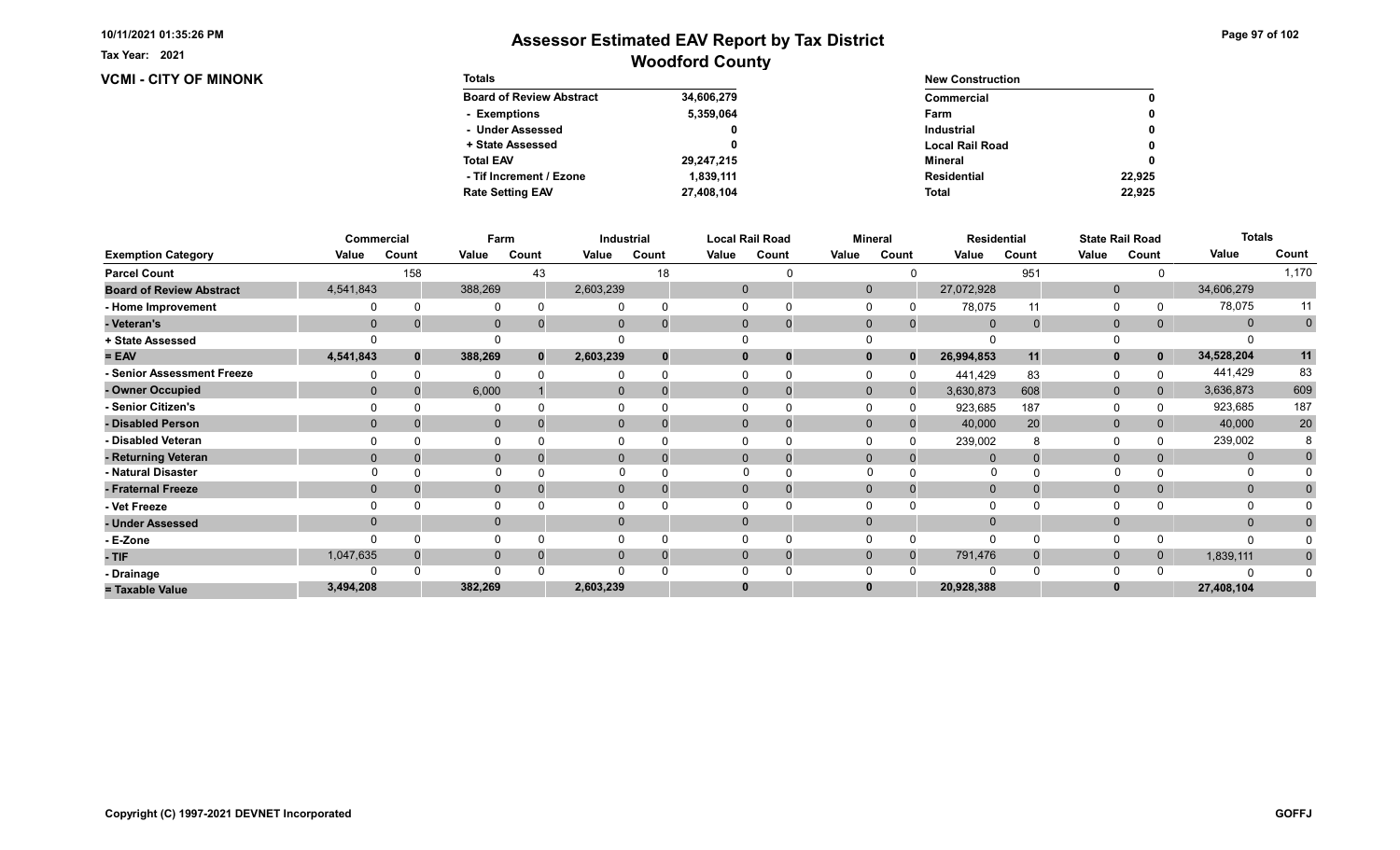10/11/2021 01:35:26 PM

Tax Year: 2021

# Assessor Estimated EAV Report by Tax District

## Woodford County

### VCMI - CITY OF MINONK

| Totals | |
|---|---|
| Board of Review Abstract | 34,606,279 |
| - Exemptions | 5,359,064 |
| - Under Assessed | 0 |
| + State Assessed | 0 |
| Total EAV | 29,247,215 |
| - Tif Increment / Ezone | 1,839,111 |
| Rate Setting EAV | 27,408,104 |

| New Construction | |
|---|---|
| Commercial | 0 |
| Farm | 0 |
| Industrial | 0 |
| Local Rail Road | 0 |
| Mineral | 0 |
| Residential | 22,925 |
| Total | 22,925 |

| | Commercial | | Farm | | Industrial | | Local Rail Road | | Mineral | | Residential | | State Rail Road | | Totals | |
|---|---|---|---|---|---|---|---|---|---|---|---|---|---|---|---|---|
| Exemption Category | Value | Count | Value | Count | Value | Count | Value | Count | Value | Count | Value | Count | Value | Count | Value | Count |
| Parcel Count | | 158 | | 43 | | 18 | | 0 | | 0 | | 951 | | 0 | | 1,170 |
| Board of Review Abstract | 4,541,843 | | 388,269 | | 2,603,239 | | 0 | | 0 | | 27,072,928 | | 0 | | 34,606,279 | |
| - Home Improvement | 0 | 0 | 0 | 0 | 0 | 0 | 0 | 0 | 0 | 0 | 78,075 | 11 | 0 | 0 | 78,075 | 11 |
| - Veteran's | 0 | 0 | 0 | 0 | 0 | 0 | 0 | 0 | 0 | 0 | 0 | 0 | 0 | 0 | 0 | 0 |
| + State Assessed | 0 | | 0 | | 0 | | 0 | | 0 | | 0 | | 0 | | 0 | |
| = EAV | 4,541,843 | 0 | 388,269 | 0 | 2,603,239 | 0 | 0 | 0 | 0 | 0 | 26,994,853 | 11 | 0 | 0 | 34,528,204 | 11 |
| - Senior Assessment Freeze | 0 | 0 | 0 | 0 | 0 | 0 | 0 | 0 | 0 | 0 | 441,429 | 83 | 0 | 0 | 441,429 | 83 |
| - Owner Occupied | 0 | 0 | 6,000 | 1 | 0 | 0 | 0 | 0 | 0 | 0 | 3,630,873 | 608 | 0 | 0 | 3,636,873 | 609 |
| - Senior Citizen's | 0 | 0 | 0 | 0 | 0 | 0 | 0 | 0 | 0 | 0 | 923,685 | 187 | 0 | 0 | 923,685 | 187 |
| - Disabled Person | 0 | 0 | 0 | 0 | 0 | 0 | 0 | 0 | 0 | 0 | 40,000 | 20 | 0 | 0 | 40,000 | 20 |
| - Disabled Veteran | 0 | 0 | 0 | 0 | 0 | 0 | 0 | 0 | 0 | 0 | 239,002 | 8 | 0 | 0 | 239,002 | 8 |
| - Returning Veteran | 0 | 0 | 0 | 0 | 0 | 0 | 0 | 0 | 0 | 0 | 0 | 0 | 0 | 0 | 0 | 0 |
| - Natural Disaster | 0 | 0 | 0 | 0 | 0 | 0 | 0 | 0 | 0 | 0 | 0 | 0 | 0 | 0 | 0 | 0 |
| - Fraternal Freeze | 0 | 0 | 0 | 0 | 0 | 0 | 0 | 0 | 0 | 0 | 0 | 0 | 0 | 0 | 0 | 0 |
| - Vet Freeze | 0 | 0 | 0 | 0 | 0 | 0 | 0 | 0 | 0 | 0 | 0 | 0 | 0 | 0 | 0 | 0 |
| - Under Assessed | 0 | | 0 | | 0 | | 0 | | 0 | | 0 | | 0 | | 0 | 0 |
| - E-Zone | 0 | 0 | 0 | 0 | 0 | 0 | 0 | 0 | 0 | 0 | 0 | 0 | 0 | 0 | 0 | 0 |
| - TIF | 1,047,635 | 0 | 0 | 0 | 0 | 0 | 0 | 0 | 0 | 0 | 791,476 | 0 | 0 | 0 | 1,839,111 | 0 |
| - Drainage | 0 | 0 | 0 | 0 | 0 | 0 | 0 | 0 | 0 | 0 | 0 | 0 | 0 | 0 | 0 | 0 |
| = Taxable Value | 3,494,208 | | 382,269 | | 2,603,239 | | 0 | | 0 | | 20,928,388 | | 0 | | 27,408,104 | |

Copyright (C) 1997-2021 DEVNET Incorporated

GOFFJ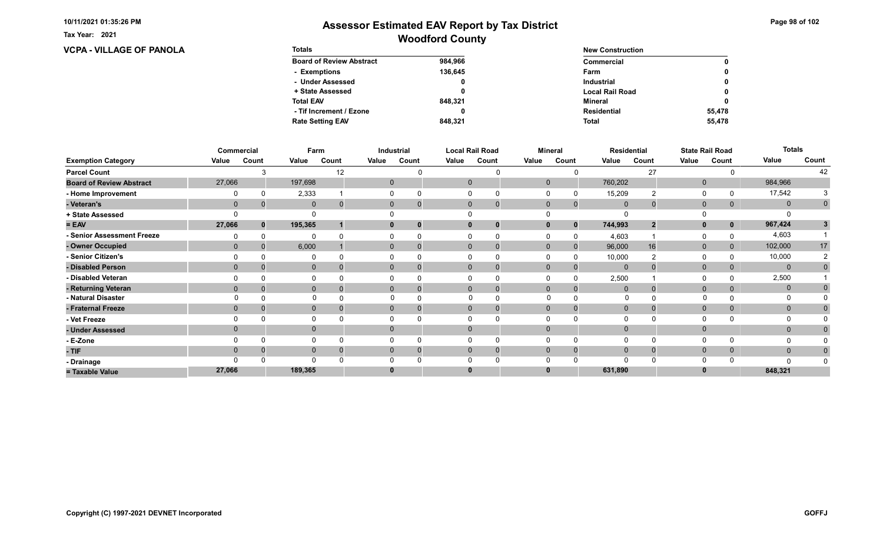# Assessor Estimated EAV Report by Tax District

## Woodford County

Tax Year: 2021

## VCPA - VILLAGE OF PANOLA

| Totals | |
|---|---|
| Board of Review Abstract | 984,966 |
| - Exemptions | 136,645 |
| - Under Assessed | 0 |
| + State Assessed | 0 |
| Total EAV | 848,321 |
| - Tif Increment / Ezone | 0 |
| Rate Setting EAV | 848,321 |

| New Construction | |
|---|---|
| Commercial | 0 |
| Farm | 0 |
| Industrial | 0 |
| Local Rail Road | 0 |
| Mineral | 0 |
| Residential | 55,478 |
| Total | 55,478 |

| | Commercial | | Farm | | Industrial | | Local Rail Road | | Mineral | | Residential | | State Rail Road | | Totals | |
|---|---|---|---|---|---|---|---|---|---|---|---|---|---|---|---|---|
| Exemption Category | Value | Count | Value | Count | Value | Count | Value | Count | Value | Count | Value | Count | Value | Count | Value | Count |
| Parcel Count | | 3 | | 12 | | 0 | | 0 | | 0 | | 27 | | 0 | | 42 |
| Board of Review Abstract | 27,066 | | 197,698 | | 0 | | 0 | | 0 | | 760,202 | | 0 | | 984,966 | |
| - Home Improvement | 0 | 0 | 2,333 | 1 | 0 | 0 | 0 | 0 | 0 | 0 | 15,209 | 2 | 0 | 0 | 17,542 | 3 |
| - Veteran's | 0 | 0 | 0 | 0 | 0 | 0 | 0 | 0 | 0 | 0 | 0 | 0 | 0 | 0 | 0 | 0 |
| + State Assessed | 0 | | 0 | | 0 | | 0 | | 0 | | 0 | | 0 | | 0 | |
| = EAV | 27,066 | 0 | 195,365 | 1 | 0 | 0 | 0 | 0 | 0 | 0 | 744,993 | 2 | 0 | 0 | 967,424 | 3 |
| - Senior Assessment Freeze | 0 | 0 | 0 | 0 | 0 | 0 | 0 | 0 | 0 | 0 | 4,603 | 1 | 0 | 0 | 4,603 | 1 |
| - Owner Occupied | 0 | 0 | 6,000 | 1 | 0 | 0 | 0 | 0 | 0 | 0 | 96,000 | 16 | 0 | 0 | 102,000 | 17 |
| - Senior Citizen's | 0 | 0 | 0 | 0 | 0 | 0 | 0 | 0 | 0 | 0 | 10,000 | 2 | 0 | 0 | 10,000 | 2 |
| - Disabled Person | 0 | 0 | 0 | 0 | 0 | 0 | 0 | 0 | 0 | 0 | 0 | 0 | 0 | 0 | 0 | 0 |
| - Disabled Veteran | 0 | 0 | 0 | 0 | 0 | 0 | 0 | 0 | 0 | 0 | 2,500 | 1 | 0 | 0 | 2,500 | 1 |
| - Returning Veteran | 0 | 0 | 0 | 0 | 0 | 0 | 0 | 0 | 0 | 0 | 0 | 0 | 0 | 0 | 0 | 0 |
| - Natural Disaster | 0 | 0 | 0 | 0 | 0 | 0 | 0 | 0 | 0 | 0 | 0 | 0 | 0 | 0 | 0 | 0 |
| - Fraternal Freeze | 0 | 0 | 0 | 0 | 0 | 0 | 0 | 0 | 0 | 0 | 0 | 0 | 0 | 0 | 0 | 0 |
| - Vet Freeze | 0 | 0 | 0 | 0 | 0 | 0 | 0 | 0 | 0 | 0 | 0 | 0 | 0 | 0 | 0 | 0 |
| - Under Assessed | 0 | | 0 | | 0 | | 0 | | 0 | | 0 | | 0 | | 0 | 0 |
| - E-Zone | 0 | 0 | 0 | 0 | 0 | 0 | 0 | 0 | 0 | 0 | 0 | 0 | 0 | 0 | 0 | 0 |
| - TIF | 0 | 0 | 0 | 0 | 0 | 0 | 0 | 0 | 0 | 0 | 0 | 0 | 0 | 0 | 0 | 0 |
| - Drainage | 0 | 0 | 0 | 0 | 0 | 0 | 0 | 0 | 0 | 0 | 0 | 0 | 0 | 0 | 0 | 0 |
| = Taxable Value | 27,066 | | 189,365 | | 0 | | 0 | | 0 | | 631,890 | | 0 | | 848,321 | |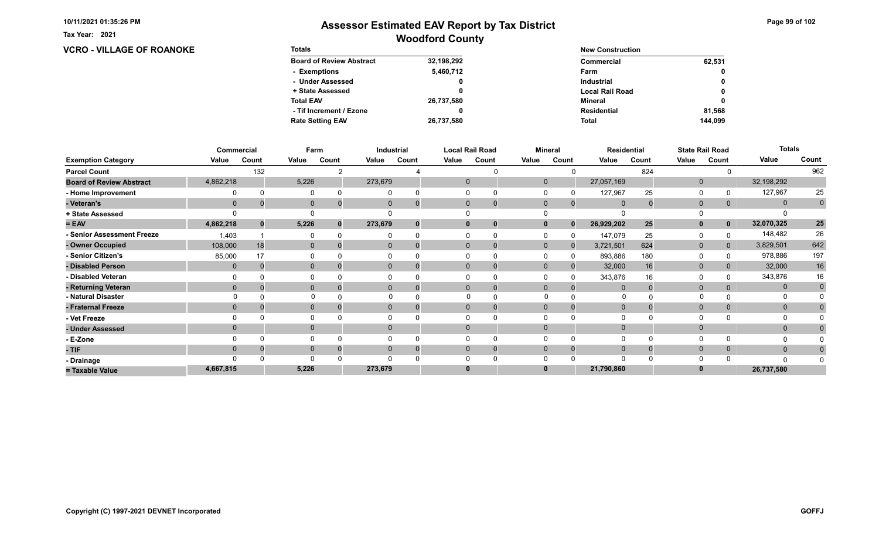# Assessor Estimated EAV Report by Tax District

## Woodford County

Tax Year: 2021

### VCRO - VILLAGE OF ROANOKE

| Totals | |
|---|---|
| Board of Review Abstract | 32,198,292 |
| - Exemptions | 5,460,712 |
| - Under Assessed | 0 |
| + State Assessed | 0 |
| Total EAV | 26,737,580 |
| - Tif Increment / Ezone | 0 |
| Rate Setting EAV | 26,737,580 |

| New Construction | |
|---|---|
| Commercial | 62,531 |
| Farm | 0 |
| Industrial | 0 |
| Local Rail Road | 0 |
| Mineral | 0 |
| Residential | 81,568 |
| Total | 144,099 |

| Exemption Category | Commercial | | Farm | | Industrial | | Local Rail Road | | Mineral | | Residential | | State Rail Road | | Totals | |
|---|---|---|---|---|---|---|---|---|---|---|---|---|---|---|---|---|
| | Value | Count | Value | Count | Value | Count | Value | Count | Value | Count | Value | Count | Value | Count | Value | Count |
| Parcel Count | | 132 | | 2 | | 4 | | 0 | | 0 | | 824 | | 0 | | 962 |
| Board of Review Abstract | 4,862,218 | | 5,226 | | 273,679 | | 0 | | 0 | | 27,057,169 | | 0 | | 32,198,292 | |
| - Home Improvement | 0 | 0 | 0 | 0 | 0 | 0 | 0 | 0 | 0 | 0 | 127,967 | 25 | 0 | 0 | 127,967 | 25 |
| - Veteran's | 0 | 0 | 0 | 0 | 0 | 0 | 0 | 0 | 0 | 0 | 0 | 0 | 0 | 0 | 0 | 0 |
| + State Assessed | 0 | | 0 | | 0 | | 0 | | 0 | | 0 | | 0 | | 0 | |
| = EAV | 4,862,218 | 0 | 5,226 | 0 | 273,679 | 0 | 0 | 0 | 0 | 0 | 26,929,202 | 25 | 0 | 0 | 32,070,325 | 25 |
| - Senior Assessment Freeze | 1,403 | 1 | 0 | 0 | 0 | 0 | 0 | 0 | 0 | 0 | 147,079 | 25 | 0 | 0 | 148,482 | 26 |
| - Owner Occupied | 108,000 | 18 | 0 | 0 | 0 | 0 | 0 | 0 | 0 | 0 | 3,721,501 | 624 | 0 | 0 | 3,829,501 | 642 |
| - Senior Citizen's | 85,000 | 17 | 0 | 0 | 0 | 0 | 0 | 0 | 0 | 0 | 893,886 | 180 | 0 | 0 | 978,886 | 197 |
| - Disabled Person | 0 | 0 | 0 | 0 | 0 | 0 | 0 | 0 | 0 | 0 | 32,000 | 16 | 0 | 0 | 32,000 | 16 |
| - Disabled Veteran | 0 | 0 | 0 | 0 | 0 | 0 | 0 | 0 | 0 | 0 | 343,876 | 16 | 0 | 0 | 343,876 | 16 |
| - Returning Veteran | 0 | 0 | 0 | 0 | 0 | 0 | 0 | 0 | 0 | 0 | 0 | 0 | 0 | 0 | 0 | 0 |
| - Natural Disaster | 0 | 0 | 0 | 0 | 0 | 0 | 0 | 0 | 0 | 0 | 0 | 0 | 0 | 0 | 0 | 0 |
| - Fraternal Freeze | 0 | 0 | 0 | 0 | 0 | 0 | 0 | 0 | 0 | 0 | 0 | 0 | 0 | 0 | 0 | 0 |
| - Vet Freeze | 0 | 0 | 0 | 0 | 0 | 0 | 0 | 0 | 0 | 0 | 0 | 0 | 0 | 0 | 0 | 0 |
| - Under Assessed | 0 | | 0 | | 0 | | 0 | | 0 | | 0 | | 0 | | 0 | 0 |
| - E-Zone | 0 | 0 | 0 | 0 | 0 | 0 | 0 | 0 | 0 | 0 | 0 | 0 | 0 | 0 | 0 | 0 |
| - TIF | 0 | 0 | 0 | 0 | 0 | 0 | 0 | 0 | 0 | 0 | 0 | 0 | 0 | 0 | 0 | 0 |
| - Drainage | 0 | 0 | 0 | 0 | 0 | 0 | 0 | 0 | 0 | 0 | 0 | 0 | 0 | 0 | 0 | 0 |
| = Taxable Value | 4,667,815 | | 5,226 | | 273,679 | | 0 | | 0 | | 21,790,860 | | 0 | | 26,737,580 | |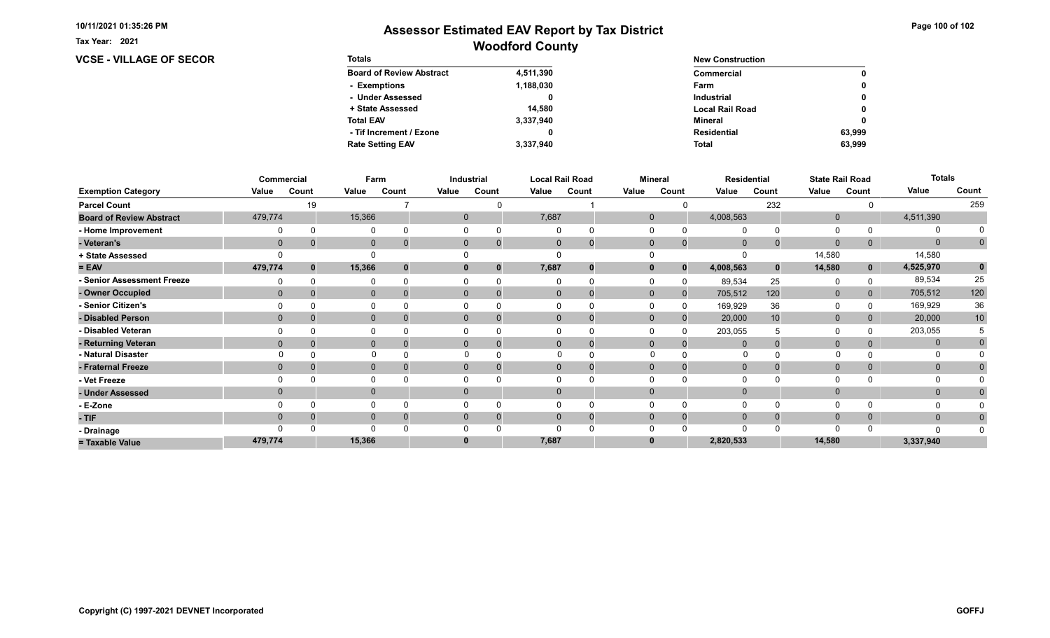Tax Year: 2021

# Assessor Estimated EAV Report by Tax District
## Woodford County

**VCSE - VILLAGE OF SECOR**

| Totals | |
|---|---|
| Board of Review Abstract | 4,511,390 |
| - Exemptions | 1,188,030 |
| - Under Assessed | 0 |
| + State Assessed | 14,580 |
| Total EAV | 3,337,940 |
| - Tif Increment / Ezone | 0 |
| Rate Setting EAV | 3,337,940 |

| New Construction | |
|---|---|
| Commercial | 0 |
| Farm | 0 |
| Industrial | 0 |
| Local Rail Road | 0 |
| Mineral | 0 |
| Residential | 63,999 |
| Total | 63,999 |

| | Commercial | | Farm | | Industrial | | Local Rail Road | | Mineral | | Residential | | State Rail Road | | Totals | |
|---|---|---|---|---|---|---|---|---|---|---|---|---|---|---|---|---|
| **Exemption Category** | **Value** | **Count** | **Value** | **Count** | **Value** | **Count** | **Value** | **Count** | **Value** | **Count** | **Value** | **Count** | **Value** | **Count** | **Value** | **Count** |
| Parcel Count | | 19 | | 7 | | 0 | | 1 | | 0 | | 232 | | 0 | | 259 |
| Board of Review Abstract | 479,774 | | 15,366 | | 0 | | 7,687 | | 0 | | 4,008,563 | | 0 | | 4,511,390 | |
| - Home Improvement | 0 | 0 | 0 | 0 | 0 | 0 | 0 | 0 | 0 | 0 | 0 | 0 | 0 | 0 | 0 | 0 |
| - Veteran's | 0 | 0 | 0 | 0 | 0 | 0 | 0 | 0 | 0 | 0 | 0 | 0 | 0 | 0 | 0 | 0 |
| + State Assessed | 0 | | 0 | | 0 | | 0 | | 0 | | 0 | | 14,580 | | 14,580 | |
| = EAV | 479,774 | 0 | 15,366 | 0 | 0 | 0 | 7,687 | 0 | 0 | 0 | 4,008,563 | 0 | 14,580 | 0 | 4,525,970 | 0 |
| - Senior Assessment Freeze | 0 | 0 | 0 | 0 | 0 | 0 | 0 | 0 | 0 | 0 | 89,534 | 25 | 0 | 0 | 89,534 | 25 |
| - Owner Occupied | 0 | 0 | 0 | 0 | 0 | 0 | 0 | 0 | 0 | 0 | 705,512 | 120 | 0 | 0 | 705,512 | 120 |
| - Senior Citizen's | 0 | 0 | 0 | 0 | 0 | 0 | 0 | 0 | 0 | 0 | 169,929 | 36 | 0 | 0 | 169,929 | 36 |
| - Disabled Person | 0 | 0 | 0 | 0 | 0 | 0 | 0 | 0 | 0 | 0 | 20,000 | 10 | 0 | 0 | 20,000 | 10 |
| - Disabled Veteran | 0 | 0 | 0 | 0 | 0 | 0 | 0 | 0 | 0 | 0 | 203,055 | 5 | 0 | 0 | 203,055 | 5 |
| - Returning Veteran | 0 | 0 | 0 | 0 | 0 | 0 | 0 | 0 | 0 | 0 | 0 | 0 | 0 | 0 | 0 | 0 |
| - Natural Disaster | 0 | 0 | 0 | 0 | 0 | 0 | 0 | 0 | 0 | 0 | 0 | 0 | 0 | 0 | 0 | 0 |
| - Fraternal Freeze | 0 | 0 | 0 | 0 | 0 | 0 | 0 | 0 | 0 | 0 | 0 | 0 | 0 | 0 | 0 | 0 |
| - Vet Freeze | 0 | 0 | 0 | 0 | 0 | 0 | 0 | 0 | 0 | 0 | 0 | 0 | 0 | 0 | 0 | 0 |
| - Under Assessed | 0 | | 0 | | 0 | | 0 | | 0 | | 0 | | 0 | | 0 | 0 |
| - E-Zone | 0 | 0 | 0 | 0 | 0 | 0 | 0 | 0 | 0 | 0 | 0 | 0 | 0 | 0 | 0 | 0 |
| - TIF | 0 | 0 | 0 | 0 | 0 | 0 | 0 | 0 | 0 | 0 | 0 | 0 | 0 | 0 | 0 | 0 |
| - Drainage | 0 | 0 | 0 | 0 | 0 | 0 | 0 | 0 | 0 | 0 | 0 | 0 | 0 | 0 | 0 | 0 |
| = Taxable Value | 479,774 | | 15,366 | | 0 | | 7,687 | | 0 | | 2,820,533 | | 14,580 | | 3,337,940 | |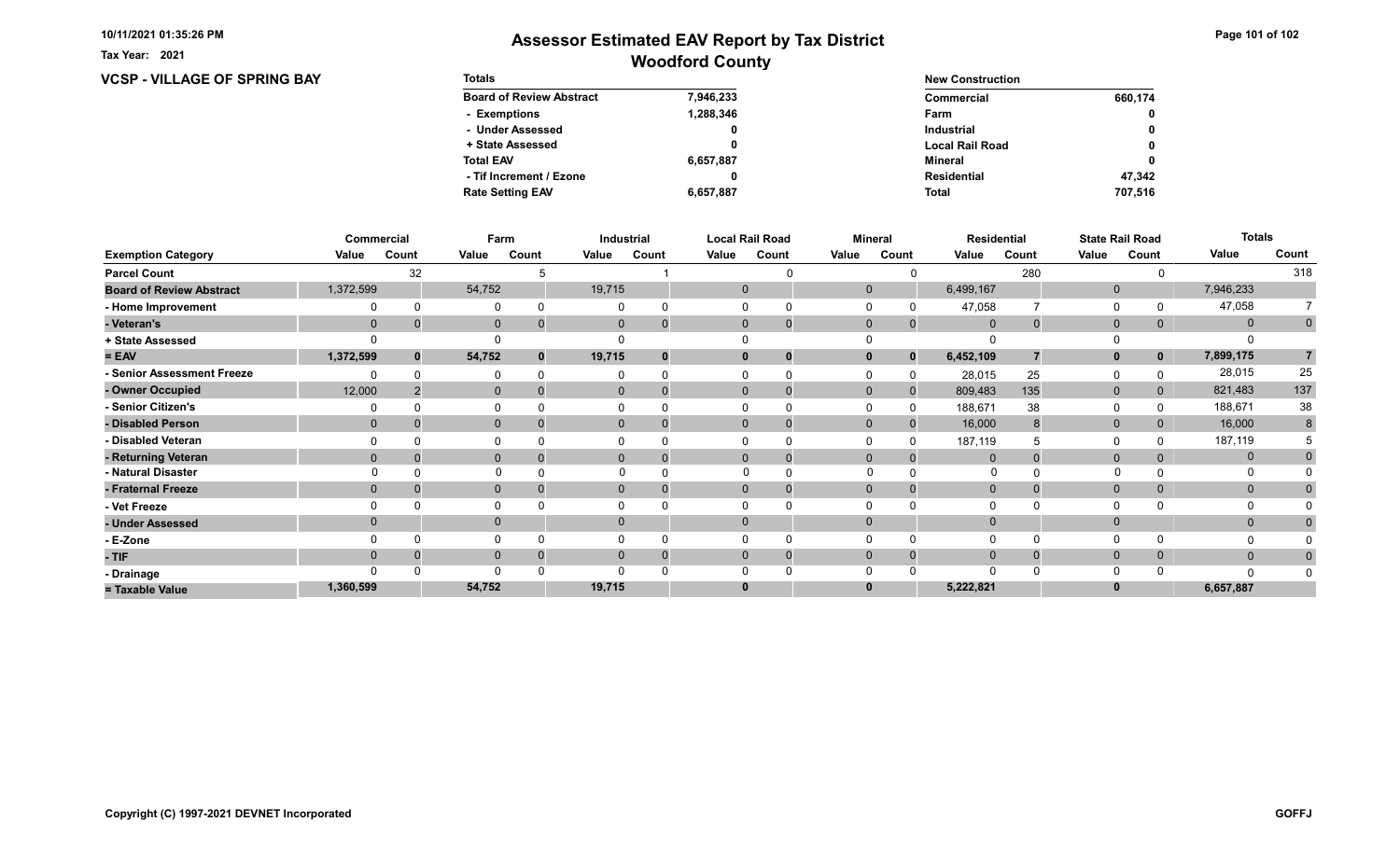# Assessor Estimated EAV Report by Tax District

## Woodford County

Tax Year: 2021

### VCSP - VILLAGE OF SPRING BAY

| Totals | |
|---|---|
| Board of Review Abstract | 7,946,233 |
| - Exemptions | 1,288,346 |
| - Under Assessed | 0 |
| + State Assessed | 0 |
| Total EAV | 6,657,887 |
| - Tif Increment / Ezone | 0 |
| Rate Setting EAV | 6,657,887 |

| New Construction | |
|---|---|
| Commercial | 660,174 |
| Farm | 0 |
| Industrial | 0 |
| Local Rail Road | 0 |
| Mineral | 0 |
| Residential | 47,342 |
| Total | 707,516 |

| | Commercial | | Farm | | Industrial | | Local Rail Road | | Mineral | | Residential | | State Rail Road | | Totals | |
|---|---|---|---|---|---|---|---|---|---|---|---|---|---|---|---|---|
| Exemption Category | Value | Count | Value | Count | Value | Count | Value | Count | Value | Count | Value | Count | Value | Count | Value | Count |
| Parcel Count | | 32 | | 5 | | 1 | | 0 | | 0 | | 280 | | 0 | | 318 |
| Board of Review Abstract | 1,372,599 | | 54,752 | | 19,715 | | 0 | | 0 | | 6,499,167 | | 0 | | 7,946,233 | |
| - Home Improvement | 0 | 0 | 0 | 0 | 0 | 0 | 0 | 0 | 0 | 0 | 47,058 | 7 | 0 | 0 | 47,058 | 7 |
| - Veteran's | 0 | 0 | 0 | 0 | 0 | 0 | 0 | 0 | 0 | 0 | 0 | 0 | 0 | 0 | 0 | 0 |
| + State Assessed | 0 | | 0 | | 0 | | 0 | | 0 | | 0 | | 0 | | 0 | |
| = EAV | 1,372,599 | 0 | 54,752 | 0 | 19,715 | 0 | 0 | 0 | 0 | 0 | 6,452,109 | 7 | 0 | 0 | 7,899,175 | 7 |
| - Senior Assessment Freeze | 0 | 0 | 0 | 0 | 0 | 0 | 0 | 0 | 0 | 0 | 28,015 | 25 | 0 | 0 | 28,015 | 25 |
| - Owner Occupied | 12,000 | 2 | 0 | 0 | 0 | 0 | 0 | 0 | 0 | 0 | 809,483 | 135 | 0 | 0 | 821,483 | 137 |
| - Senior Citizen's | 0 | 0 | 0 | 0 | 0 | 0 | 0 | 0 | 0 | 0 | 188,671 | 38 | 0 | 0 | 188,671 | 38 |
| - Disabled Person | 0 | 0 | 0 | 0 | 0 | 0 | 0 | 0 | 0 | 0 | 16,000 | 8 | 0 | 0 | 16,000 | 8 |
| - Disabled Veteran | 0 | 0 | 0 | 0 | 0 | 0 | 0 | 0 | 0 | 0 | 187,119 | 5 | 0 | 0 | 187,119 | 5 |
| - Returning Veteran | 0 | 0 | 0 | 0 | 0 | 0 | 0 | 0 | 0 | 0 | 0 | 0 | 0 | 0 | 0 | 0 |
| - Natural Disaster | 0 | 0 | 0 | 0 | 0 | 0 | 0 | 0 | 0 | 0 | 0 | 0 | 0 | 0 | 0 | 0 |
| - Fraternal Freeze | 0 | 0 | 0 | 0 | 0 | 0 | 0 | 0 | 0 | 0 | 0 | 0 | 0 | 0 | 0 | 0 |
| - Vet Freeze | 0 | 0 | 0 | 0 | 0 | 0 | 0 | 0 | 0 | 0 | 0 | 0 | 0 | 0 | 0 | 0 |
| - Under Assessed | 0 | | 0 | | 0 | | 0 | | 0 | | 0 | | 0 | | 0 | 0 |
| - E-Zone | 0 | 0 | 0 | 0 | 0 | 0 | 0 | 0 | 0 | 0 | 0 | 0 | 0 | 0 | 0 | 0 |
| - TIF | 0 | 0 | 0 | 0 | 0 | 0 | 0 | 0 | 0 | 0 | 0 | 0 | 0 | 0 | 0 | 0 |
| - Drainage | 0 | 0 | 0 | 0 | 0 | 0 | 0 | 0 | 0 | 0 | 0 | 0 | 0 | 0 | 0 | 0 |
| = Taxable Value | 1,360,599 | | 54,752 | | 19,715 | | 0 | | 0 | | 5,222,821 | | 0 | | 6,657,887 | |

Copyright (C) 1997-2021 DEVNET Incorporated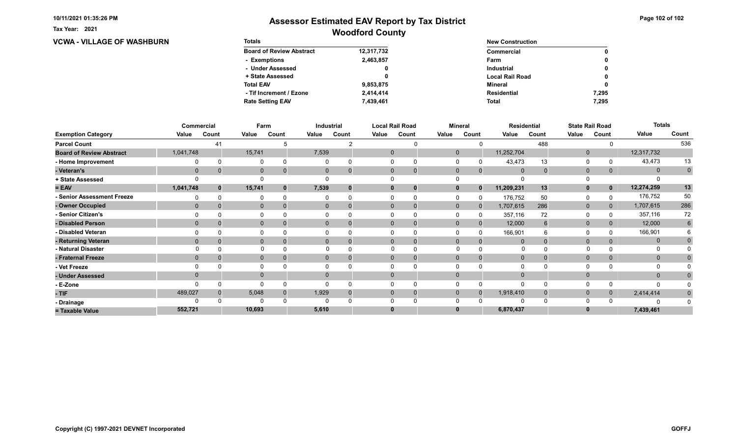Tax Year: 2021

# Assessor Estimated EAV Report by Tax District

## Woodford County

**VCWA - VILLAGE OF WASHBURN**

| Totals | |
|---|---|
| Board of Review Abstract | 12,317,732 |
| - Exemptions | 2,463,857 |
| - Under Assessed | 0 |
| + State Assessed | 0 |
| Total EAV | 9,853,875 |
| - Tif Increment / Ezone | 2,414,414 |
| Rate Setting EAV | 7,439,461 |

| New Construction | |
|---|---|
| Commercial | 0 |
| Farm | 0 |
| Industrial | 0 |
| Local Rail Road | 0 |
| Mineral | 0 |
| Residential | 7,295 |
| Total | 7,295 |

| | Commercial | | Farm | | Industrial | | Local Rail Road | | Mineral | | Residential | | State Rail Road | | Totals | |
|---|---|---|---|---|---|---|---|---|---|---|---|---|---|---|---|---|
| Exemption Category | Value | Count | Value | Count | Value | Count | Value | Count | Value | Count | Value | Count | Value | Count | Value | Count |
| Parcel Count | | 41 | | 5 | | 2 | | 0 | | 0 | | 488 | | 0 | | 536 |
| Board of Review Abstract | 1,041,748 | | 15,741 | | 7,539 | | 0 | | 0 | | 11,252,704 | | 0 | | 12,317,732 | |
| - Home Improvement | 0 | 0 | 0 | 0 | 0 | 0 | 0 | 0 | 0 | 0 | 43,473 | 13 | 0 | 0 | 43,473 | 13 |
| - Veteran's | 0 | 0 | 0 | 0 | 0 | 0 | 0 | 0 | 0 | 0 | 0 | 0 | 0 | 0 | 0 | 0 |
| + State Assessed | 0 | | 0 | | 0 | | 0 | | 0 | | 0 | | 0 | | 0 | |
| = EAV | 1,041,748 | 0 | 15,741 | 0 | 7,539 | 0 | 0 | 0 | 0 | 0 | 11,209,231 | 13 | 0 | 0 | 12,274,259 | 13 |
| - Senior Assessment Freeze | 0 | 0 | 0 | 0 | 0 | 0 | 0 | 0 | 0 | 0 | 176,752 | 50 | 0 | 0 | 176,752 | 50 |
| - Owner Occupied | 0 | 0 | 0 | 0 | 0 | 0 | 0 | 0 | 0 | 0 | 1,707,615 | 286 | 0 | 0 | 1,707,615 | 286 |
| - Senior Citizen's | 0 | 0 | 0 | 0 | 0 | 0 | 0 | 0 | 0 | 0 | 357,116 | 72 | 0 | 0 | 357,116 | 72 |
| - Disabled Person | 0 | 0 | 0 | 0 | 0 | 0 | 0 | 0 | 0 | 0 | 12,000 | 6 | 0 | 0 | 12,000 | 6 |
| - Disabled Veteran | 0 | 0 | 0 | 0 | 0 | 0 | 0 | 0 | 0 | 0 | 166,901 | 6 | 0 | 0 | 166,901 | 6 |
| - Returning Veteran | 0 | 0 | 0 | 0 | 0 | 0 | 0 | 0 | 0 | 0 | 0 | 0 | 0 | 0 | 0 | 0 |
| - Natural Disaster | 0 | 0 | 0 | 0 | 0 | 0 | 0 | 0 | 0 | 0 | 0 | 0 | 0 | 0 | 0 | 0 |
| - Fraternal Freeze | 0 | 0 | 0 | 0 | 0 | 0 | 0 | 0 | 0 | 0 | 0 | 0 | 0 | 0 | 0 | 0 |
| - Vet Freeze | 0 | 0 | 0 | 0 | 0 | 0 | 0 | 0 | 0 | 0 | 0 | 0 | 0 | 0 | 0 | 0 |
| - Under Assessed | 0 | | 0 | | 0 | | 0 | | 0 | | 0 | | 0 | | 0 | 0 |
| - E-Zone | 0 | 0 | 0 | 0 | 0 | 0 | 0 | 0 | 0 | 0 | 0 | 0 | 0 | 0 | 0 | 0 |
| - TIF | 489,027 | 0 | 5,048 | 0 | 1,929 | 0 | 0 | 0 | 0 | 0 | 1,918,410 | 0 | 0 | 0 | 2,414,414 | 0 |
| - Drainage | 0 | 0 | 0 | 0 | 0 | 0 | 0 | 0 | 0 | 0 | 0 | 0 | 0 | 0 | 0 | 0 |
| = Taxable Value | 552,721 | | 10,693 | | 5,610 | | 0 | | 0 | | 6,870,437 | | 0 | | 7,439,461 | |

Copyright (C) 1997-2021 DEVNET Incorporated

GOFFJ